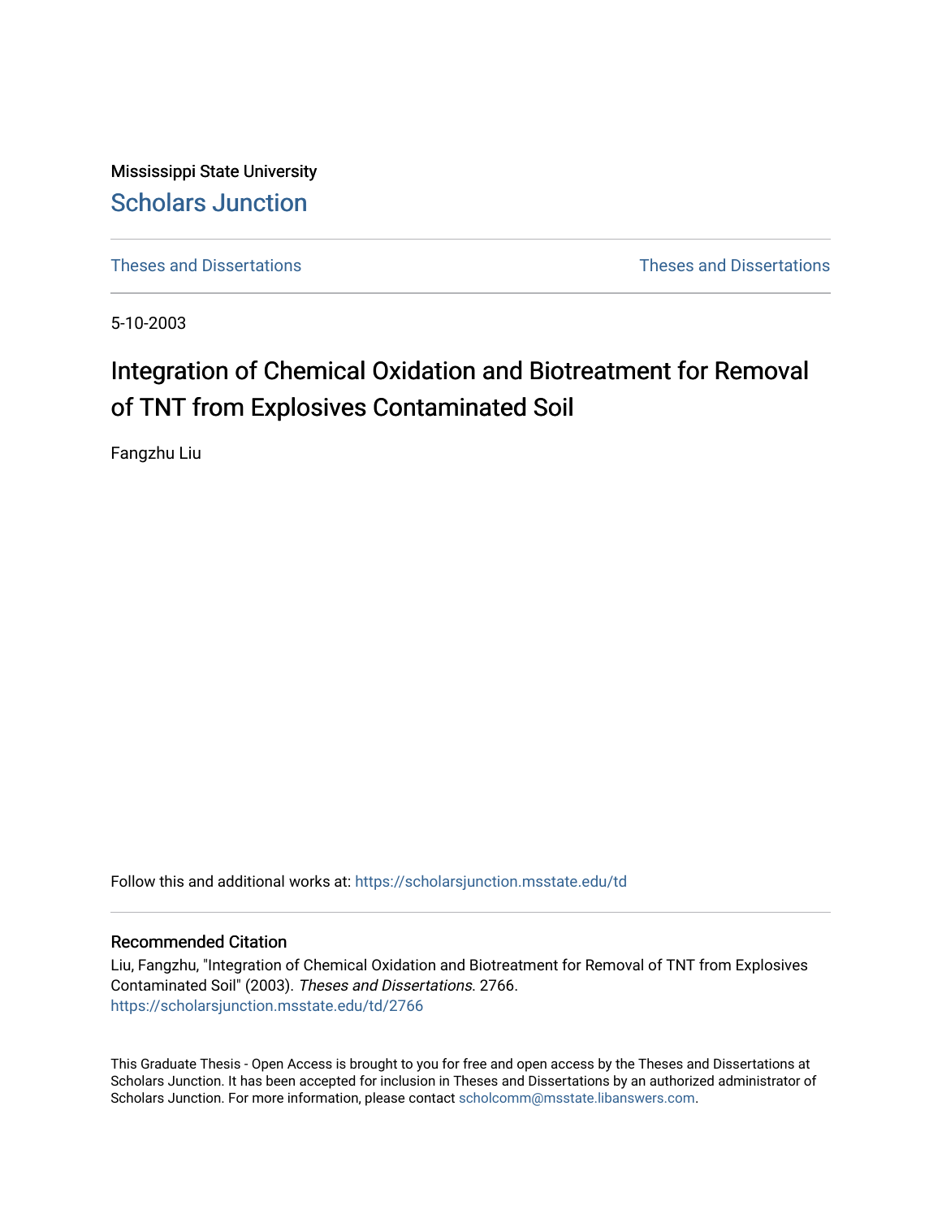Mississippi State University

# Scholars Junction

Theses and Dissertations | Theses and Dissertations

5-10-2003

# Integration of Chemical Oxidation and Biotreatment for Removal of TNT from Explosives Contaminated Soil

Fangzhu Liu

Follow this and additional works at: https://scholarsjunction.msstate.edu/td

## Recommended Citation

Liu, Fangzhu, "Integration of Chemical Oxidation and Biotreatment for Removal of TNT from Explosives Contaminated Soil" (2003). *Theses and Dissertations*. 2766.
https://scholarsjunction.msstate.edu/td/2766

This Graduate Thesis - Open Access is brought to you for free and open access by the Theses and Dissertations at Scholars Junction. It has been accepted for inclusion in Theses and Dissertations by an authorized administrator of Scholars Junction. For more information, please contact scholcomm@msstate.libanswers.com.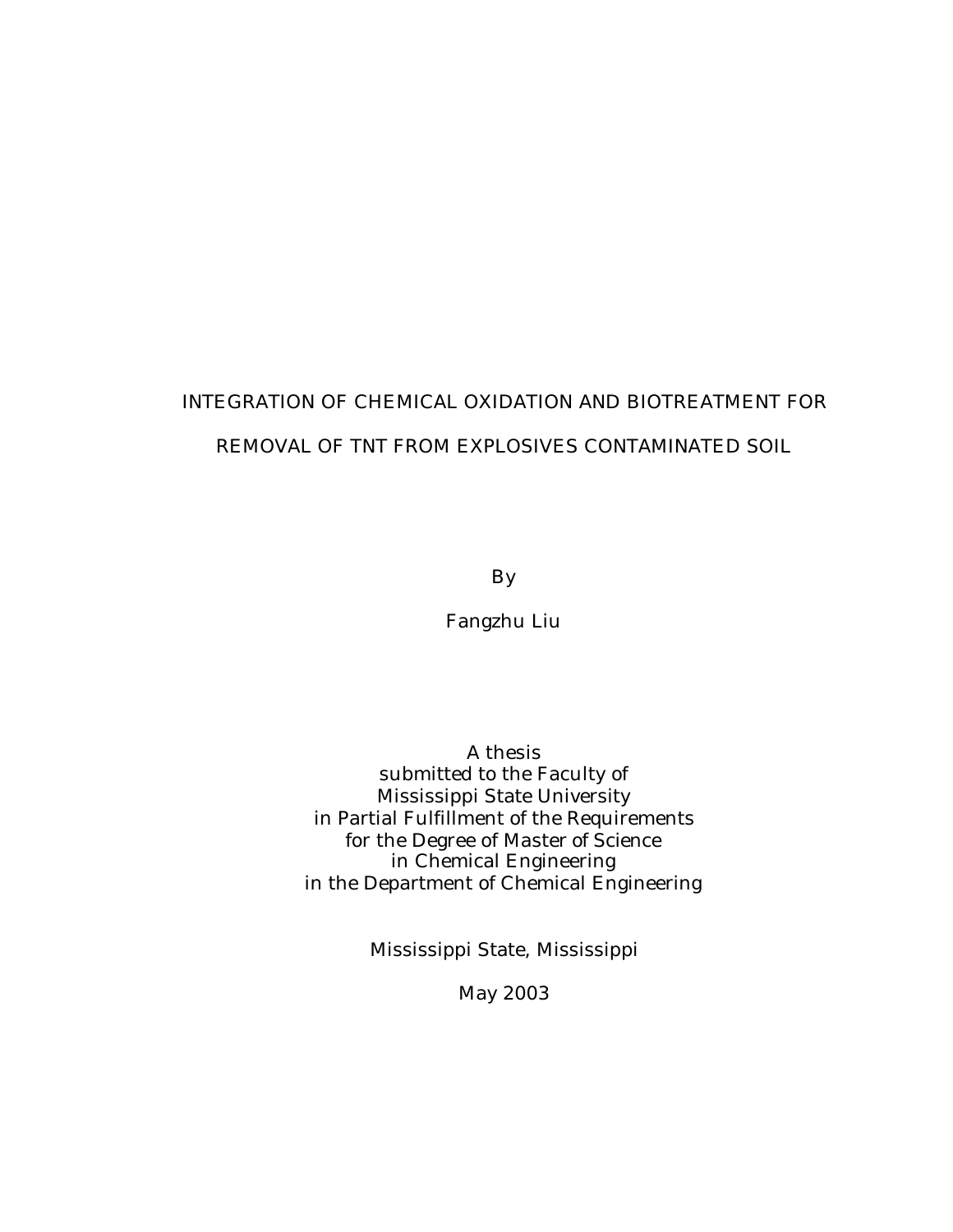# INTEGRATION OF CHEMICAL OXIDATION AND BIOTREATMENT FOR REMOVAL OF TNT FROM EXPLOSIVES CONTAMINATED SOIL

By

Fangzhu Liu

A thesis
submitted to the Faculty of
Mississippi State University
in Partial Fulfillment of the Requirements
for the Degree of Master of Science
in Chemical Engineering
in the Department of Chemical Engineering

Mississippi State, Mississippi

May 2003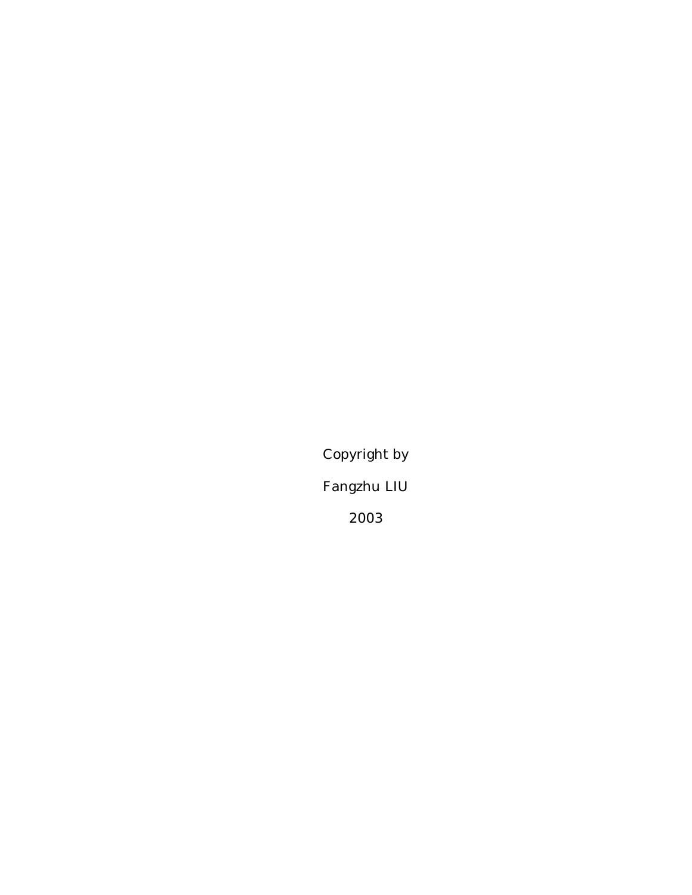Copyright by

Fangzhu LIU

2003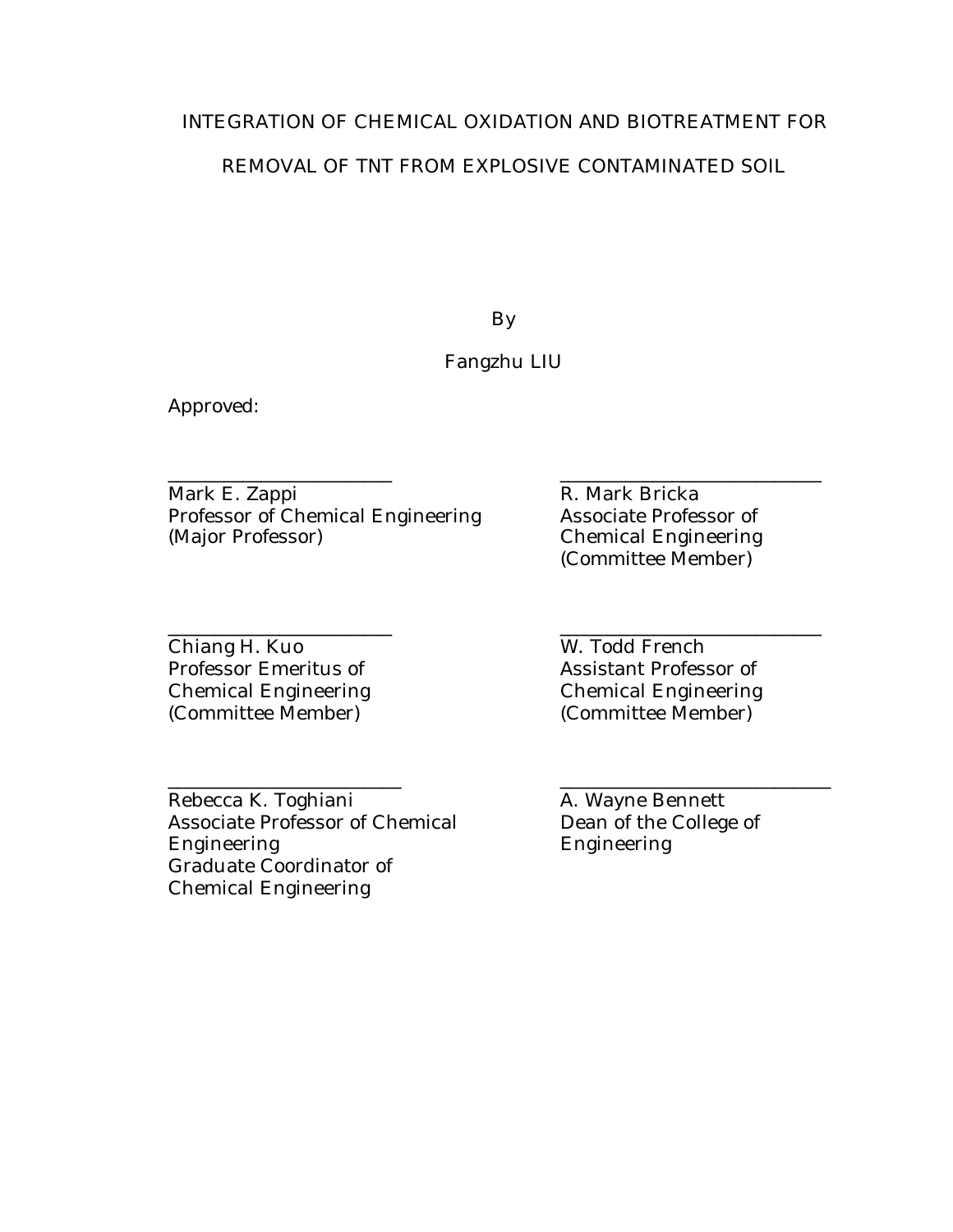INTEGRATION OF CHEMICAL OXIDATION AND BIOTREATMENT FOR

REMOVAL OF TNT FROM EXPLOSIVE CONTAMINATED SOIL

By

Fangzhu LIU

Approved:

_______________________
Mark E. Zappi
Professor of Chemical Engineering
(Major Professor)

_______________________
R. Mark Bricka
Associate Professor of
Chemical Engineering
(Committee Member)

_______________________
Chiang H. Kuo
Professor Emeritus of
Chemical Engineering
(Committee Member)

_______________________
W. Todd French
Assistant Professor of
Chemical Engineering
(Committee Member)

_______________________
Rebecca K. Toghiani
Associate Professor of Chemical
Engineering
Graduate Coordinator of
Chemical Engineering

_______________________
A. Wayne Bennett
Dean of the College of
Engineering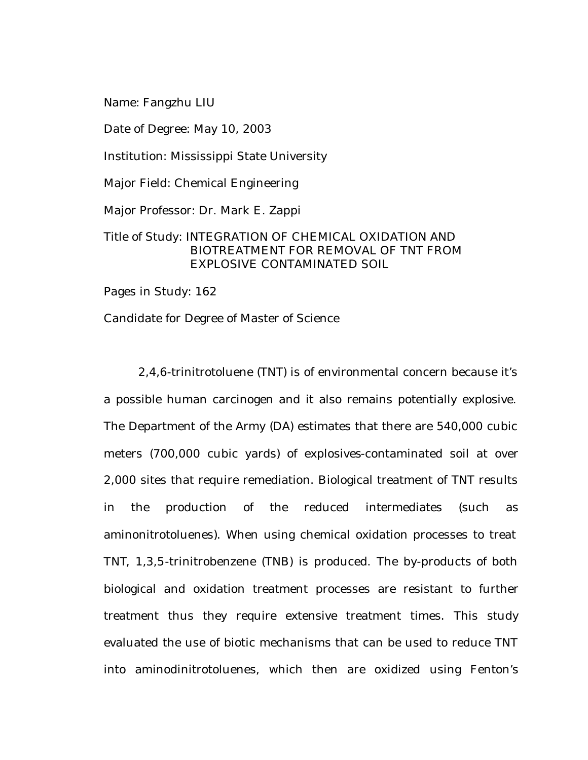Name: Fangzhu LIU

Date of Degree: May 10, 2003

Institution: Mississippi State University

Major Field: Chemical Engineering

Major Professor: Dr. Mark E. Zappi

Title of Study: INTEGRATION OF CHEMICAL OXIDATION AND BIOTREATMENT FOR REMOVAL OF TNT FROM EXPLOSIVE CONTAMINATED SOIL

Pages in Study: 162

Candidate for Degree of Master of Science

2,4,6-trinitrotoluene (TNT) is of environmental concern because it's a possible human carcinogen and it also remains potentially explosive. The Department of the Army (DA) estimates that there are 540,000 cubic meters (700,000 cubic yards) of explosives-contaminated soil at over 2,000 sites that require remediation. Biological treatment of TNT results in the production of the reduced intermediates (such as aminonitrotoluenes). When using chemical oxidation processes to treat TNT, 1,3,5-trinitrobenzene (TNB) is produced. The by-products of both biological and oxidation treatment processes are resistant to further treatment thus they require extensive treatment times. This study evaluated the use of biotic mechanisms that can be used to reduce TNT into aminodinitrotoluenes, which then are oxidized using Fenton's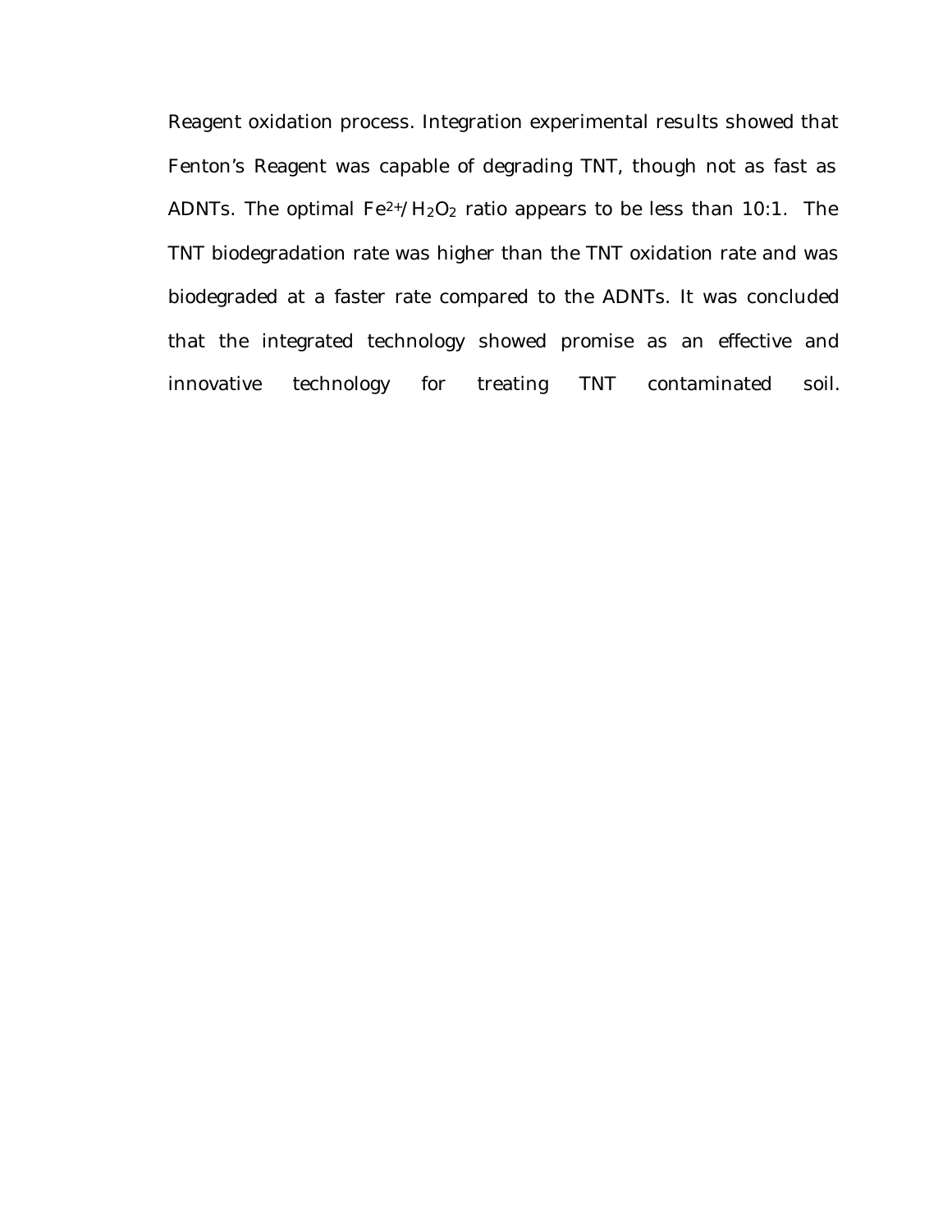Reagent oxidation process. Integration experimental results showed that Fenton's Reagent was capable of degrading TNT, though not as fast as ADNTs. The optimal $Fe^{2+}/H_2O_2$ ratio appears to be less than 10:1. The TNT biodegradation rate was higher than the TNT oxidation rate and was biodegraded at a faster rate compared to the ADNTs. It was concluded that the integrated technology showed promise as an effective and innovative technology for treating TNT contaminated soil.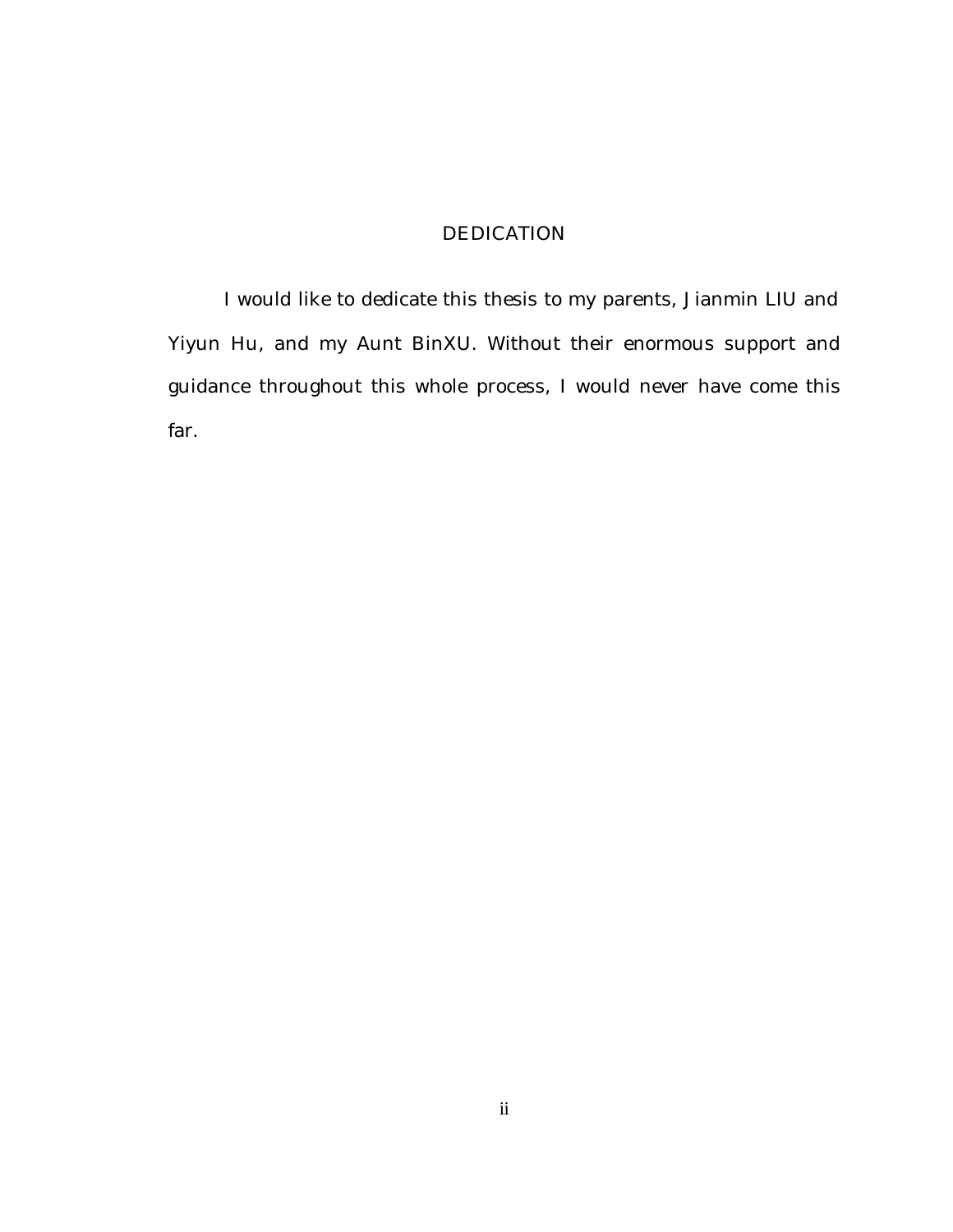# DEDICATION

I would like to dedicate this thesis to my parents, Jianmin LIU and Yiyun Hu, and my Aunt BinXU. Without their enormous support and guidance throughout this whole process, I would never have come this far.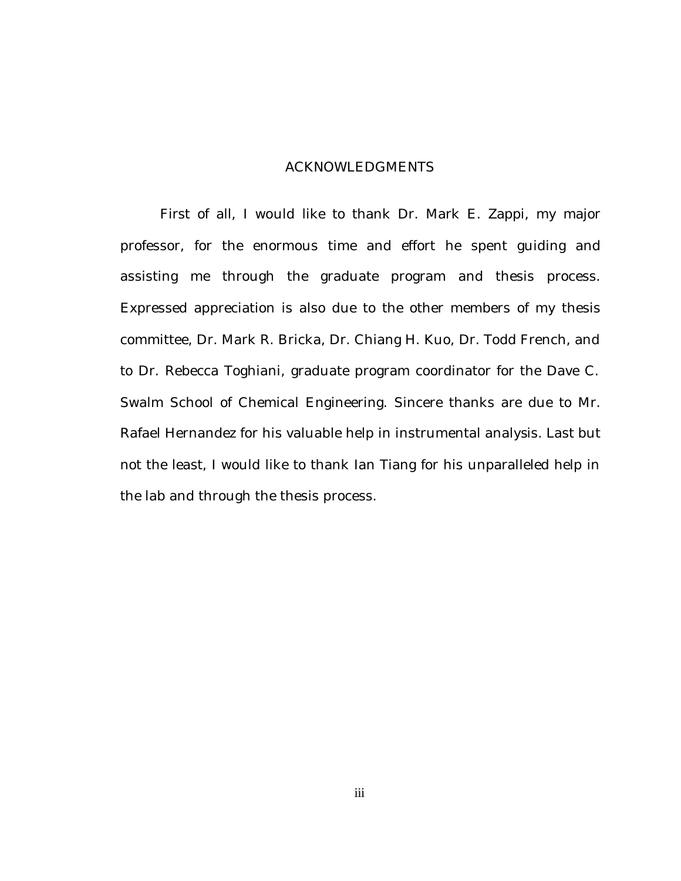# ACKNOWLEDGMENTS

First of all, I would like to thank Dr. Mark E. Zappi, my major professor, for the enormous time and effort he spent guiding and assisting me through the graduate program and thesis process. Expressed appreciation is also due to the other members of my thesis committee, Dr. Mark R. Bricka, Dr. Chiang H. Kuo, Dr. Todd French, and to Dr. Rebecca Toghiani, graduate program coordinator for the Dave C. Swalm School of Chemical Engineering. Sincere thanks are due to Mr. Rafael Hernandez for his valuable help in instrumental analysis. Last but not the least, I would like to thank Ian Tiang for his unparalleled help in the lab and through the thesis process.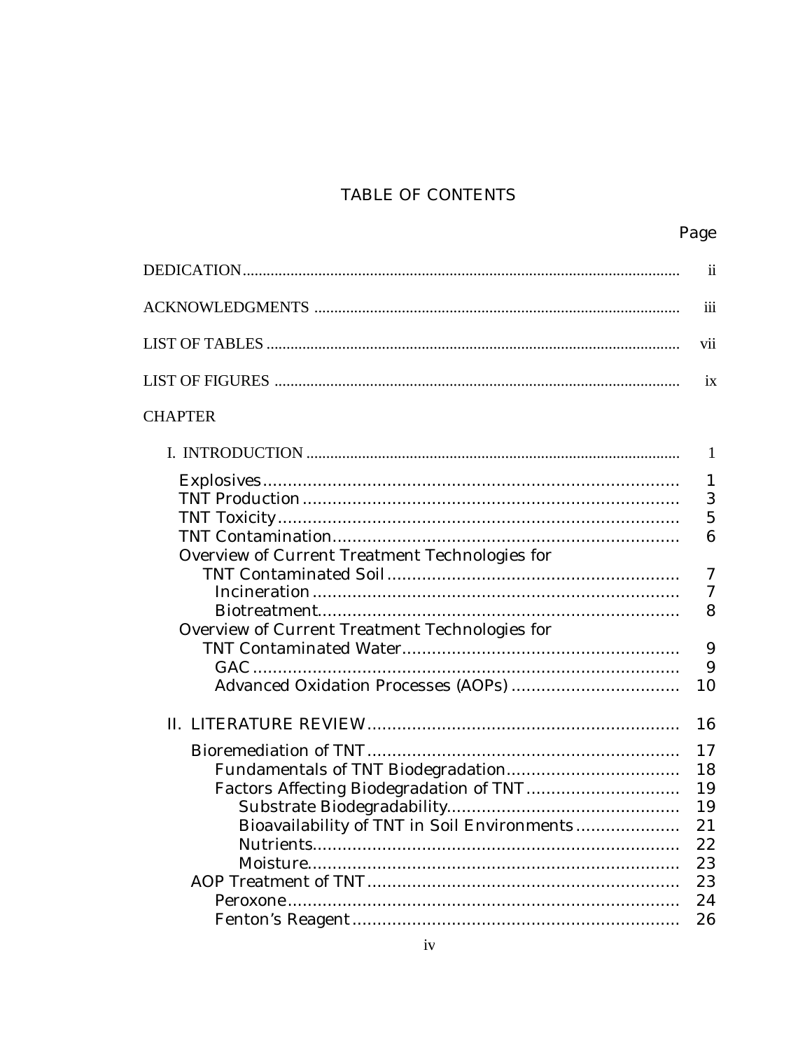# TABLE OF CONTENTS

| | Page |
|---|---|
| DEDICATION | ii |
| ACKNOWLEDGMENTS | iii |
| LIST OF TABLES | vii |
| LIST OF FIGURES | ix |

CHAPTER

| | |
|---|---|
| I. INTRODUCTION | 1 |
| Explosives | 1 |
| TNT Production | 3 |
| TNT Toxicity | 5 |
| TNT Contamination | 6 |
| Overview of Current Treatment Technologies for TNT Contaminated Soil | 7 |
| Incineration | 7 |
| Biotreatment | 8 |
| Overview of Current Treatment Technologies for TNT Contaminated Water | 9 |
| GAC | 9 |
| Advanced Oxidation Processes (AOPs) | 10 |
| II. LITERATURE REVIEW | 16 |
| Bioremediation of TNT | 17 |
| Fundamentals of TNT Biodegradation | 18 |
| Factors Affecting Biodegradation of TNT | 19 |
| Substrate Biodegradability | 19 |
| Bioavailability of TNT in Soil Environments | 21 |
| Nutrients | 22 |
| Moisture | 23 |
| AOP Treatment of TNT | 23 |
| Peroxone | 24 |
| Fenton's Reagent | 26 |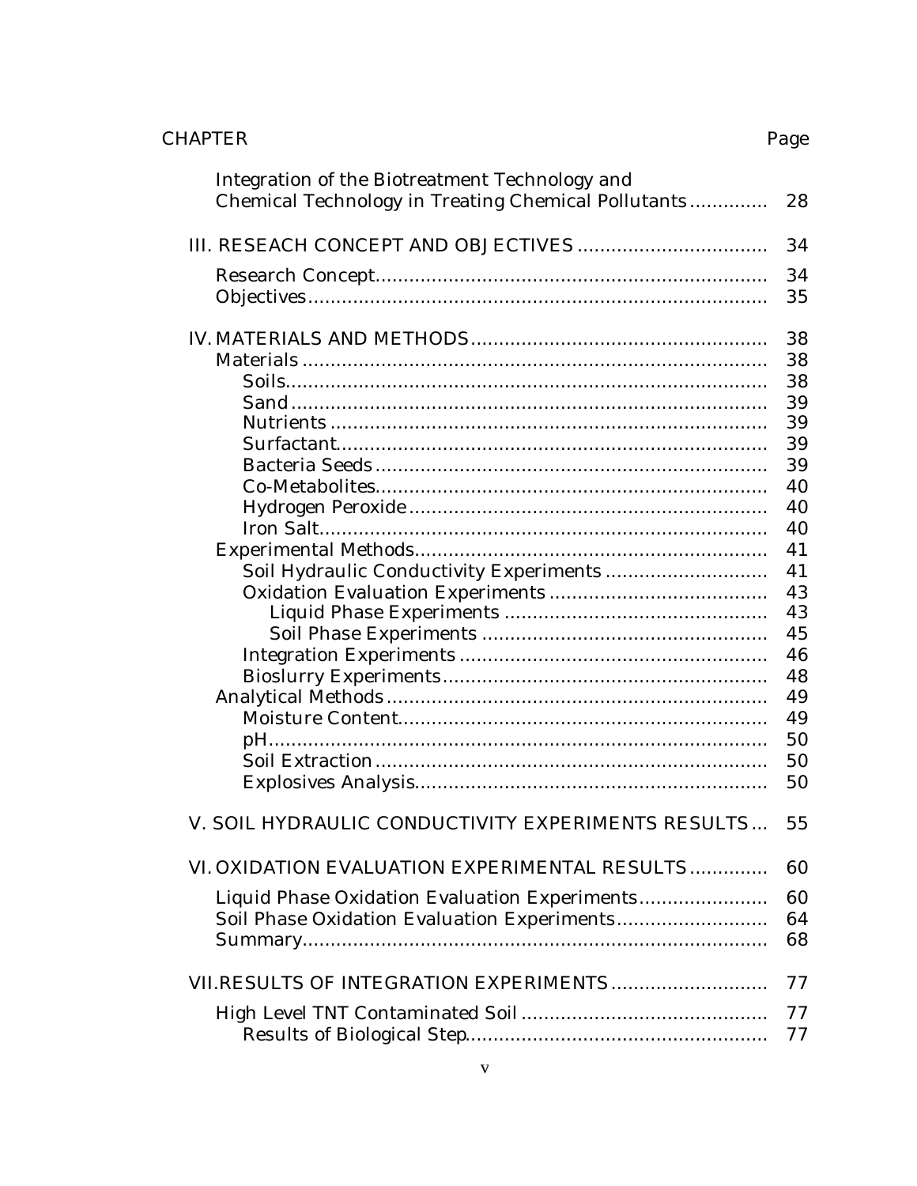| CHAPTER | Page |
|---|---|
| Integration of the Biotreatment Technology and Chemical Technology in Treating Chemical Pollutants | 28 |
| III. RESEACH CONCEPT AND OBJECTIVES | 34 |
| Research Concept | 34 |
| Objectives | 35 |
| IV. MATERIALS AND METHODS | 38 |
| Materials | 38 |
| Soils | 38 |
| Sand | 39 |
| Nutrients | 39 |
| Surfactant | 39 |
| Bacteria Seeds | 39 |
| Co-Metabolites | 40 |
| Hydrogen Peroxide | 40 |
| Iron Salt | 40 |
| Experimental Methods | 41 |
| Soil Hydraulic Conductivity Experiments | 41 |
| Oxidation Evaluation Experiments | 43 |
| Liquid Phase Experiments | 43 |
| Soil Phase Experiments | 45 |
| Integration Experiments | 46 |
| Bioslurry Experiments | 48 |
| Analytical Methods | 49 |
| Moisture Content | 49 |
| pH | 50 |
| Soil Extraction | 50 |
| Explosives Analysis | 50 |
| V. SOIL HYDRAULIC CONDUCTIVITY EXPERIMENTS RESULTS | 55 |
| VI. OXIDATION EVALUATION EXPERIMENTAL RESULTS | 60 |
| Liquid Phase Oxidation Evaluation Experiments | 60 |
| Soil Phase Oxidation Evaluation Experiments | 64 |
| Summary | 68 |
| VII. RESULTS OF INTEGRATION EXPERIMENTS | 77 |
| High Level TNT Contaminated Soil | 77 |
| Results of Biological Step | 77 |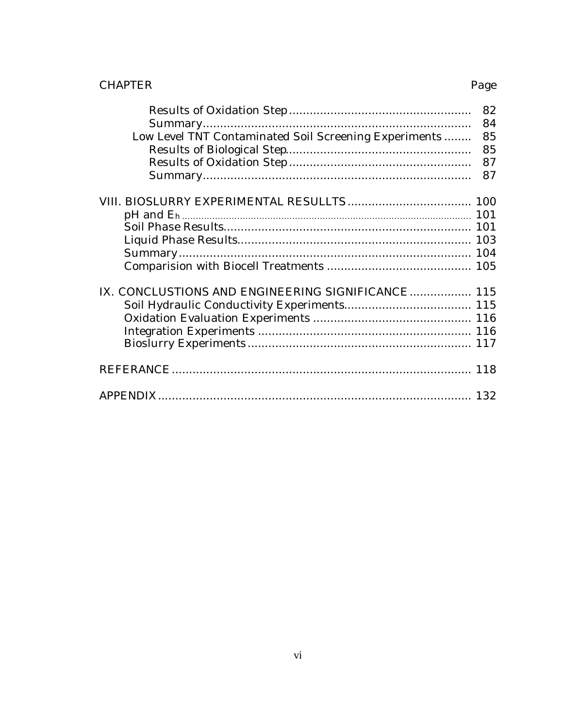CHAPTER Page

- Results of Oxidation Step .................................................... 82
- Summary............................................................................ 84
- Low Level TNT Contaminated Soil Screening Experiments ........ 85
  - Results of Biological Step.................................................... 85
  - Results of Oxidation Step .................................................... 87
  - Summary............................................................................ 87

VIII. BIOSLURRY EXPERIMENTAL RESULLTS .................................... 100
- pH and $E_h$ ........................................................................................ 101
- Soil Phase Results....................................................................... 101
- Liquid Phase Results................................................................... 103
- Summary.................................................................................... 104
- Comparision with Biocell Treatments .......................................... 105

IX. CONCLUSTIONS AND ENGINEERING SIGNIFICANCE .................. 115
- Soil Hydraulic Conductivity Experiments..................................... 115
- Oxidation Evaluation Experiments .............................................. 116
- Integration Experiments .............................................................. 116
- Bioslurry Experiments................................................................. 117

REFERANCE ...................................................................................... 118

APPENDIX ......................................................................................... 132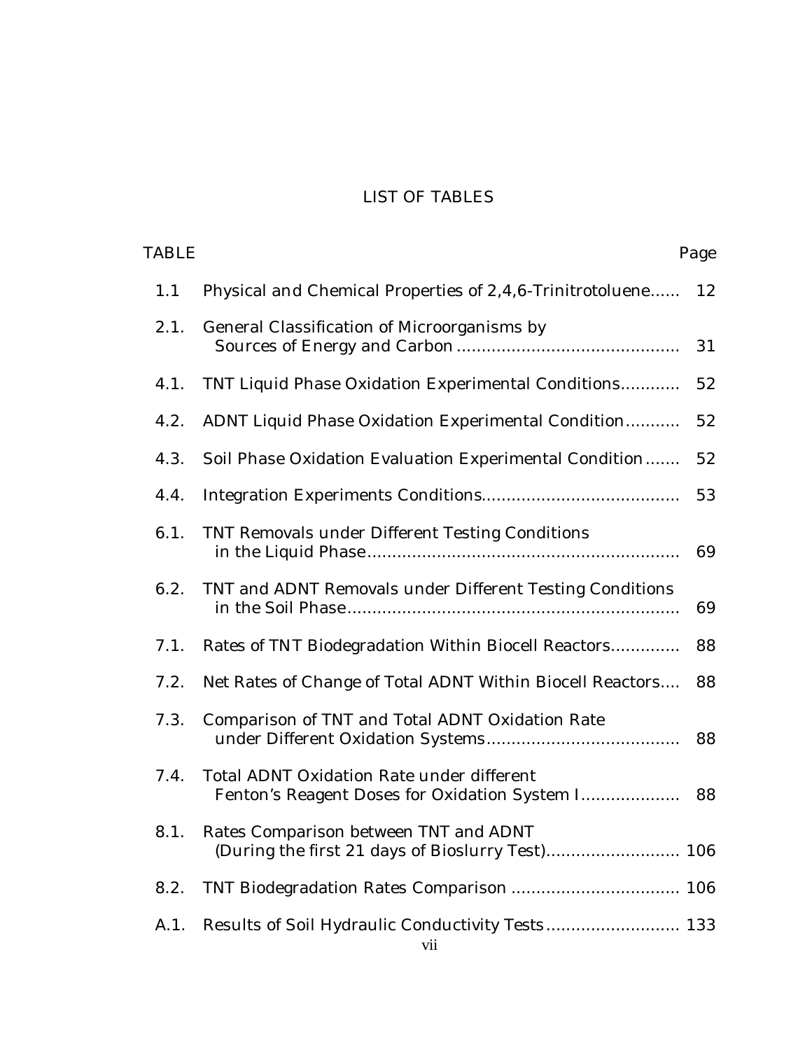# LIST OF TABLES

| TABLE | | Page |
|---|---|---|
| 1.1 | Physical and Chemical Properties of 2,4,6-Trinitrotoluene | 12 |
| 2.1. | General Classification of Microorganisms by Sources of Energy and Carbon | 31 |
| 4.1. | TNT Liquid Phase Oxidation Experimental Conditions | 52 |
| 4.2. | ADNT Liquid Phase Oxidation Experimental Condition | 52 |
| 4.3. | Soil Phase Oxidation Evaluation Experimental Condition | 52 |
| 4.4. | Integration Experiments Conditions | 53 |
| 6.1. | TNT Removals under Different Testing Conditions in the Liquid Phase | 69 |
| 6.2. | TNT and ADNT Removals under Different Testing Conditions in the Soil Phase | 69 |
| 7.1. | Rates of TNT Biodegradation Within Biocell Reactors | 88 |
| 7.2. | Net Rates of Change of Total ADNT Within Biocell Reactors | 88 |
| 7.3. | Comparison of TNT and Total ADNT Oxidation Rate under Different Oxidation Systems | 88 |
| 7.4. | Total ADNT Oxidation Rate under different Fenton's Reagent Doses for Oxidation System I | 88 |
| 8.1. | Rates Comparison between TNT and ADNT (During the first 21 days of Bioslurry Test) | 106 |
| 8.2. | TNT Biodegradation Rates Comparison | 106 |
| A.1. | Results of Soil Hydraulic Conductivity Tests | 133 |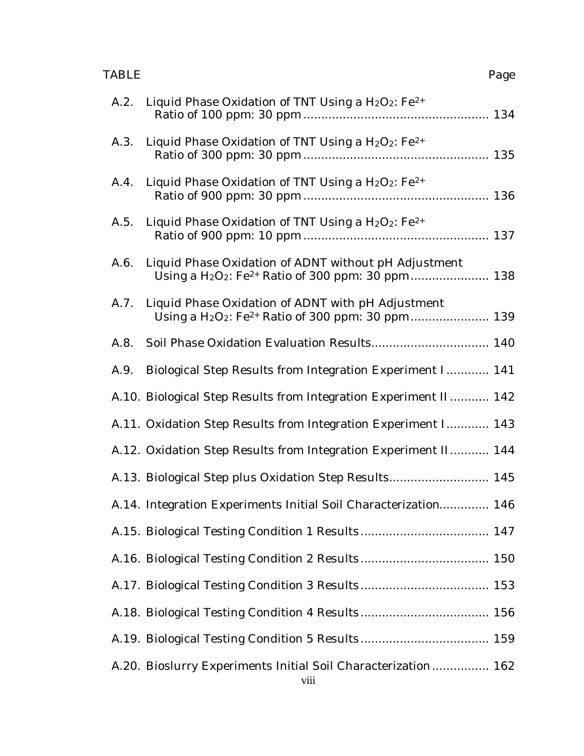| TABLE | | Page |
|---|---|---|
| A.2. | Liquid Phase Oxidation of TNT Using a $H_2O_2$: $Fe^{2+}$ Ratio of 100 ppm: 30 ppm | 134 |
| A.3. | Liquid Phase Oxidation of TNT Using a $H_2O_2$: $Fe^{2+}$ Ratio of 300 ppm: 30 ppm | 135 |
| A.4. | Liquid Phase Oxidation of TNT Using a $H_2O_2$: $Fe^{2+}$ Ratio of 900 ppm: 30 ppm | 136 |
| A.5. | Liquid Phase Oxidation of TNT Using a $H_2O_2$: $Fe^{2+}$ Ratio of 900 ppm: 10 ppm | 137 |
| A.6. | Liquid Phase Oxidation of ADNT without pH Adjustment Using a $H_2O_2$: $Fe^{2+}$ Ratio of 300 ppm: 30 ppm | 138 |
| A.7. | Liquid Phase Oxidation of ADNT with pH Adjustment Using a $H_2O_2$: $Fe^{2+}$ Ratio of 300 ppm: 30 ppm | 139 |
| A.8. | Soil Phase Oxidation Evaluation Results | 140 |
| A.9. | Biological Step Results from Integration Experiment I | 141 |
| A.10. | Biological Step Results from Integration Experiment II | 142 |
| A.11. | Oxidation Step Results from Integration Experiment I | 143 |
| A.12. | Oxidation Step Results from Integration Experiment II | 144 |
| A.13. | Biological Step plus Oxidation Step Results | 145 |
| A.14. | Integration Experiments Initial Soil Characterization | 146 |
| A.15. | Biological Testing Condition 1 Results | 147 |
| A.16. | Biological Testing Condition 2 Results | 150 |
| A.17. | Biological Testing Condition 3 Results | 153 |
| A.18. | Biological Testing Condition 4 Results | 156 |
| A.19. | Biological Testing Condition 5 Results | 159 |
| A.20. | Bioslurry Experiments Initial Soil Characterization | 162 |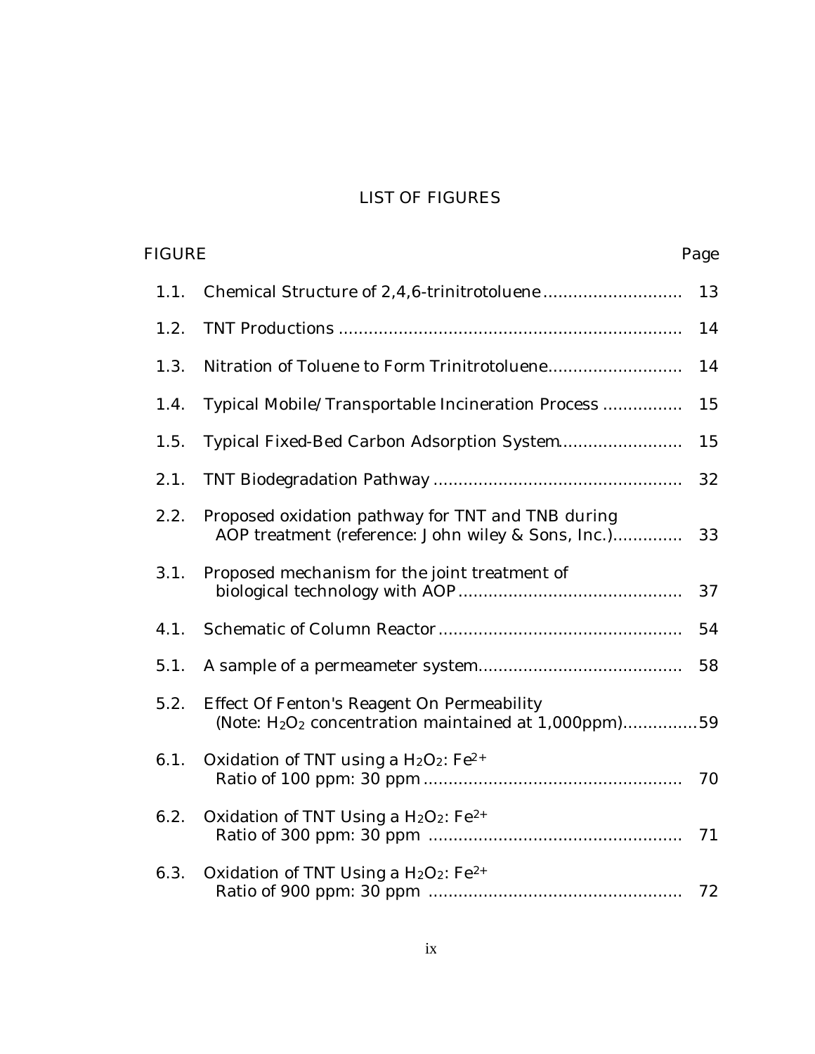## LIST OF FIGURES

| FIGURE | | Page |
|---|---|---|
| 1.1. | Chemical Structure of 2,4,6-trinitrotoluene | 13 |
| 1.2. | TNT Productions | 14 |
| 1.3. | Nitration of Toluene to Form Trinitrotoluene | 14 |
| 1.4. | Typical Mobile/Transportable Incineration Process | 15 |
| 1.5. | Typical Fixed-Bed Carbon Adsorption System | 15 |
| 2.1. | TNT Biodegradation Pathway | 32 |
| 2.2. | Proposed oxidation pathway for TNT and TNB during AOP treatment (reference: John wiley & Sons, Inc.) | 33 |
| 3.1. | Proposed mechanism for the joint treatment of biological technology with AOP | 37 |
| 4.1. | Schematic of Column Reactor | 54 |
| 5.1. | A sample of a permeameter system | 58 |
| 5.2. | Effect Of Fenton's Reagent On Permeability (Note: $H_2O_2$ concentration maintained at 1,000ppm) | 59 |
| 6.1. | Oxidation of TNT using a $H_2O_2$: $Fe^{2+}$ Ratio of 100 ppm: 30 ppm | 70 |
| 6.2. | Oxidation of TNT Using a $H_2O_2$: $Fe^{2+}$ Ratio of 300 ppm: 30 ppm | 71 |
| 6.3. | Oxidation of TNT Using a $H_2O_2$: $Fe^{2+}$ Ratio of 900 ppm: 30 ppm | 72 |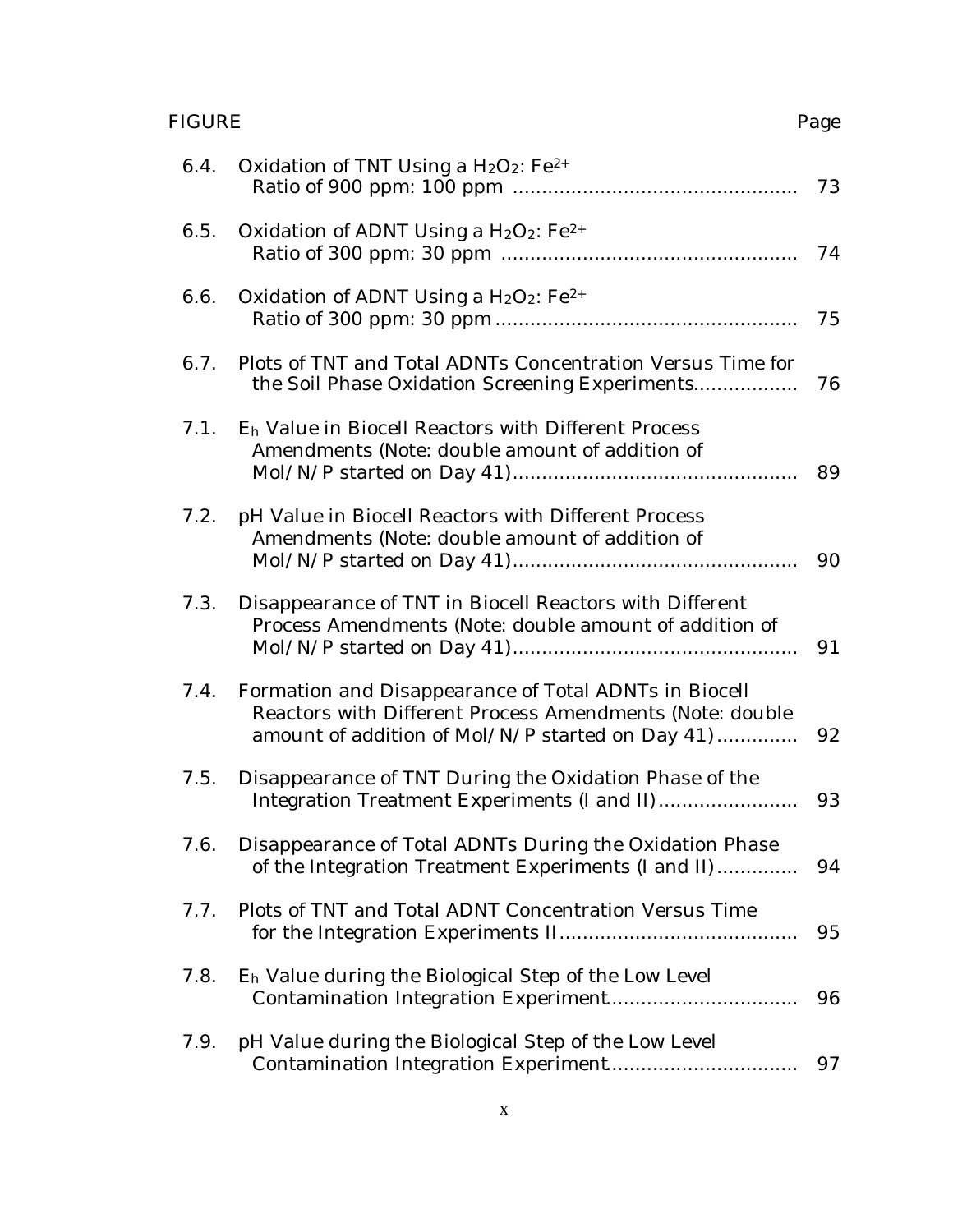| FIGURE | | Page |
|---|---|---|
| 6.4. | Oxidation of TNT Using a $H_2O_2$: $Fe^{2+}$ Ratio of 900 ppm: 100 ppm | 73 |
| 6.5. | Oxidation of ADNT Using a $H_2O_2$: $Fe^{2+}$ Ratio of 300 ppm: 30 ppm | 74 |
| 6.6. | Oxidation of ADNT Using a $H_2O_2$: $Fe^{2+}$ Ratio of 300 ppm: 30 ppm | 75 |
| 6.7. | Plots of TNT and Total ADNTs Concentration Versus Time for the Soil Phase Oxidation Screening Experiments | 76 |
| 7.1. | $E_h$ Value in Biocell Reactors with Different Process Amendments (Note: double amount of addition of Mol/N/P started on Day 41) | 89 |
| 7.2. | pH Value in Biocell Reactors with Different Process Amendments (Note: double amount of addition of Mol/N/P started on Day 41) | 90 |
| 7.3. | Disappearance of TNT in Biocell Reactors with Different Process Amendments (Note: double amount of addition of Mol/N/P started on Day 41) | 91 |
| 7.4. | Formation and Disappearance of Total ADNTs in Biocell Reactors with Different Process Amendments (Note: double amount of addition of Mol/N/P started on Day 41) | 92 |
| 7.5. | Disappearance of TNT During the Oxidation Phase of the Integration Treatment Experiments (I and II) | 93 |
| 7.6. | Disappearance of Total ADNTs During the Oxidation Phase of the Integration Treatment Experiments (I and II) | 94 |
| 7.7. | Plots of TNT and Total ADNT Concentration Versus Time for the Integration Experiments II | 95 |
| 7.8. | $E_h$ Value during the Biological Step of the Low Level Contamination Integration Experiment | 96 |
| 7.9. | pH Value during the Biological Step of the Low Level Contamination Integration Experiment | 97 |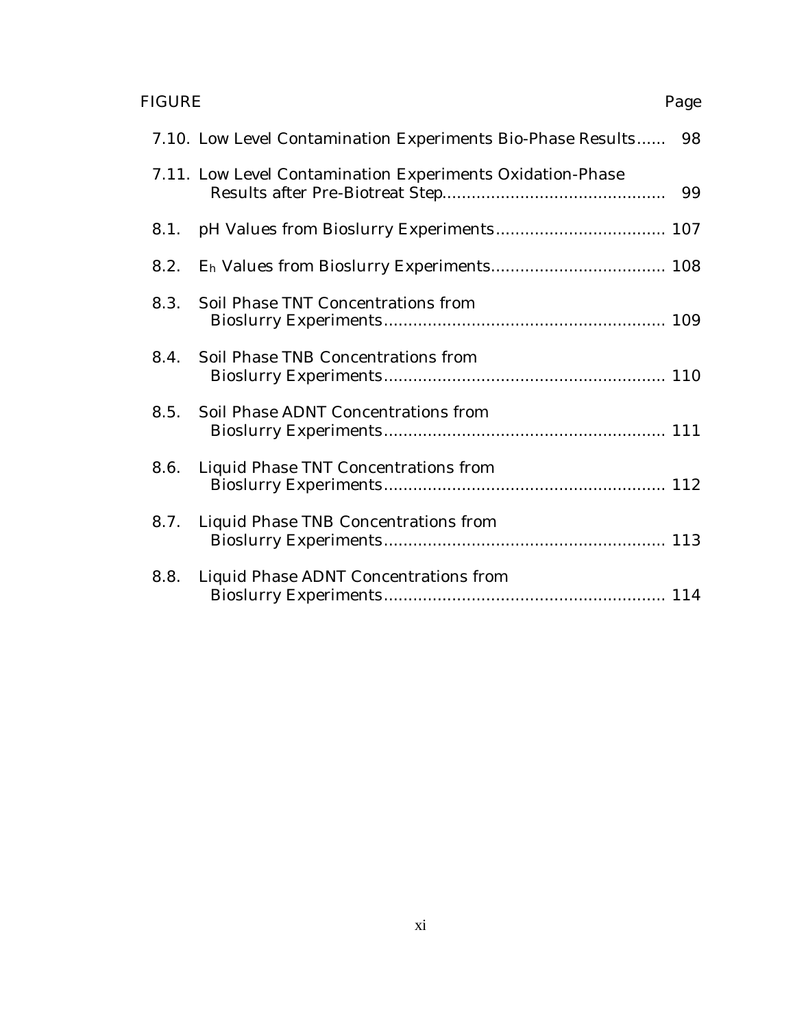FIGURE Page

7.10. Low Level Contamination Experiments Bio-Phase Results...... 98

7.11. Low Level Contamination Experiments Oxidation-Phase Results after Pre-Biotreat Step............................................. 99

8.1. pH Values from Bioslurry Experiments.................................. 107

8.2. $E_h$ Values from Bioslurry Experiments.................................. 108

8.3. Soil Phase TNT Concentrations from Bioslurry Experiments......................................................... 109

8.4. Soil Phase TNB Concentrations from Bioslurry Experiments......................................................... 110

8.5. Soil Phase ADNT Concentrations from Bioslurry Experiments......................................................... 111

8.6. Liquid Phase TNT Concentrations from Bioslurry Experiments......................................................... 112

8.7. Liquid Phase TNB Concentrations from Bioslurry Experiments......................................................... 113

8.8. Liquid Phase ADNT Concentrations from Bioslurry Experiments......................................................... 114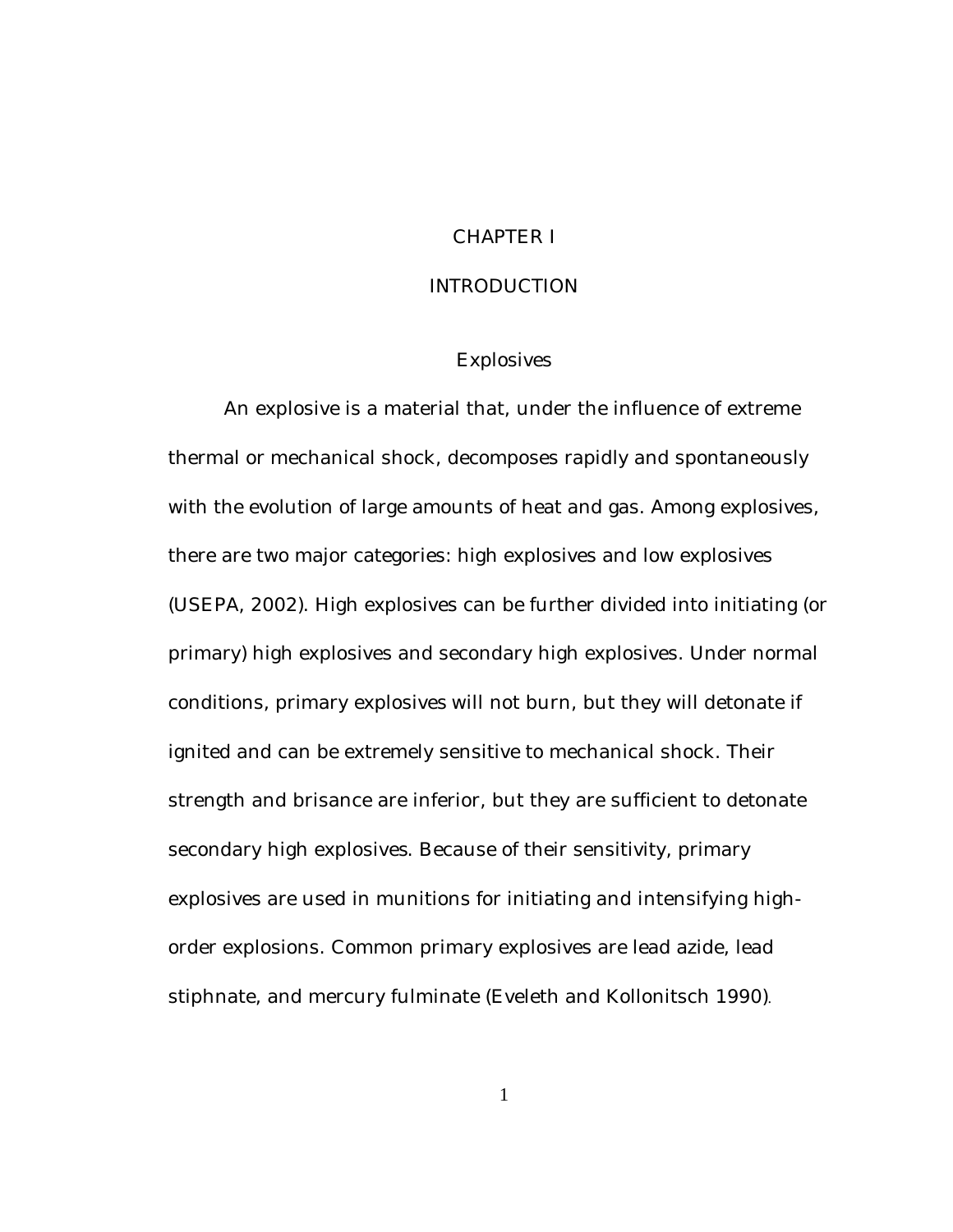# CHAPTER I

# INTRODUCTION

## Explosives

An explosive is a material that, under the influence of extreme thermal or mechanical shock, decomposes rapidly and spontaneously with the evolution of large amounts of heat and gas. Among explosives, there are two major categories: high explosives and low explosives (USEPA, 2002). High explosives can be further divided into initiating (or primary) high explosives and secondary high explosives. Under normal conditions, primary explosives will not burn, but they will detonate if ignited and can be extremely sensitive to mechanical shock. Their strength and brisance are inferior, but they are sufficient to detonate secondary high explosives. Because of their sensitivity, primary explosives are used in munitions for initiating and intensifying high-order explosions. Common primary explosives are lead azide, lead stiphnate, and mercury fulminate (Eveleth and Kollonitsch 1990).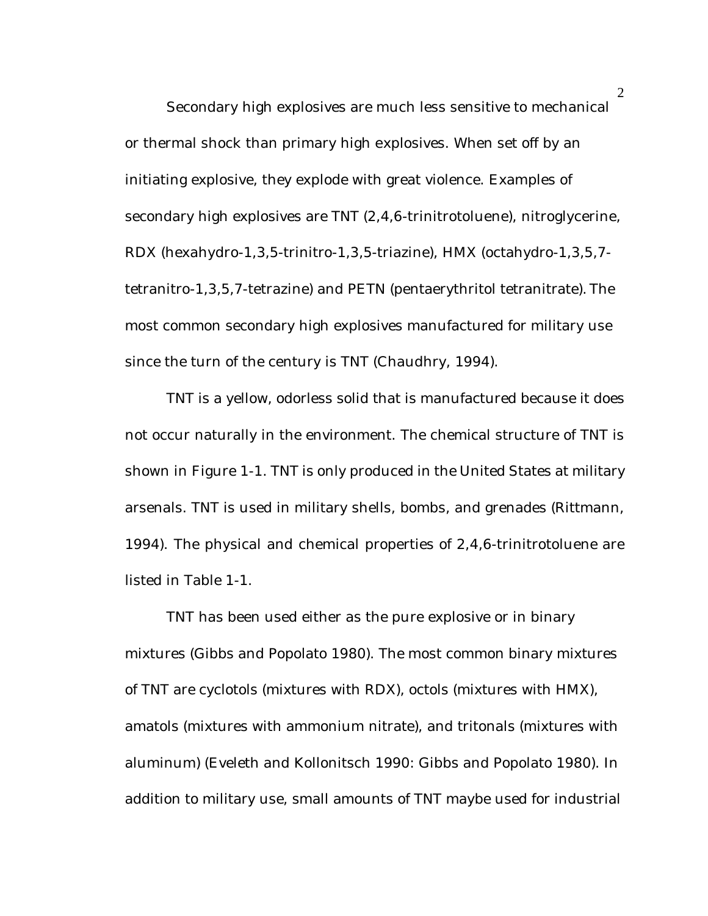Secondary high explosives are much less sensitive to mechanical or thermal shock than primary high explosives. When set off by an initiating explosive, they explode with great violence. Examples of secondary high explosives are TNT (2,4,6-trinitrotoluene), nitroglycerine, RDX (hexahydro-1,3,5-trinitro-1,3,5-triazine), HMX (octahydro-1,3,5,7-tetranitro-1,3,5,7-tetrazine) and PETN (pentaerythritol tetranitrate). The most common secondary high explosives manufactured for military use since the turn of the century is TNT (Chaudhry, 1994).

TNT is a yellow, odorless solid that is manufactured because it does not occur naturally in the environment. The chemical structure of TNT is shown in Figure 1-1. TNT is only produced in the United States at military arsenals. TNT is used in military shells, bombs, and grenades (Rittmann, 1994). The physical and chemical properties of 2,4,6-trinitrotoluene are listed in Table 1-1.

TNT has been used either as the pure explosive or in binary mixtures (Gibbs and Popolato 1980). The most common binary mixtures of TNT are cyclotols (mixtures with RDX), octols (mixtures with HMX), amatols (mixtures with ammonium nitrate), and tritonals (mixtures with aluminum) (Eveleth and Kollonitsch 1990: Gibbs and Popolato 1980). In addition to military use, small amounts of TNT maybe used for industrial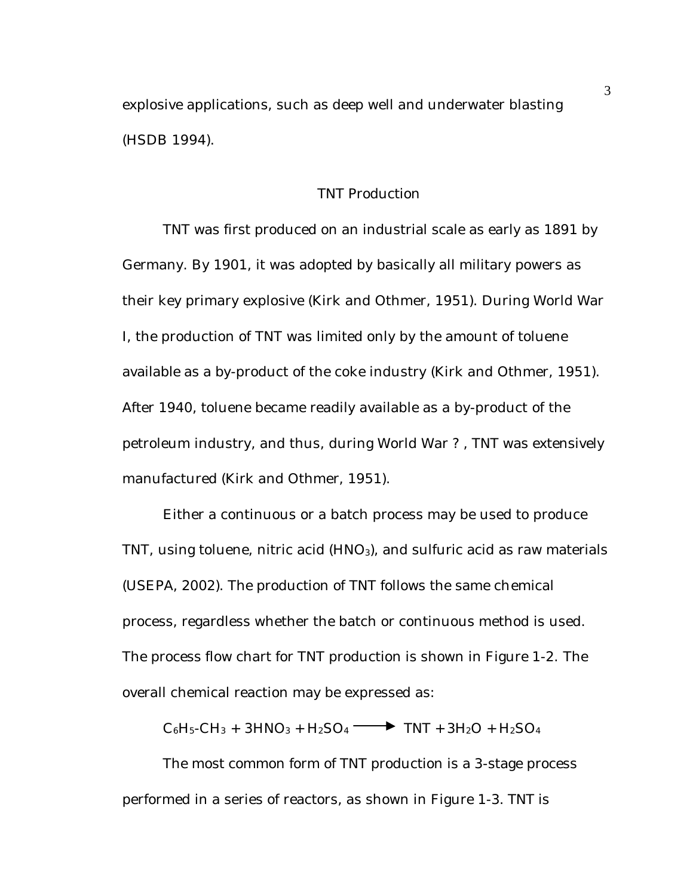explosive applications, such as deep well and underwater blasting (HSDB 1994).

## TNT Production

TNT was first produced on an industrial scale as early as 1891 by Germany. By 1901, it was adopted by basically all military powers as their key primary explosive (Kirk and Othmer, 1951). During World War I, the production of TNT was limited only by the amount of toluene available as a by-product of the coke industry (Kirk and Othmer, 1951). After 1940, toluene became readily available as a by-product of the petroleum industry, and thus, during World War ? , TNT was extensively manufactured (Kirk and Othmer, 1951).

Either a continuous or a batch process may be used to produce TNT, using toluene, nitric acid ($HNO_3$), and sulfuric acid as raw materials (USEPA, 2002). The production of TNT follows the same chemical process, regardless whether the batch or continuous method is used. The process flow chart for TNT production is shown in Figure 1-2. The overall chemical reaction may be expressed as:

$$C_6H_5\text{-}CH_3 + 3HNO_3 + H_2SO_4 \longrightarrow \text{TNT} + 3H_2O + H_2SO_4$$

The most common form of TNT production is a 3-stage process performed in a series of reactors, as shown in Figure 1-3. TNT is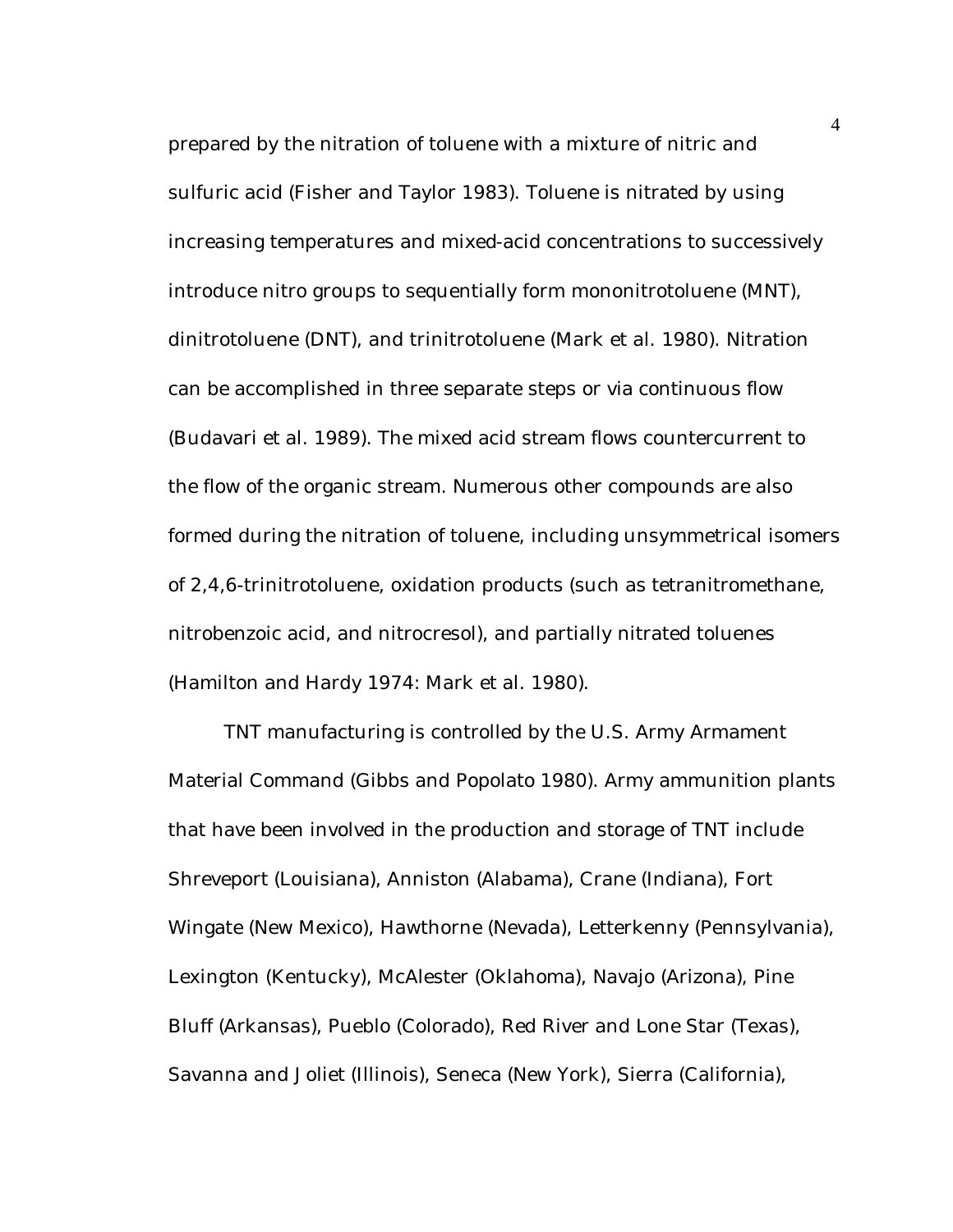prepared by the nitration of toluene with a mixture of nitric and sulfuric acid (Fisher and Taylor 1983). Toluene is nitrated by using increasing temperatures and mixed-acid concentrations to successively introduce nitro groups to sequentially form mononitrotoluene (MNT), dinitrotoluene (DNT), and trinitrotoluene (Mark et al. 1980). Nitration can be accomplished in three separate steps or via continuous flow (Budavari et al. 1989). The mixed acid stream flows countercurrent to the flow of the organic stream. Numerous other compounds are also formed during the nitration of toluene, including unsymmetrical isomers of 2,4,6-trinitrotoluene, oxidation products (such as tetranitromethane, nitrobenzoic acid, and nitrocresol), and partially nitrated toluenes (Hamilton and Hardy 1974: Mark et al. 1980).

TNT manufacturing is controlled by the U.S. Army Armament Material Command (Gibbs and Popolato 1980). Army ammunition plants that have been involved in the production and storage of TNT include Shreveport (Louisiana), Anniston (Alabama), Crane (Indiana), Fort Wingate (New Mexico), Hawthorne (Nevada), Letterkenny (Pennsylvania), Lexington (Kentucky), McAlester (Oklahoma), Navajo (Arizona), Pine Bluff (Arkansas), Pueblo (Colorado), Red River and Lone Star (Texas), Savanna and Joliet (Illinois), Seneca (New York), Sierra (California),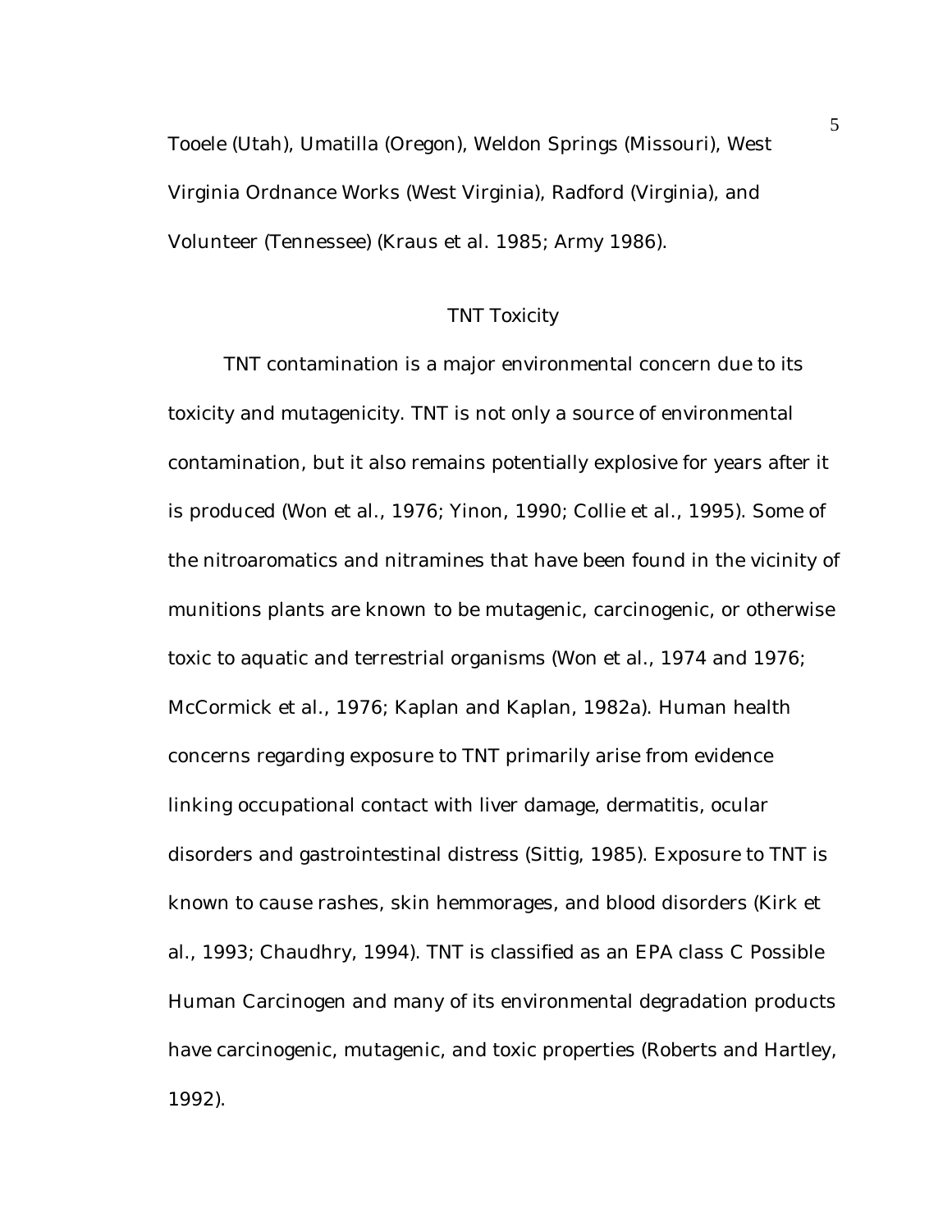Tooele (Utah), Umatilla (Oregon), Weldon Springs (Missouri), West Virginia Ordnance Works (West Virginia), Radford (Virginia), and Volunteer (Tennessee) (Kraus et al. 1985; Army 1986).

## TNT Toxicity

TNT contamination is a major environmental concern due to its toxicity and mutagenicity. TNT is not only a source of environmental contamination, but it also remains potentially explosive for years after it is produced (Won et al., 1976; Yinon, 1990; Collie et al., 1995). Some of the nitroaromatics and nitramines that have been found in the vicinity of munitions plants are known to be mutagenic, carcinogenic, or otherwise toxic to aquatic and terrestrial organisms (Won et al., 1974 and 1976; McCormick et al., 1976; Kaplan and Kaplan, 1982a). Human health concerns regarding exposure to TNT primarily arise from evidence linking occupational contact with liver damage, dermatitis, ocular disorders and gastrointestinal distress (Sittig, 1985). Exposure to TNT is known to cause rashes, skin hemmorages, and blood disorders (Kirk et al., 1993; Chaudhry, 1994). TNT is classified as an EPA class C Possible Human Carcinogen and many of its environmental degradation products have carcinogenic, mutagenic, and toxic properties (Roberts and Hartley, 1992).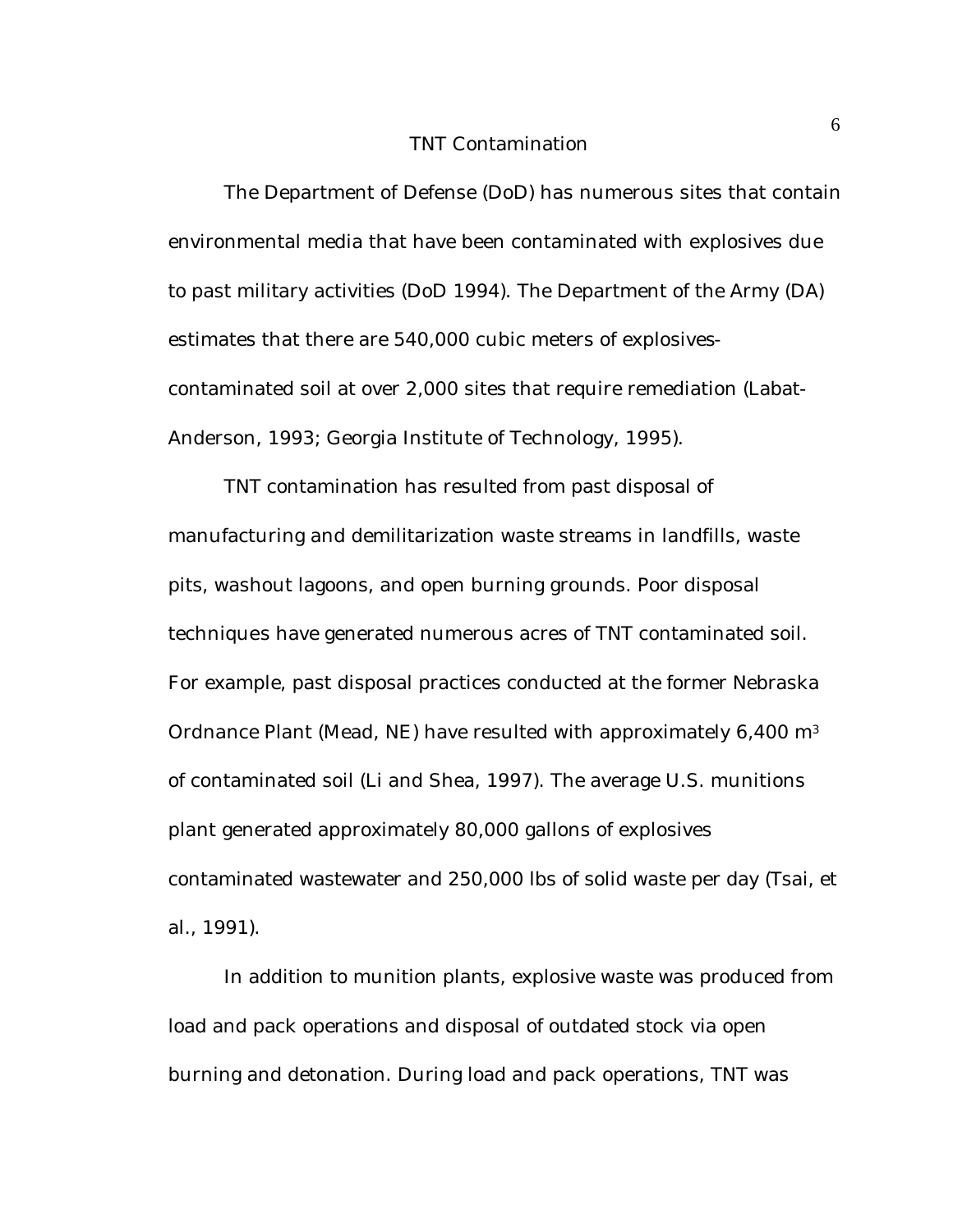## TNT Contamination

The Department of Defense (DoD) has numerous sites that contain environmental media that have been contaminated with explosives due to past military activities (DoD 1994). The Department of the Army (DA) estimates that there are 540,000 cubic meters of explosives-contaminated soil at over 2,000 sites that require remediation (Labat-Anderson, 1993; Georgia Institute of Technology, 1995).

TNT contamination has resulted from past disposal of manufacturing and demilitarization waste streams in landfills, waste pits, washout lagoons, and open burning grounds. Poor disposal techniques have generated numerous acres of TNT contaminated soil. For example, past disposal practices conducted at the former Nebraska Ordnance Plant (Mead, NE) have resulted with approximately 6,400 $m^3$ of contaminated soil (Li and Shea, 1997). The average U.S. munitions plant generated approximately 80,000 gallons of explosives contaminated wastewater and 250,000 lbs of solid waste per day (Tsai, et al., 1991).

In addition to munition plants, explosive waste was produced from load and pack operations and disposal of outdated stock via open burning and detonation. During load and pack operations, TNT was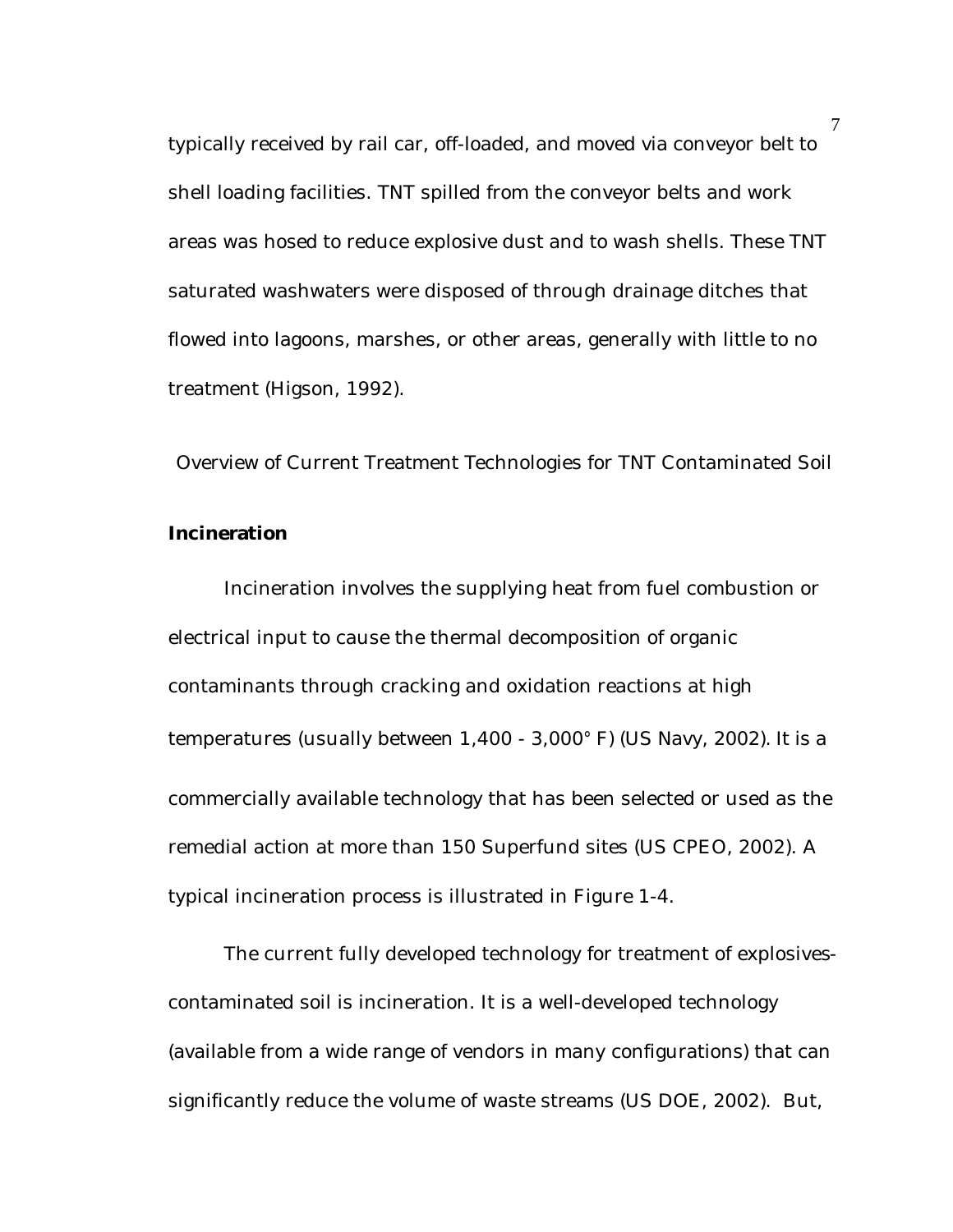typically received by rail car, off-loaded, and moved via conveyor belt to shell loading facilities. TNT spilled from the conveyor belts and work areas was hosed to reduce explosive dust and to wash shells. These TNT saturated washwaters were disposed of through drainage ditches that flowed into lagoons, marshes, or other areas, generally with little to no treatment (Higson, 1992).

## Overview of Current Treatment Technologies for TNT Contaminated Soil

### Incineration

Incineration involves the supplying heat from fuel combustion or electrical input to cause the thermal decomposition of organic contaminants through cracking and oxidation reactions at high temperatures (usually between 1,400 - 3,000° F) (US Navy, 2002). It is a commercially available technology that has been selected or used as the remedial action at more than 150 Superfund sites (US CPEO, 2002). A typical incineration process is illustrated in Figure 1-4.

The current fully developed technology for treatment of explosives-contaminated soil is incineration. It is a well-developed technology (available from a wide range of vendors in many configurations) that can significantly reduce the volume of waste streams (US DOE, 2002). But,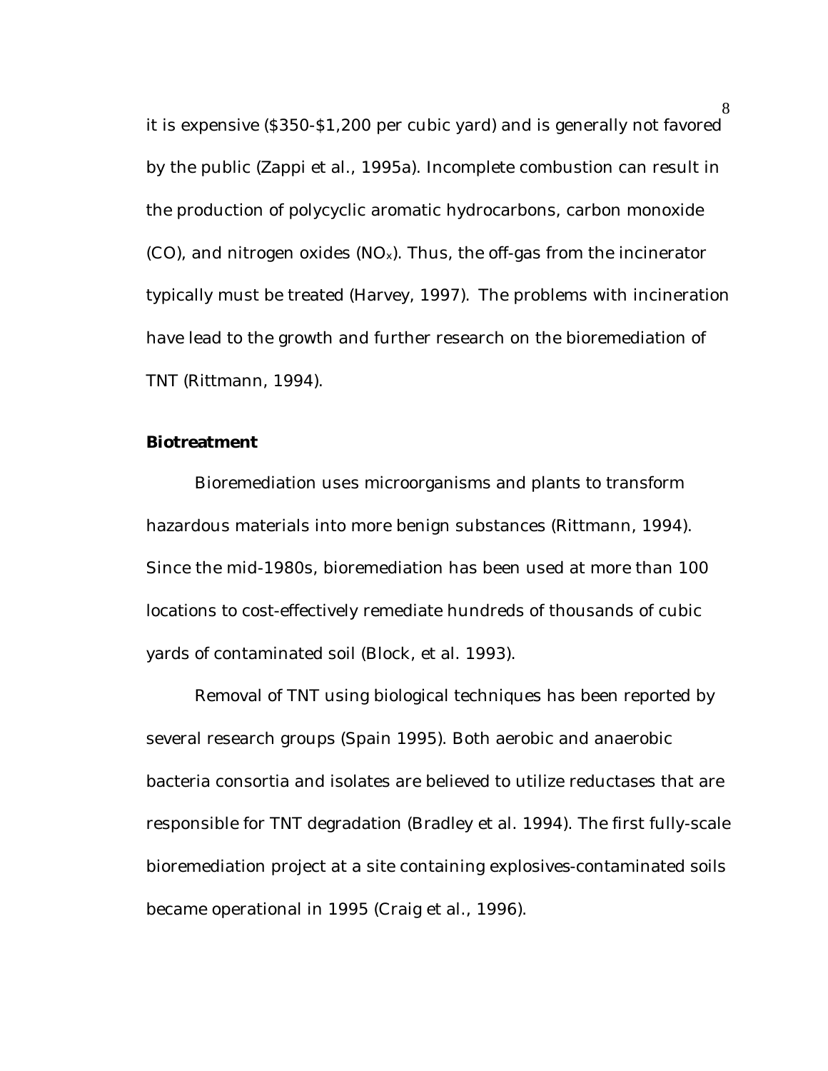it is expensive ($350-$1,200 per cubic yard) and is generally not favored by the public (Zappi et al., 1995a). Incomplete combustion can result in the production of polycyclic aromatic hydrocarbons, carbon monoxide (CO), and nitrogen oxides ($NO_x$). Thus, the off-gas from the incinerator typically must be treated (Harvey, 1997). The problems with incineration have lead to the growth and further research on the bioremediation of TNT (Rittmann, 1994).

**Biotreatment**

Bioremediation uses microorganisms and plants to transform hazardous materials into more benign substances (Rittmann, 1994). Since the mid-1980s, bioremediation has been used at more than 100 locations to cost-effectively remediate hundreds of thousands of cubic yards of contaminated soil (Block, et al. 1993).

Removal of TNT using biological techniques has been reported by several research groups (Spain 1995). Both aerobic and anaerobic bacteria consortia and isolates are believed to utilize reductases that are responsible for TNT degradation (Bradley et al. 1994). The first fully-scale bioremediation project at a site containing explosives-contaminated soils became operational in 1995 (Craig et al., 1996).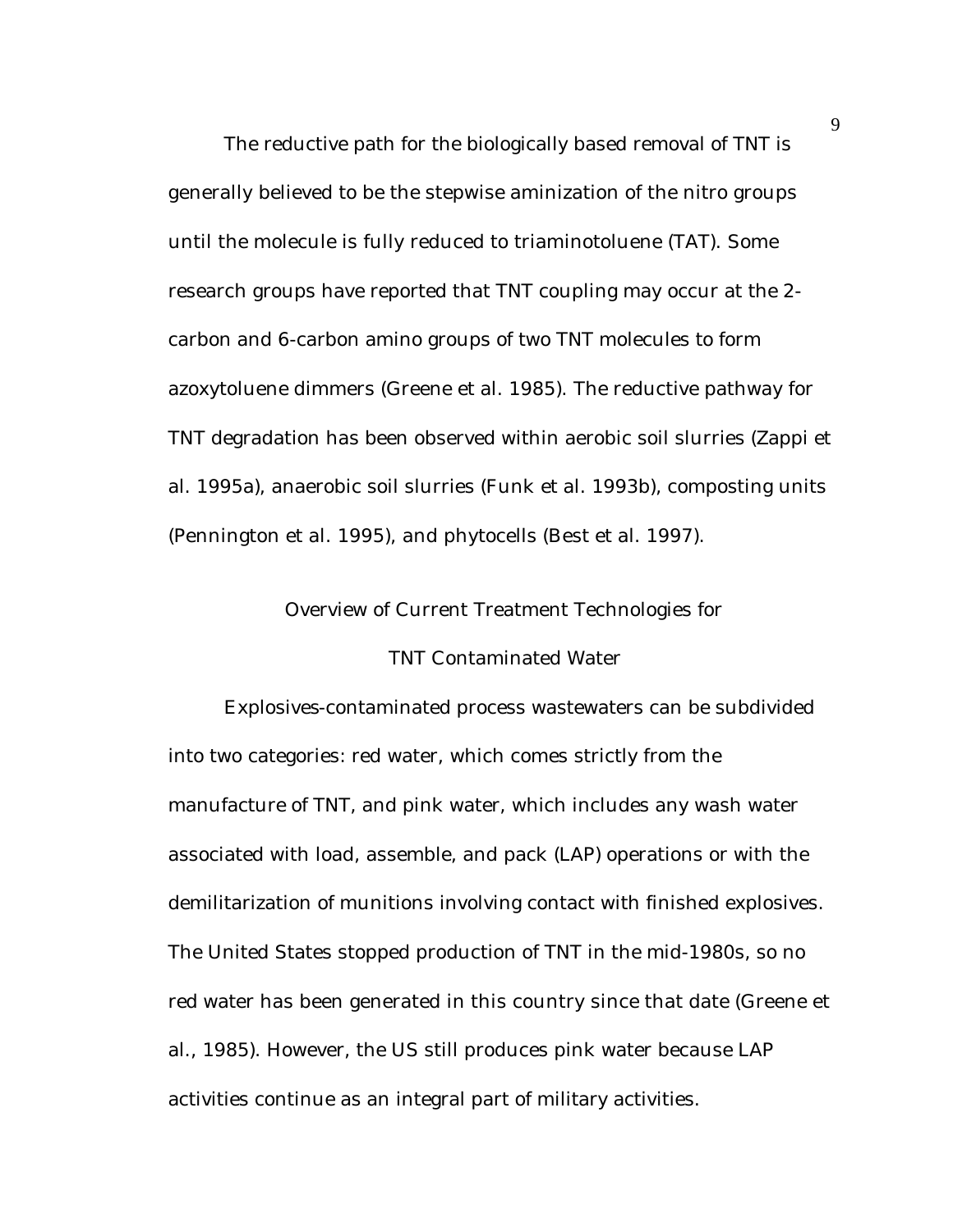The reductive path for the biologically based removal of TNT is generally believed to be the stepwise aminization of the nitro groups until the molecule is fully reduced to triaminotoluene (TAT). Some research groups have reported that TNT coupling may occur at the 2-carbon and 6-carbon amino groups of two TNT molecules to form azoxytoluene dimmers (Greene et al. 1985). The reductive pathway for TNT degradation has been observed within aerobic soil slurries (Zappi et al. 1995a), anaerobic soil slurries (Funk et al. 1993b), composting units (Pennington et al. 1995), and phytocells (Best et al. 1997).

## Overview of Current Treatment Technologies for TNT Contaminated Water

Explosives-contaminated process wastewaters can be subdivided into two categories: red water, which comes strictly from the manufacture of TNT, and pink water, which includes any wash water associated with load, assemble, and pack (LAP) operations or with the demilitarization of munitions involving contact with finished explosives. The United States stopped production of TNT in the mid-1980s, so no red water has been generated in this country since that date (Greene et al., 1985). However, the US still produces pink water because LAP activities continue as an integral part of military activities.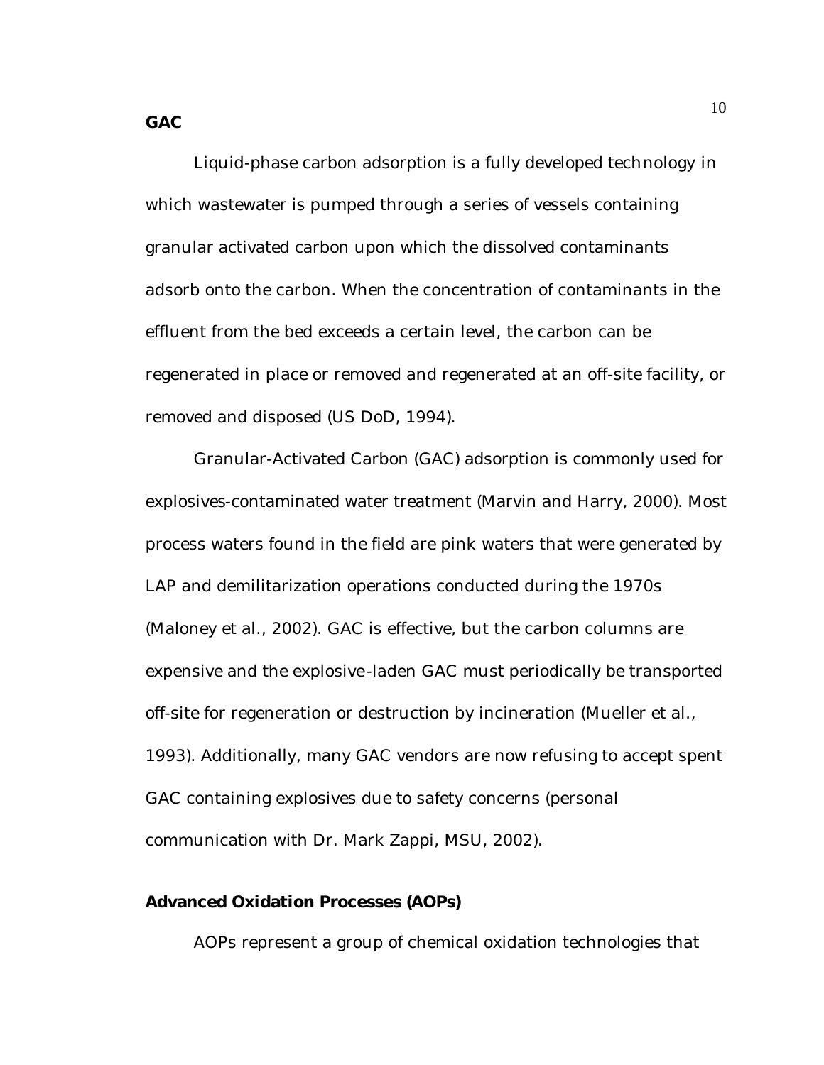## GAC

Liquid-phase carbon adsorption is a fully developed technology in which wastewater is pumped through a series of vessels containing granular activated carbon upon which the dissolved contaminants adsorb onto the carbon. When the concentration of contaminants in the effluent from the bed exceeds a certain level, the carbon can be regenerated in place or removed and regenerated at an off-site facility, or removed and disposed (US DoD, 1994).

Granular-Activated Carbon (GAC) adsorption is commonly used for explosives-contaminated water treatment (Marvin and Harry, 2000). Most process waters found in the field are pink waters that were generated by LAP and demilitarization operations conducted during the 1970s (Maloney et al., 2002). GAC is effective, but the carbon columns are expensive and the explosive-laden GAC must periodically be transported off-site for regeneration or destruction by incineration (Mueller et al., 1993). Additionally, many GAC vendors are now refusing to accept spent GAC containing explosives due to safety concerns (personal communication with Dr. Mark Zappi, MSU, 2002).

## Advanced Oxidation Processes (AOPs)

AOPs represent a group of chemical oxidation technologies that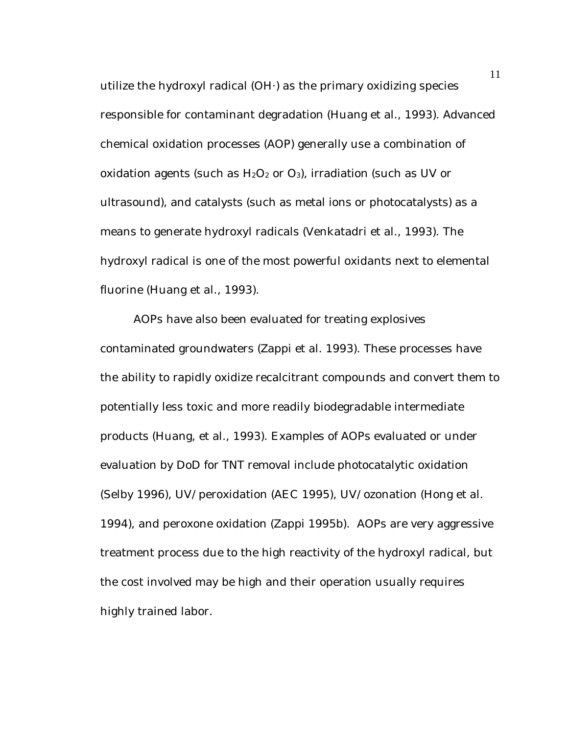utilize the hydroxyl radical (OH·) as the primary oxidizing species responsible for contaminant degradation (Huang et al., 1993). Advanced chemical oxidation processes (AOP) generally use a combination of oxidation agents (such as $H_2O_2$ or $O_3$), irradiation (such as UV or ultrasound), and catalysts (such as metal ions or photocatalysts) as a means to generate hydroxyl radicals (Venkatadri et al., 1993). The hydroxyl radical is one of the most powerful oxidants next to elemental fluorine (Huang et al., 1993).

AOPs have also been evaluated for treating explosives contaminated groundwaters (Zappi et al. 1993). These processes have the ability to rapidly oxidize recalcitrant compounds and convert them to potentially less toxic and more readily biodegradable intermediate products (Huang, et al., 1993). Examples of AOPs evaluated or under evaluation by DoD for TNT removal include photocatalytic oxidation (Selby 1996), UV/peroxidation (AEC 1995), UV/ozonation (Hong et al. 1994), and peroxone oxidation (Zappi 1995b). AOPs are very aggressive treatment process due to the high reactivity of the hydroxyl radical, but the cost involved may be high and their operation usually requires highly trained labor.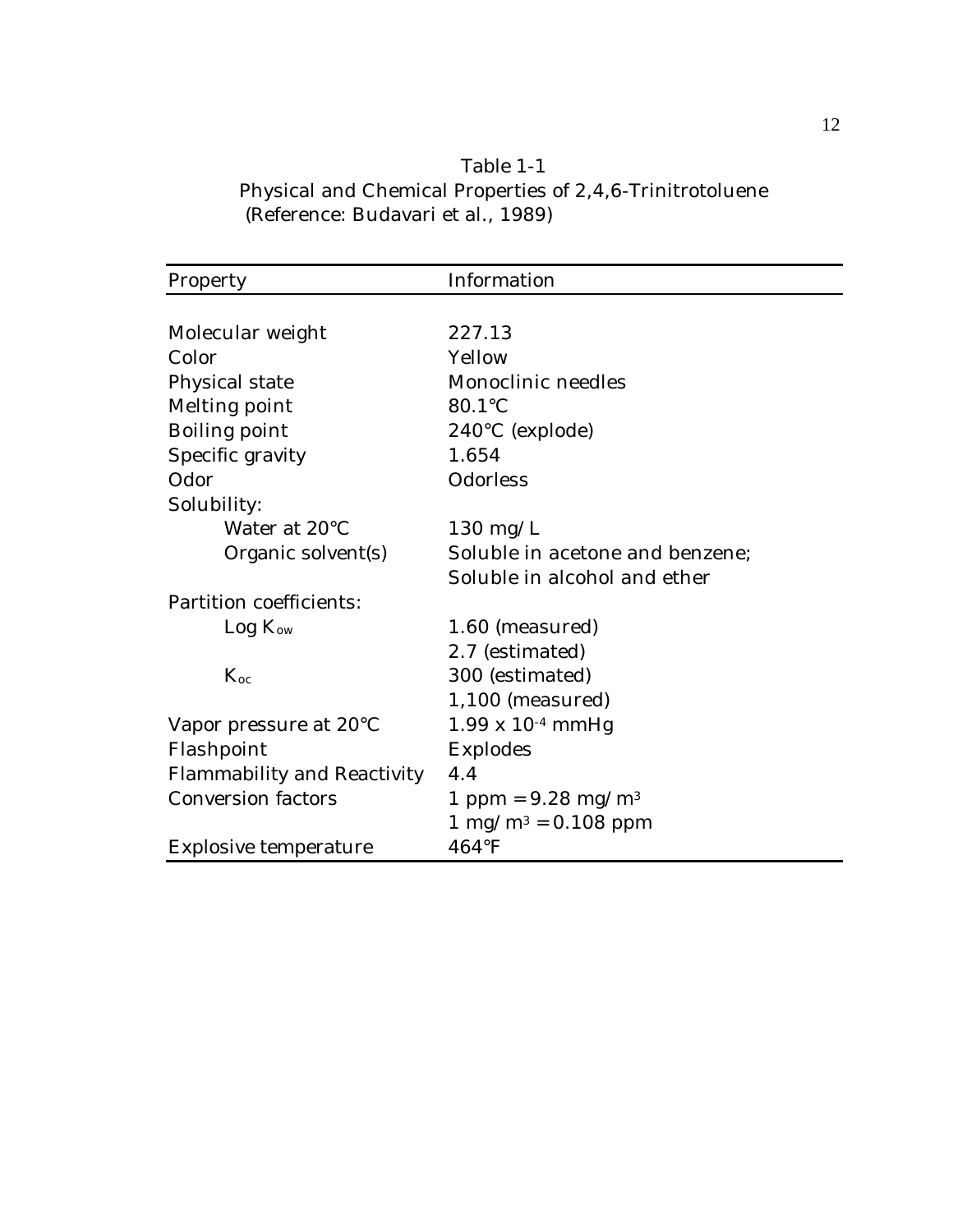Table 1-1
Physical and Chemical Properties of 2,4,6-Trinitrotoluene
(Reference: Budavari et al., 1989)

| Property | Information |
|---|---|
| Molecular weight | 227.13 |
| Color | Yellow |
| Physical state | Monoclinic needles |
| Melting point | 80.1°C |
| Boiling point | 240°C (explode) |
| Specific gravity | 1.654 |
| Odor | Odorless |
| Solubility: | |
| Water at 20°C | 130 mg/L |
| Organic solvent(s) | Soluble in acetone and benzene; Soluble in alcohol and ether |
| Partition coefficients: | |
| Log $K_{ow}$ | 1.60 (measured) |
| | 2.7 (estimated) |
| $K_{oc}$ | 300 (estimated) |
| | 1,100 (measured) |
| Vapor pressure at 20°C | $1.99 \times 10^{-4}$ mmHg |
| Flashpoint | Explodes |
| Flammability and Reactivity | 4.4 |
| Conversion factors | 1 ppm = 9.28 mg/$m^3$ |
| | 1 mg/$m^3$ = 0.108 ppm |
| Explosive temperature | 464°F |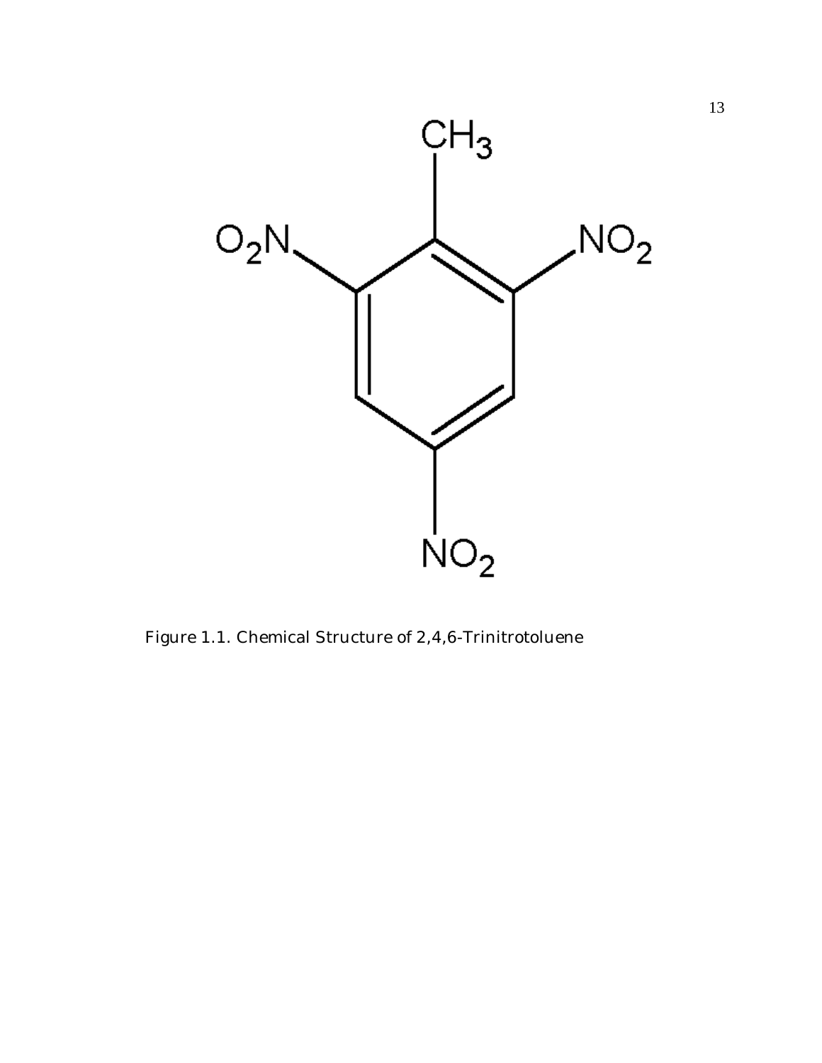Figure 1.1. Chemical Structure of 2,4,6-Trinitrotoluene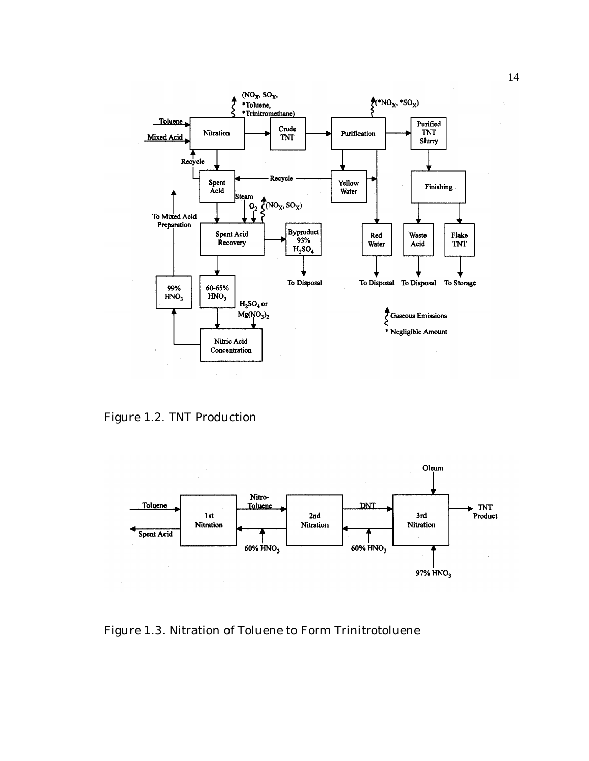Figure 1.2. TNT Production

Figure 1.3. Nitration of Toluene to Form Trinitrotoluene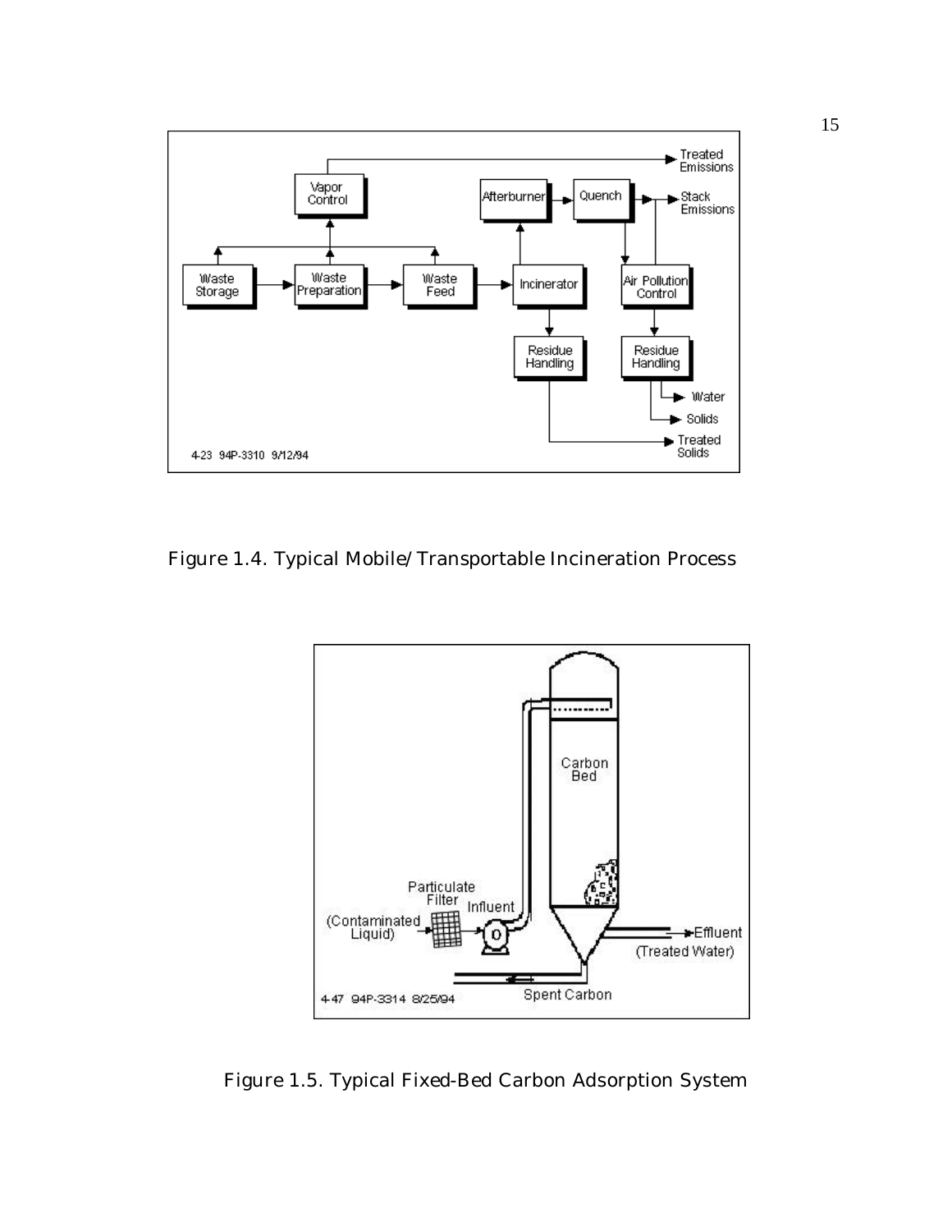Figure 1.4. Typical Mobile/Transportable Incineration Process

Figure 1.5. Typical Fixed-Bed Carbon Adsorption System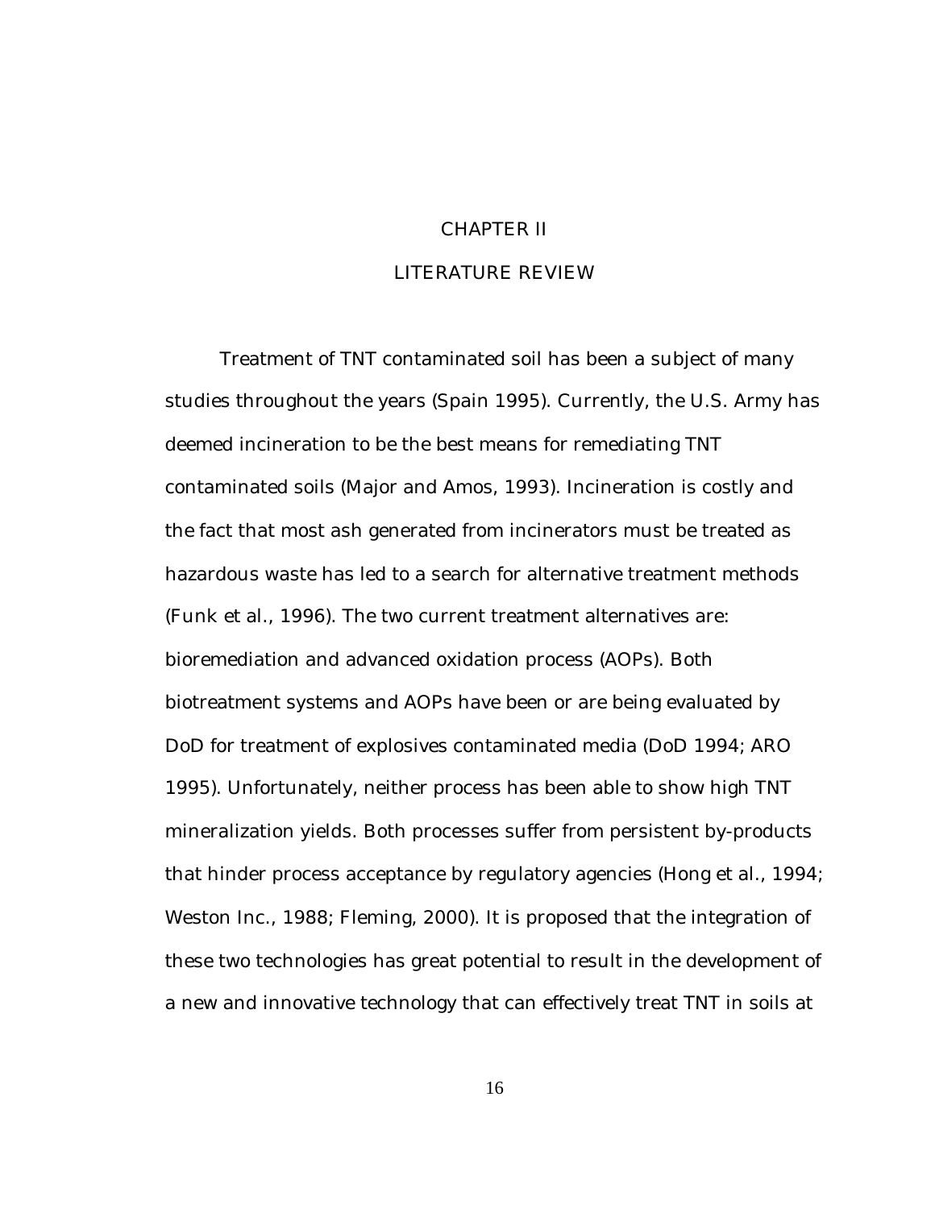# CHAPTER II

# LITERATURE REVIEW

Treatment of TNT contaminated soil has been a subject of many studies throughout the years (Spain 1995). Currently, the U.S. Army has deemed incineration to be the best means for remediating TNT contaminated soils (Major and Amos, 1993). Incineration is costly and the fact that most ash generated from incinerators must be treated as hazardous waste has led to a search for alternative treatment methods (Funk et al., 1996). The two current treatment alternatives are: bioremediation and advanced oxidation process (AOPs). Both biotreatment systems and AOPs have been or are being evaluated by DoD for treatment of explosives contaminated media (DoD 1994; ARO 1995). Unfortunately, neither process has been able to show high TNT mineralization yields. Both processes suffer from persistent by-products that hinder process acceptance by regulatory agencies (Hong et al., 1994; Weston Inc., 1988; Fleming, 2000). It is proposed that the integration of these two technologies has great potential to result in the development of a new and innovative technology that can effectively treat TNT in soils at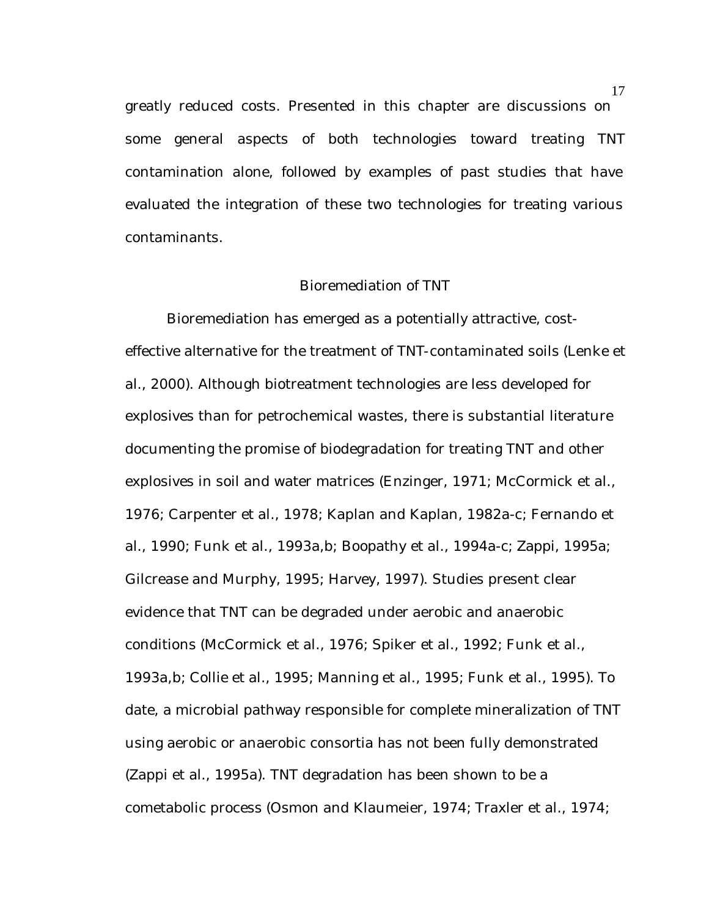greatly reduced costs. Presented in this chapter are discussions on some general aspects of both technologies toward treating TNT contamination alone, followed by examples of past studies that have evaluated the integration of these two technologies for treating various contaminants.

## Bioremediation of TNT

Bioremediation has emerged as a potentially attractive, cost-effective alternative for the treatment of TNT-contaminated soils (Lenke et al., 2000). Although biotreatment technologies are less developed for explosives than for petrochemical wastes, there is substantial literature documenting the promise of biodegradation for treating TNT and other explosives in soil and water matrices (Enzinger, 1971; McCormick et al., 1976; Carpenter et al., 1978; Kaplan and Kaplan, 1982a-c; Fernando et al., 1990; Funk et al., 1993a,b; Boopathy et al., 1994a-c; Zappi, 1995a; Gilcrease and Murphy, 1995; Harvey, 1997). Studies present clear evidence that TNT can be degraded under aerobic and anaerobic conditions (McCormick et al., 1976; Spiker et al., 1992; Funk et al., 1993a,b; Collie et al., 1995; Manning et al., 1995; Funk et al., 1995). To date, a microbial pathway responsible for complete mineralization of TNT using aerobic or anaerobic consortia has not been fully demonstrated (Zappi et al., 1995a). TNT degradation has been shown to be a cometabolic process (Osmon and Klaumeier, 1974; Traxler et al., 1974;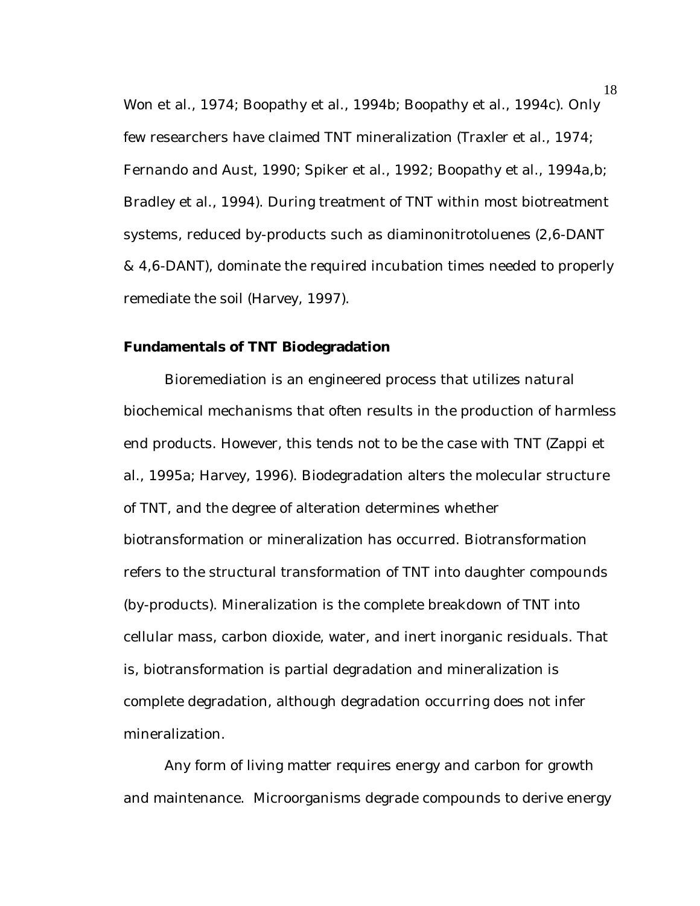Won et al., 1974; Boopathy et al., 1994b; Boopathy et al., 1994c). Only few researchers have claimed TNT mineralization (Traxler et al., 1974; Fernando and Aust, 1990; Spiker et al., 1992; Boopathy et al., 1994a,b; Bradley et al., 1994). During treatment of TNT within most biotreatment systems, reduced by-products such as diaminonitrotoluenes (2,6-DANT & 4,6-DANT), dominate the required incubation times needed to properly remediate the soil (Harvey, 1997).

## Fundamentals of TNT Biodegradation

Bioremediation is an engineered process that utilizes natural biochemical mechanisms that often results in the production of harmless end products. However, this tends not to be the case with TNT (Zappi et al., 1995a; Harvey, 1996). Biodegradation alters the molecular structure of TNT, and the degree of alteration determines whether biotransformation or mineralization has occurred. Biotransformation refers to the structural transformation of TNT into daughter compounds (by-products). Mineralization is the complete breakdown of TNT into cellular mass, carbon dioxide, water, and inert inorganic residuals. That is, biotransformation is partial degradation and mineralization is complete degradation, although degradation occurring does not infer mineralization.

Any form of living matter requires energy and carbon for growth and maintenance. Microorganisms degrade compounds to derive energy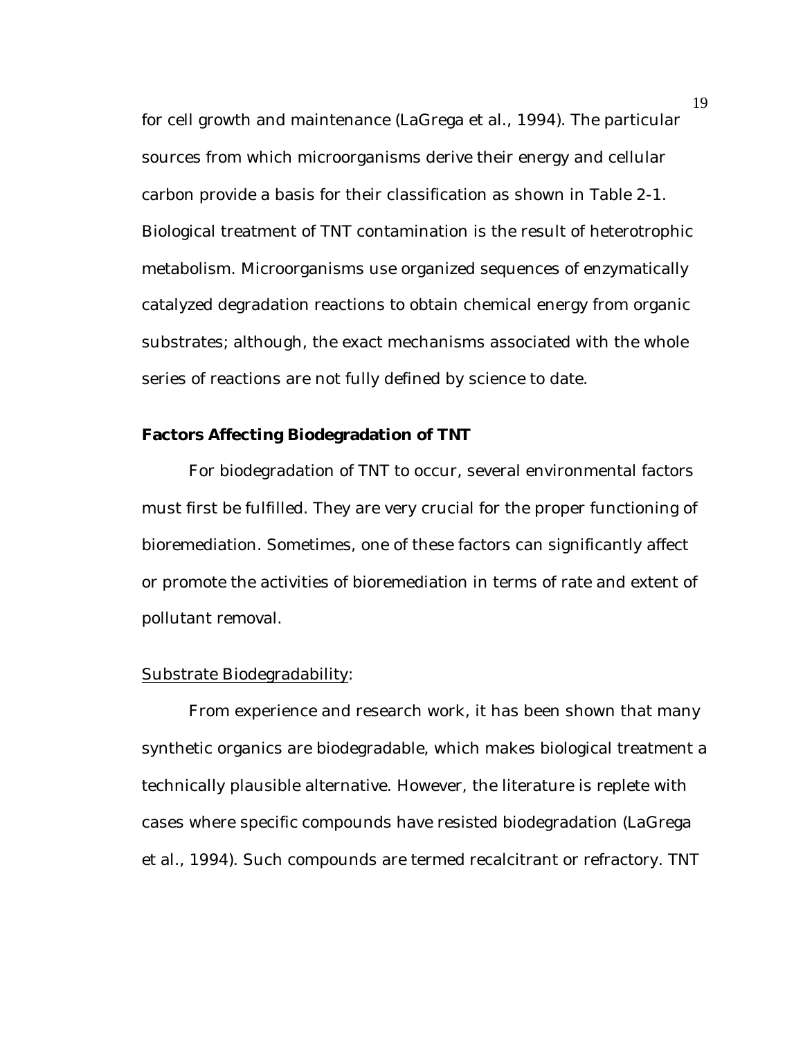for cell growth and maintenance (LaGrega et al., 1994). The particular sources from which microorganisms derive their energy and cellular carbon provide a basis for their classification as shown in Table 2-1. Biological treatment of TNT contamination is the result of heterotrophic metabolism. Microorganisms use organized sequences of enzymatically catalyzed degradation reactions to obtain chemical energy from organic substrates; although, the exact mechanisms associated with the whole series of reactions are not fully defined by science to date.

**Factors Affecting Biodegradation of TNT**

For biodegradation of TNT to occur, several environmental factors must first be fulfilled. They are very crucial for the proper functioning of bioremediation. Sometimes, one of these factors can significantly affect or promote the activities of bioremediation in terms of rate and extent of pollutant removal.

<u>Substrate Biodegradability</u>:

From experience and research work, it has been shown that many synthetic organics are biodegradable, which makes biological treatment a technically plausible alternative. However, the literature is replete with cases where specific compounds have resisted biodegradation (LaGrega et al., 1994). Such compounds are termed recalcitrant or refractory. TNT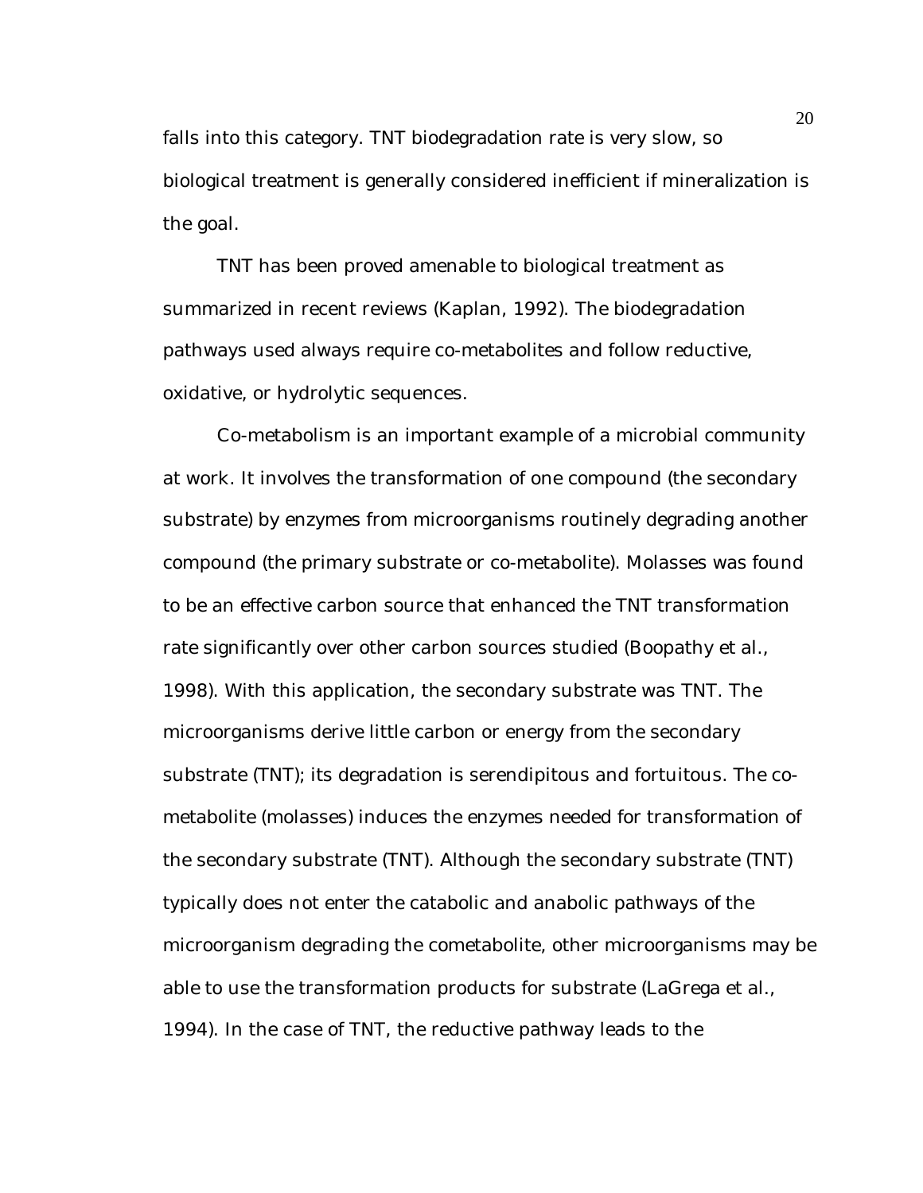falls into this category. TNT biodegradation rate is very slow, so biological treatment is generally considered inefficient if mineralization is the goal.

TNT has been proved amenable to biological treatment as summarized in recent reviews (Kaplan, 1992). The biodegradation pathways used always require co-metabolites and follow reductive, oxidative, or hydrolytic sequences.

Co-metabolism is an important example of a microbial community at work. It involves the transformation of one compound (the secondary substrate) by enzymes from microorganisms routinely degrading another compound (the primary substrate or co-metabolite). Molasses was found to be an effective carbon source that enhanced the TNT transformation rate significantly over other carbon sources studied (Boopathy et al., 1998). With this application, the secondary substrate was TNT. The microorganisms derive little carbon or energy from the secondary substrate (TNT); its degradation is serendipitous and fortuitous. The co-metabolite (molasses) induces the enzymes needed for transformation of the secondary substrate (TNT). Although the secondary substrate (TNT) typically does not enter the catabolic and anabolic pathways of the microorganism degrading the cometabolite, other microorganisms may be able to use the transformation products for substrate (LaGrega et al., 1994). In the case of TNT, the reductive pathway leads to the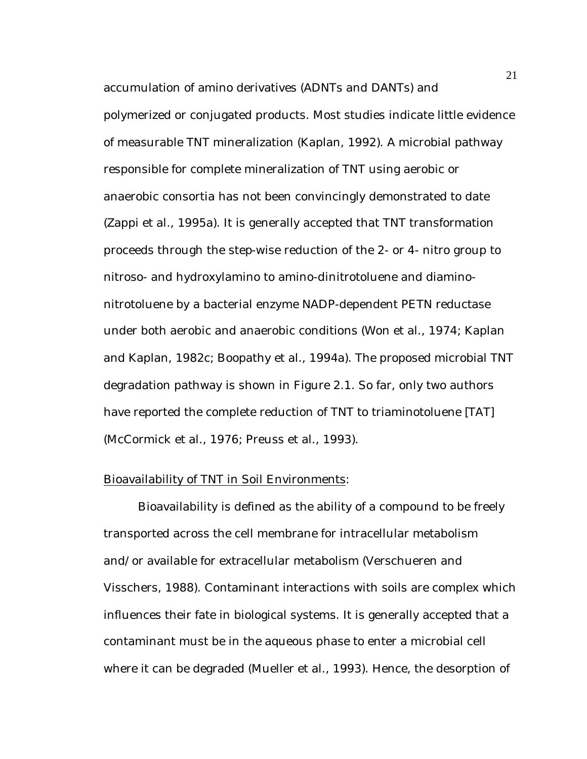accumulation of amino derivatives (ADNTs and DANTs) and polymerized or conjugated products. Most studies indicate little evidence of measurable TNT mineralization (Kaplan, 1992). A microbial pathway responsible for complete mineralization of TNT using aerobic or anaerobic consortia has not been convincingly demonstrated to date (Zappi et al., 1995a). It is generally accepted that TNT transformation proceeds through the step-wise reduction of the 2- or 4- nitro group to nitroso- and hydroxylamino to amino-dinitrotoluene and diamino-nitrotoluene by a bacterial enzyme NADP-dependent PETN reductase under both aerobic and anaerobic conditions (Won et al., 1974; Kaplan and Kaplan, 1982c; Boopathy et al., 1994a). The proposed microbial TNT degradation pathway is shown in Figure 2.1. So far, only two authors have reported the complete reduction of TNT to triaminotoluene [TAT] (McCormick et al., 1976; Preuss et al., 1993).

<u>Bioavailability of TNT in Soil Environments</u>:

Bioavailability is defined as the ability of a compound to be freely transported across the cell membrane for intracellular metabolism and/or available for extracellular metabolism (Verschueren and Visschers, 1988). Contaminant interactions with soils are complex which influences their fate in biological systems. It is generally accepted that a contaminant must be in the aqueous phase to enter a microbial cell where it can be degraded (Mueller et al., 1993). Hence, the desorption of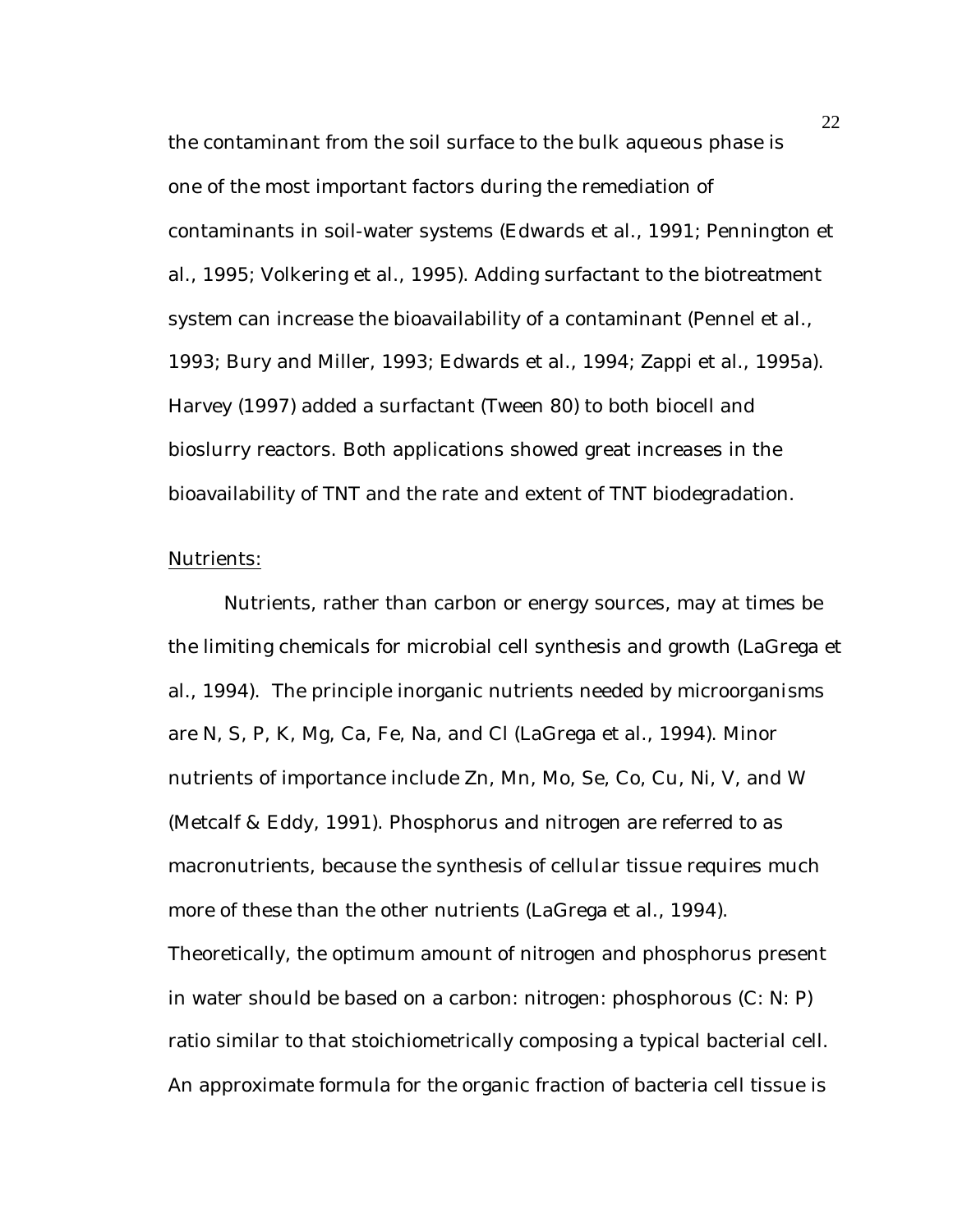the contaminant from the soil surface to the bulk aqueous phase is one of the most important factors during the remediation of contaminants in soil-water systems (Edwards et al., 1991; Pennington et al., 1995; Volkering et al., 1995). Adding surfactant to the biotreatment system can increase the bioavailability of a contaminant (Pennel et al., 1993; Bury and Miller, 1993; Edwards et al., 1994; Zappi et al., 1995a). Harvey (1997) added a surfactant (Tween 80) to both biocell and bioslurry reactors. Both applications showed great increases in the bioavailability of TNT and the rate and extent of TNT biodegradation.

<u>Nutrients:</u>

Nutrients, rather than carbon or energy sources, may at times be the limiting chemicals for microbial cell synthesis and growth (LaGrega et al., 1994). The principle inorganic nutrients needed by microorganisms are N, S, P, K, Mg, Ca, Fe, Na, and Cl (LaGrega et al., 1994). Minor nutrients of importance include Zn, Mn, Mo, Se, Co, Cu, Ni, V, and W (Metcalf & Eddy, 1991). Phosphorus and nitrogen are referred to as macronutrients, because the synthesis of cellular tissue requires much more of these than the other nutrients (LaGrega et al., 1994). Theoretically, the optimum amount of nitrogen and phosphorus present in water should be based on a carbon: nitrogen: phosphorous (C: N: P) ratio similar to that stoichiometrically composing a typical bacterial cell. An approximate formula for the organic fraction of bacteria cell tissue is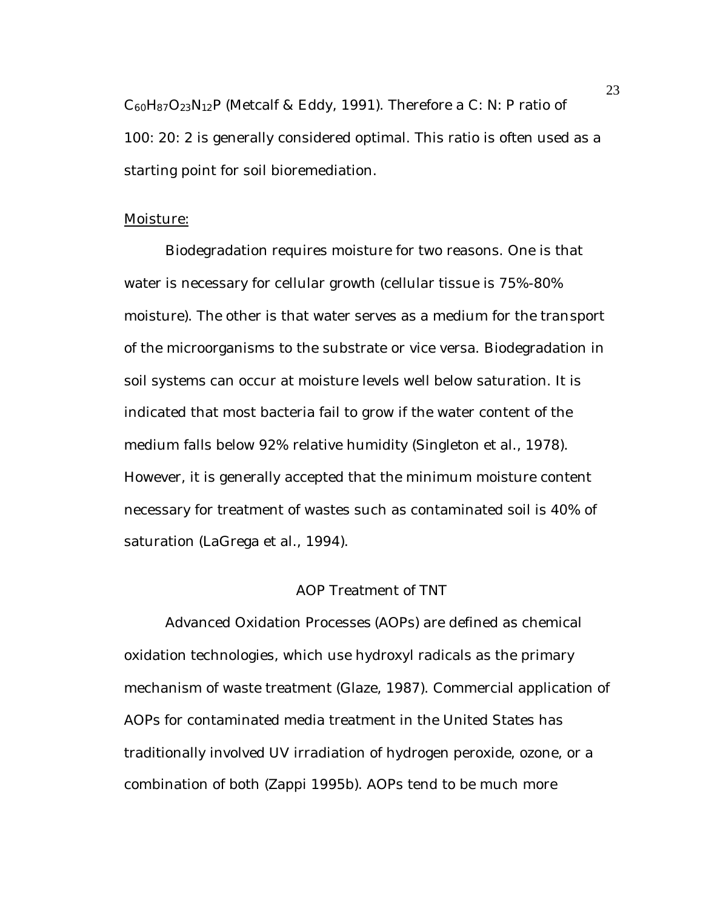$C_{60}H_{87}O_{23}N_{12}P$ (Metcalf & Eddy, 1991). Therefore a C: N: P ratio of 100: 20: 2 is generally considered optimal. This ratio is often used as a starting point for soil bioremediation.

<u>Moisture:</u>

Biodegradation requires moisture for two reasons. One is that water is necessary for cellular growth (cellular tissue is 75%-80% moisture). The other is that water serves as a medium for the transport of the microorganisms to the substrate or vice versa. Biodegradation in soil systems can occur at moisture levels well below saturation. It is indicated that most bacteria fail to grow if the water content of the medium falls below 92% relative humidity (Singleton et al., 1978). However, it is generally accepted that the minimum moisture content necessary for treatment of wastes such as contaminated soil is 40% of saturation (LaGrega et al., 1994).

## AOP Treatment of TNT

Advanced Oxidation Processes (AOPs) are defined as chemical oxidation technologies, which use hydroxyl radicals as the primary mechanism of waste treatment (Glaze, 1987). Commercial application of AOPs for contaminated media treatment in the United States has traditionally involved UV irradiation of hydrogen peroxide, ozone, or a combination of both (Zappi 1995b). AOPs tend to be much more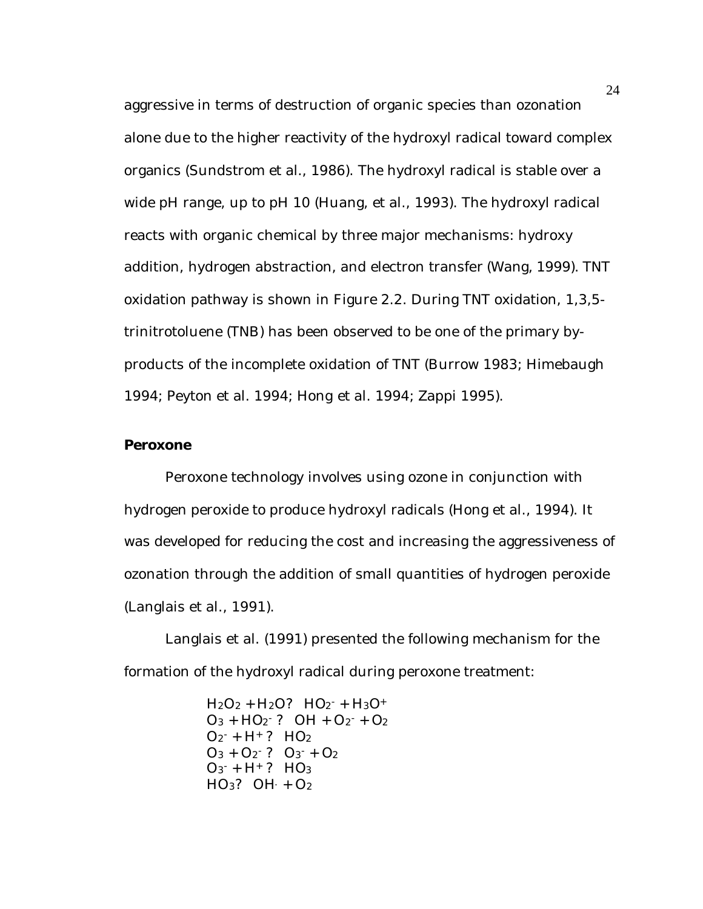aggressive in terms of destruction of organic species than ozonation alone due to the higher reactivity of the hydroxyl radical toward complex organics (Sundstrom et al., 1986). The hydroxyl radical is stable over a wide pH range, up to pH 10 (Huang, et al., 1993). The hydroxyl radical reacts with organic chemical by three major mechanisms: hydroxy addition, hydrogen abstraction, and electron transfer (Wang, 1999). TNT oxidation pathway is shown in Figure 2.2. During TNT oxidation, 1,3,5-trinitrotoluene (TNB) has been observed to be one of the primary by-products of the incomplete oxidation of TNT (Burrow 1983; Himebaugh 1994; Peyton et al. 1994; Hong et al. 1994; Zappi 1995).

## Peroxone

Peroxone technology involves using ozone in conjunction with hydrogen peroxide to produce hydroxyl radicals (Hong et al., 1994). It was developed for reducing the cost and increasing the aggressiveness of ozonation through the addition of small quantities of hydrogen peroxide (Langlais et al., 1991).

Langlais et al. (1991) presented the following mechanism for the formation of the hydroxyl radical during peroxone treatment:

$$H_2O_2 + H_2O ? \; HO_2^- + H_3O^+$$
$$O_3 + HO_2^- ? \; OH + O_2^- + O_2$$
$$O_2^- + H^+ ? \; HO_2$$
$$O_3 + O_2^- ? \; O_3^- + O_2$$
$$O_3^- + H^+ ? \; HO_3$$
$$HO_3 ? \; OH^{\cdot} + O_2$$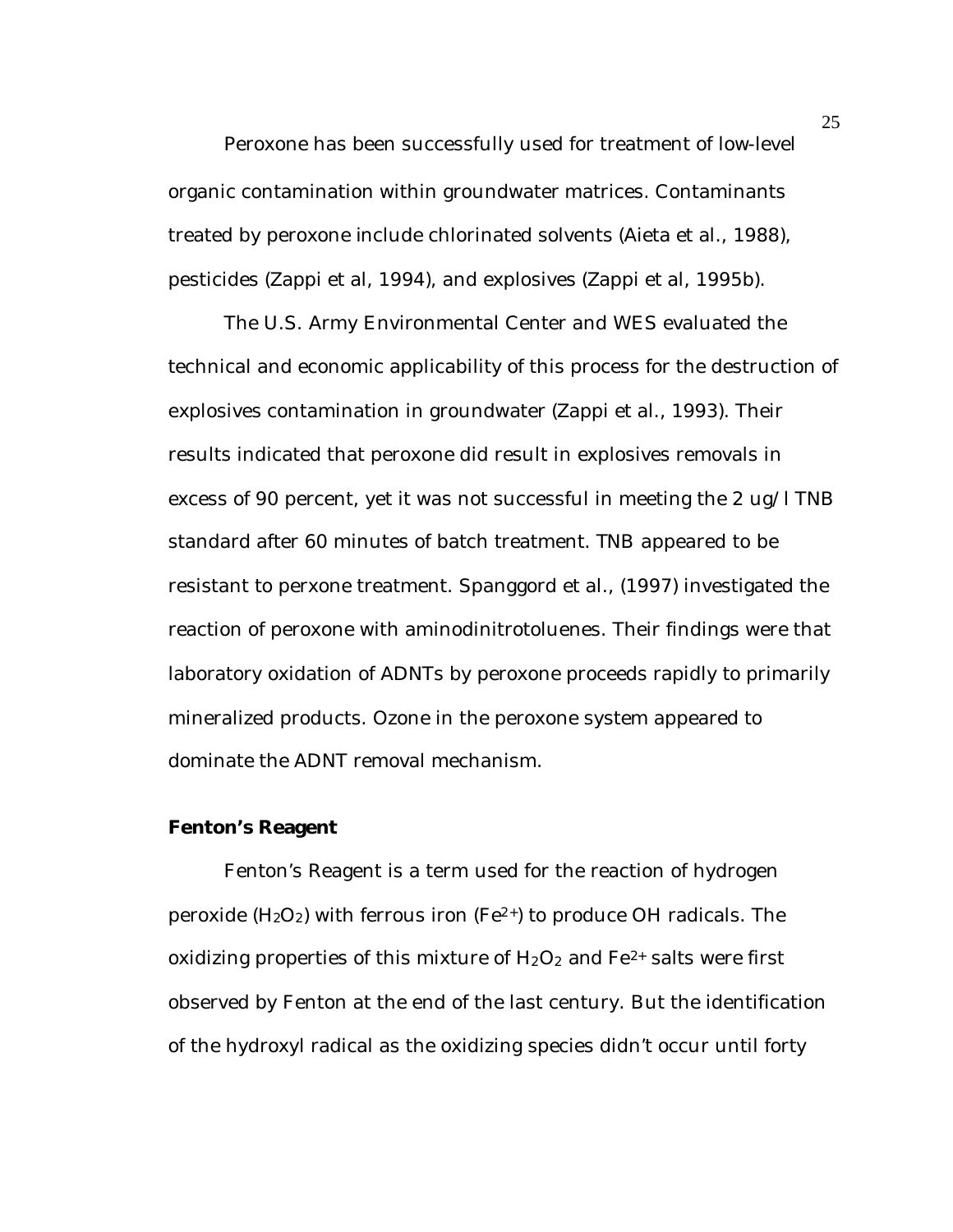Peroxone has been successfully used for treatment of low-level organic contamination within groundwater matrices. Contaminants treated by peroxone include chlorinated solvents (Aieta et al., 1988), pesticides (Zappi et al, 1994), and explosives (Zappi et al, 1995b).

The U.S. Army Environmental Center and WES evaluated the technical and economic applicability of this process for the destruction of explosives contamination in groundwater (Zappi et al., 1993). Their results indicated that peroxone did result in explosives removals in excess of 90 percent, yet it was not successful in meeting the 2 ug/l TNB standard after 60 minutes of batch treatment. TNB appeared to be resistant to perxone treatment. Spanggord et al., (1997) investigated the reaction of peroxone with aminodinitrotoluenes. Their findings were that laboratory oxidation of ADNTs by peroxone proceeds rapidly to primarily mineralized products. Ozone in the peroxone system appeared to dominate the ADNT removal mechanism.

### Fenton's Reagent

Fenton's Reagent is a term used for the reaction of hydrogen peroxide ($H_2O_2$) with ferrous iron ($Fe^{2+}$) to produce OH radicals. The oxidizing properties of this mixture of $H_2O_2$ and $Fe^{2+}$ salts were first observed by Fenton at the end of the last century. But the identification of the hydroxyl radical as the oxidizing species didn't occur until forty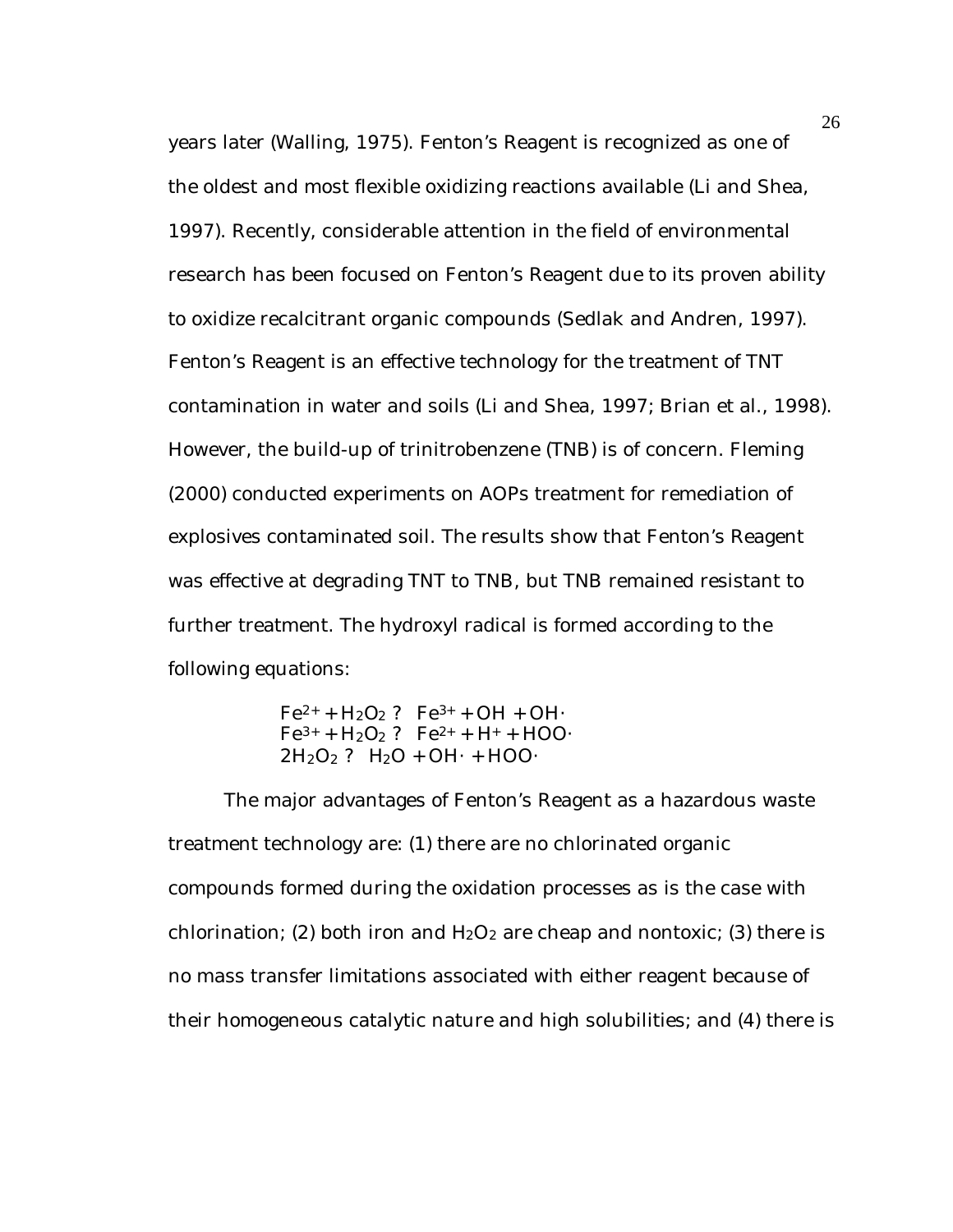years later (Walling, 1975). Fenton's Reagent is recognized as one of the oldest and most flexible oxidizing reactions available (Li and Shea, 1997). Recently, considerable attention in the field of environmental research has been focused on Fenton's Reagent due to its proven ability to oxidize recalcitrant organic compounds (Sedlak and Andren, 1997). Fenton's Reagent is an effective technology for the treatment of TNT contamination in water and soils (Li and Shea, 1997; Brian et al., 1998). However, the build-up of trinitrobenzene (TNB) is of concern. Fleming (2000) conducted experiments on AOPs treatment for remediation of explosives contaminated soil. The results show that Fenton's Reagent was effective at degrading TNT to TNB, but TNB remained resistant to further treatment. The hydroxyl radical is formed according to the following equations:

$$Fe^{2+} + H_2O_2 \rightarrow Fe^{3+} + OH^- + OH\cdot$$
$$Fe^{3+} + H_2O_2 \rightarrow Fe^{2+} + H^+ + HOO\cdot$$
$$2H_2O_2 \rightarrow H_2O + OH\cdot + HOO\cdot$$

The major advantages of Fenton's Reagent as a hazardous waste treatment technology are: (1) there are no chlorinated organic compounds formed during the oxidation processes as is the case with chlorination; (2) both iron and $H_2O_2$ are cheap and nontoxic; (3) there is no mass transfer limitations associated with either reagent because of their homogeneous catalytic nature and high solubilities; and (4) there is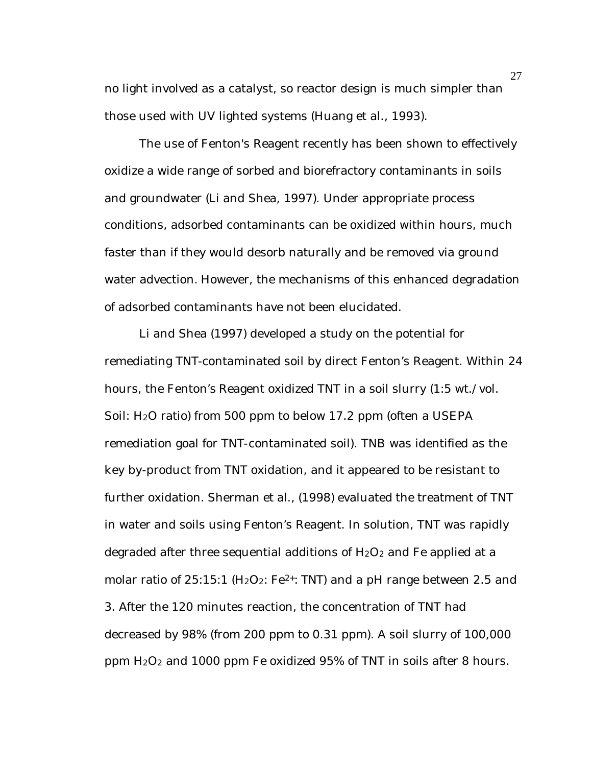no light involved as a catalyst, so reactor design is much simpler than those used with UV lighted systems (Huang et al., 1993).

The use of Fenton's Reagent recently has been shown to effectively oxidize a wide range of sorbed and biorefractory contaminants in soils and groundwater (Li and Shea, 1997). Under appropriate process conditions, adsorbed contaminants can be oxidized within hours, much faster than if they would desorb naturally and be removed via ground water advection. However, the mechanisms of this enhanced degradation of adsorbed contaminants have not been elucidated.

Li and Shea (1997) developed a study on the potential for remediating TNT-contaminated soil by direct Fenton's Reagent. Within 24 hours, the Fenton's Reagent oxidized TNT in a soil slurry (1:5 wt./vol. Soil: $H_2O$ ratio) from 500 ppm to below 17.2 ppm (often a USEPA remediation goal for TNT-contaminated soil). TNB was identified as the key by-product from TNT oxidation, and it appeared to be resistant to further oxidation. Sherman et al., (1998) evaluated the treatment of TNT in water and soils using Fenton's Reagent. In solution, TNT was rapidly degraded after three sequential additions of $H_2O_2$ and Fe applied at a molar ratio of 25:15:1 ($H_2O_2$: $Fe^{2+}$: TNT) and a pH range between 2.5 and 3. After the 120 minutes reaction, the concentration of TNT had decreased by 98% (from 200 ppm to 0.31 ppm). A soil slurry of 100,000 ppm $H_2O_2$ and 1000 ppm Fe oxidized 95% of TNT in soils after 8 hours.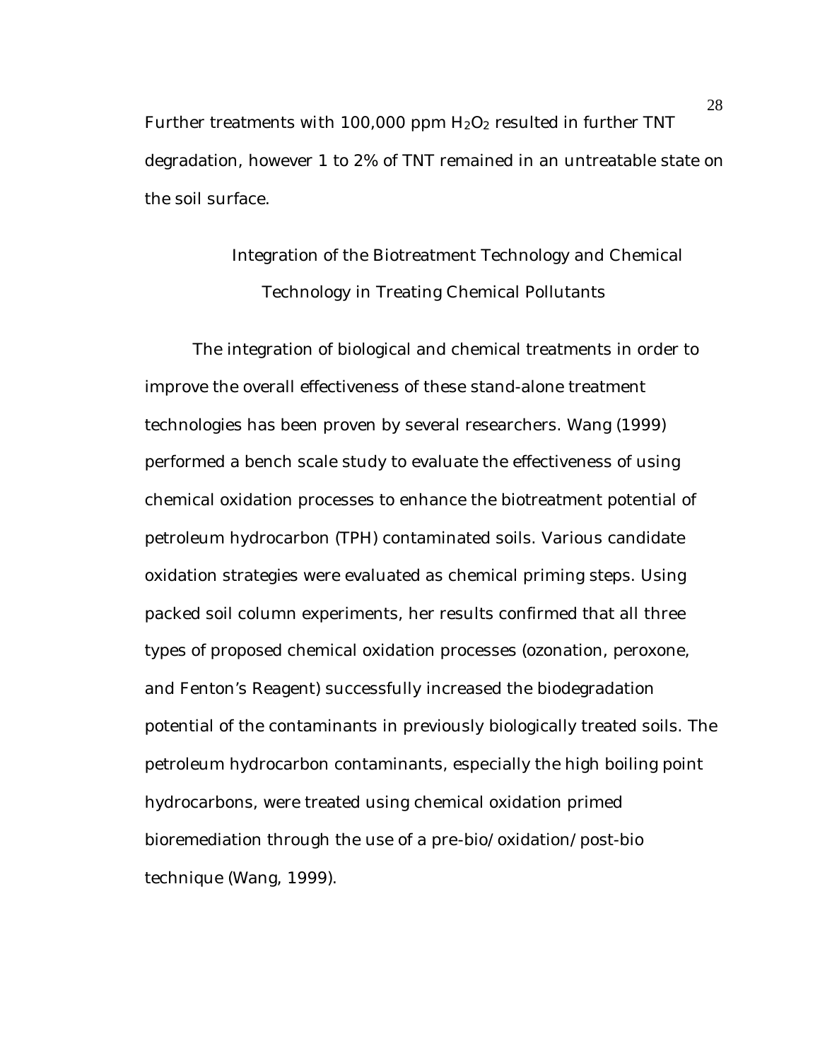Further treatments with 100,000 ppm $H_2O_2$ resulted in further TNT degradation, however 1 to 2% of TNT remained in an untreatable state on the soil surface.

## Integration of the Biotreatment Technology and Chemical Technology in Treating Chemical Pollutants

The integration of biological and chemical treatments in order to improve the overall effectiveness of these stand-alone treatment technologies has been proven by several researchers. Wang (1999) performed a bench scale study to evaluate the effectiveness of using chemical oxidation processes to enhance the biotreatment potential of petroleum hydrocarbon (TPH) contaminated soils. Various candidate oxidation strategies were evaluated as chemical priming steps. Using packed soil column experiments, her results confirmed that all three types of proposed chemical oxidation processes (ozonation, peroxone, and Fenton's Reagent) successfully increased the biodegradation potential of the contaminants in previously biologically treated soils. The petroleum hydrocarbon contaminants, especially the high boiling point hydrocarbons, were treated using chemical oxidation primed bioremediation through the use of a pre-bio/oxidation/post-bio technique (Wang, 1999).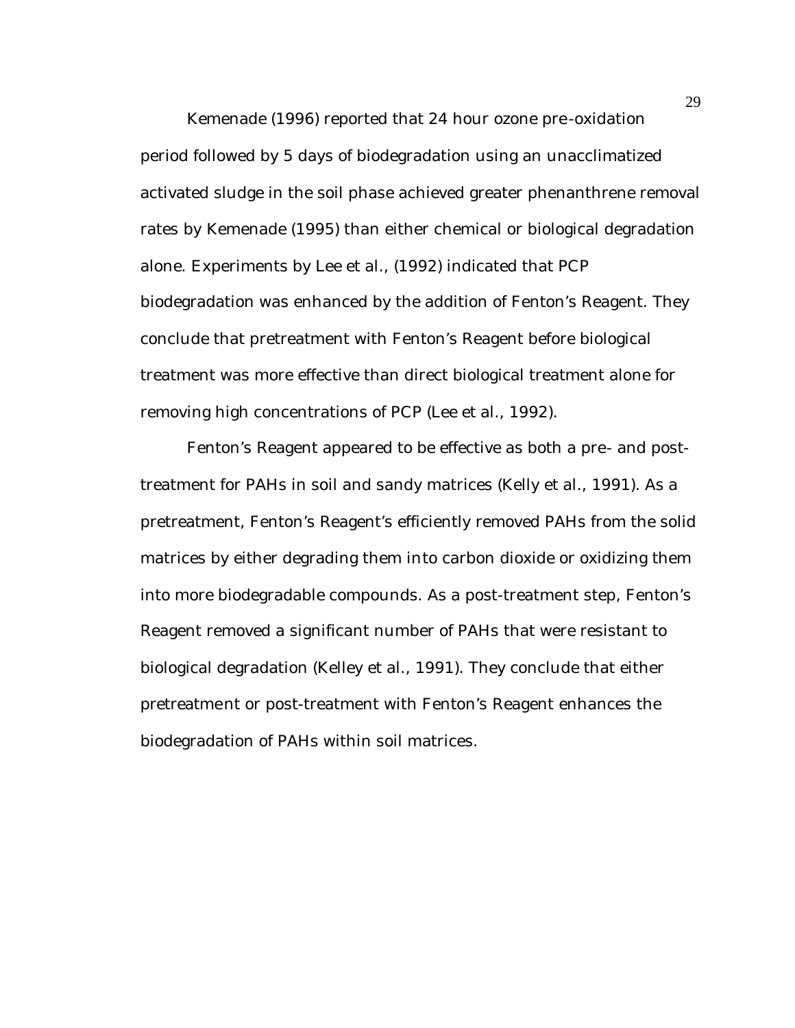Kemenade (1996) reported that 24 hour ozone pre-oxidation period followed by 5 days of biodegradation using an unacclimatized activated sludge in the soil phase achieved greater phenanthrene removal rates by Kemenade (1995) than either chemical or biological degradation alone. Experiments by Lee et al., (1992) indicated that PCP biodegradation was enhanced by the addition of Fenton's Reagent. They conclude that pretreatment with Fenton's Reagent before biological treatment was more effective than direct biological treatment alone for removing high concentrations of PCP (Lee et al., 1992).

Fenton's Reagent appeared to be effective as both a pre- and post-treatment for PAHs in soil and sandy matrices (Kelly et al., 1991). As a pretreatment, Fenton's Reagent's efficiently removed PAHs from the solid matrices by either degrading them into carbon dioxide or oxidizing them into more biodegradable compounds. As a post-treatment step, Fenton's Reagent removed a significant number of PAHs that were resistant to biological degradation (Kelley et al., 1991). They conclude that either pretreatment or post-treatment with Fenton's Reagent enhances the biodegradation of PAHs within soil matrices.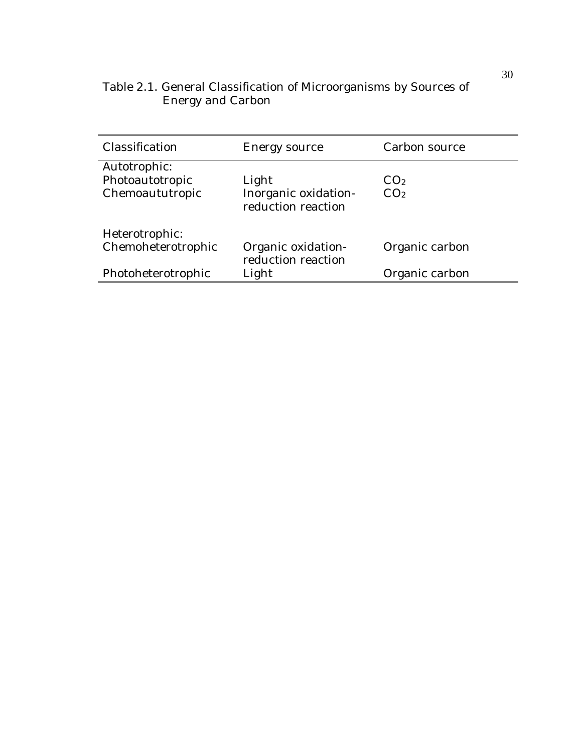Table 2.1. General Classification of Microorganisms by Sources of Energy and Carbon

| Classification | Energy source | Carbon source |
| --- | --- | --- |
| Autotrophic: | | |
| Photoautotropic | Light | $CO_2$ |
| Chemoaututropic | Inorganic oxidation-reduction reaction | $CO_2$ |
| Heterotrophic: | | |
| Chemoheterotrophic | Organic oxidation-reduction reaction | Organic carbon |
| Photoheterotrophic | Light | Organic carbon |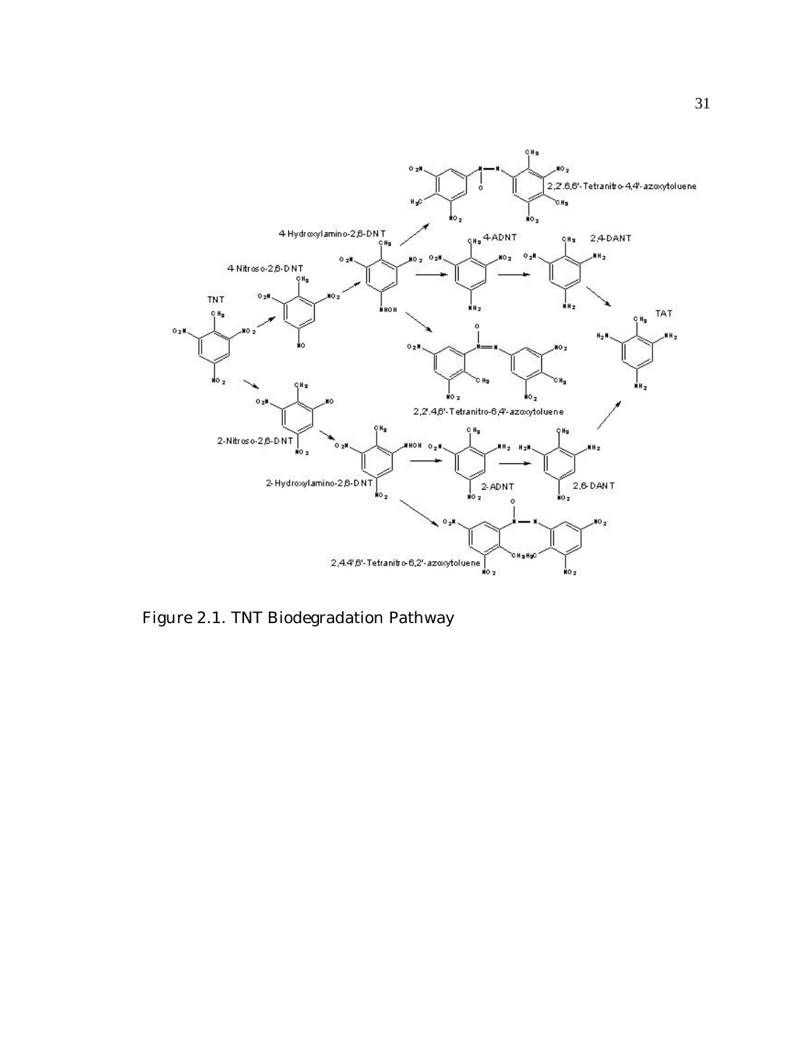Figure 2.1. TNT Biodegradation Pathway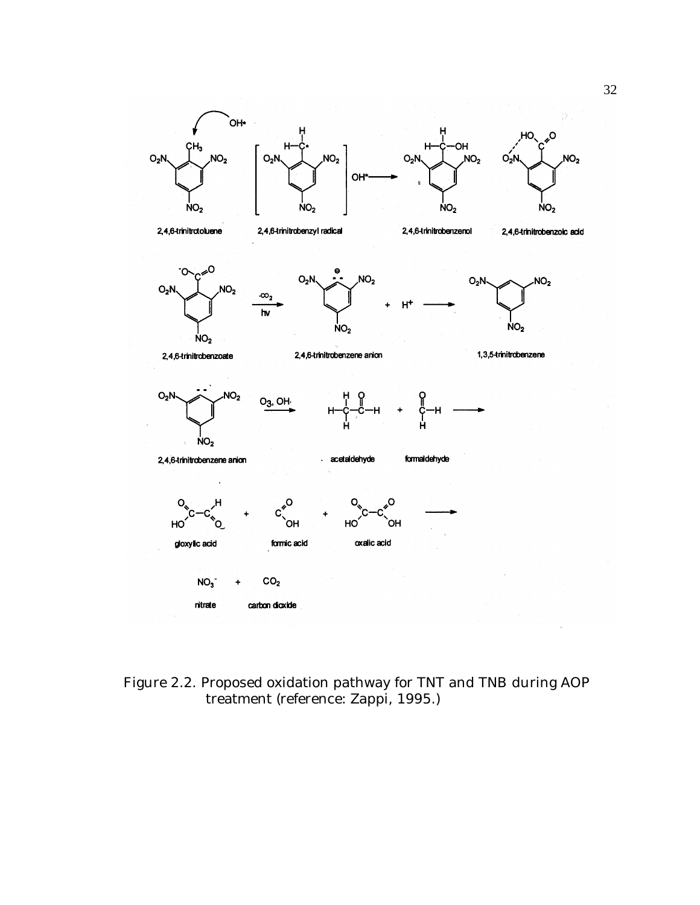Figure 2.2. Proposed oxidation pathway for TNT and TNB during AOP treatment (reference: Zappi, 1995.)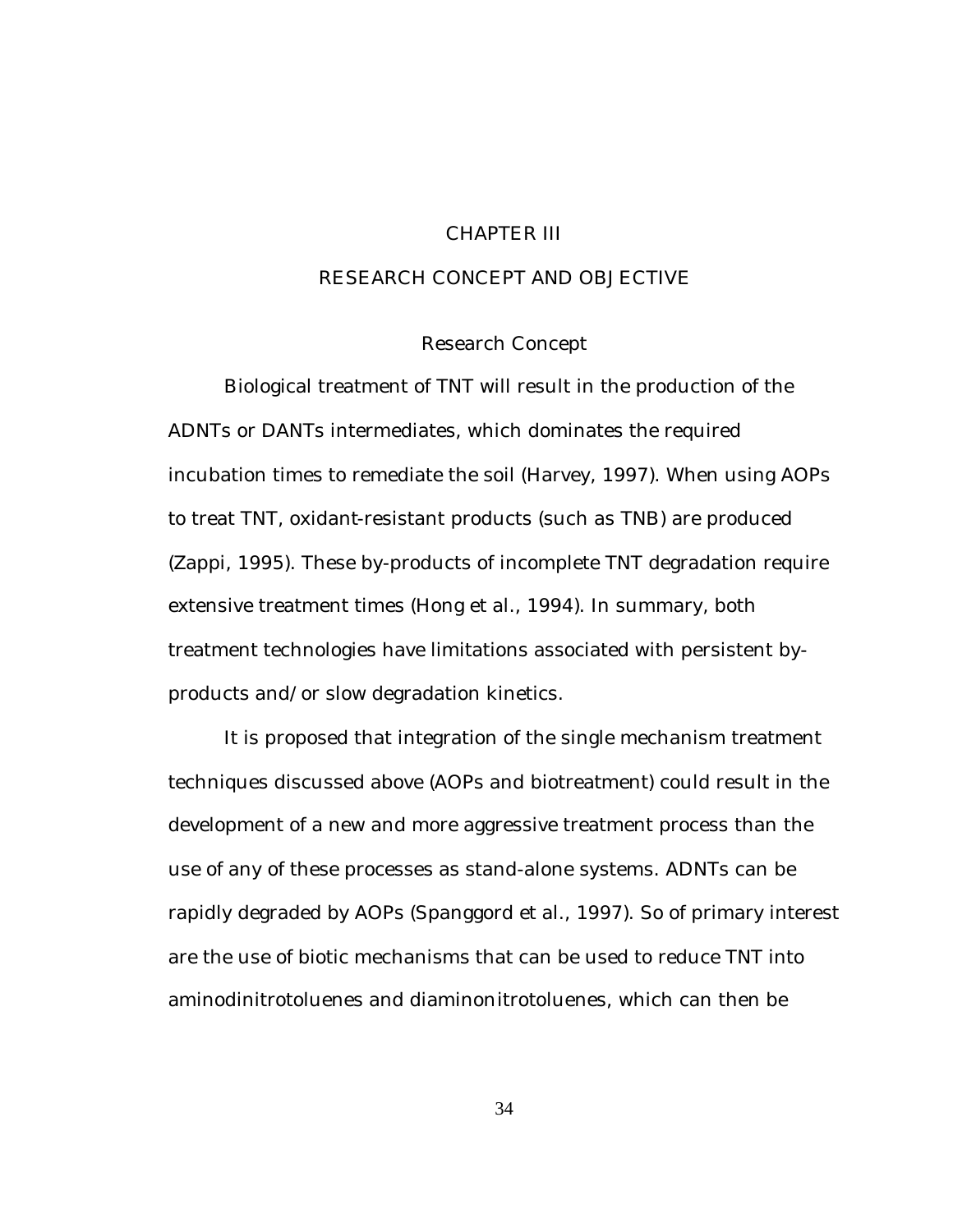# CHAPTER III

# RESEARCH CONCEPT AND OBJECTIVE

## Research Concept

Biological treatment of TNT will result in the production of the ADNTs or DANTs intermediates, which dominates the required incubation times to remediate the soil (Harvey, 1997). When using AOPs to treat TNT, oxidant-resistant products (such as TNB) are produced (Zappi, 1995). These by-products of incomplete TNT degradation require extensive treatment times (Hong et al., 1994). In summary, both treatment technologies have limitations associated with persistent by-products and/or slow degradation kinetics.

It is proposed that integration of the single mechanism treatment techniques discussed above (AOPs and biotreatment) could result in the development of a new and more aggressive treatment process than the use of any of these processes as stand-alone systems. ADNTs can be rapidly degraded by AOPs (Spanggord et al., 1997). So of primary interest are the use of biotic mechanisms that can be used to reduce TNT into aminodinitrotoluenes and diaminonitrotoluenes, which can then be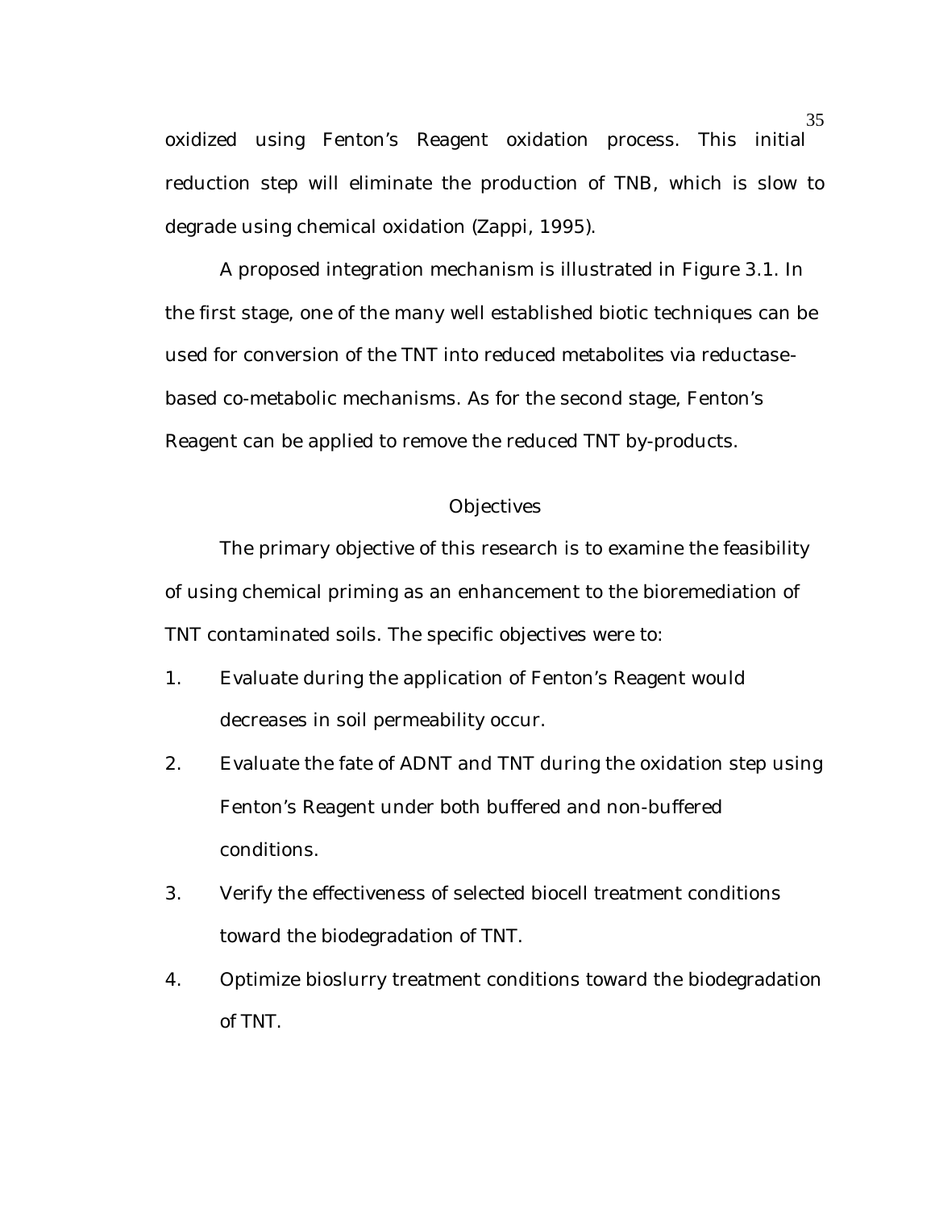oxidized using Fenton's Reagent oxidation process. This initial reduction step will eliminate the production of TNB, which is slow to degrade using chemical oxidation (Zappi, 1995).

A proposed integration mechanism is illustrated in Figure 3.1. In the first stage, one of the many well established biotic techniques can be used for conversion of the TNT into reduced metabolites via reductase-based co-metabolic mechanisms. As for the second stage, Fenton's Reagent can be applied to remove the reduced TNT by-products.

## Objectives

The primary objective of this research is to examine the feasibility of using chemical priming as an enhancement to the bioremediation of TNT contaminated soils. The specific objectives were to:

1. Evaluate during the application of Fenton's Reagent would decreases in soil permeability occur.
2. Evaluate the fate of ADNT and TNT during the oxidation step using Fenton's Reagent under both buffered and non-buffered conditions.
3. Verify the effectiveness of selected biocell treatment conditions toward the biodegradation of TNT.
4. Optimize bioslurry treatment conditions toward the biodegradation of TNT.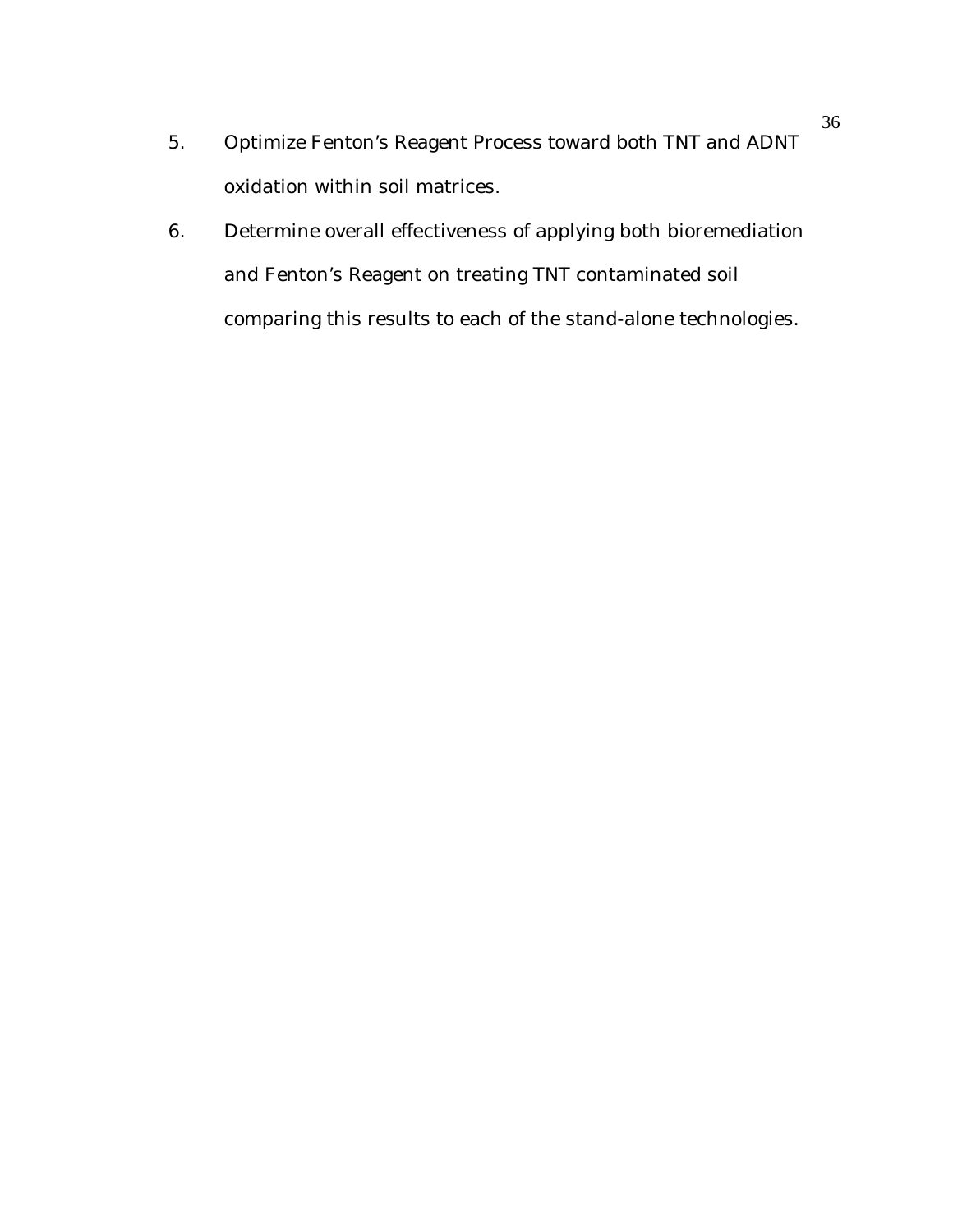5. Optimize Fenton's Reagent Process toward both TNT and ADNT oxidation within soil matrices.
6. Determine overall effectiveness of applying both bioremediation and Fenton's Reagent on treating TNT contaminated soil comparing this results to each of the stand-alone technologies.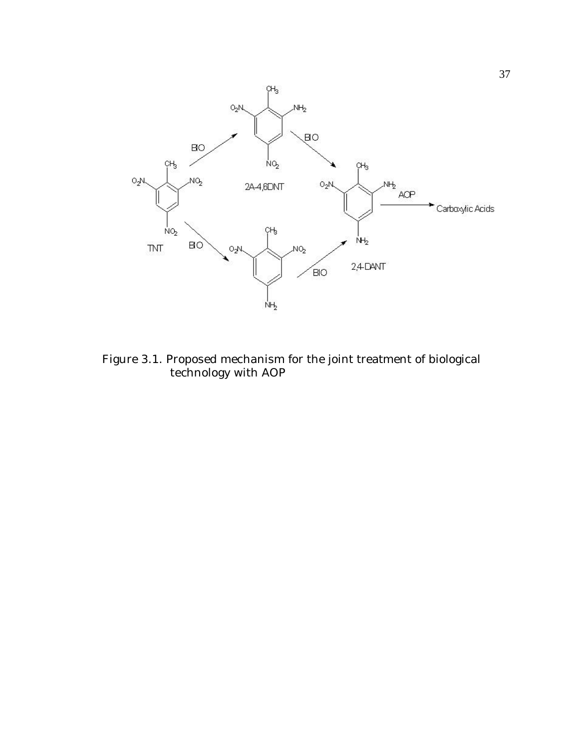Figure 3.1. Proposed mechanism for the joint treatment of biological technology with AOP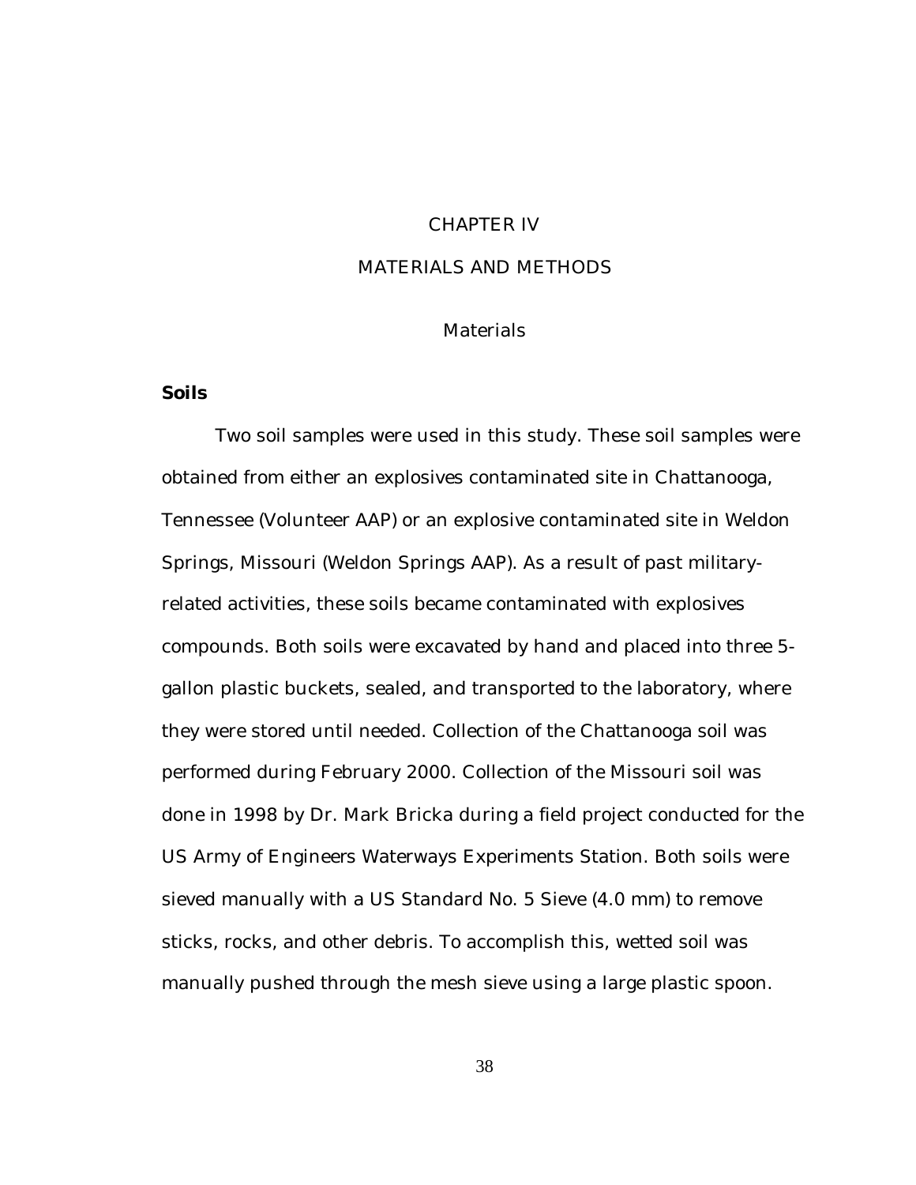# CHAPTER IV

# MATERIALS AND METHODS

## Materials

### Soils

Two soil samples were used in this study. These soil samples were obtained from either an explosives contaminated site in Chattanooga, Tennessee (Volunteer AAP) or an explosive contaminated site in Weldon Springs, Missouri (Weldon Springs AAP). As a result of past military-related activities, these soils became contaminated with explosives compounds. Both soils were excavated by hand and placed into three 5-gallon plastic buckets, sealed, and transported to the laboratory, where they were stored until needed. Collection of the Chattanooga soil was performed during February 2000. Collection of the Missouri soil was done in 1998 by Dr. Mark Bricka during a field project conducted for the US Army of Engineers Waterways Experiments Station. Both soils were sieved manually with a US Standard No. 5 Sieve (4.0 mm) to remove sticks, rocks, and other debris. To accomplish this, wetted soil was manually pushed through the mesh sieve using a large plastic spoon.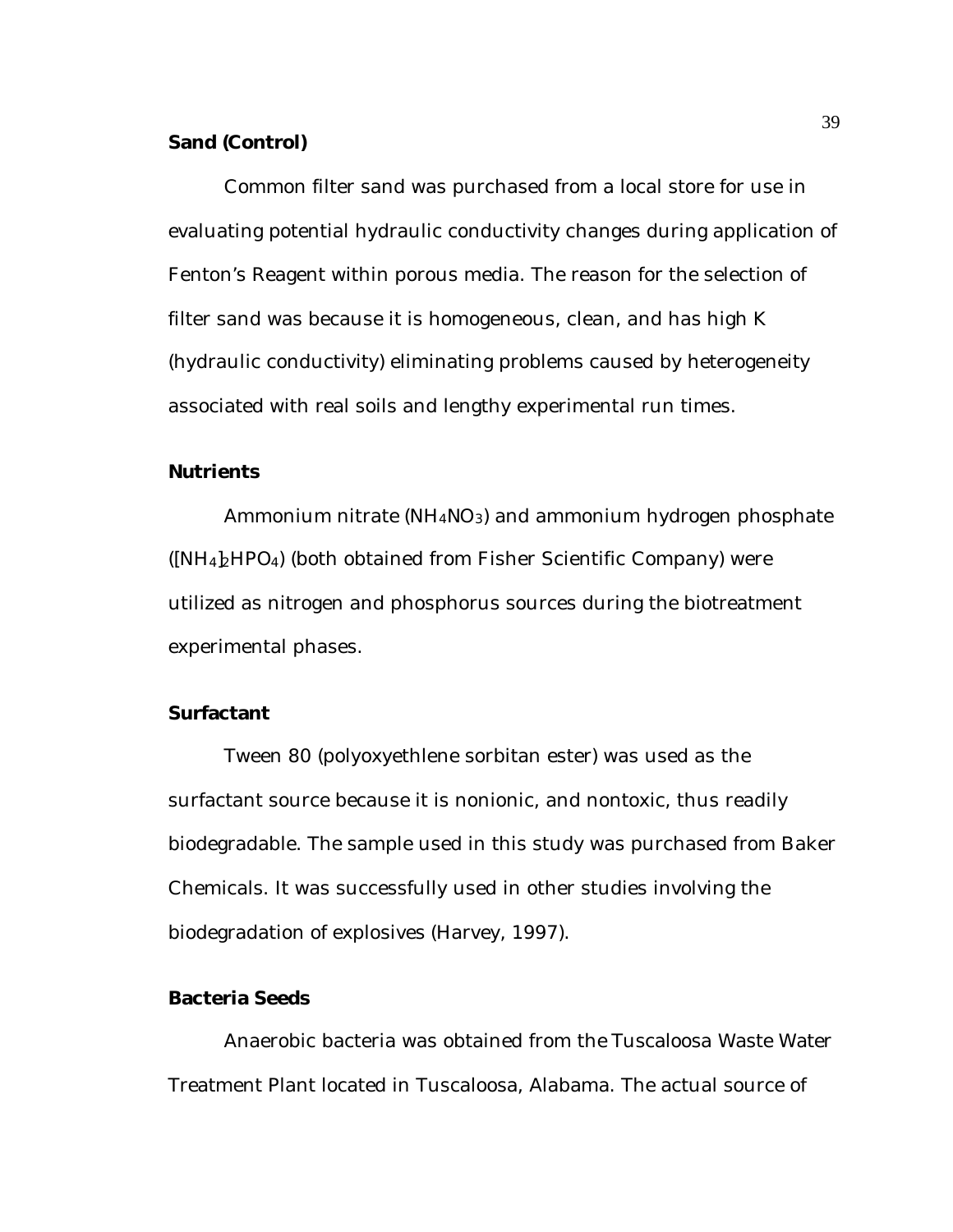### Sand (Control)

Common filter sand was purchased from a local store for use in evaluating potential hydraulic conductivity changes during application of Fenton's Reagent within porous media. The reason for the selection of filter sand was because it is homogeneous, clean, and has high K (hydraulic conductivity) eliminating problems caused by heterogeneity associated with real soils and lengthy experimental run times.

### Nutrients

Ammonium nitrate ($NH_4NO_3$) and ammonium hydrogen phosphate ($[NH_4]_2HPO_4$) (both obtained from Fisher Scientific Company) were utilized as nitrogen and phosphorus sources during the biotreatment experimental phases.

### Surfactant

Tween 80 (polyoxyethlene sorbitan ester) was used as the surfactant source because it is nonionic, and nontoxic, thus readily biodegradable. The sample used in this study was purchased from Baker Chemicals. It was successfully used in other studies involving the biodegradation of explosives (Harvey, 1997).

### Bacteria Seeds

Anaerobic bacteria was obtained from the Tuscaloosa Waste Water Treatment Plant located in Tuscaloosa, Alabama. The actual source of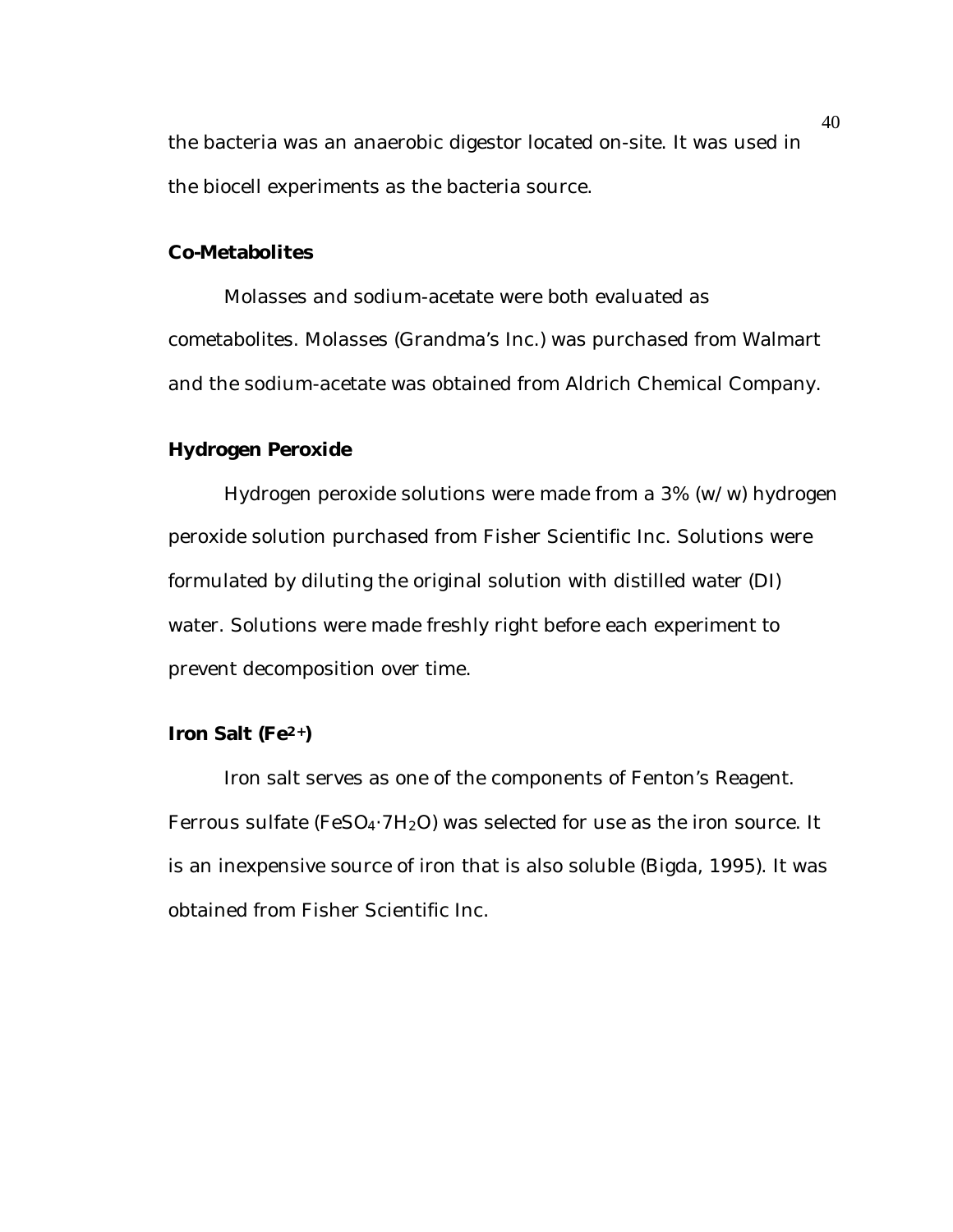the bacteria was an anaerobic digestor located on-site. It was used in the biocell experiments as the bacteria source.

### Co-Metabolites

Molasses and sodium-acetate were both evaluated as cometabolites. Molasses (Grandma's Inc.) was purchased from Walmart and the sodium-acetate was obtained from Aldrich Chemical Company.

### Hydrogen Peroxide

Hydrogen peroxide solutions were made from a 3% (w/w) hydrogen peroxide solution purchased from Fisher Scientific Inc. Solutions were formulated by diluting the original solution with distilled water (DI) water. Solutions were made freshly right before each experiment to prevent decomposition over time.

### Iron Salt ($Fe^{2+}$)

Iron salt serves as one of the components of Fenton's Reagent. Ferrous sulfate ($FeSO_4 \cdot 7H_2O$) was selected for use as the iron source. It is an inexpensive source of iron that is also soluble (Bigda, 1995). It was obtained from Fisher Scientific Inc.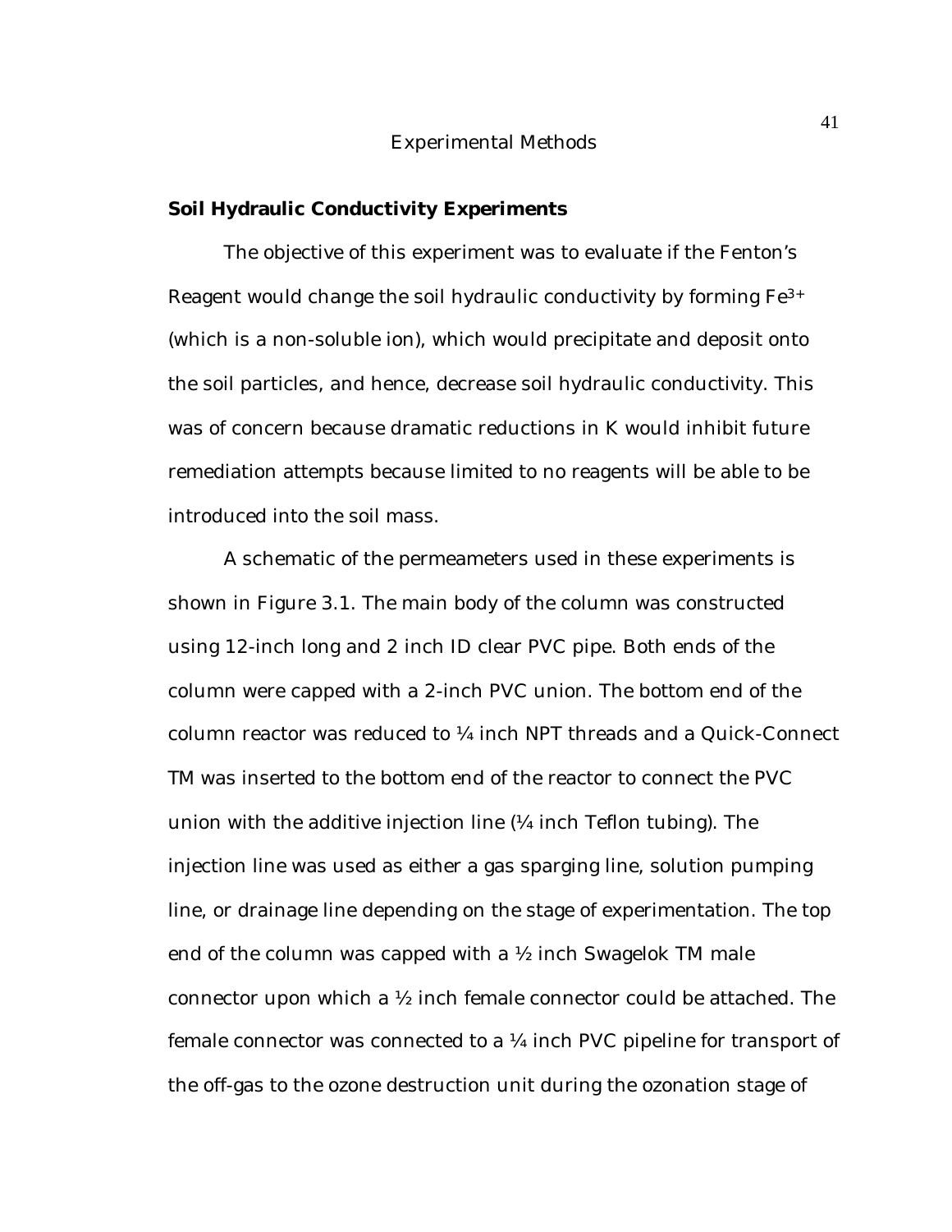# Experimental Methods

## Soil Hydraulic Conductivity Experiments

The objective of this experiment was to evaluate if the Fenton's Reagent would change the soil hydraulic conductivity by forming $Fe^{3+}$ (which is a non-soluble ion), which would precipitate and deposit onto the soil particles, and hence, decrease soil hydraulic conductivity. This was of concern because dramatic reductions in K would inhibit future remediation attempts because limited to no reagents will be able to be introduced into the soil mass.

A schematic of the permeameters used in these experiments is shown in Figure 3.1. The main body of the column was constructed using 12-inch long and 2 inch ID clear PVC pipe. Both ends of the column were capped with a 2-inch PVC union. The bottom end of the column reactor was reduced to ¼ inch NPT threads and a Quick-Connect TM was inserted to the bottom end of the reactor to connect the PVC union with the additive injection line (¼ inch Teflon tubing). The injection line was used as either a gas sparging line, solution pumping line, or drainage line depending on the stage of experimentation. The top end of the column was capped with a ½ inch Swagelok TM male connector upon which a ½ inch female connector could be attached. The female connector was connected to a ¼ inch PVC pipeline for transport of the off-gas to the ozone destruction unit during the ozonation stage of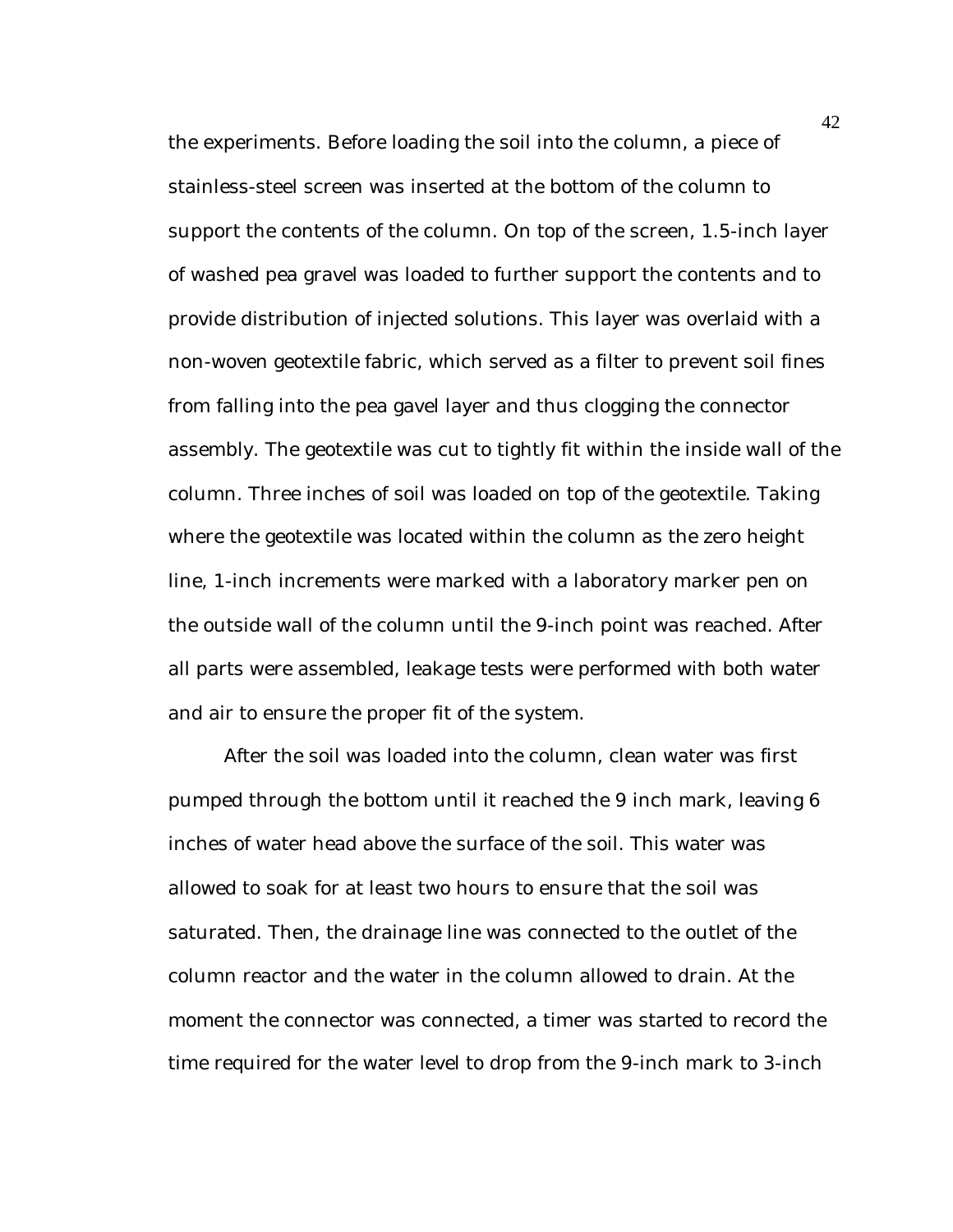the experiments. Before loading the soil into the column, a piece of stainless-steel screen was inserted at the bottom of the column to support the contents of the column. On top of the screen, 1.5-inch layer of washed pea gravel was loaded to further support the contents and to provide distribution of injected solutions. This layer was overlaid with a non-woven geotextile fabric, which served as a filter to prevent soil fines from falling into the pea gavel layer and thus clogging the connector assembly. The geotextile was cut to tightly fit within the inside wall of the column. Three inches of soil was loaded on top of the geotextile. Taking where the geotextile was located within the column as the zero height line, 1-inch increments were marked with a laboratory marker pen on the outside wall of the column until the 9-inch point was reached. After all parts were assembled, leakage tests were performed with both water and air to ensure the proper fit of the system.

After the soil was loaded into the column, clean water was first pumped through the bottom until it reached the 9 inch mark, leaving 6 inches of water head above the surface of the soil. This water was allowed to soak for at least two hours to ensure that the soil was saturated. Then, the drainage line was connected to the outlet of the column reactor and the water in the column allowed to drain. At the moment the connector was connected, a timer was started to record the time required for the water level to drop from the 9-inch mark to 3-inch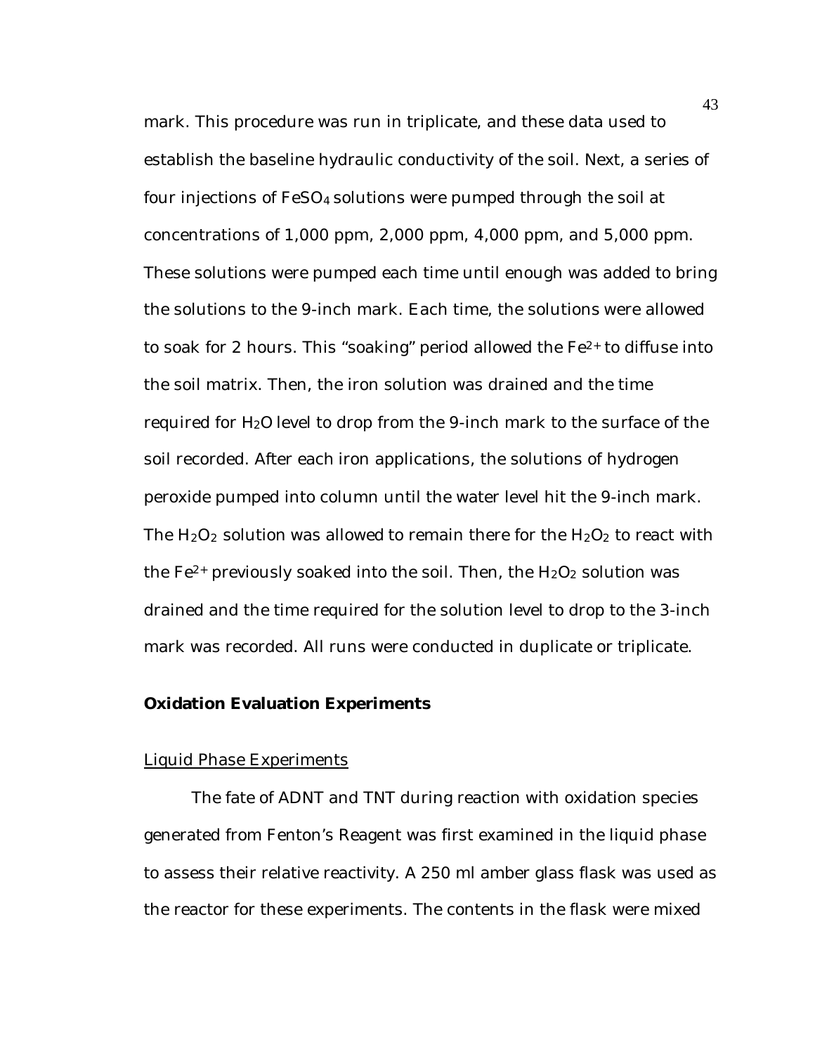mark. This procedure was run in triplicate, and these data used to establish the baseline hydraulic conductivity of the soil. Next, a series of four injections of $FeSO_4$ solutions were pumped through the soil at concentrations of 1,000 ppm, 2,000 ppm, 4,000 ppm, and 5,000 ppm. These solutions were pumped each time until enough was added to bring the solutions to the 9-inch mark. Each time, the solutions were allowed to soak for 2 hours. This "soaking" period allowed the $Fe^{2+}$ to diffuse into the soil matrix. Then, the iron solution was drained and the time required for $H_2O$ level to drop from the 9-inch mark to the surface of the soil recorded. After each iron applications, the solutions of hydrogen peroxide pumped into column until the water level hit the 9-inch mark. The $H_2O_2$ solution was allowed to remain there for the $H_2O_2$ to react with the $Fe^{2+}$ previously soaked into the soil. Then, the $H_2O_2$ solution was drained and the time required for the solution level to drop to the 3-inch mark was recorded. All runs were conducted in duplicate or triplicate.

**Oxidation Evaluation Experiments**

<u>Liquid Phase Experiments</u>

The fate of ADNT and TNT during reaction with oxidation species generated from Fenton's Reagent was first examined in the liquid phase to assess their relative reactivity. A 250 ml amber glass flask was used as the reactor for these experiments. The contents in the flask were mixed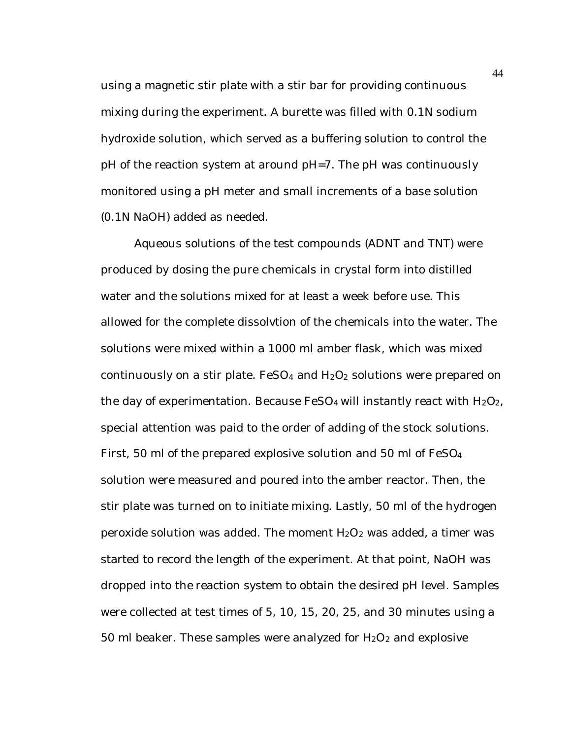using a magnetic stir plate with a stir bar for providing continuous mixing during the experiment. A burette was filled with 0.1N sodium hydroxide solution, which served as a buffering solution to control the pH of the reaction system at around pH=7. The pH was continuously monitored using a pH meter and small increments of a base solution (0.1N NaOH) added as needed.

Aqueous solutions of the test compounds (ADNT and TNT) were produced by dosing the pure chemicals in crystal form into distilled water and the solutions mixed for at least a week before use. This allowed for the complete dissolvtion of the chemicals into the water. The solutions were mixed within a 1000 ml amber flask, which was mixed continuously on a stir plate. $FeSO_4$ and $H_2O_2$ solutions were prepared on the day of experimentation. Because $FeSO_4$ will instantly react with $H_2O_2$, special attention was paid to the order of adding of the stock solutions. First, 50 ml of the prepared explosive solution and 50 ml of $FeSO_4$ solution were measured and poured into the amber reactor. Then, the stir plate was turned on to initiate mixing. Lastly, 50 ml of the hydrogen peroxide solution was added. The moment $H_2O_2$ was added, a timer was started to record the length of the experiment. At that point, NaOH was dropped into the reaction system to obtain the desired pH level. Samples were collected at test times of 5, 10, 15, 20, 25, and 30 minutes using a 50 ml beaker. These samples were analyzed for $H_2O_2$ and explosive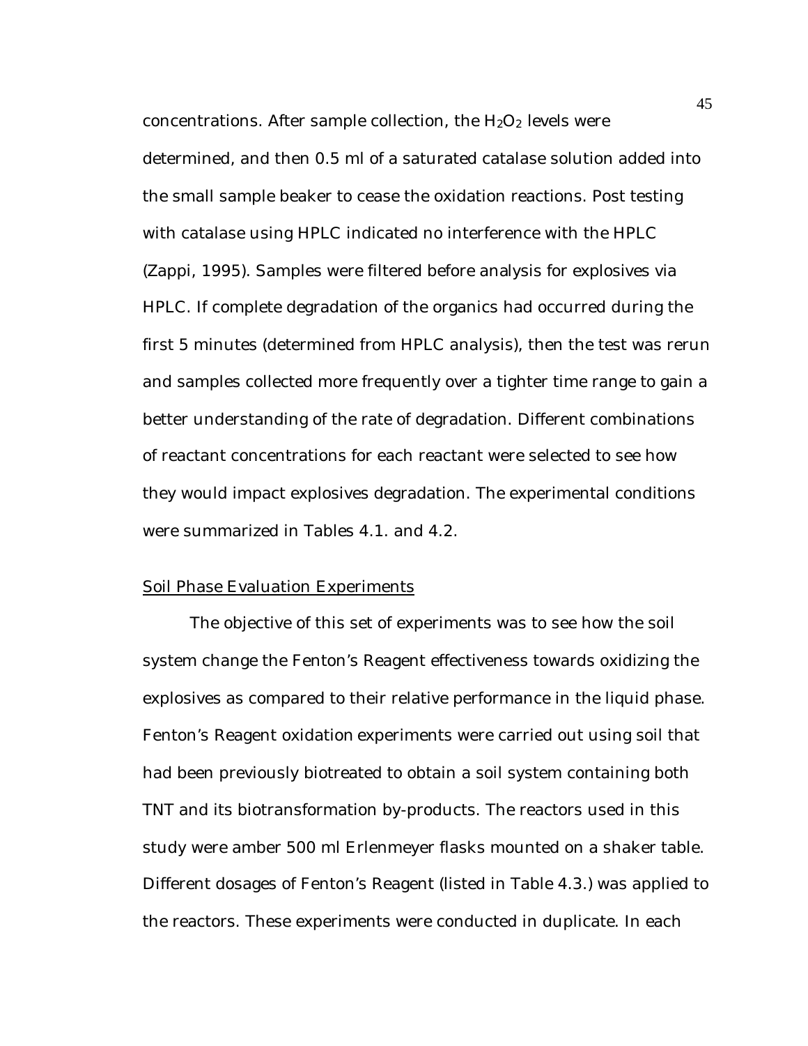concentrations. After sample collection, the $H_2O_2$ levels were determined, and then 0.5 ml of a saturated catalase solution added into the small sample beaker to cease the oxidation reactions. Post testing with catalase using HPLC indicated no interference with the HPLC (Zappi, 1995). Samples were filtered before analysis for explosives via HPLC. If complete degradation of the organics had occurred during the first 5 minutes (determined from HPLC analysis), then the test was rerun and samples collected more frequently over a tighter time range to gain a better understanding of the rate of degradation. Different combinations of reactant concentrations for each reactant were selected to see how they would impact explosives degradation. The experimental conditions were summarized in Tables 4.1. and 4.2.

### Soil Phase Evaluation Experiments

The objective of this set of experiments was to see how the soil system change the Fenton's Reagent effectiveness towards oxidizing the explosives as compared to their relative performance in the liquid phase. Fenton's Reagent oxidation experiments were carried out using soil that had been previously biotreated to obtain a soil system containing both TNT and its biotransformation by-products. The reactors used in this study were amber 500 ml Erlenmeyer flasks mounted on a shaker table. Different dosages of Fenton's Reagent (listed in Table 4.3.) was applied to the reactors. These experiments were conducted in duplicate. In each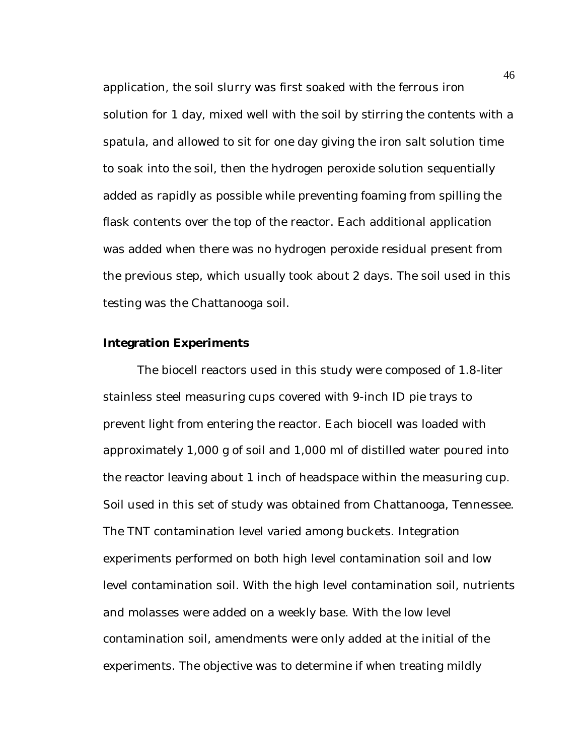application, the soil slurry was first soaked with the ferrous iron solution for 1 day, mixed well with the soil by stirring the contents with a spatula, and allowed to sit for one day giving the iron salt solution time to soak into the soil, then the hydrogen peroxide solution sequentially added as rapidly as possible while preventing foaming from spilling the flask contents over the top of the reactor. Each additional application was added when there was no hydrogen peroxide residual present from the previous step, which usually took about 2 days. The soil used in this testing was the Chattanooga soil.

**Integration Experiments**

The biocell reactors used in this study were composed of 1.8-liter stainless steel measuring cups covered with 9-inch ID pie trays to prevent light from entering the reactor. Each biocell was loaded with approximately 1,000 g of soil and 1,000 ml of distilled water poured into the reactor leaving about 1 inch of headspace within the measuring cup. Soil used in this set of study was obtained from Chattanooga, Tennessee. The TNT contamination level varied among buckets. Integration experiments performed on both high level contamination soil and low level contamination soil. With the high level contamination soil, nutrients and molasses were added on a weekly base. With the low level contamination soil, amendments were only added at the initial of the experiments. The objective was to determine if when treating mildly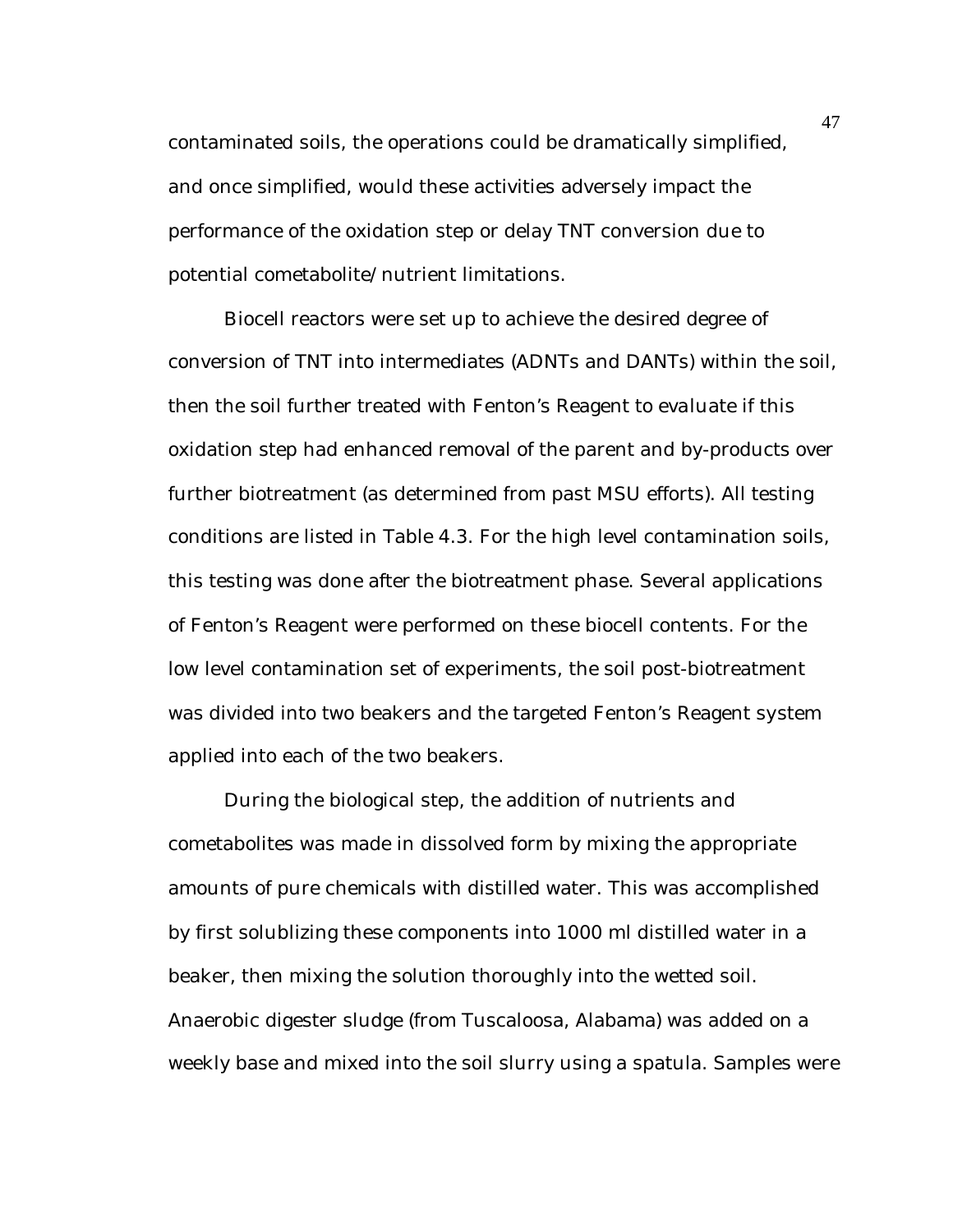contaminated soils, the operations could be dramatically simplified, and once simplified, would these activities adversely impact the performance of the oxidation step or delay TNT conversion due to potential cometabolite/nutrient limitations.

Biocell reactors were set up to achieve the desired degree of conversion of TNT into intermediates (ADNTs and DANTs) within the soil, then the soil further treated with Fenton's Reagent to evaluate if this oxidation step had enhanced removal of the parent and by-products over further biotreatment (as determined from past MSU efforts). All testing conditions are listed in Table 4.3. For the high level contamination soils, this testing was done after the biotreatment phase. Several applications of Fenton's Reagent were performed on these biocell contents. For the low level contamination set of experiments, the soil post-biotreatment was divided into two beakers and the targeted Fenton's Reagent system applied into each of the two beakers.

During the biological step, the addition of nutrients and cometabolites was made in dissolved form by mixing the appropriate amounts of pure chemicals with distilled water. This was accomplished by first solublizing these components into 1000 ml distilled water in a beaker, then mixing the solution thoroughly into the wetted soil. Anaerobic digester sludge (from Tuscaloosa, Alabama) was added on a weekly base and mixed into the soil slurry using a spatula. Samples were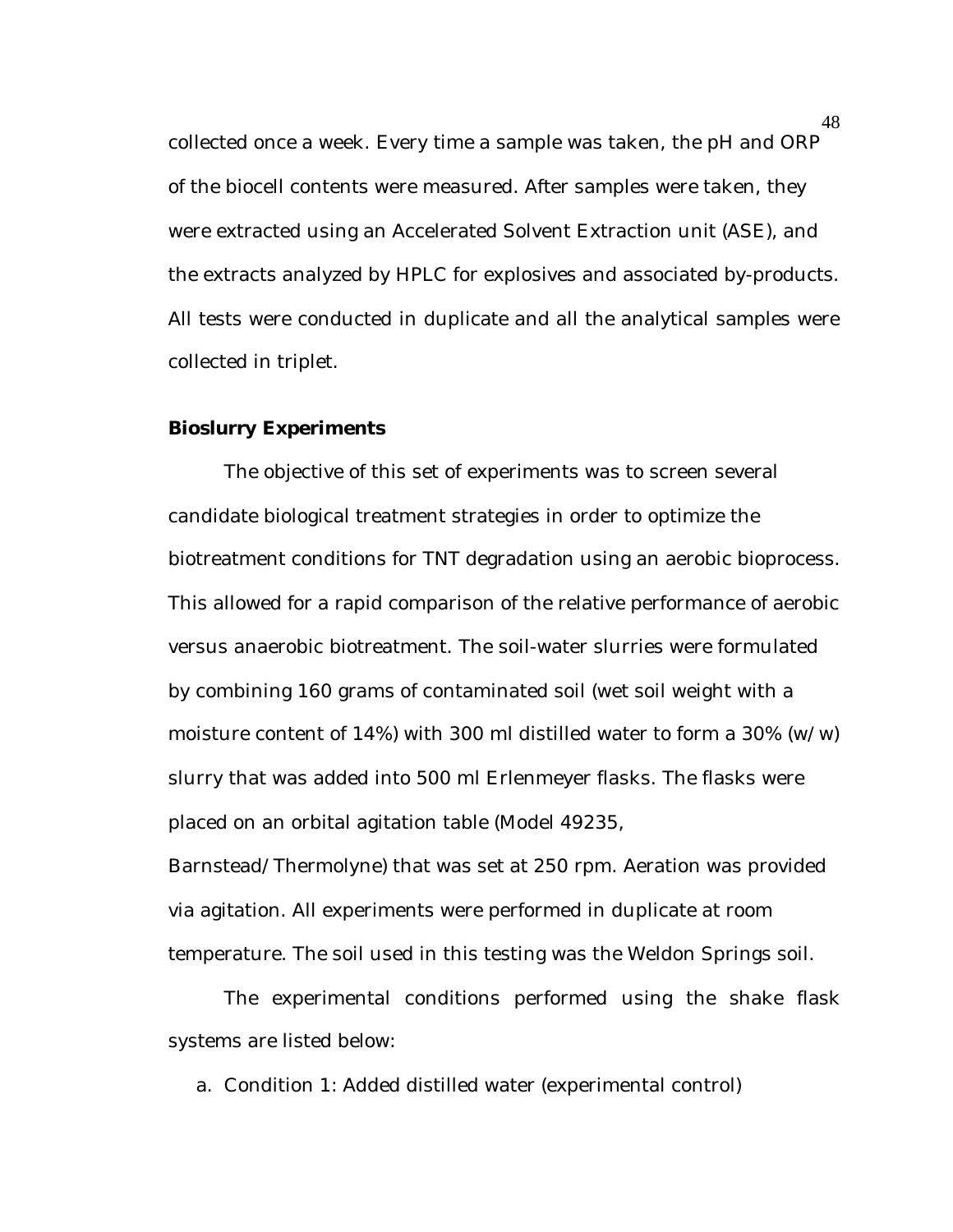collected once a week. Every time a sample was taken, the pH and ORP of the biocell contents were measured. After samples were taken, they were extracted using an Accelerated Solvent Extraction unit (ASE), and the extracts analyzed by HPLC for explosives and associated by-products. All tests were conducted in duplicate and all the analytical samples were collected in triplet.

**Bioslurry Experiments**

The objective of this set of experiments was to screen several candidate biological treatment strategies in order to optimize the biotreatment conditions for TNT degradation using an aerobic bioprocess. This allowed for a rapid comparison of the relative performance of aerobic versus anaerobic biotreatment. The soil-water slurries were formulated by combining 160 grams of contaminated soil (wet soil weight with a moisture content of 14%) with 300 ml distilled water to form a 30% (w/w) slurry that was added into 500 ml Erlenmeyer flasks. The flasks were placed on an orbital agitation table (Model 49235, Barnstead/Thermolyne) that was set at 250 rpm. Aeration was provided via agitation. All experiments were performed in duplicate at room temperature. The soil used in this testing was the Weldon Springs soil.

The experimental conditions performed using the shake flask systems are listed below:

a. Condition 1: Added distilled water (experimental control)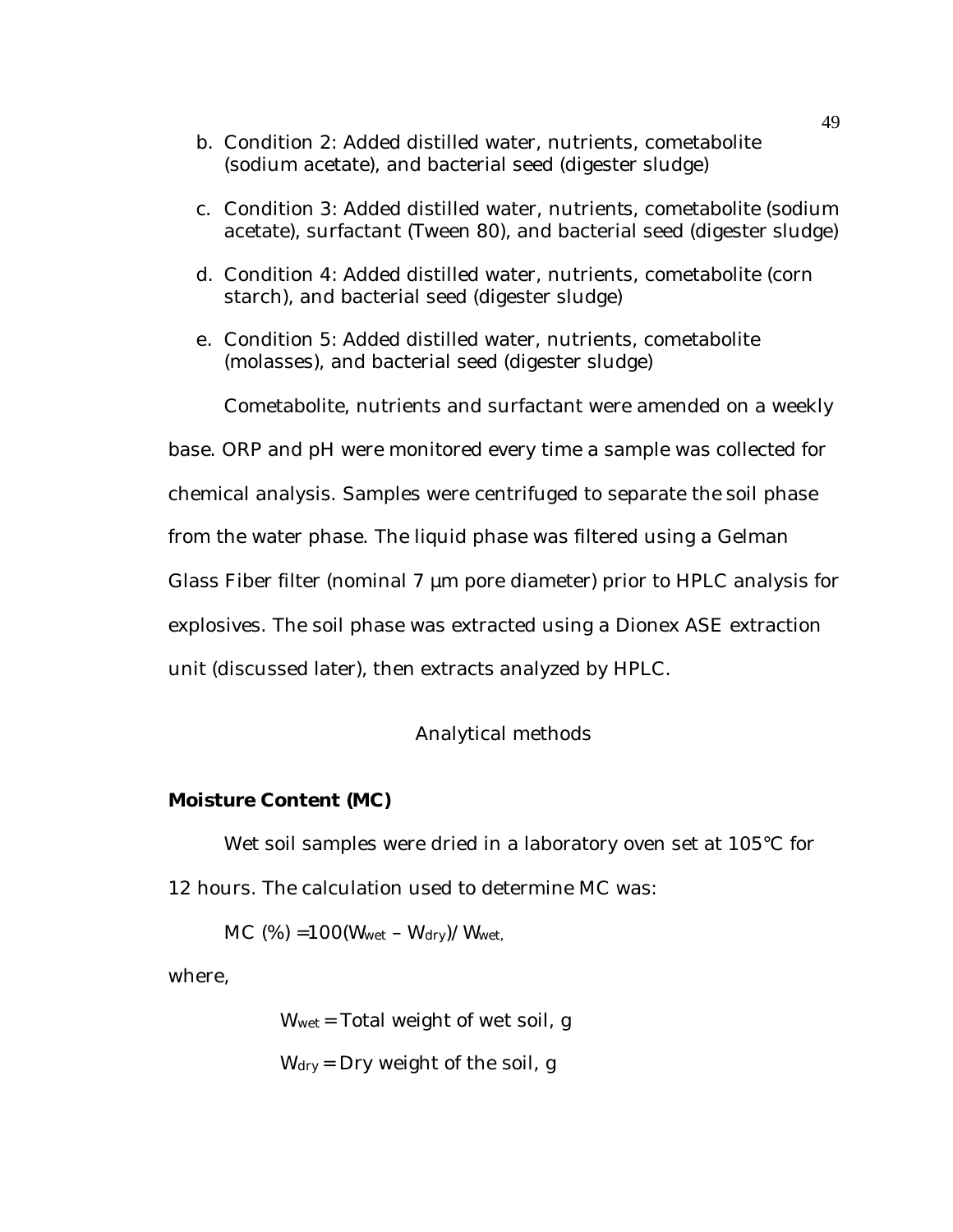b. Condition 2: Added distilled water, nutrients, cometabolite (sodium acetate), and bacterial seed (digester sludge)

c. Condition 3: Added distilled water, nutrients, cometabolite (sodium acetate), surfactant (Tween 80), and bacterial seed (digester sludge)

d. Condition 4: Added distilled water, nutrients, cometabolite (corn starch), and bacterial seed (digester sludge)

e. Condition 5: Added distilled water, nutrients, cometabolite (molasses), and bacterial seed (digester sludge)

Cometabolite, nutrients and surfactant were amended on a weekly base. ORP and pH were monitored every time a sample was collected for chemical analysis. Samples were centrifuged to separate the soil phase from the water phase. The liquid phase was filtered using a Gelman Glass Fiber filter (nominal 7 µm pore diameter) prior to HPLC analysis for explosives. The soil phase was extracted using a Dionex ASE extraction unit (discussed later), then extracts analyzed by HPLC.

## Analytical methods

### Moisture Content (MC)

Wet soil samples were dried in a laboratory oven set at 105°C for 12 hours. The calculation used to determine MC was:

$$MC\ (\%) = 100(W_{wet} - W_{dry})/W_{wet},$$

where,

$W_{wet}$ = Total weight of wet soil, g

$W_{dry}$ = Dry weight of the soil, g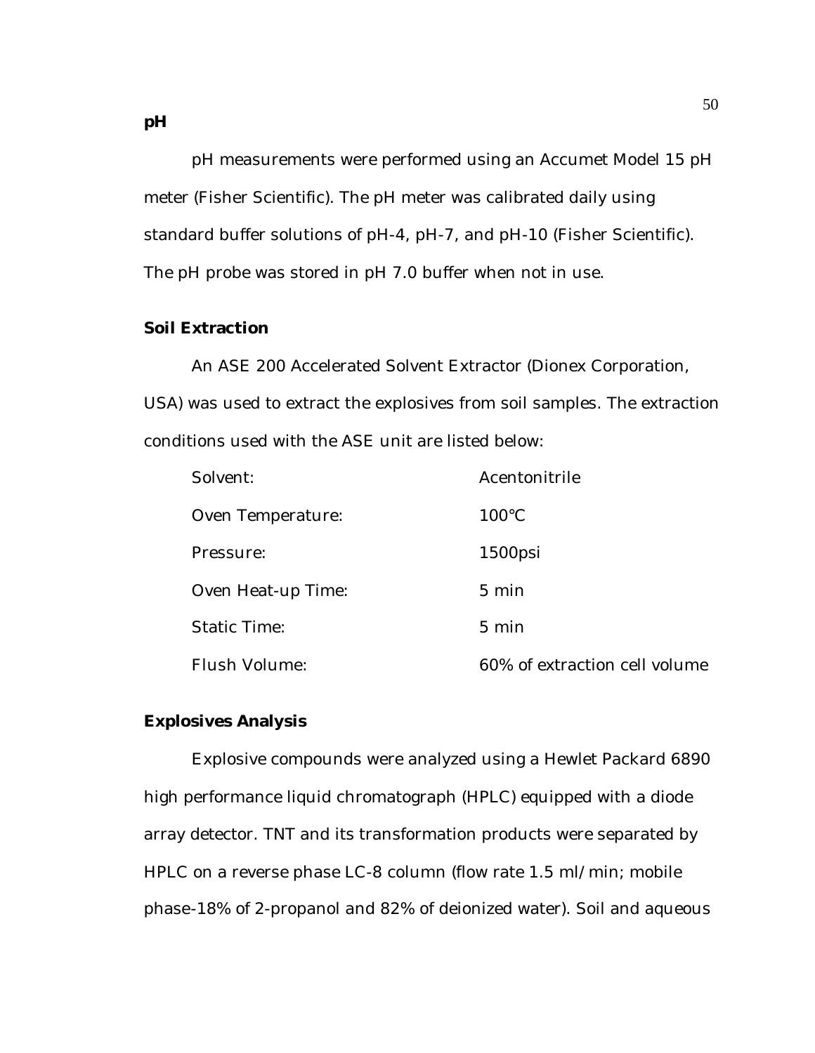**pH**

pH measurements were performed using an Accumet Model 15 pH meter (Fisher Scientific). The pH meter was calibrated daily using standard buffer solutions of pH-4, pH-7, and pH-10 (Fisher Scientific). The pH probe was stored in pH 7.0 buffer when not in use.

**Soil Extraction**

An ASE 200 Accelerated Solvent Extractor (Dionex Corporation, USA) was used to extract the explosives from soil samples. The extraction conditions used with the ASE unit are listed below:

| | |
|---|---|
| Solvent: | Acentonitrile |
| Oven Temperature: | 100°C |
| Pressure: | 1500psi |
| Oven Heat-up Time: | 5 min |
| Static Time: | 5 min |
| Flush Volume: | 60% of extraction cell volume |

**Explosives Analysis**

Explosive compounds were analyzed using a Hewlet Packard 6890 high performance liquid chromatograph (HPLC) equipped with a diode array detector. TNT and its transformation products were separated by HPLC on a reverse phase LC-8 column (flow rate 1.5 ml/min; mobile phase-18% of 2-propanol and 82% of deionized water). Soil and aqueous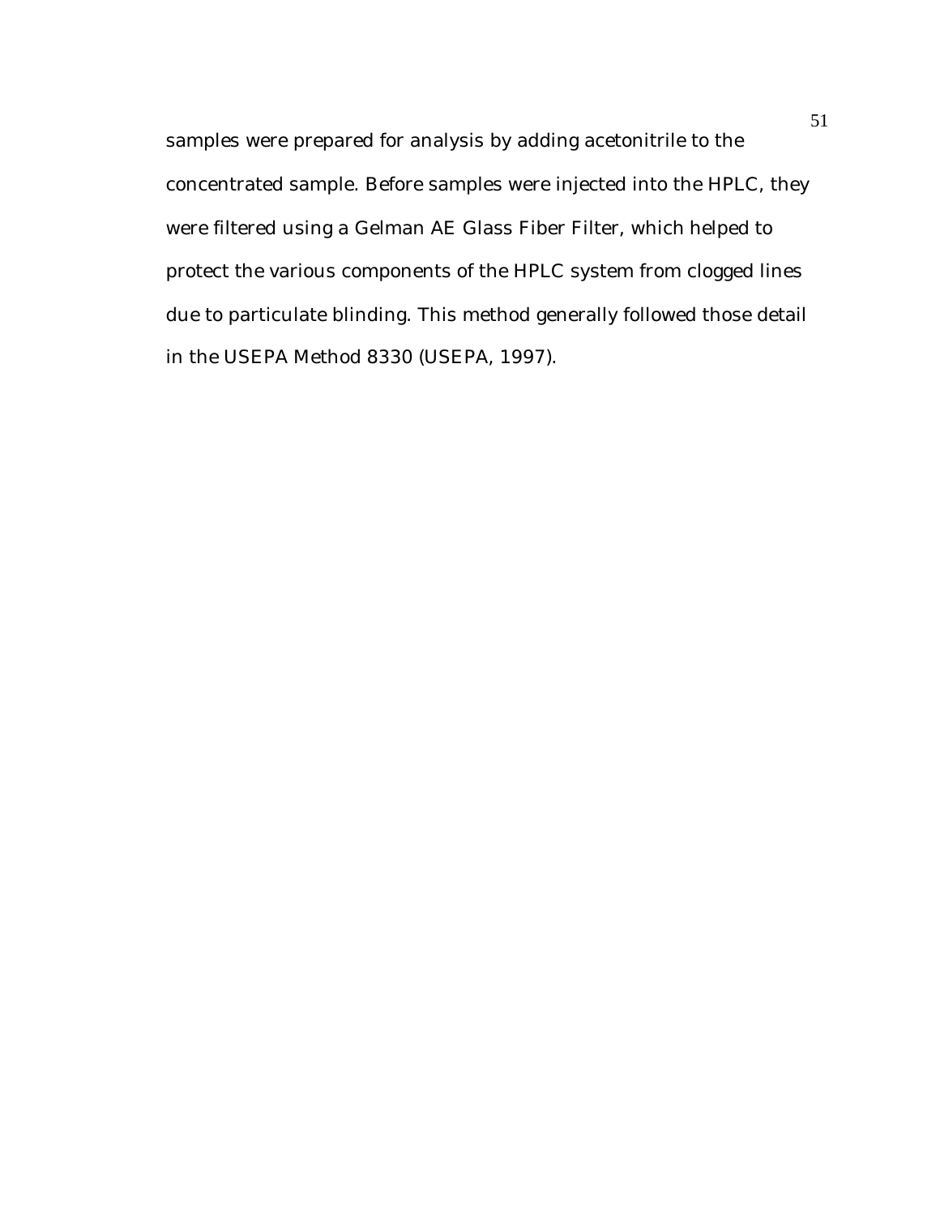samples were prepared for analysis by adding acetonitrile to the concentrated sample. Before samples were injected into the HPLC, they were filtered using a Gelman AE Glass Fiber Filter, which helped to protect the various components of the HPLC system from clogged lines due to particulate blinding. This method generally followed those detail in the USEPA Method 8330 (USEPA, 1997).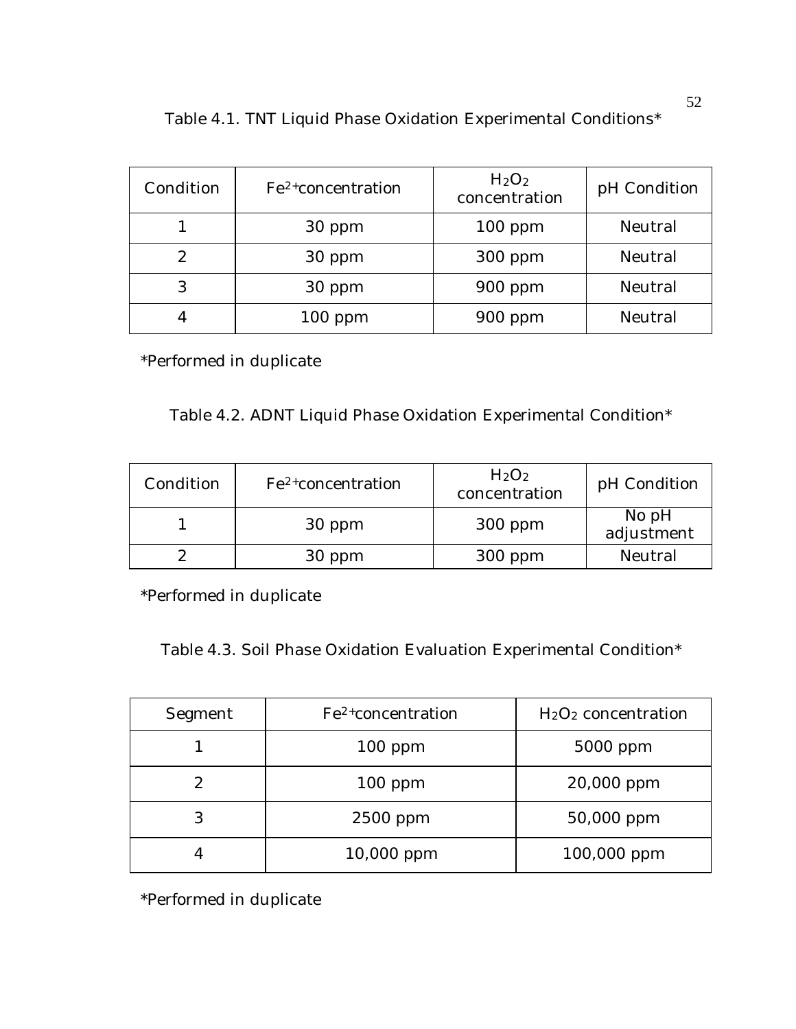Table 4.1. TNT Liquid Phase Oxidation Experimental Conditions*

| Condition | $Fe^{2+}$ concentration | $H_2O_2$ concentration | pH Condition |
|---|---|---|---|
| 1 | 30 ppm | 100 ppm | Neutral |
| 2 | 30 ppm | 300 ppm | Neutral |
| 3 | 30 ppm | 900 ppm | Neutral |
| 4 | 100 ppm | 900 ppm | Neutral |

*Performed in duplicate

Table 4.2. ADNT Liquid Phase Oxidation Experimental Condition*

| Condition | $Fe^{2+}$ concentration | $H_2O_2$ concentration | pH Condition |
|---|---|---|---|
| 1 | 30 ppm | 300 ppm | No pH adjustment |
| 2 | 30 ppm | 300 ppm | Neutral |

*Performed in duplicate

Table 4.3. Soil Phase Oxidation Evaluation Experimental Condition*

| Segment | $Fe^{2+}$ concentration | $H_2O_2$ concentration |
|---|---|---|
| 1 | 100 ppm | 5000 ppm |
| 2 | 100 ppm | 20,000 ppm |
| 3 | 2500 ppm | 50,000 ppm |
| 4 | 10,000 ppm | 100,000 ppm |

*Performed in duplicate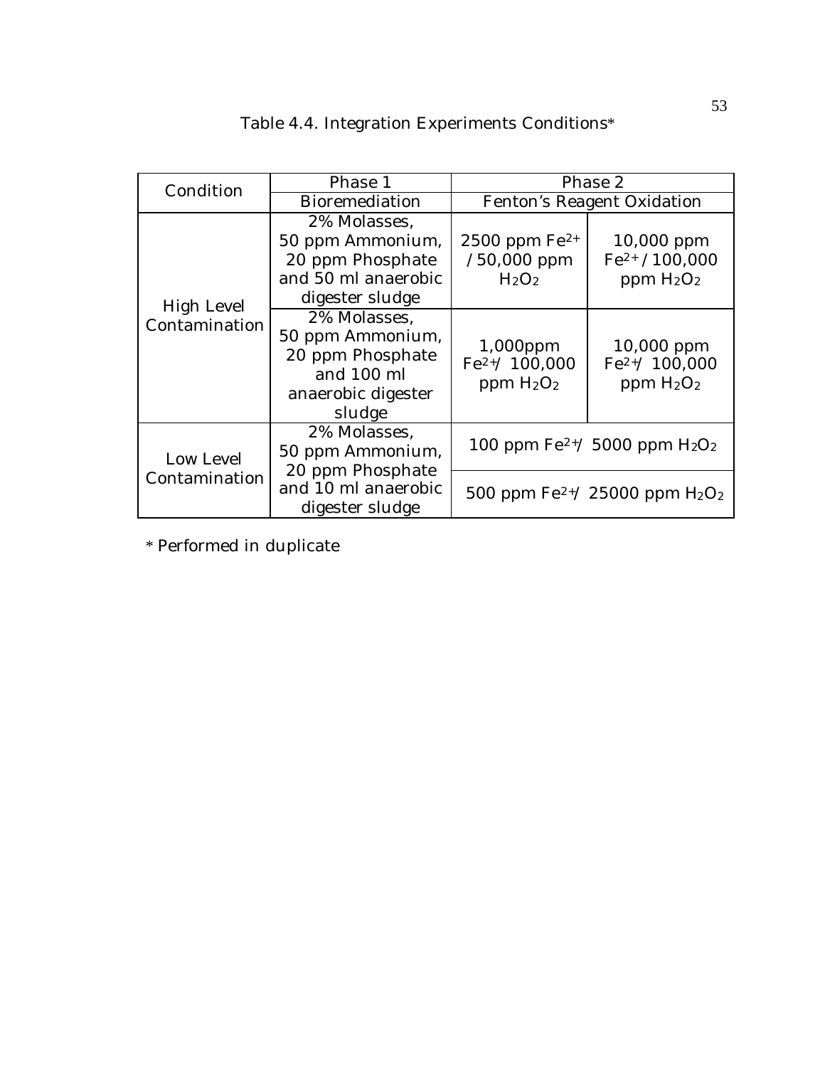Table 4.4. Integration Experiments Conditions*

| Condition | Phase 1 | Phase 2 | |
|---|---|---|---|
| | Bioremediation | Fenton's Reagent Oxidation | |
| High Level Contamination | 2% Molasses, 50 ppm Ammonium, 20 ppm Phosphate and 50 ml anaerobic digester sludge | 2500 ppm $Fe^{2+}$ / 50,000 ppm $H_2O_2$ | 10,000 ppm $Fe^{2+}$ / 100,000 ppm $H_2O_2$ |
| | 2% Molasses, 50 ppm Ammonium, 20 ppm Phosphate and 100 ml anaerobic digester sludge | 1,000ppm $Fe^{2+}$/ 100,000 ppm $H_2O_2$ | 10,000 ppm $Fe^{2+}$/ 100,000 ppm $H_2O_2$ |
| Low Level Contamination | 2% Molasses, 50 ppm Ammonium, 20 ppm Phosphate and 10 ml anaerobic digester sludge | 100 ppm $Fe^{2+}$/ 5000 ppm $H_2O_2$ | |
| | | 500 ppm $Fe^{2+}$/ 25000 ppm $H_2O_2$ | |

* Performed in duplicate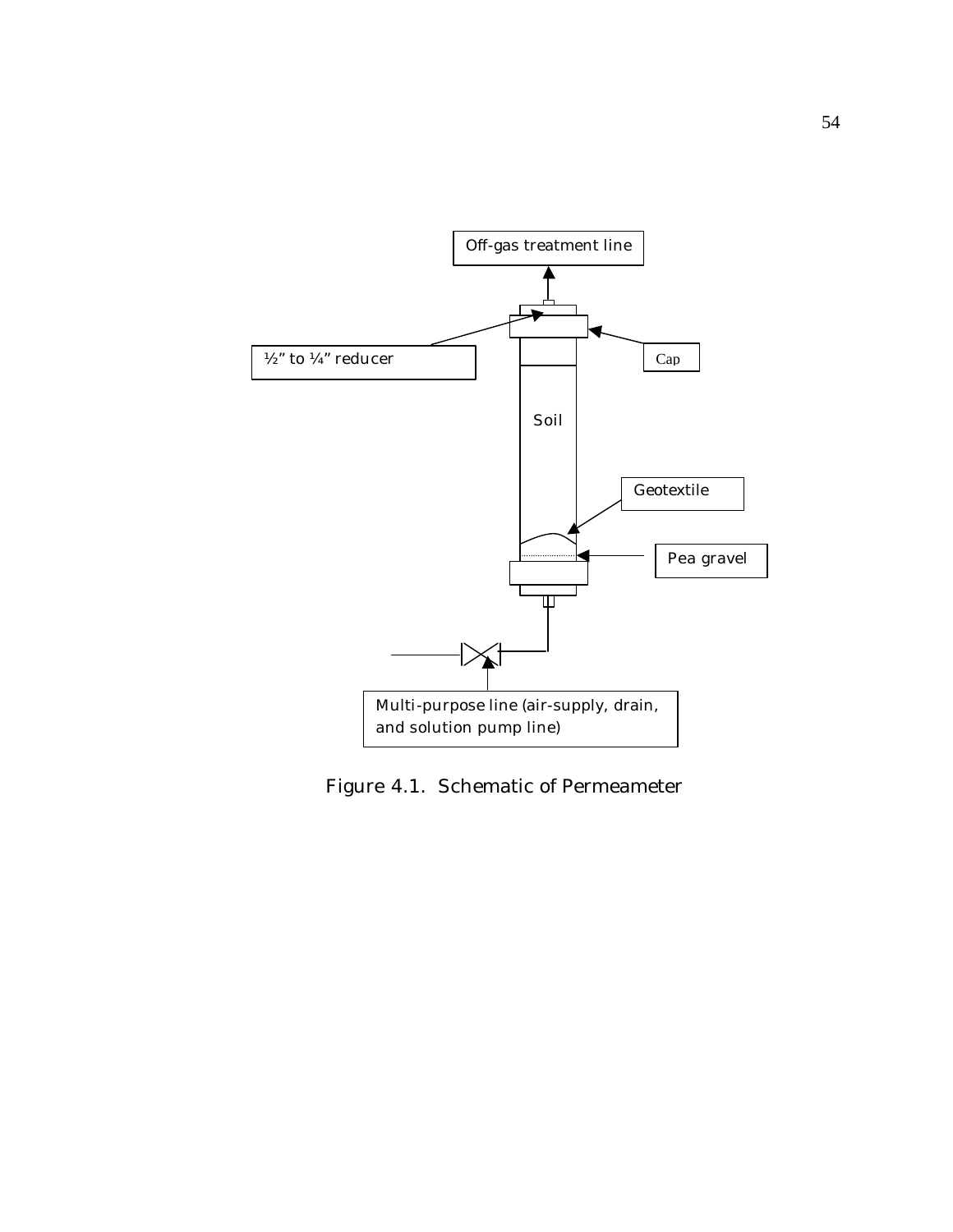Off-gas treatment line

½" to ¼" reducer

Cap

Soil

Geotextile

Pea gravel

Multi-purpose line (air-supply, drain, and solution pump line)

Figure 4.1. Schematic of Permeameter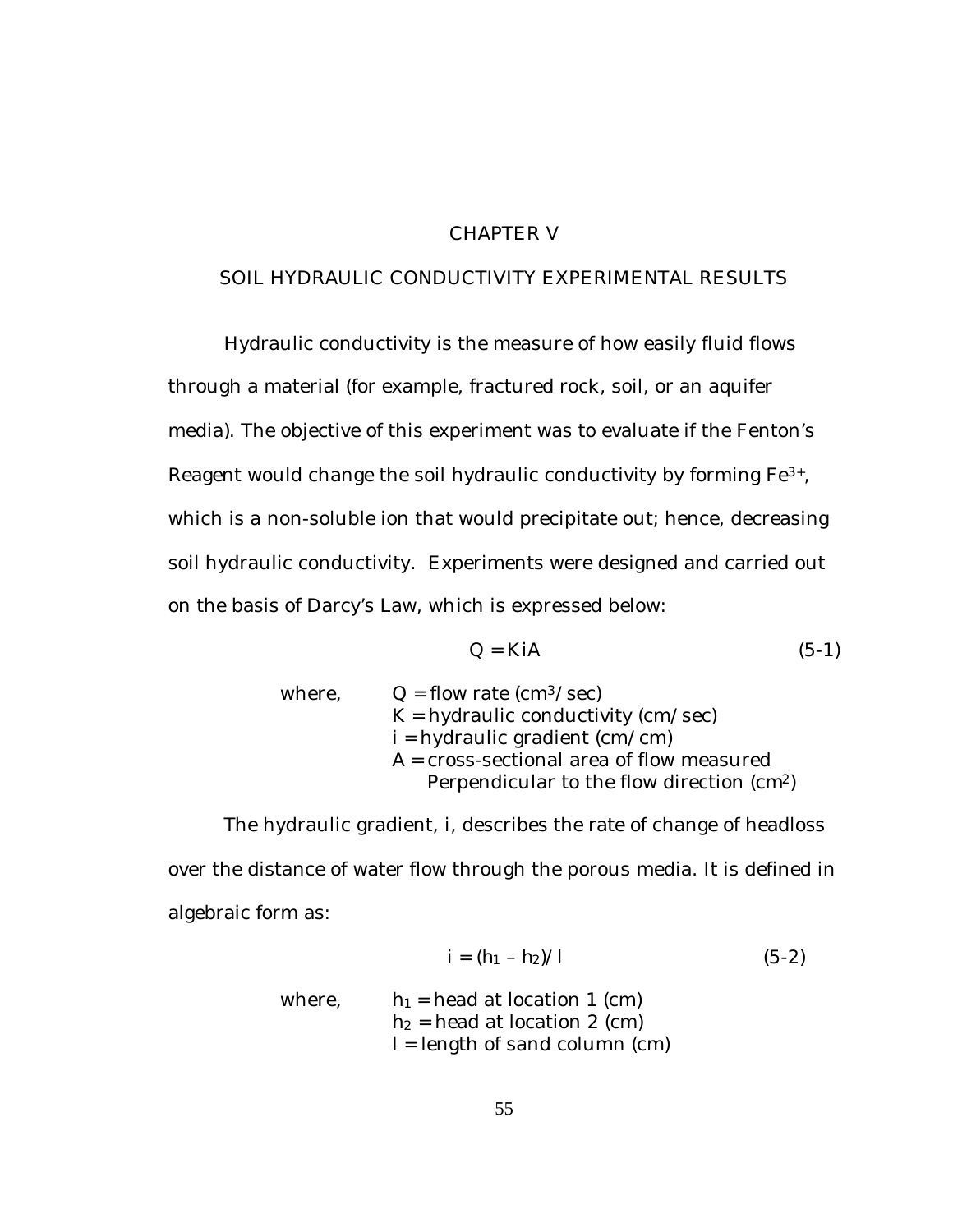# CHAPTER V

## SOIL HYDRAULIC CONDUCTIVITY EXPERIMENTAL RESULTS

Hydraulic conductivity is the measure of how easily fluid flows through a material (for example, fractured rock, soil, or an aquifer media). The objective of this experiment was to evaluate if the Fenton's Reagent would change the soil hydraulic conductivity by forming $Fe^{3+}$, which is a non-soluble ion that would precipitate out; hence, decreasing soil hydraulic conductivity. Experiments were designed and carried out on the basis of Darcy's Law, which is expressed below:

$$Q = KiA \tag{5-1}$$

where,
- $Q$ = flow rate ($cm^3/sec$)
- $K$ = hydraulic conductivity (cm/sec)
- $i$ = hydraulic gradient (cm/cm)
- $A$ = cross-sectional area of flow measured Perpendicular to the flow direction ($cm^2$)

The hydraulic gradient, i, describes the rate of change of headloss over the distance of water flow through the porous media. It is defined in algebraic form as:

$$i = (h_1 - h_2)/l \tag{5-2}$$

where,
- $h_1$ = head at location 1 (cm)
- $h_2$ = head at location 2 (cm)
- $l$ = length of sand column (cm)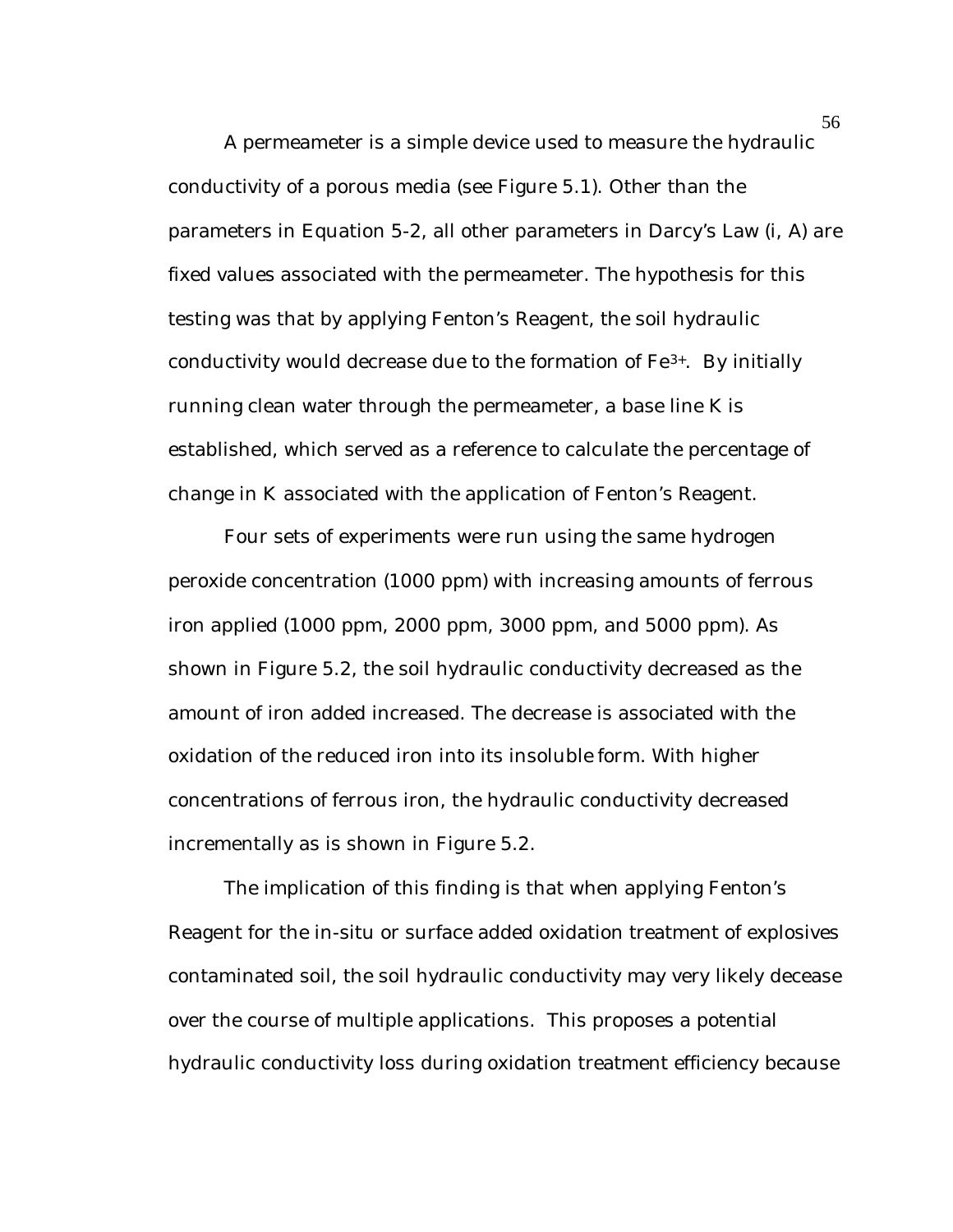A permeameter is a simple device used to measure the hydraulic conductivity of a porous media (see Figure 5.1). Other than the parameters in Equation 5-2, all other parameters in Darcy's Law (i, A) are fixed values associated with the permeameter. The hypothesis for this testing was that by applying Fenton's Reagent, the soil hydraulic conductivity would decrease due to the formation of $Fe^{3+}$. By initially running clean water through the permeameter, a base line K is established, which served as a reference to calculate the percentage of change in K associated with the application of Fenton's Reagent.

Four sets of experiments were run using the same hydrogen peroxide concentration (1000 ppm) with increasing amounts of ferrous iron applied (1000 ppm, 2000 ppm, 3000 ppm, and 5000 ppm). As shown in Figure 5.2, the soil hydraulic conductivity decreased as the amount of iron added increased. The decrease is associated with the oxidation of the reduced iron into its insoluble form. With higher concentrations of ferrous iron, the hydraulic conductivity decreased incrementally as is shown in Figure 5.2.

The implication of this finding is that when applying Fenton's Reagent for the in-situ or surface added oxidation treatment of explosives contaminated soil, the soil hydraulic conductivity may very likely decease over the course of multiple applications. This proposes a potential hydraulic conductivity loss during oxidation treatment efficiency because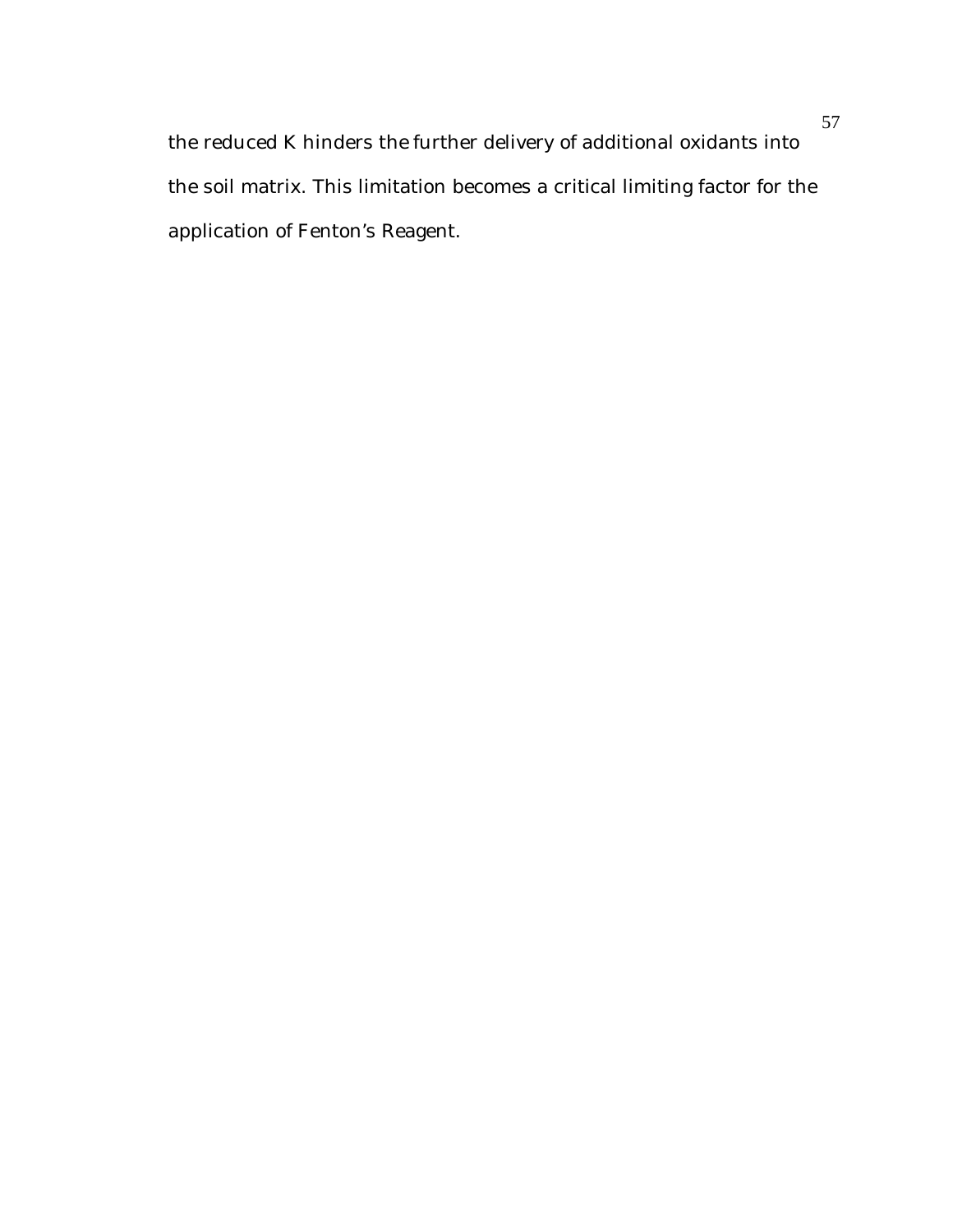the reduced K hinders the further delivery of additional oxidants into the soil matrix. This limitation becomes a critical limiting factor for the application of Fenton's Reagent.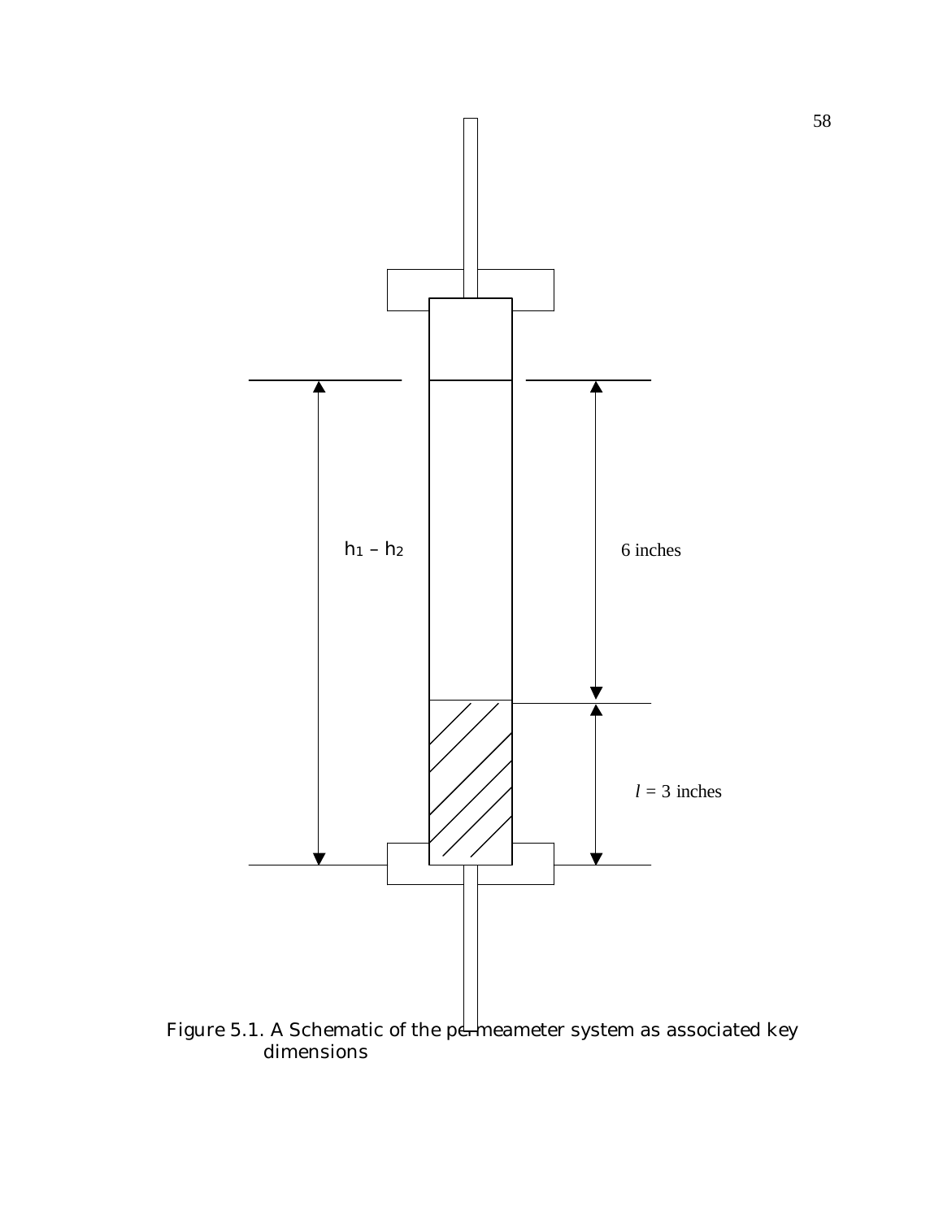Figure 5.1. A Schematic of the permeameter system as associated key dimensions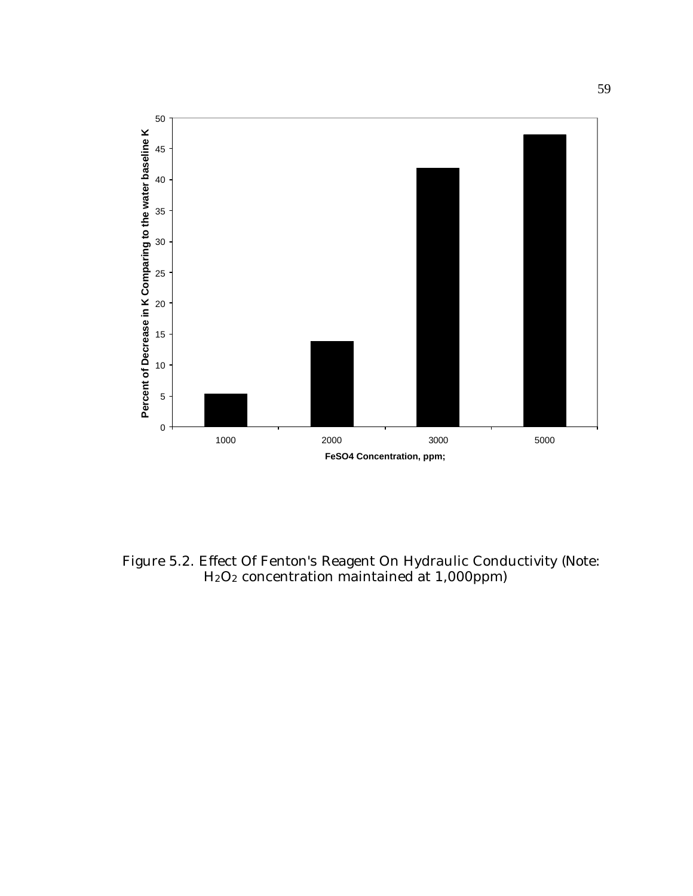Figure 5.2. Effect Of Fenton's Reagent On Hydraulic Conductivity (Note: $H_2O_2$ concentration maintained at 1,000ppm)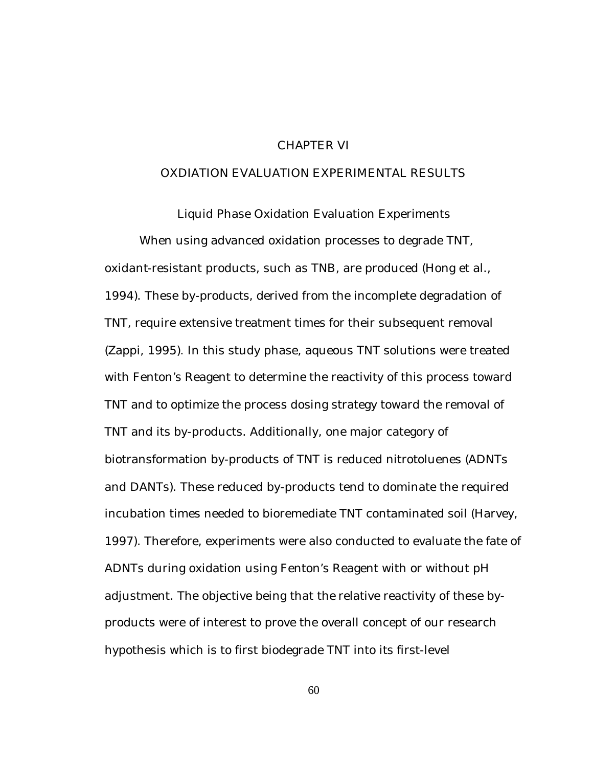# CHAPTER VI

# OXDIATION EVALUATION EXPERIMENTAL RESULTS

## Liquid Phase Oxidation Evaluation Experiments

When using advanced oxidation processes to degrade TNT, oxidant-resistant products, such as TNB, are produced (Hong et al., 1994). These by-products, derived from the incomplete degradation of TNT, require extensive treatment times for their subsequent removal (Zappi, 1995). In this study phase, aqueous TNT solutions were treated with Fenton's Reagent to determine the reactivity of this process toward TNT and to optimize the process dosing strategy toward the removal of TNT and its by-products. Additionally, one major category of biotransformation by-products of TNT is reduced nitrotoluenes (ADNTs and DANTs). These reduced by-products tend to dominate the required incubation times needed to bioremediate TNT contaminated soil (Harvey, 1997). Therefore, experiments were also conducted to evaluate the fate of ADNTs during oxidation using Fenton's Reagent with or without pH adjustment. The objective being that the relative reactivity of these by-products were of interest to prove the overall concept of our research hypothesis which is to first biodegrade TNT into its first-level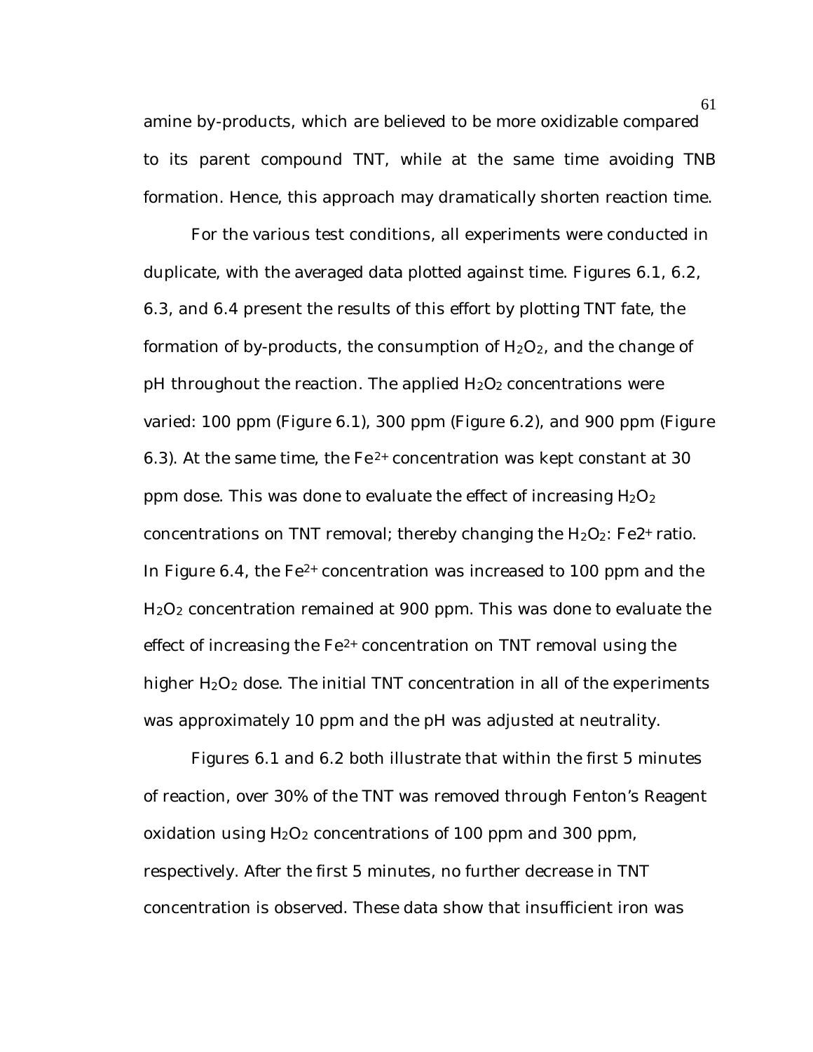amine by-products, which are believed to be more oxidizable compared to its parent compound TNT, while at the same time avoiding TNB formation. Hence, this approach may dramatically shorten reaction time.

For the various test conditions, all experiments were conducted in duplicate, with the averaged data plotted against time. Figures 6.1, 6.2, 6.3, and 6.4 present the results of this effort by plotting TNT fate, the formation of by-products, the consumption of $H_2O_2$, and the change of pH throughout the reaction. The applied $H_2O_2$ concentrations were varied: 100 ppm (Figure 6.1), 300 ppm (Figure 6.2), and 900 ppm (Figure 6.3). At the same time, the $Fe^{2+}$ concentration was kept constant at 30 ppm dose. This was done to evaluate the effect of increasing $H_2O_2$ concentrations on TNT removal; thereby changing the $H_2O_2$: $Fe2^{+}$ ratio. In Figure 6.4, the $Fe^{2+}$ concentration was increased to 100 ppm and the $H_2O_2$ concentration remained at 900 ppm. This was done to evaluate the effect of increasing the $Fe^{2+}$ concentration on TNT removal using the higher $H_2O_2$ dose. The initial TNT concentration in all of the experiments was approximately 10 ppm and the pH was adjusted at neutrality.

Figures 6.1 and 6.2 both illustrate that within the first 5 minutes of reaction, over 30% of the TNT was removed through Fenton's Reagent oxidation using $H_2O_2$ concentrations of 100 ppm and 300 ppm, respectively. After the first 5 minutes, no further decrease in TNT concentration is observed. These data show that insufficient iron was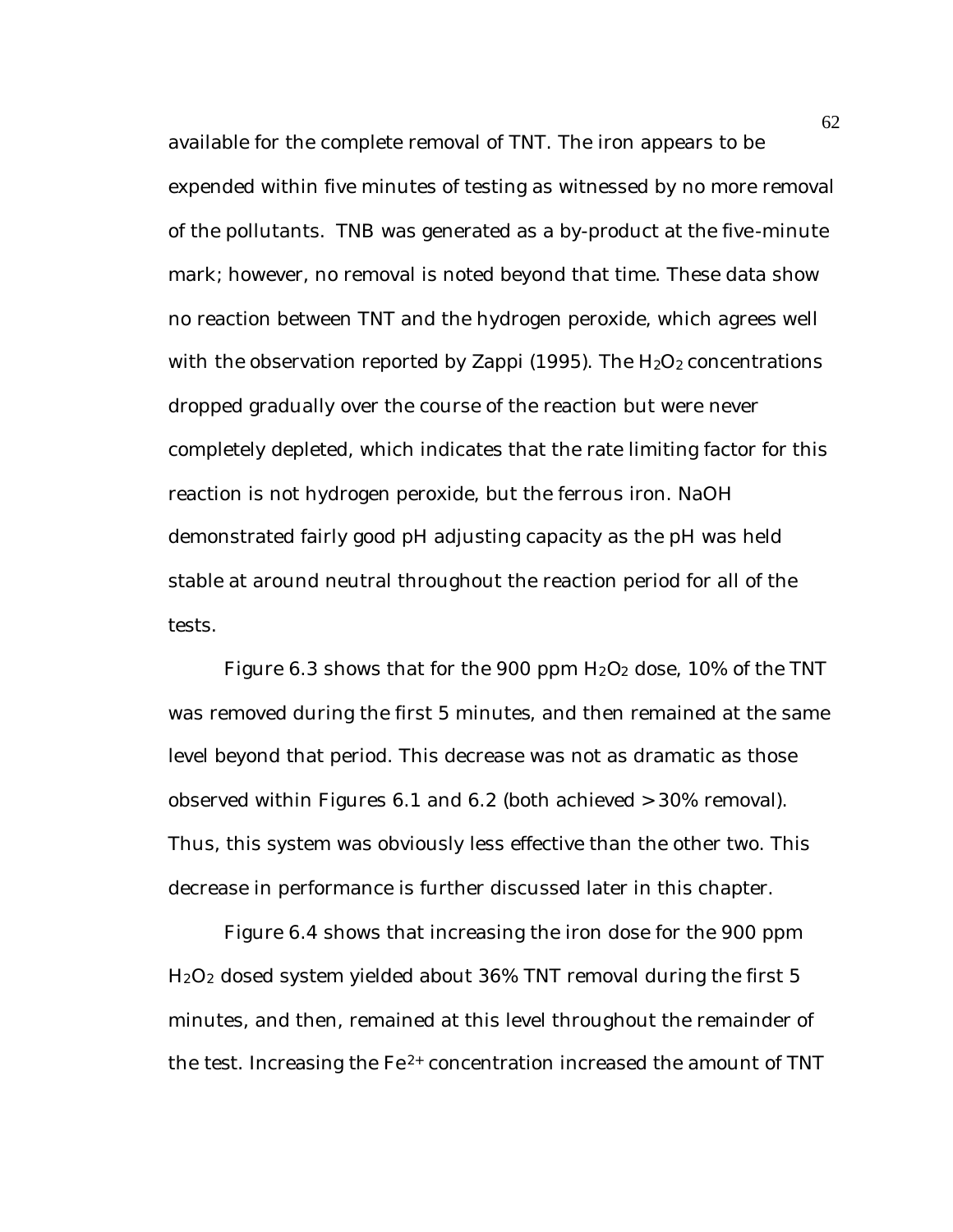available for the complete removal of TNT. The iron appears to be expended within five minutes of testing as witnessed by no more removal of the pollutants. TNB was generated as a by-product at the five-minute mark; however, no removal is noted beyond that time. These data show no reaction between TNT and the hydrogen peroxide, which agrees well with the observation reported by Zappi (1995). The $H_2O_2$ concentrations dropped gradually over the course of the reaction but were never completely depleted, which indicates that the rate limiting factor for this reaction is not hydrogen peroxide, but the ferrous iron. NaOH demonstrated fairly good pH adjusting capacity as the pH was held stable at around neutral throughout the reaction period for all of the tests.

Figure 6.3 shows that for the 900 ppm $H_2O_2$ dose, 10% of the TNT was removed during the first 5 minutes, and then remained at the same level beyond that period. This decrease was not as dramatic as those observed within Figures 6.1 and 6.2 (both achieved > 30% removal). Thus, this system was obviously less effective than the other two. This decrease in performance is further discussed later in this chapter.

Figure 6.4 shows that increasing the iron dose for the 900 ppm $H_2O_2$ dosed system yielded about 36% TNT removal during the first 5 minutes, and then, remained at this level throughout the remainder of the test. Increasing the $Fe^{2+}$ concentration increased the amount of TNT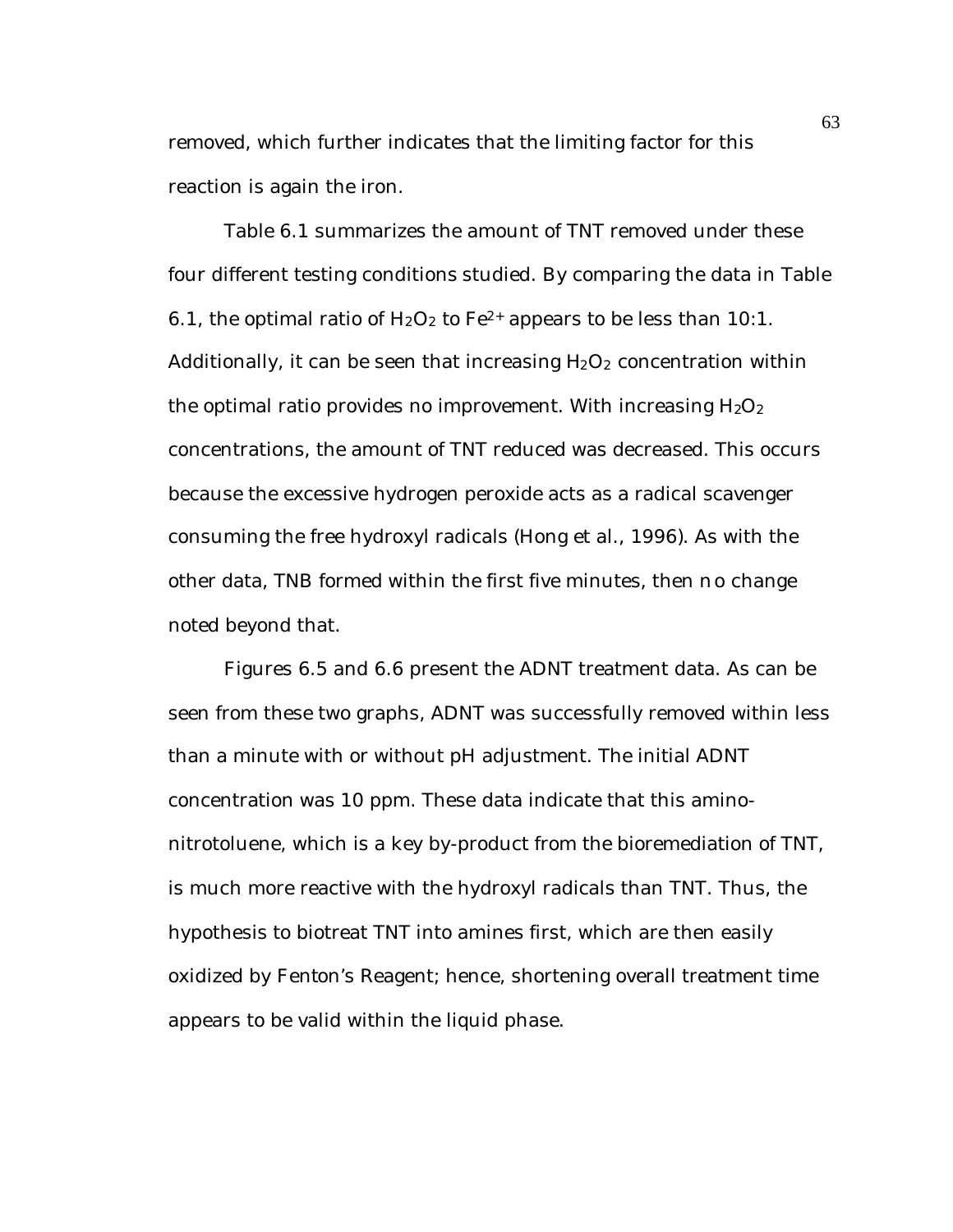removed, which further indicates that the limiting factor for this reaction is again the iron.

Table 6.1 summarizes the amount of TNT removed under these four different testing conditions studied. By comparing the data in Table 6.1, the optimal ratio of $H_2O_2$ to $Fe^{2+}$ appears to be less than 10:1. Additionally, it can be seen that increasing $H_2O_2$ concentration within the optimal ratio provides no improvement. With increasing $H_2O_2$ concentrations, the amount of TNT reduced was decreased. This occurs because the excessive hydrogen peroxide acts as a radical scavenger consuming the free hydroxyl radicals (Hong et al., 1996). As with the other data, TNB formed within the first five minutes, then n o change noted beyond that.

Figures 6.5 and 6.6 present the ADNT treatment data. As can be seen from these two graphs, ADNT was successfully removed within less than a minute with or without pH adjustment. The initial ADNT concentration was 10 ppm. These data indicate that this amino-nitrotoluene, which is a key by-product from the bioremediation of TNT, is much more reactive with the hydroxyl radicals than TNT. Thus, the hypothesis to biotreat TNT into amines first, which are then easily oxidized by Fenton's Reagent; hence, shortening overall treatment time appears to be valid within the liquid phase.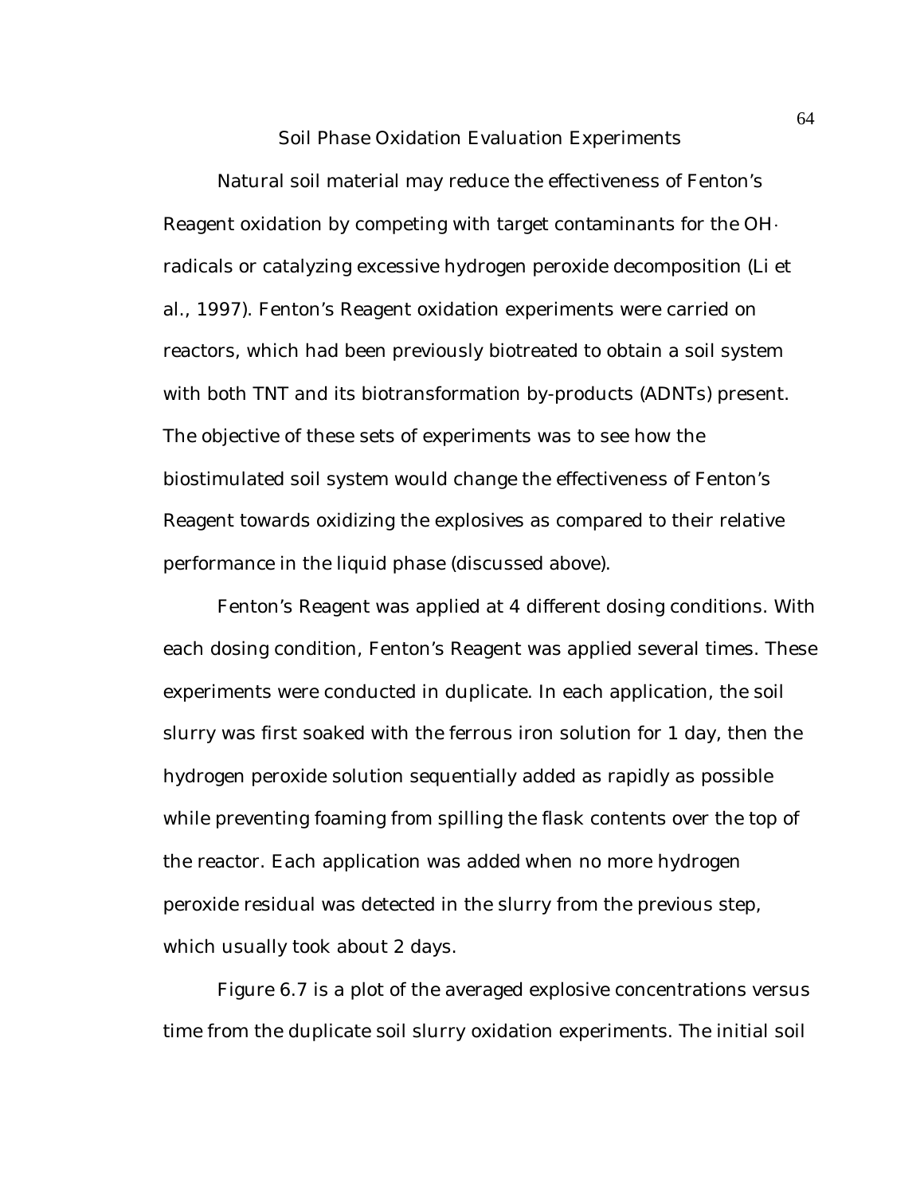## Soil Phase Oxidation Evaluation Experiments

Natural soil material may reduce the effectiveness of Fenton's Reagent oxidation by competing with target contaminants for the $OH\cdot$ radicals or catalyzing excessive hydrogen peroxide decomposition (Li et al., 1997). Fenton's Reagent oxidation experiments were carried on reactors, which had been previously biotreated to obtain a soil system with both TNT and its biotransformation by-products (ADNTs) present. The objective of these sets of experiments was to see how the biostimulated soil system would change the effectiveness of Fenton's Reagent towards oxidizing the explosives as compared to their relative performance in the liquid phase (discussed above).

Fenton's Reagent was applied at 4 different dosing conditions. With each dosing condition, Fenton's Reagent was applied several times. These experiments were conducted in duplicate. In each application, the soil slurry was first soaked with the ferrous iron solution for 1 day, then the hydrogen peroxide solution sequentially added as rapidly as possible while preventing foaming from spilling the flask contents over the top of the reactor. Each application was added when no more hydrogen peroxide residual was detected in the slurry from the previous step, which usually took about 2 days.

Figure 6.7 is a plot of the averaged explosive concentrations versus time from the duplicate soil slurry oxidation experiments. The initial soil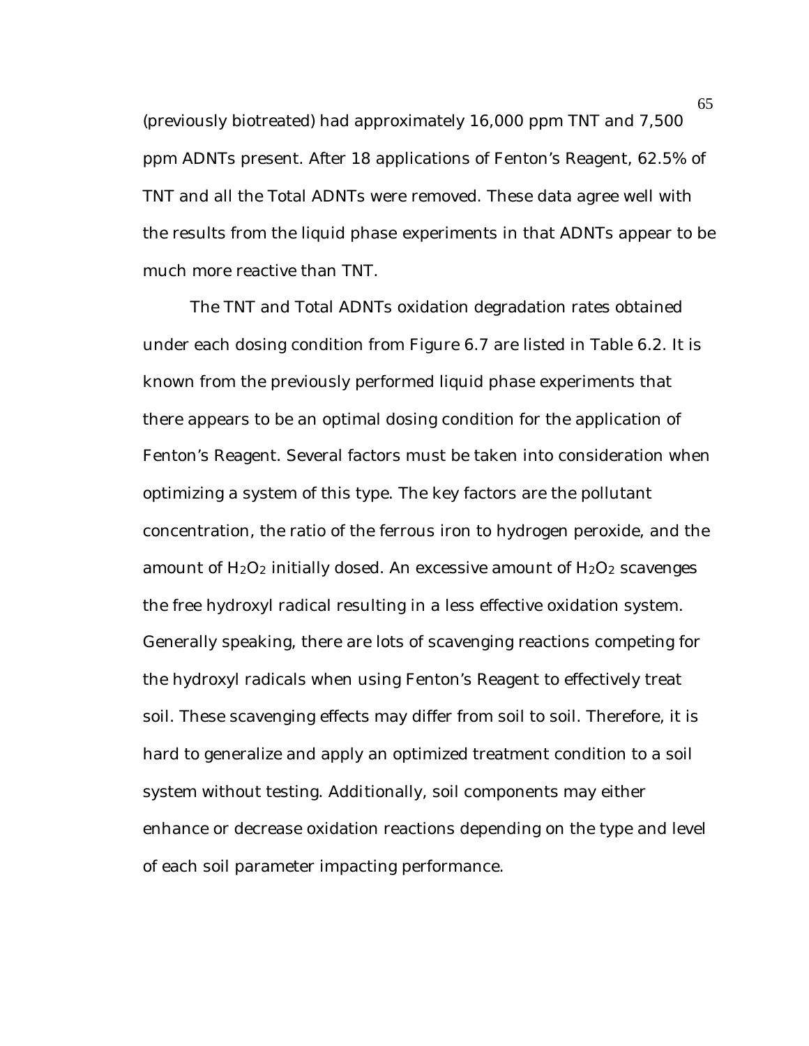(previously biotreated) had approximately 16,000 ppm TNT and 7,500 ppm ADNTs present. After 18 applications of Fenton's Reagent, 62.5% of TNT and all the Total ADNTs were removed. These data agree well with the results from the liquid phase experiments in that ADNTs appear to be much more reactive than TNT.

The TNT and Total ADNTs oxidation degradation rates obtained under each dosing condition from Figure 6.7 are listed in Table 6.2. It is known from the previously performed liquid phase experiments that there appears to be an optimal dosing condition for the application of Fenton's Reagent. Several factors must be taken into consideration when optimizing a system of this type. The key factors are the pollutant concentration, the ratio of the ferrous iron to hydrogen peroxide, and the amount of $H_2O_2$ initially dosed. An excessive amount of $H_2O_2$ scavenges the free hydroxyl radical resulting in a less effective oxidation system. Generally speaking, there are lots of scavenging reactions competing for the hydroxyl radicals when using Fenton's Reagent to effectively treat soil. These scavenging effects may differ from soil to soil. Therefore, it is hard to generalize and apply an optimized treatment condition to a soil system without testing. Additionally, soil components may either enhance or decrease oxidation reactions depending on the type and level of each soil parameter impacting performance.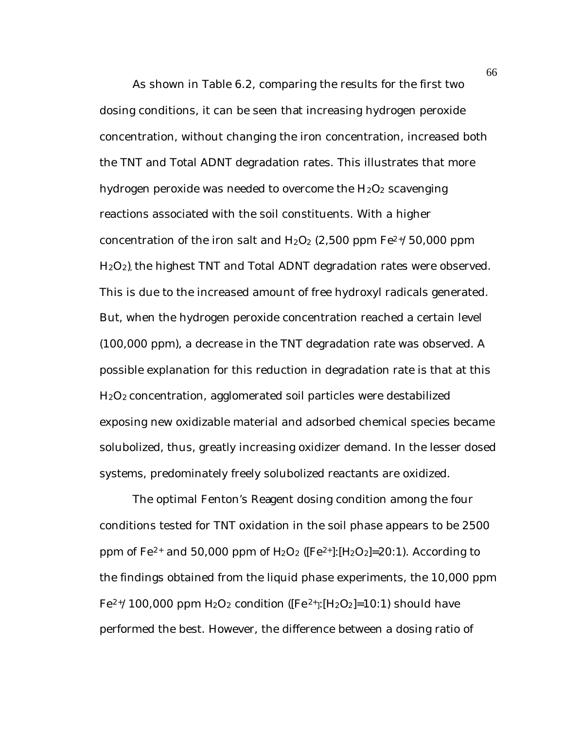As shown in Table 6.2, comparing the results for the first two dosing conditions, it can be seen that increasing hydrogen peroxide concentration, without changing the iron concentration, increased both the TNT and Total ADNT degradation rates. This illustrates that more hydrogen peroxide was needed to overcome the $H_2O_2$ scavenging reactions associated with the soil constituents. With a higher concentration of the iron salt and $H_2O_2$ (2,500 ppm $Fe^{2+}$/ 50,000 ppm $H_2O_2$), the highest TNT and Total ADNT degradation rates were observed. This is due to the increased amount of free hydroxyl radicals generated. But, when the hydrogen peroxide concentration reached a certain level (100,000 ppm), a decrease in the TNT degradation rate was observed. A possible explanation for this reduction in degradation rate is that at this $H_2O_2$ concentration, agglomerated soil particles were destabilized exposing new oxidizable material and adsorbed chemical species became solubolized, thus, greatly increasing oxidizer demand. In the lesser dosed systems, predominately freely solubolized reactants are oxidized.

The optimal Fenton's Reagent dosing condition among the four conditions tested for TNT oxidation in the soil phase appears to be 2500 ppm of $Fe^{2+}$ and 50,000 ppm of $H_2O_2$ ($[Fe^{2+}]$:$[H_2O_2]$=20:1). According to the findings obtained from the liquid phase experiments, the 10,000 ppm $Fe^{2+}$/ 100,000 ppm $H_2O_2$ condition ($[Fe^{2+}]$:$[H_2O_2]$=10:1) should have performed the best. However, the difference between a dosing ratio of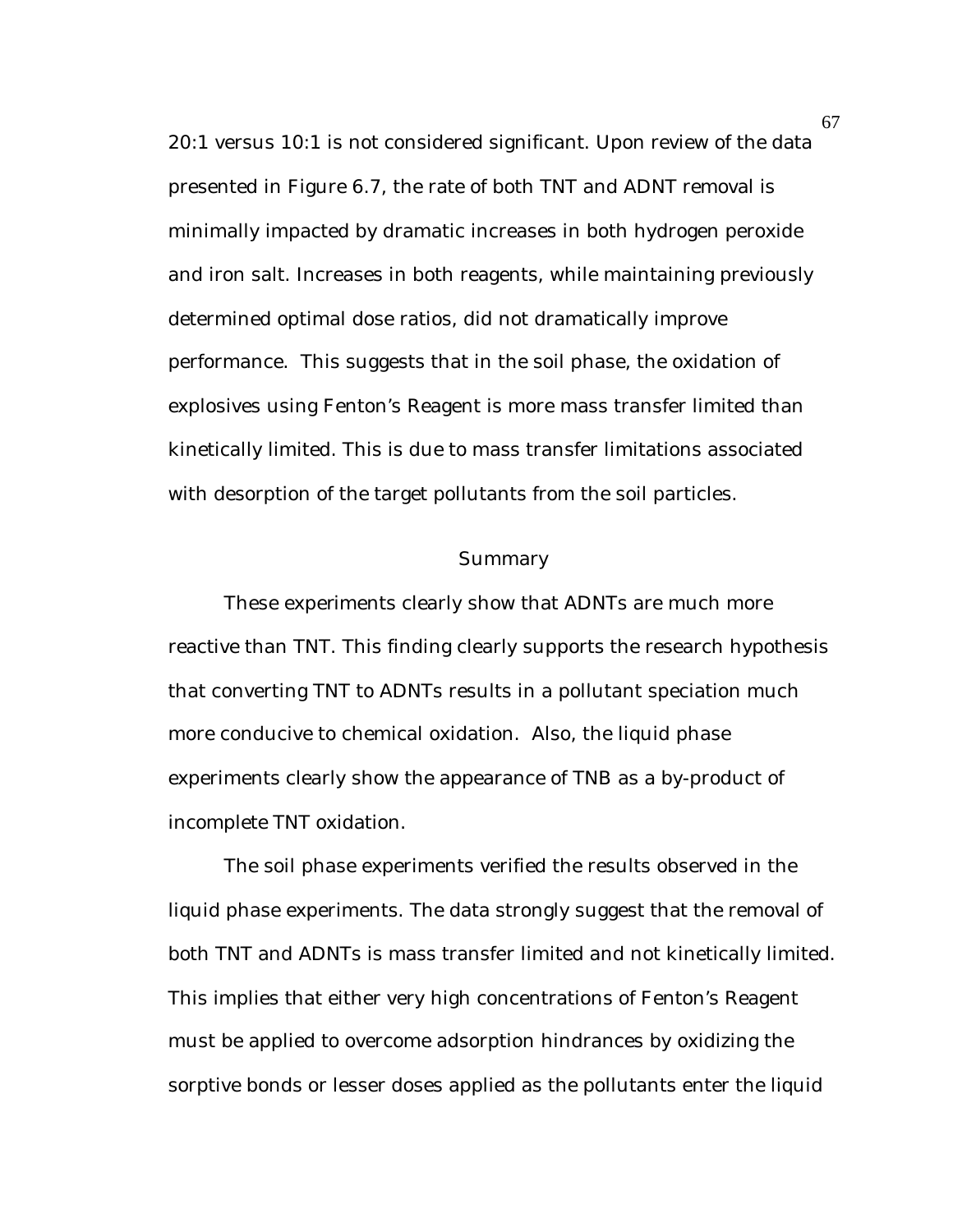20:1 versus 10:1 is not considered significant. Upon review of the data presented in Figure 6.7, the rate of both TNT and ADNT removal is minimally impacted by dramatic increases in both hydrogen peroxide and iron salt. Increases in both reagents, while maintaining previously determined optimal dose ratios, did not dramatically improve performance. This suggests that in the soil phase, the oxidation of explosives using Fenton's Reagent is more mass transfer limited than kinetically limited. This is due to mass transfer limitations associated with desorption of the target pollutants from the soil particles.

## Summary

These experiments clearly show that ADNTs are much more reactive than TNT. This finding clearly supports the research hypothesis that converting TNT to ADNTs results in a pollutant speciation much more conducive to chemical oxidation. Also, the liquid phase experiments clearly show the appearance of TNB as a by-product of incomplete TNT oxidation.

The soil phase experiments verified the results observed in the liquid phase experiments. The data strongly suggest that the removal of both TNT and ADNTs is mass transfer limited and not kinetically limited. This implies that either very high concentrations of Fenton's Reagent must be applied to overcome adsorption hindrances by oxidizing the sorptive bonds or lesser doses applied as the pollutants enter the liquid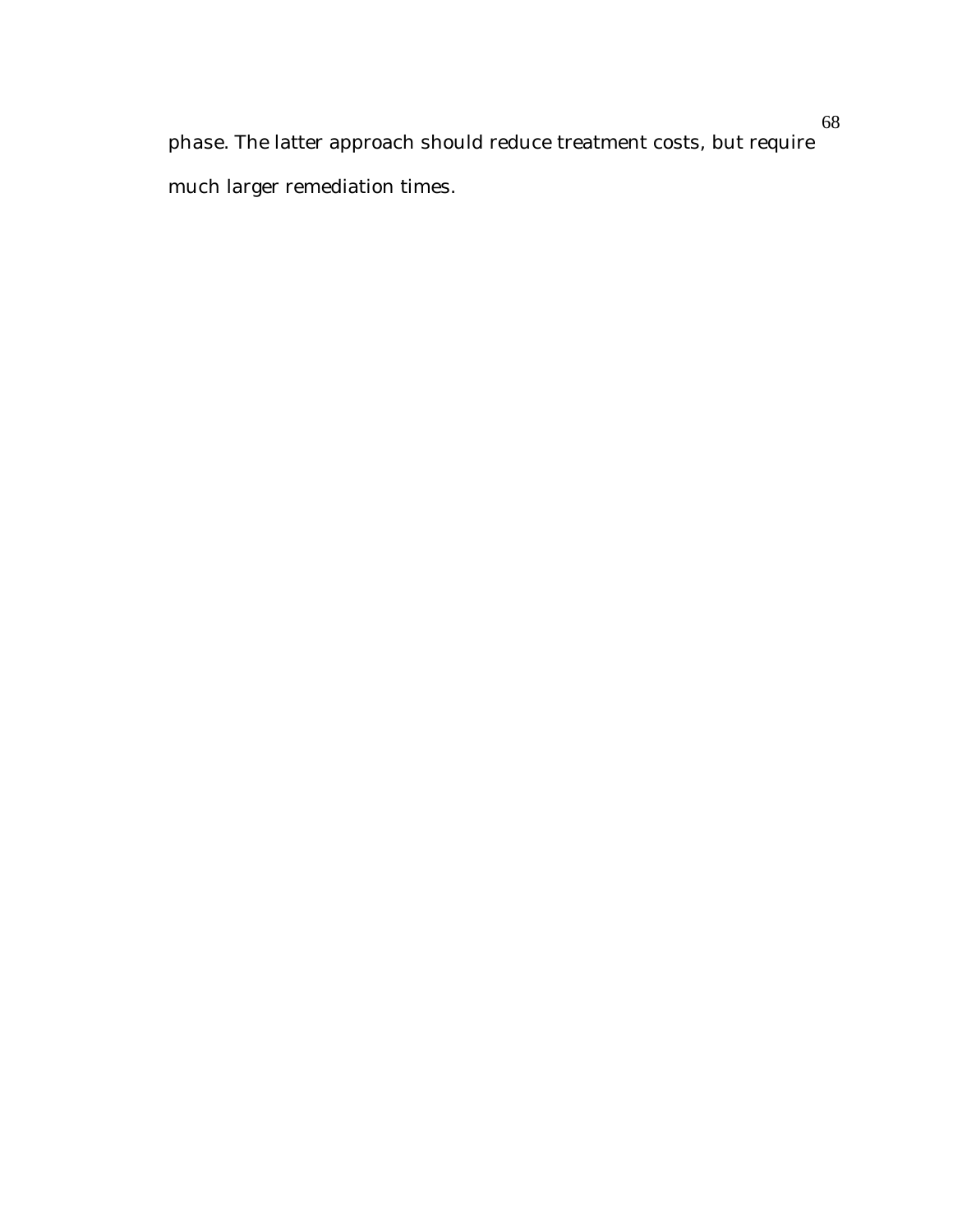phase. The latter approach should reduce treatment costs, but require much larger remediation times.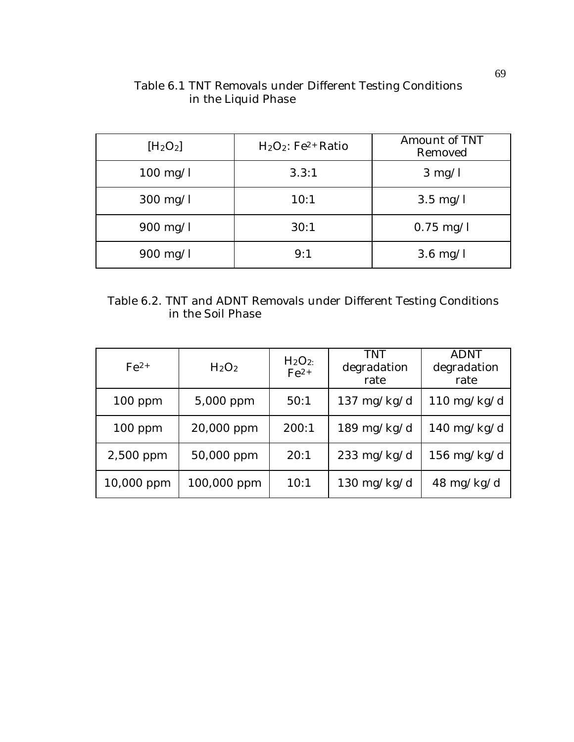Table 6.1 TNT Removals under Different Testing Conditions in the Liquid Phase

| $[H_2O_2]$ | $H_2O_2$: $Fe^{2+}$ Ratio | Amount of TNT Removed |
| --- | --- | --- |
| 100 mg/l | 3.3:1 | 3 mg/l |
| 300 mg/l | 10:1 | 3.5 mg/l |
| 900 mg/l | 30:1 | 0.75 mg/l |
| 900 mg/l | 9:1 | 3.6 mg/l |

Table 6.2. TNT and ADNT Removals under Different Testing Conditions in the Soil Phase

| $Fe^{2+}$ | $H_2O_2$ | $H_2O_2$: $Fe^{2+}$ | TNT degradation rate | ADNT degradation rate |
| --- | --- | --- | --- | --- |
| 100 ppm | 5,000 ppm | 50:1 | 137 mg/kg/d | 110 mg/kg/d |
| 100 ppm | 20,000 ppm | 200:1 | 189 mg/kg/d | 140 mg/kg/d |
| 2,500 ppm | 50,000 ppm | 20:1 | 233 mg/kg/d | 156 mg/kg/d |
| 10,000 ppm | 100,000 ppm | 10:1 | 130 mg/kg/d | 48 mg/kg/d |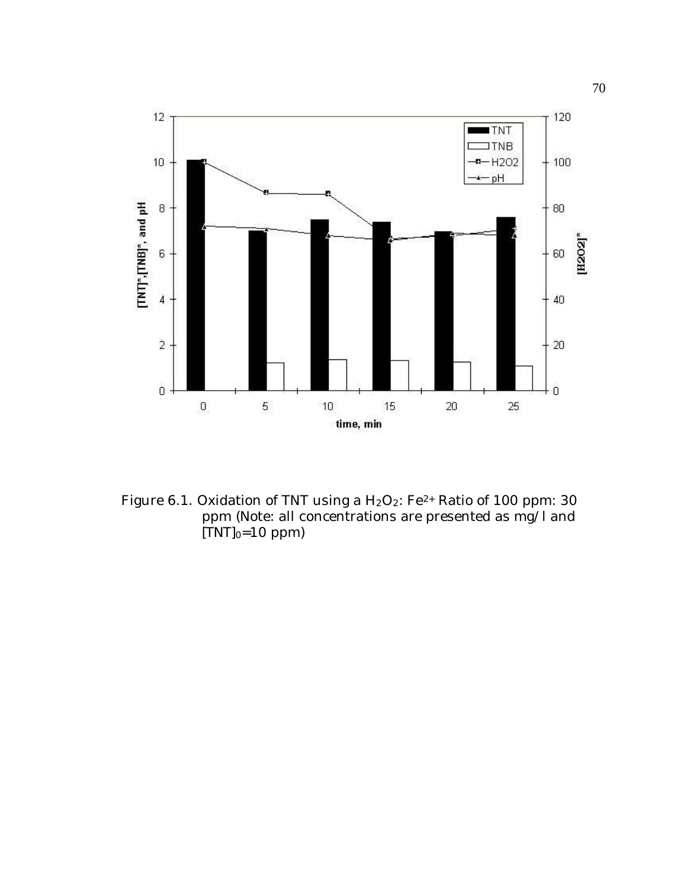Figure 6.1. Oxidation of TNT using a $H_2O_2$: $Fe^{2+}$ Ratio of 100 ppm: 30 ppm (Note: all concentrations are presented as mg/l and $[TNT]_0$=10 ppm)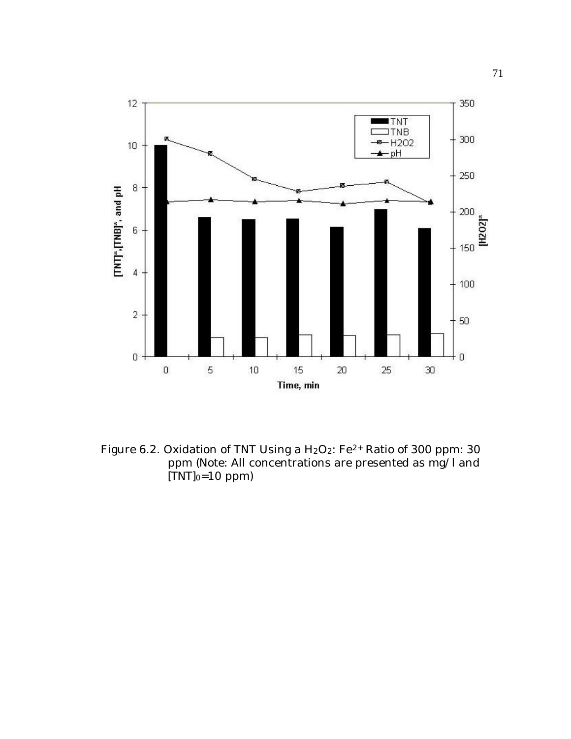Figure 6.2. Oxidation of TNT Using a $H_2O_2$: $Fe^{2+}$ Ratio of 300 ppm: 30 ppm (Note: All concentrations are presented as mg/l and $[TNT]_0$=10 ppm)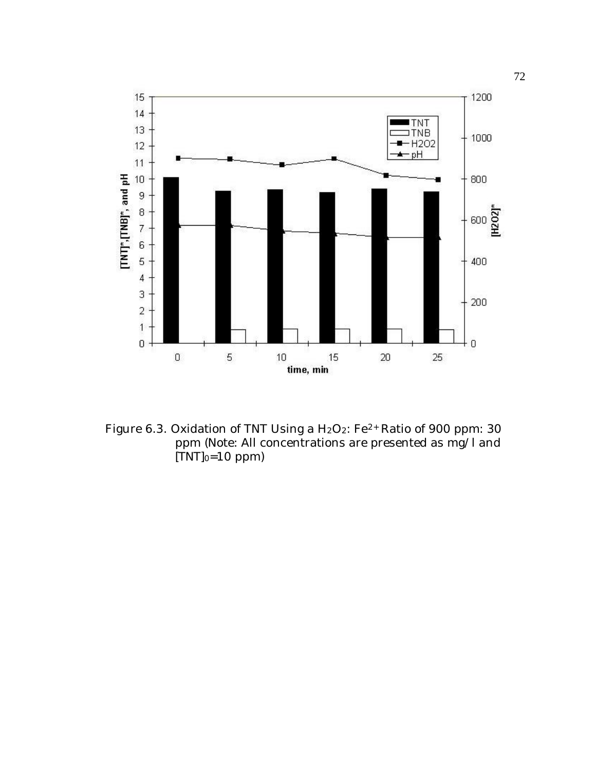Figure 6.3. Oxidation of TNT Using a $H_2O_2$: $Fe^{2+}$ Ratio of 900 ppm: 30 ppm (Note: All concentrations are presented as mg/l and $[TNT]_0$=10 ppm)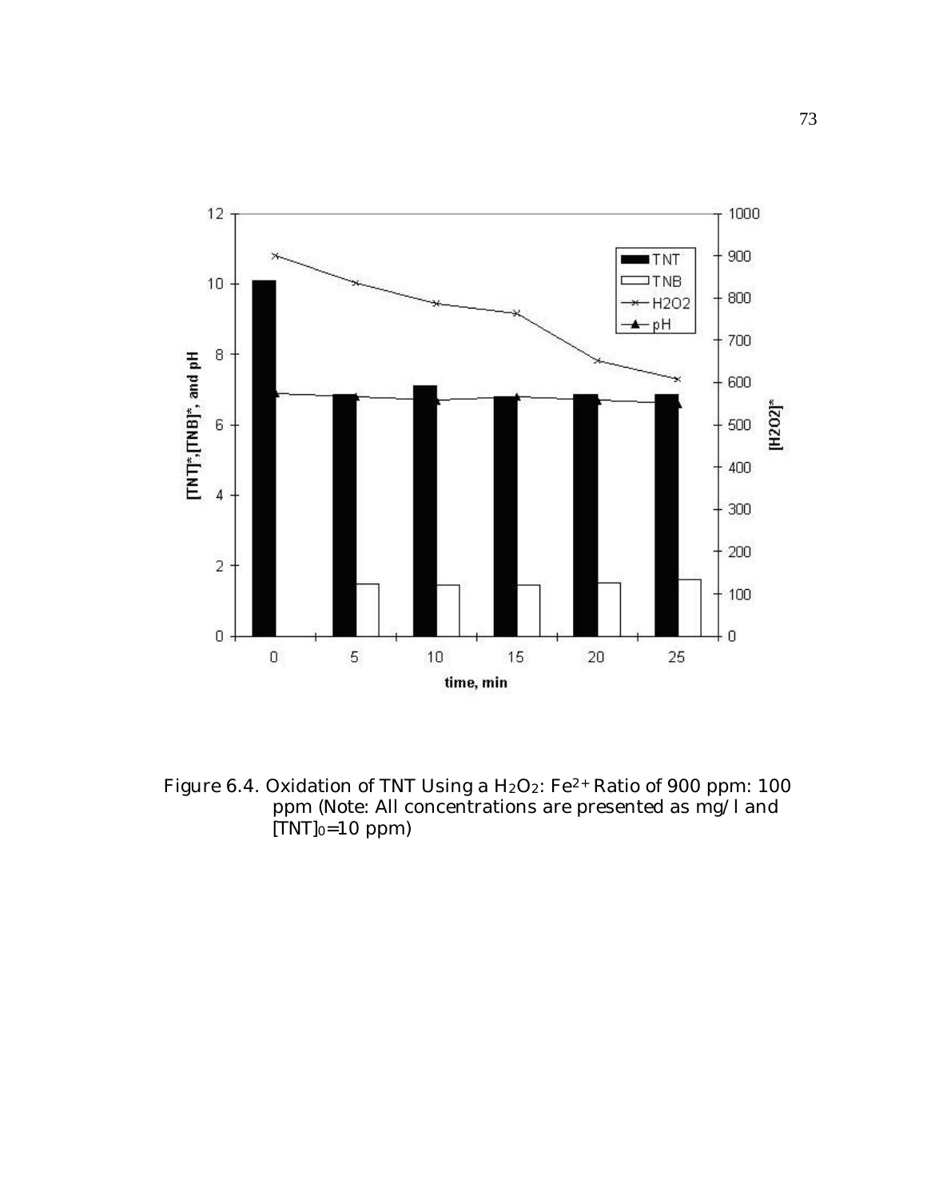Figure 6.4. Oxidation of TNT Using a $H_2O_2$: $Fe^{2+}$ Ratio of 900 ppm: 100 ppm (Note: All concentrations are presented as mg/l and $[TNT]_0$=10 ppm)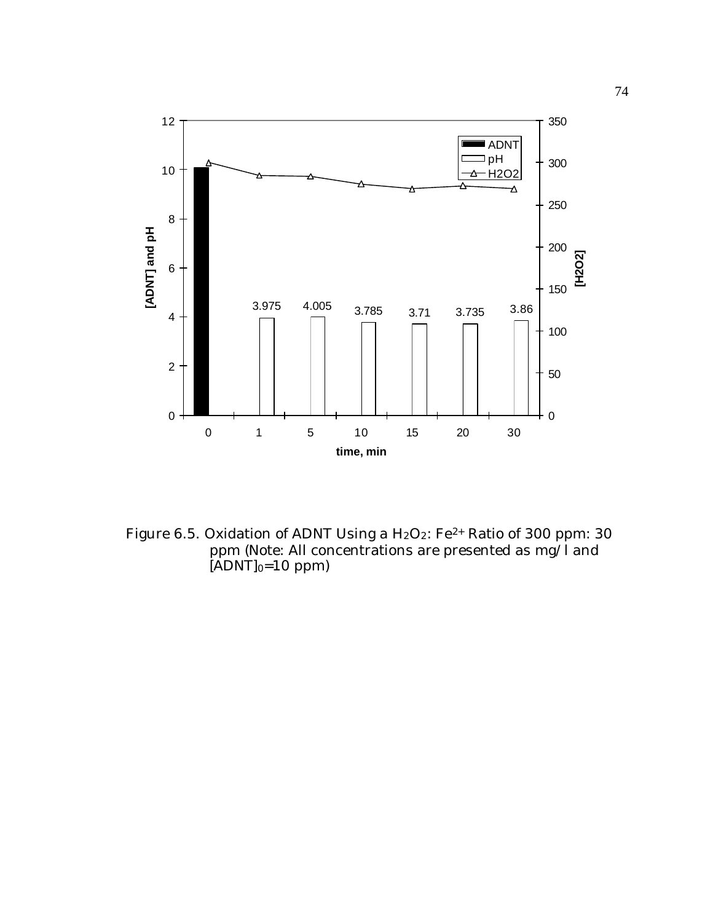Figure 6.5. Oxidation of ADNT Using a $H_2O_2$: $Fe^{2+}$ Ratio of 300 ppm: 30 ppm (Note: All concentrations are presented as mg/l and $[ADNT]_0$=10 ppm)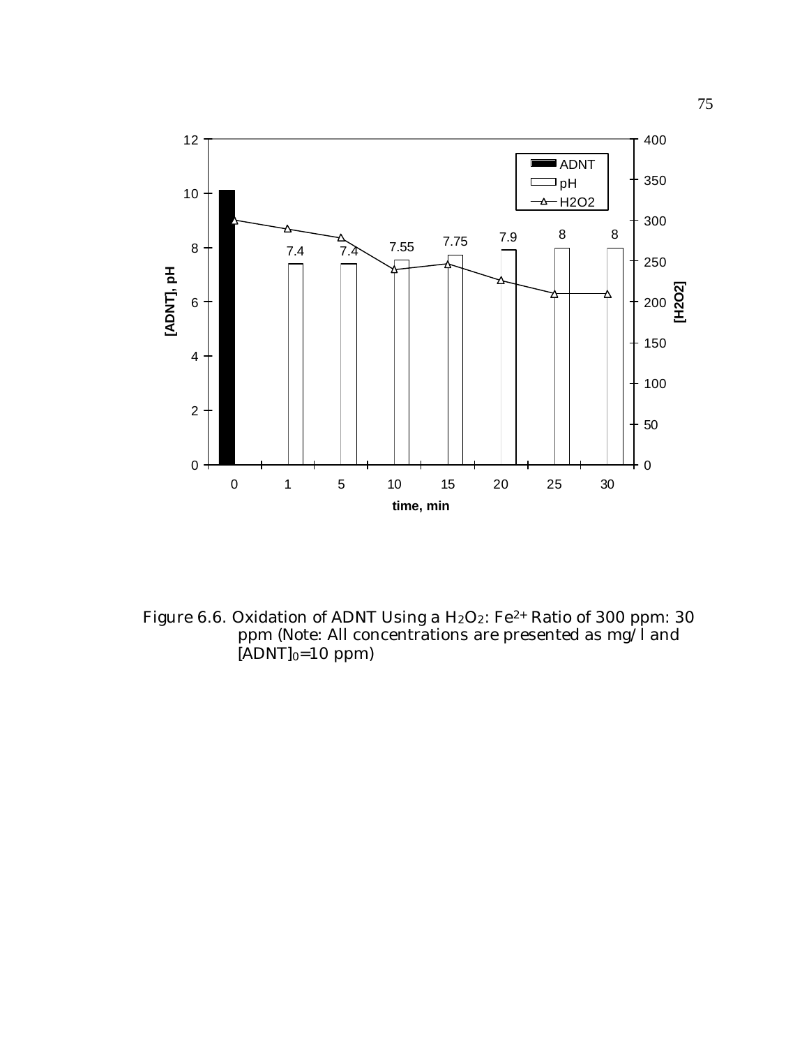Figure 6.6. Oxidation of ADNT Using a $H_2O_2$: $Fe^{2+}$ Ratio of 300 ppm: 30 ppm (Note: All concentrations are presented as mg/l and $[ADNT]_0$=10 ppm)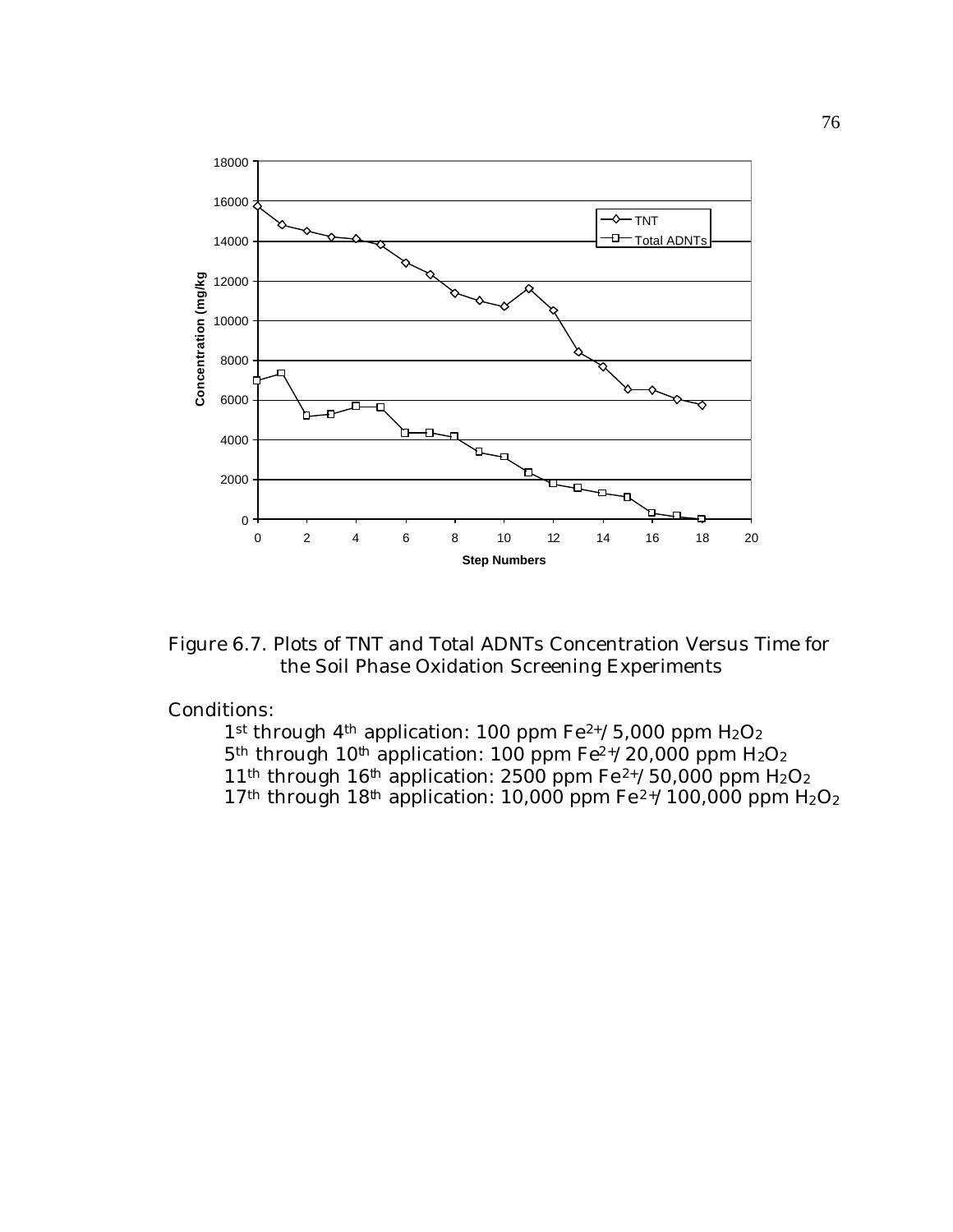Figure 6.7. Plots of TNT and Total ADNTs Concentration Versus Time for the Soil Phase Oxidation Screening Experiments

Conditions:

1st through 4th application: 100 ppm $Fe^{2+}$/ 5,000 ppm $H_2O_2$
5th through 10th application: 100 ppm $Fe^{2+}$/ 20,000 ppm $H_2O_2$
11th through 16th application: 2500 ppm $Fe^{2+}$/ 50,000 ppm $H_2O_2$
17th through 18th application: 10,000 ppm $Fe^{2+}$/ 100,000 ppm $H_2O_2$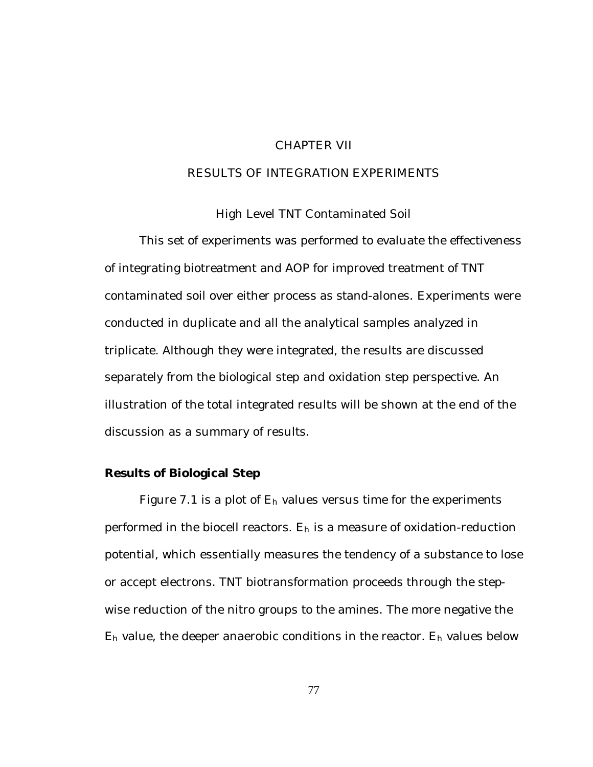# CHAPTER VII

# RESULTS OF INTEGRATION EXPERIMENTS

## High Level TNT Contaminated Soil

This set of experiments was performed to evaluate the effectiveness of integrating biotreatment and AOP for improved treatment of TNT contaminated soil over either process as stand-alones. Experiments were conducted in duplicate and all the analytical samples analyzed in triplicate. Although they were integrated, the results are discussed separately from the biological step and oxidation step perspective. An illustration of the total integrated results will be shown at the end of the discussion as a summary of results.

### Results of Biological Step

Figure 7.1 is a plot of $E_h$ values versus time for the experiments performed in the biocell reactors. $E_h$ is a measure of oxidation-reduction potential, which essentially measures the tendency of a substance to lose or accept electrons. TNT biotransformation proceeds through the step-wise reduction of the nitro groups to the amines. The more negative the $E_h$ value, the deeper anaerobic conditions in the reactor. $E_h$ values below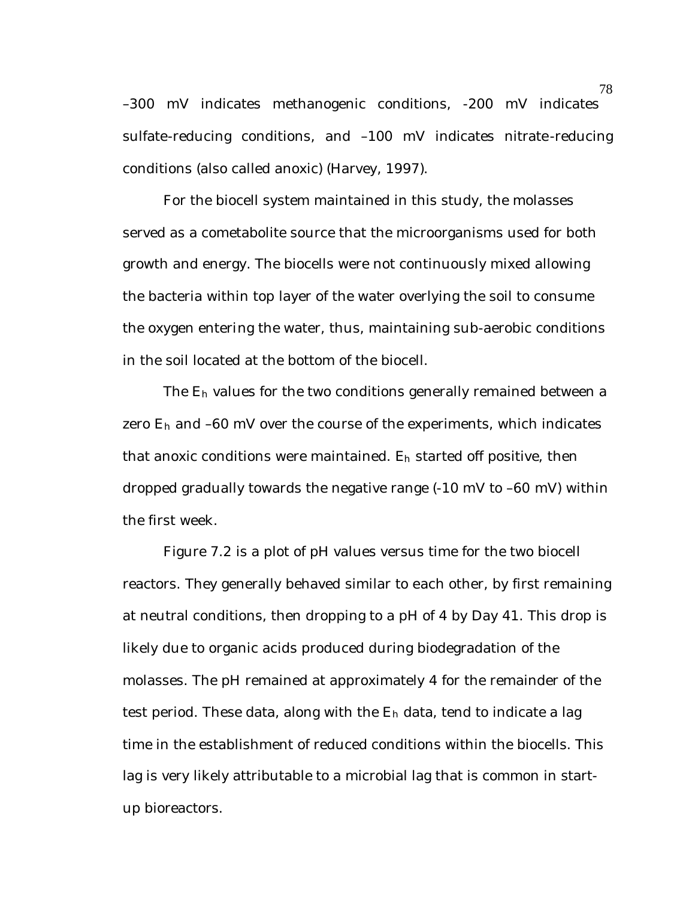–300 mV indicates methanogenic conditions, -200 mV indicates sulfate-reducing conditions, and –100 mV indicates nitrate-reducing conditions (also called anoxic) (Harvey, 1997).

For the biocell system maintained in this study, the molasses served as a cometabolite source that the microorganisms used for both growth and energy. The biocells were not continuously mixed allowing the bacteria within top layer of the water overlying the soil to consume the oxygen entering the water, thus, maintaining sub-aerobic conditions in the soil located at the bottom of the biocell.

The $E_h$ values for the two conditions generally remained between a zero $E_h$ and –60 mV over the course of the experiments, which indicates that anoxic conditions were maintained. $E_h$ started off positive, then dropped gradually towards the negative range (-10 mV to –60 mV) within the first week.

Figure 7.2 is a plot of pH values versus time for the two biocell reactors. They generally behaved similar to each other, by first remaining at neutral conditions, then dropping to a pH of 4 by Day 41. This drop is likely due to organic acids produced during biodegradation of the molasses. The pH remained at approximately 4 for the remainder of the test period. These data, along with the $E_h$ data, tend to indicate a lag time in the establishment of reduced conditions within the biocells. This lag is very likely attributable to a microbial lag that is common in start-up bioreactors.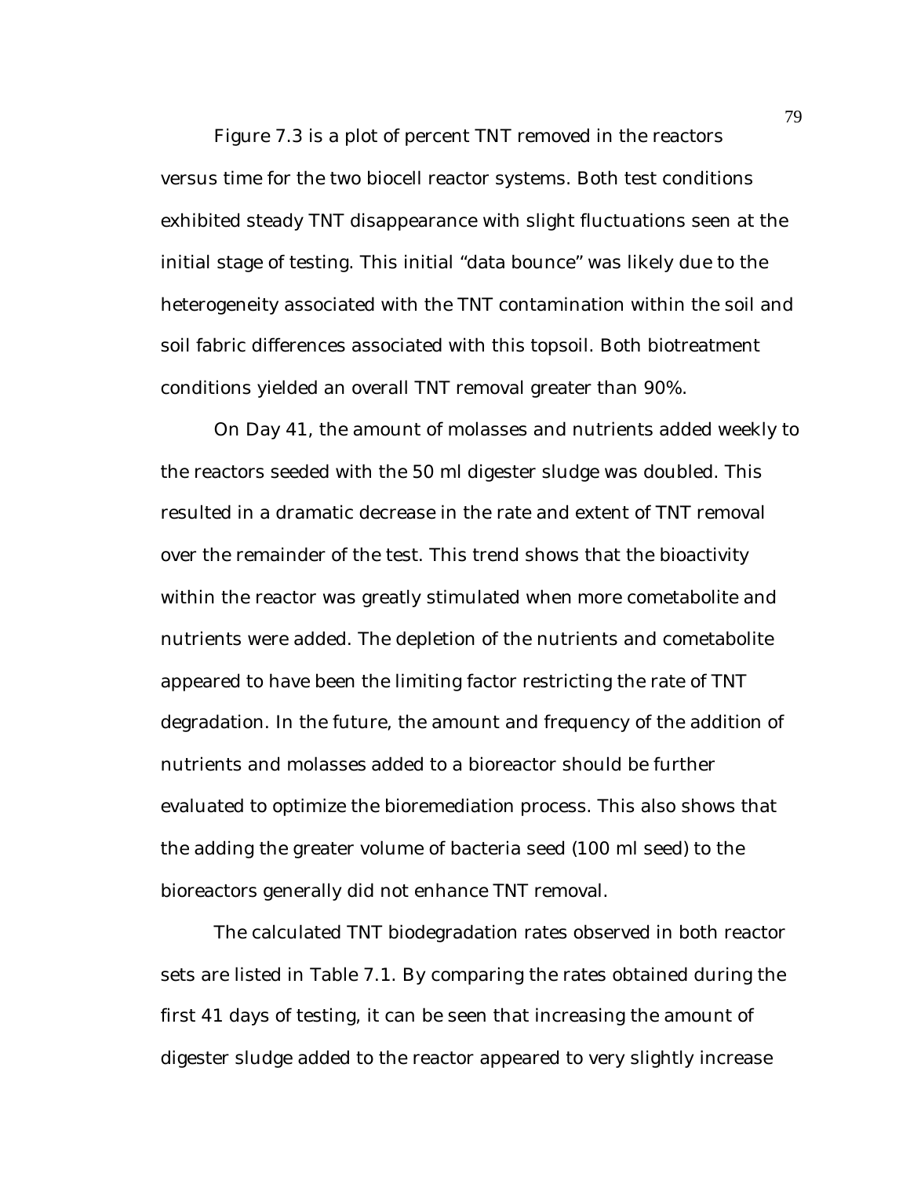Figure 7.3 is a plot of percent TNT removed in the reactors versus time for the two biocell reactor systems. Both test conditions exhibited steady TNT disappearance with slight fluctuations seen at the initial stage of testing. This initial "data bounce" was likely due to the heterogeneity associated with the TNT contamination within the soil and soil fabric differences associated with this topsoil. Both biotreatment conditions yielded an overall TNT removal greater than 90%.

On Day 41, the amount of molasses and nutrients added weekly to the reactors seeded with the 50 ml digester sludge was doubled. This resulted in a dramatic decrease in the rate and extent of TNT removal over the remainder of the test. This trend shows that the bioactivity within the reactor was greatly stimulated when more cometabolite and nutrients were added. The depletion of the nutrients and cometabolite appeared to have been the limiting factor restricting the rate of TNT degradation. In the future, the amount and frequency of the addition of nutrients and molasses added to a bioreactor should be further evaluated to optimize the bioremediation process. This also shows that the adding the greater volume of bacteria seed (100 ml seed) to the bioreactors generally did not enhance TNT removal.

The calculated TNT biodegradation rates observed in both reactor sets are listed in Table 7.1. By comparing the rates obtained during the first 41 days of testing, it can be seen that increasing the amount of digester sludge added to the reactor appeared to very slightly increase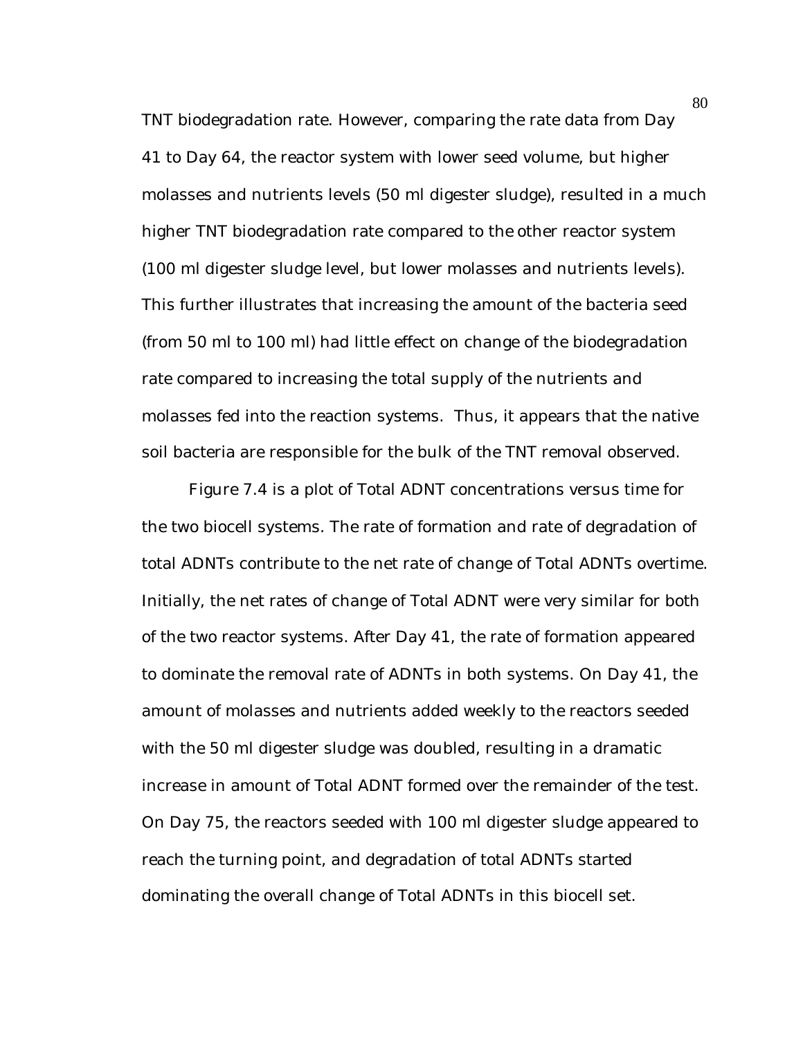TNT biodegradation rate. However, comparing the rate data from Day 41 to Day 64, the reactor system with lower seed volume, but higher molasses and nutrients levels (50 ml digester sludge), resulted in a much higher TNT biodegradation rate compared to the other reactor system (100 ml digester sludge level, but lower molasses and nutrients levels). This further illustrates that increasing the amount of the bacteria seed (from 50 ml to 100 ml) had little effect on change of the biodegradation rate compared to increasing the total supply of the nutrients and molasses fed into the reaction systems. Thus, it appears that the native soil bacteria are responsible for the bulk of the TNT removal observed.

Figure 7.4 is a plot of Total ADNT concentrations versus time for the two biocell systems. The rate of formation and rate of degradation of total ADNTs contribute to the net rate of change of Total ADNTs overtime. Initially, the net rates of change of Total ADNT were very similar for both of the two reactor systems. After Day 41, the rate of formation appeared to dominate the removal rate of ADNTs in both systems. On Day 41, the amount of molasses and nutrients added weekly to the reactors seeded with the 50 ml digester sludge was doubled, resulting in a dramatic increase in amount of Total ADNT formed over the remainder of the test. On Day 75, the reactors seeded with 100 ml digester sludge appeared to reach the turning point, and degradation of total ADNTs started dominating the overall change of Total ADNTs in this biocell set.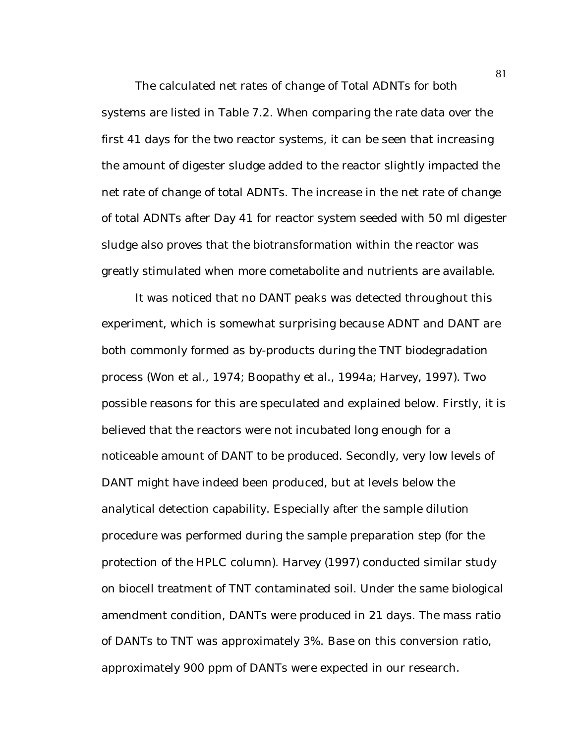The calculated net rates of change of Total ADNTs for both systems are listed in Table 7.2. When comparing the rate data over the first 41 days for the two reactor systems, it can be seen that increasing the amount of digester sludge added to the reactor slightly impacted the net rate of change of total ADNTs. The increase in the net rate of change of total ADNTs after Day 41 for reactor system seeded with 50 ml digester sludge also proves that the biotransformation within the reactor was greatly stimulated when more cometabolite and nutrients are available.

It was noticed that no DANT peaks was detected throughout this experiment, which is somewhat surprising because ADNT and DANT are both commonly formed as by-products during the TNT biodegradation process (Won et al., 1974; Boopathy et al., 1994a; Harvey, 1997). Two possible reasons for this are speculated and explained below. Firstly, it is believed that the reactors were not incubated long enough for a noticeable amount of DANT to be produced. Secondly, very low levels of DANT might have indeed been produced, but at levels below the analytical detection capability. Especially after the sample dilution procedure was performed during the sample preparation step (for the protection of the HPLC column). Harvey (1997) conducted similar study on biocell treatment of TNT contaminated soil. Under the same biological amendment condition, DANTs were produced in 21 days. The mass ratio of DANTs to TNT was approximately 3%. Base on this conversion ratio, approximately 900 ppm of DANTs were expected in our research.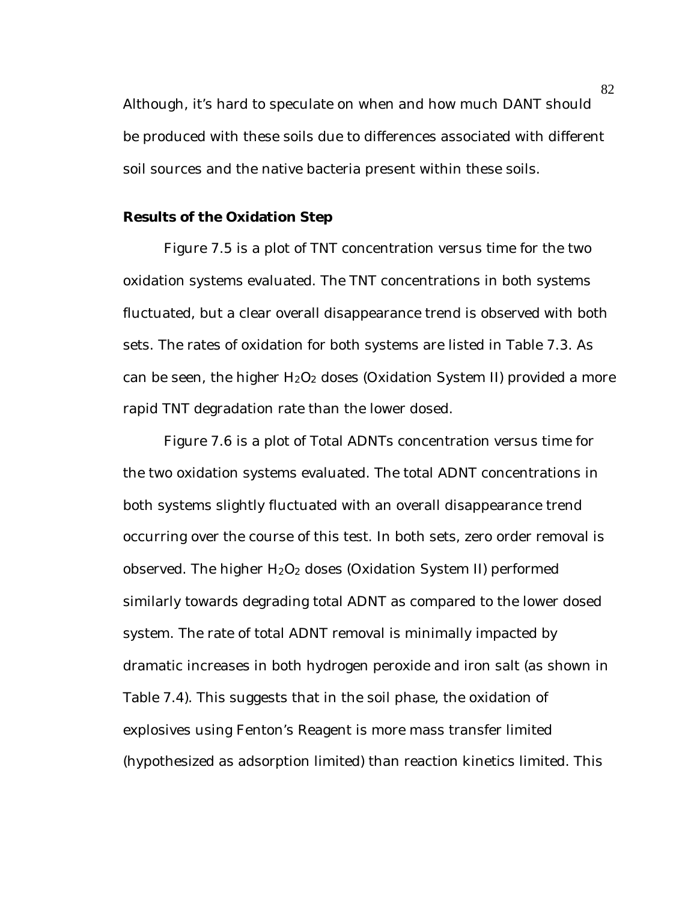Although, it's hard to speculate on when and how much DANT should be produced with these soils due to differences associated with different soil sources and the native bacteria present within these soils.

**Results of the Oxidation Step**

Figure 7.5 is a plot of TNT concentration versus time for the two oxidation systems evaluated. The TNT concentrations in both systems fluctuated, but a clear overall disappearance trend is observed with both sets. The rates of oxidation for both systems are listed in Table 7.3. As can be seen, the higher $H_2O_2$ doses (Oxidation System II) provided a more rapid TNT degradation rate than the lower dosed.

Figure 7.6 is a plot of Total ADNTs concentration versus time for the two oxidation systems evaluated. The total ADNT concentrations in both systems slightly fluctuated with an overall disappearance trend occurring over the course of this test. In both sets, zero order removal is observed. The higher $H_2O_2$ doses (Oxidation System II) performed similarly towards degrading total ADNT as compared to the lower dosed system. The rate of total ADNT removal is minimally impacted by dramatic increases in both hydrogen peroxide and iron salt (as shown in Table 7.4). This suggests that in the soil phase, the oxidation of explosives using Fenton's Reagent is more mass transfer limited (hypothesized as adsorption limited) than reaction kinetics limited. This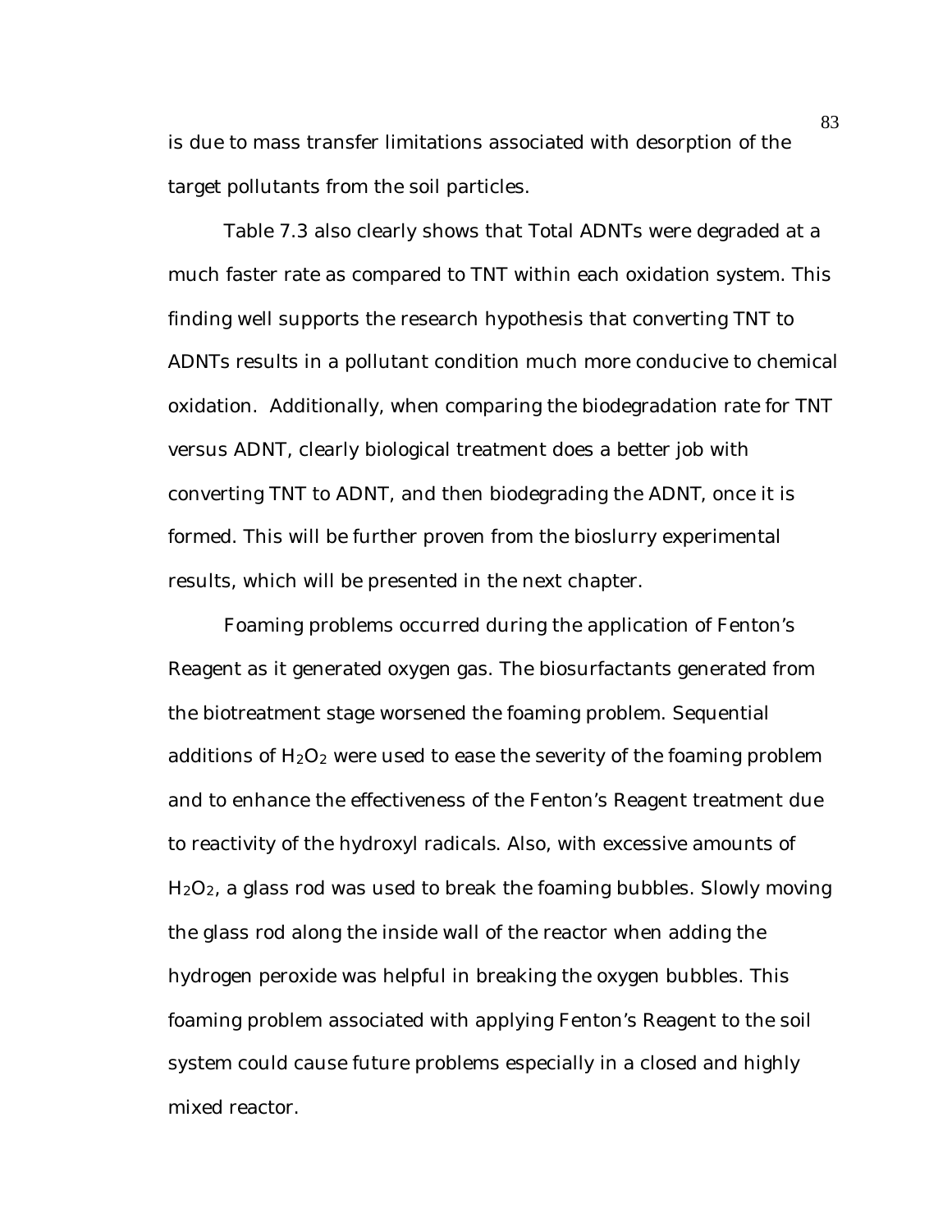is due to mass transfer limitations associated with desorption of the target pollutants from the soil particles.

Table 7.3 also clearly shows that Total ADNTs were degraded at a much faster rate as compared to TNT within each oxidation system. This finding well supports the research hypothesis that converting TNT to ADNTs results in a pollutant condition much more conducive to chemical oxidation. Additionally, when comparing the biodegradation rate for TNT versus ADNT, clearly biological treatment does a better job with converting TNT to ADNT, and then biodegrading the ADNT, once it is formed. This will be further proven from the bioslurry experimental results, which will be presented in the next chapter.

Foaming problems occurred during the application of Fenton's Reagent as it generated oxygen gas. The biosurfactants generated from the biotreatment stage worsened the foaming problem. Sequential additions of $H_2O_2$ were used to ease the severity of the foaming problem and to enhance the effectiveness of the Fenton's Reagent treatment due to reactivity of the hydroxyl radicals. Also, with excessive amounts of $H_2O_2$, a glass rod was used to break the foaming bubbles. Slowly moving the glass rod along the inside wall of the reactor when adding the hydrogen peroxide was helpful in breaking the oxygen bubbles. This foaming problem associated with applying Fenton's Reagent to the soil system could cause future problems especially in a closed and highly mixed reactor.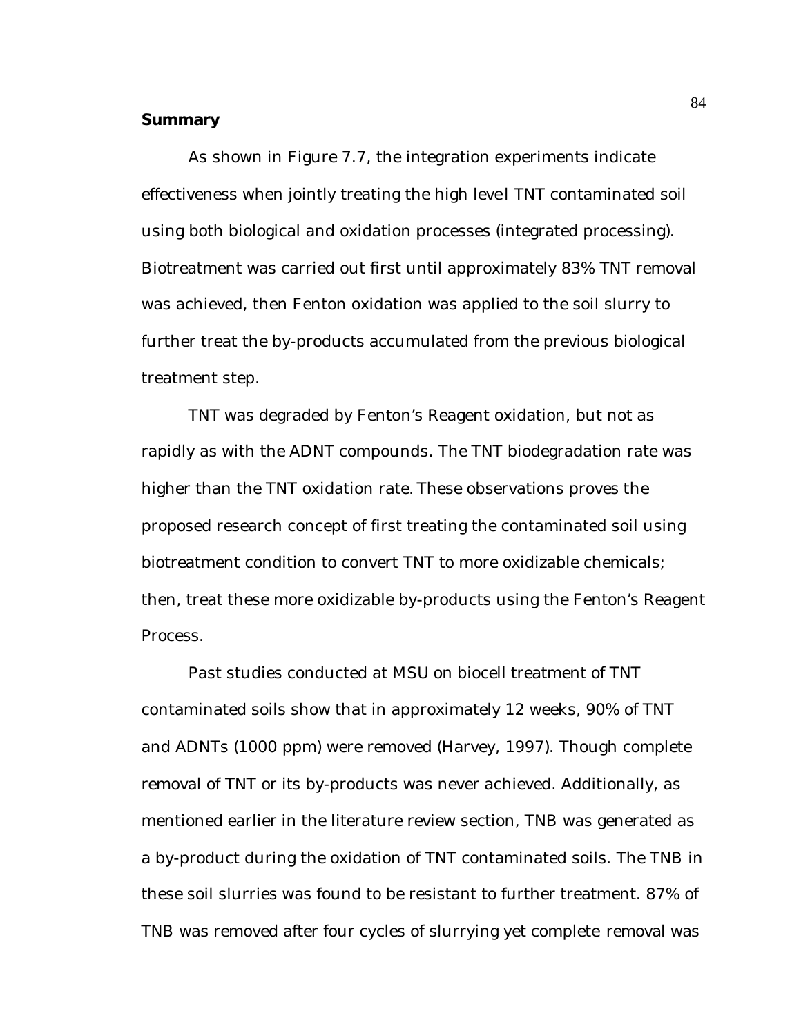**Summary**

As shown in Figure 7.7, the integration experiments indicate effectiveness when jointly treating the high level TNT contaminated soil using both biological and oxidation processes (integrated processing). Biotreatment was carried out first until approximately 83% TNT removal was achieved, then Fenton oxidation was applied to the soil slurry to further treat the by-products accumulated from the previous biological treatment step.

TNT was degraded by Fenton's Reagent oxidation, but not as rapidly as with the ADNT compounds. The TNT biodegradation rate was higher than the TNT oxidation rate. These observations proves the proposed research concept of first treating the contaminated soil using biotreatment condition to convert TNT to more oxidizable chemicals; then, treat these more oxidizable by-products using the Fenton's Reagent Process.

Past studies conducted at MSU on biocell treatment of TNT contaminated soils show that in approximately 12 weeks, 90% of TNT and ADNTs (1000 ppm) were removed (Harvey, 1997). Though complete removal of TNT or its by-products was never achieved. Additionally, as mentioned earlier in the literature review section, TNB was generated as a by-product during the oxidation of TNT contaminated soils. The TNB in these soil slurries was found to be resistant to further treatment. 87% of TNB was removed after four cycles of slurrying yet complete removal was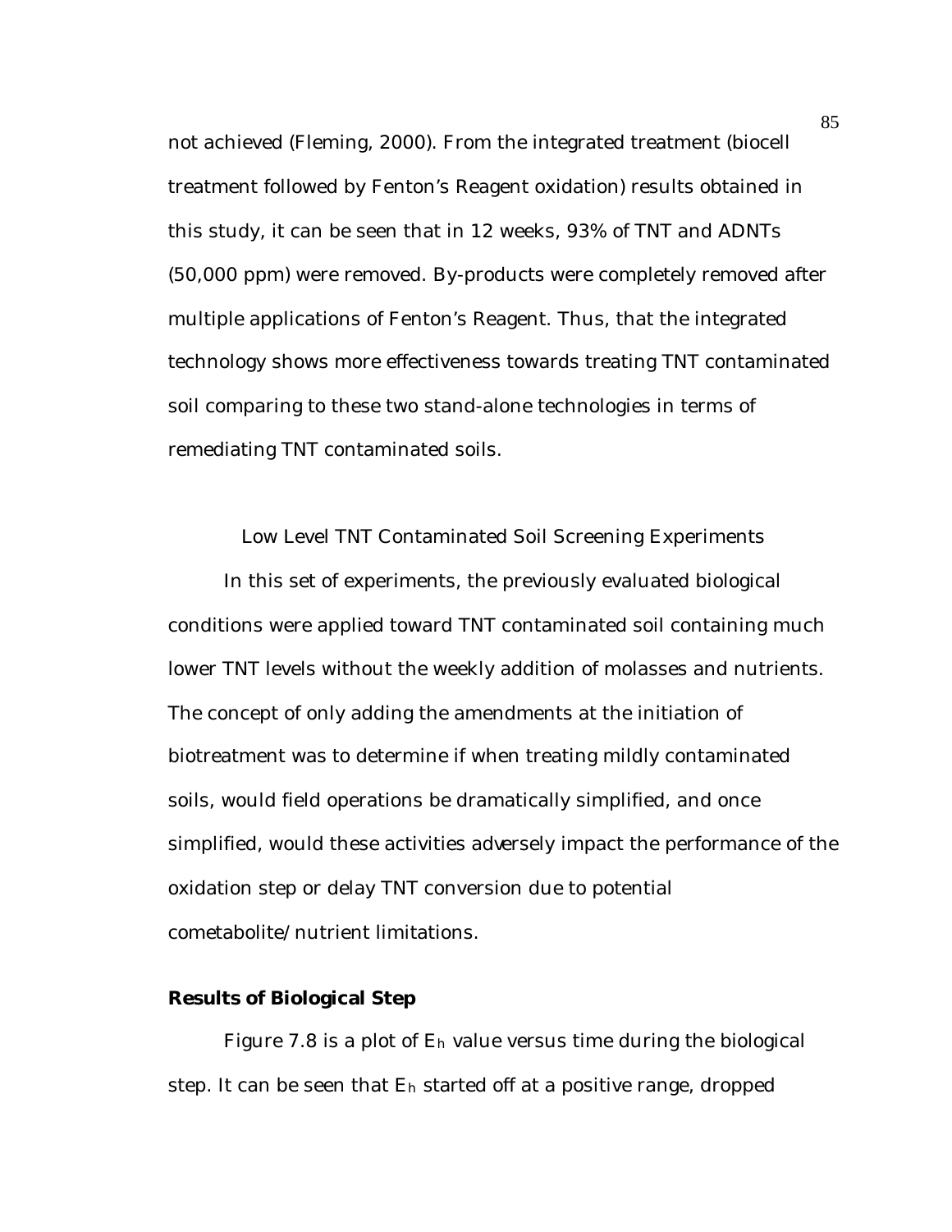not achieved (Fleming, 2000). From the integrated treatment (biocell treatment followed by Fenton's Reagent oxidation) results obtained in this study, it can be seen that in 12 weeks, 93% of TNT and ADNTs (50,000 ppm) were removed. By-products were completely removed after multiple applications of Fenton's Reagent. Thus, that the integrated technology shows more effectiveness towards treating TNT contaminated soil comparing to these two stand-alone technologies in terms of remediating TNT contaminated soils.

## Low Level TNT Contaminated Soil Screening Experiments

In this set of experiments, the previously evaluated biological conditions were applied toward TNT contaminated soil containing much lower TNT levels without the weekly addition of molasses and nutrients. The concept of only adding the amendments at the initiation of biotreatment was to determine if when treating mildly contaminated soils, would field operations be dramatically simplified, and once simplified, would these activities adversely impact the performance of the oxidation step or delay TNT conversion due to potential cometabolite/nutrient limitations.

### Results of Biological Step

Figure 7.8 is a plot of $E_h$ value versus time during the biological step. It can be seen that $E_h$ started off at a positive range, dropped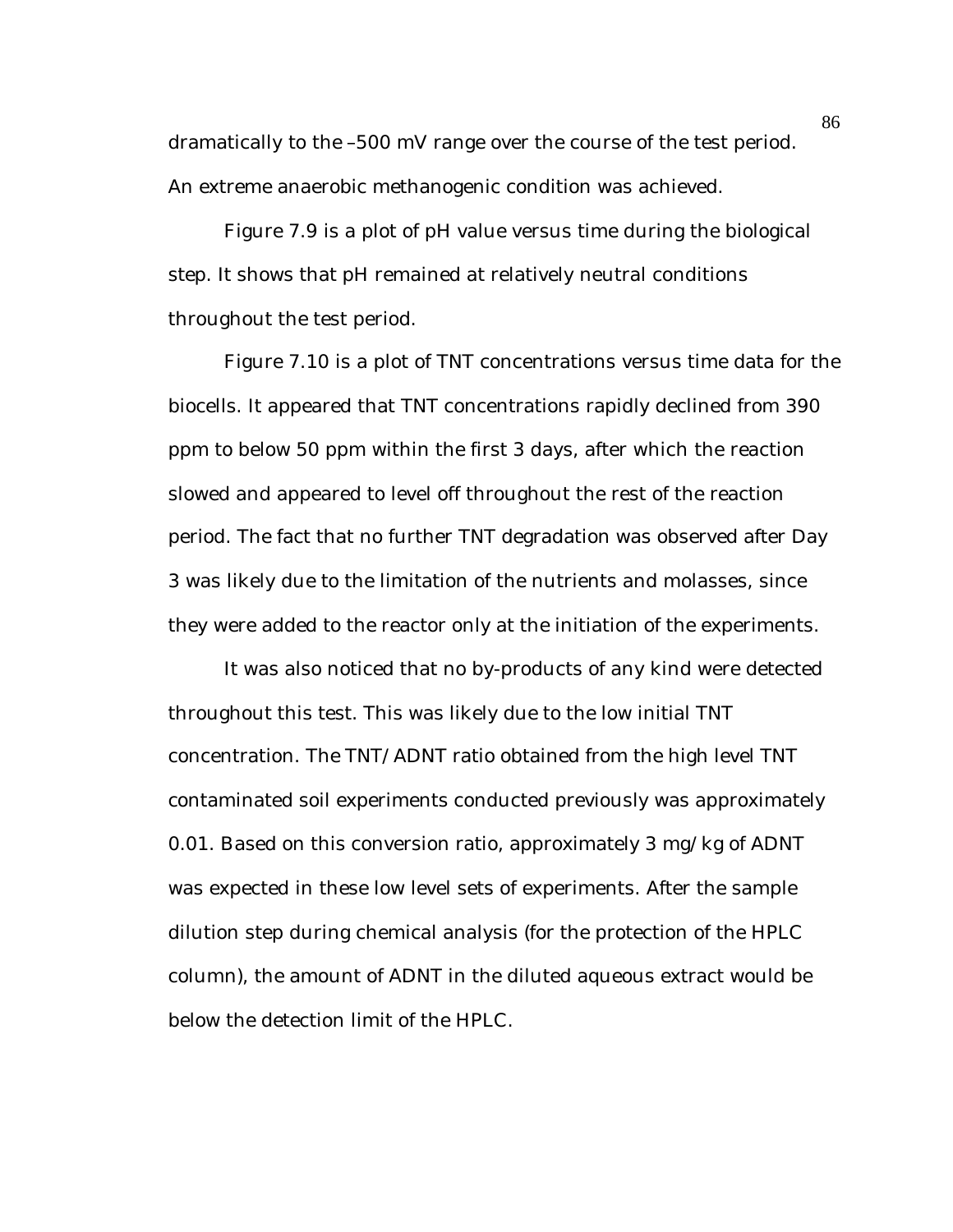dramatically to the –500 mV range over the course of the test period. An extreme anaerobic methanogenic condition was achieved.

Figure 7.9 is a plot of pH value versus time during the biological step. It shows that pH remained at relatively neutral conditions throughout the test period.

Figure 7.10 is a plot of TNT concentrations versus time data for the biocells. It appeared that TNT concentrations rapidly declined from 390 ppm to below 50 ppm within the first 3 days, after which the reaction slowed and appeared to level off throughout the rest of the reaction period. The fact that no further TNT degradation was observed after Day 3 was likely due to the limitation of the nutrients and molasses, since they were added to the reactor only at the initiation of the experiments.

It was also noticed that no by-products of any kind were detected throughout this test. This was likely due to the low initial TNT concentration. The TNT/ADNT ratio obtained from the high level TNT contaminated soil experiments conducted previously was approximately 0.01. Based on this conversion ratio, approximately 3 mg/kg of ADNT was expected in these low level sets of experiments. After the sample dilution step during chemical analysis (for the protection of the HPLC column), the amount of ADNT in the diluted aqueous extract would be below the detection limit of the HPLC.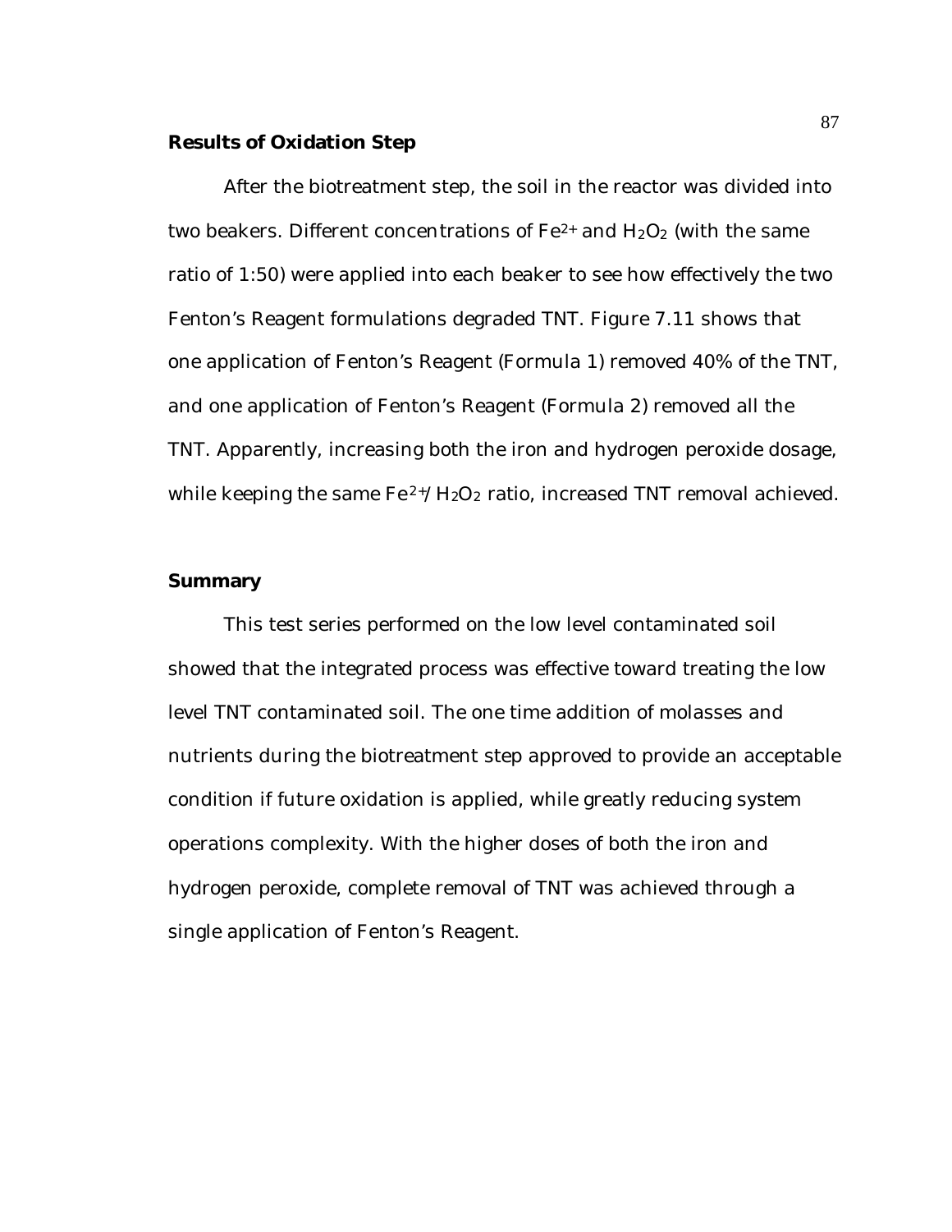### Results of Oxidation Step

After the biotreatment step, the soil in the reactor was divided into two beakers. Different concentrations of $Fe^{2+}$ and $H_2O_2$ (with the same ratio of 1:50) were applied into each beaker to see how effectively the two Fenton's Reagent formulations degraded TNT. Figure 7.11 shows that one application of Fenton's Reagent (Formula 1) removed 40% of the TNT, and one application of Fenton's Reagent (Formula 2) removed all the TNT. Apparently, increasing both the iron and hydrogen peroxide dosage, while keeping the same $Fe^{2+}/H_2O_2$ ratio, increased TNT removal achieved.

### Summary

This test series performed on the low level contaminated soil showed that the integrated process was effective toward treating the low level TNT contaminated soil. The one time addition of molasses and nutrients during the biotreatment step approved to provide an acceptable condition if future oxidation is applied, while greatly reducing system operations complexity. With the higher doses of both the iron and hydrogen peroxide, complete removal of TNT was achieved through a single application of Fenton's Reagent.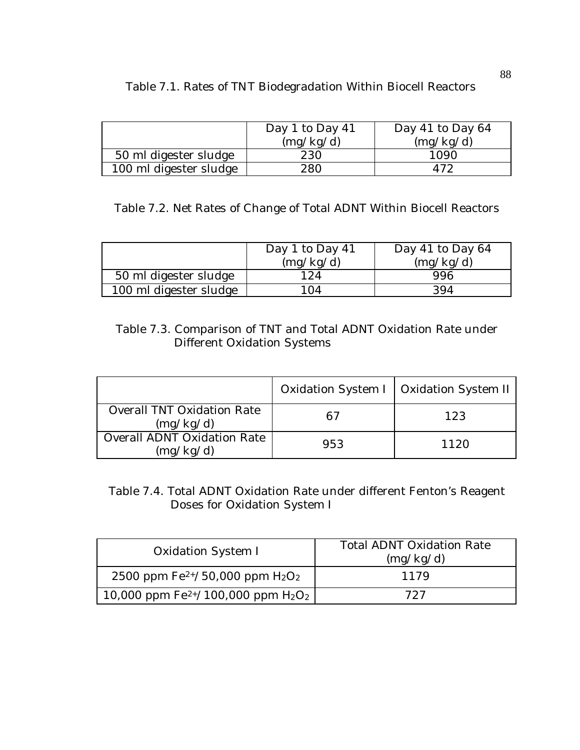Table 7.1. Rates of TNT Biodegradation Within Biocell Reactors

| | Day 1 to Day 41 (mg/kg/d) | Day 41 to Day 64 (mg/kg/d) |
|---|---|---|
| 50 ml digester sludge | 230 | 1090 |
| 100 ml digester sludge | 280 | 472 |

Table 7.2. Net Rates of Change of Total ADNT Within Biocell Reactors

| | Day 1 to Day 41 (mg/kg/d) | Day 41 to Day 64 (mg/kg/d) |
|---|---|---|
| 50 ml digester sludge | 124 | 996 |
| 100 ml digester sludge | 104 | 394 |

Table 7.3. Comparison of TNT and Total ADNT Oxidation Rate under Different Oxidation Systems

| | Oxidation System I | Oxidation System II |
|---|---|---|
| Overall TNT Oxidation Rate (mg/kg/d) | 67 | 123 |
| Overall ADNT Oxidation Rate (mg/kg/d) | 953 | 1120 |

Table 7.4. Total ADNT Oxidation Rate under different Fenton's Reagent Doses for Oxidation System I

| Oxidation System I | Total ADNT Oxidation Rate (mg/kg/d) |
|---|---|
| 2500 ppm $Fe^{2+}$/50,000 ppm $H_2O_2$ | 1179 |
| 10,000 ppm $Fe^{2+}$/100,000 ppm $H_2O_2$ | 727 |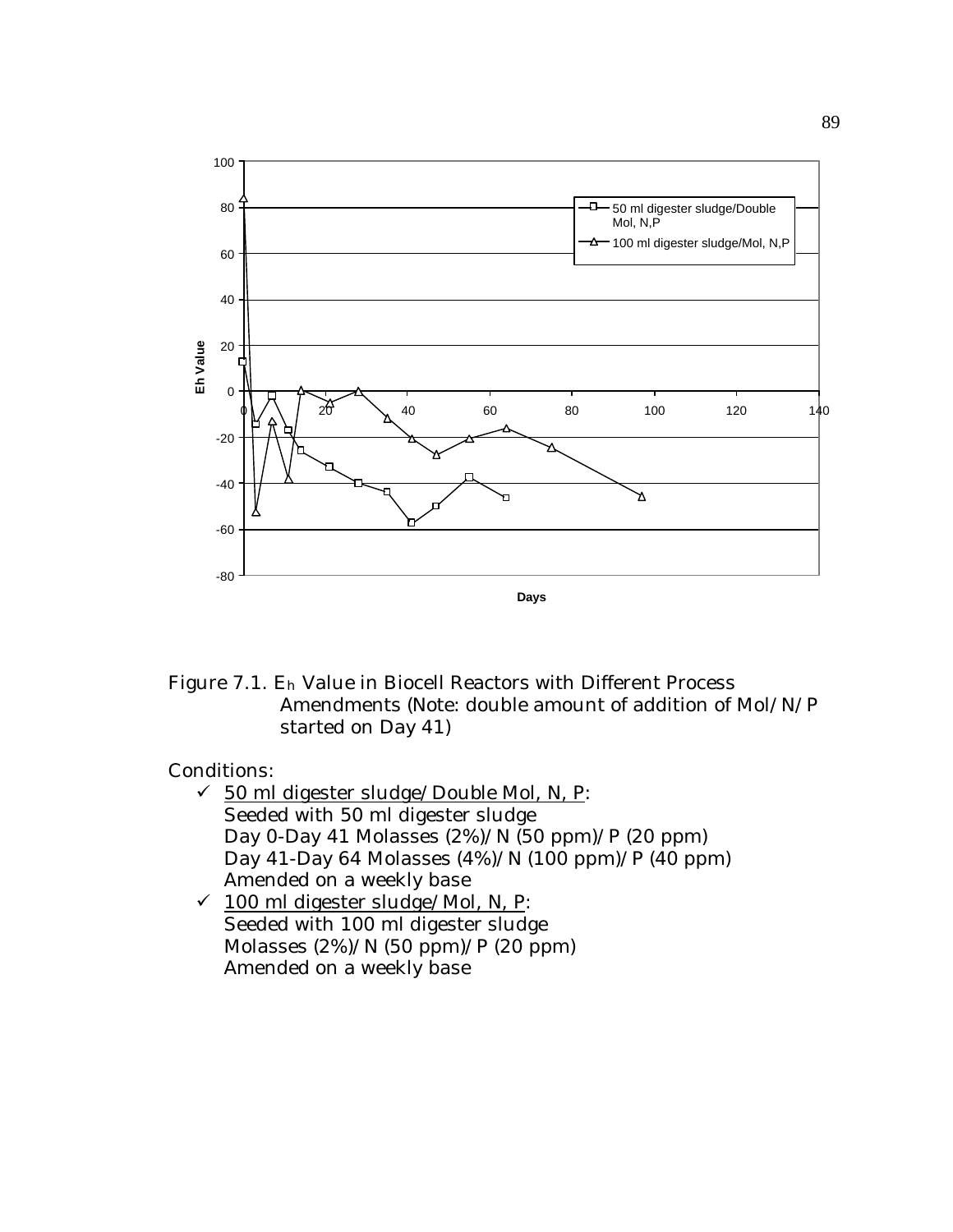Figure 7.1. $E_h$ Value in Biocell Reactors with Different Process Amendments (Note: double amount of addition of Mol/N/P started on Day 41)

Conditions:

- ✓ <u>50 ml digester sludge/Double Mol, N, P</u>:
  Seeded with 50 ml digester sludge
  Day 0-Day 41 Molasses (2%)/N (50 ppm)/P (20 ppm)
  Day 41-Day 64 Molasses (4%)/N (100 ppm)/P (40 ppm)
  Amended on a weekly base
- ✓ <u>100 ml digester sludge/Mol, N, P</u>:
  Seeded with 100 ml digester sludge
  Molasses (2%)/N (50 ppm)/P (20 ppm)
  Amended on a weekly base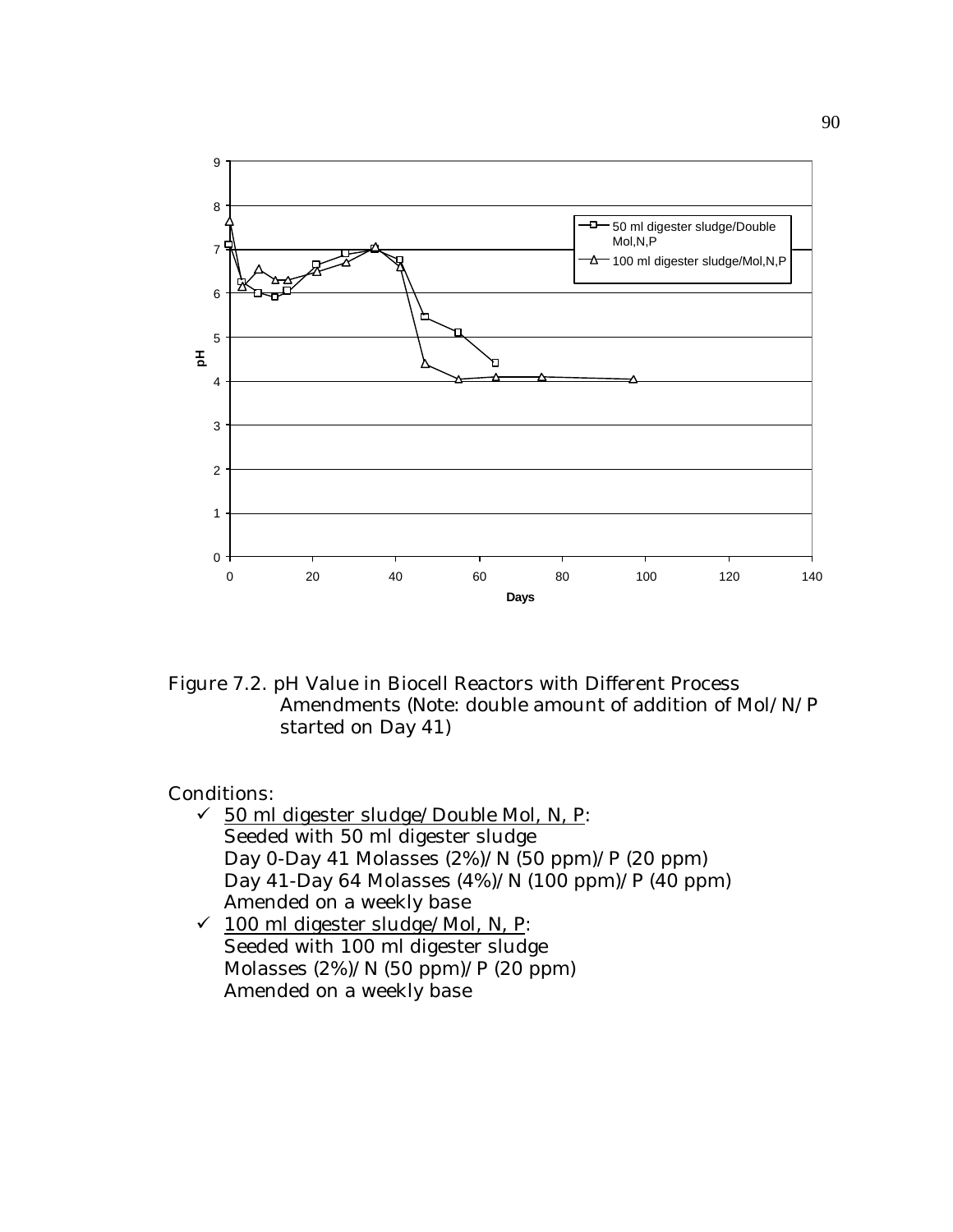Figure 7.2. pH Value in Biocell Reactors with Different Process Amendments (Note: double amount of addition of Mol/N/P started on Day 41)

Conditions:

- ✓ <u>50 ml digester sludge/Double Mol, N, P</u>:
  Seeded with 50 ml digester sludge
  Day 0-Day 41 Molasses (2%)/N (50 ppm)/P (20 ppm)
  Day 41-Day 64 Molasses (4%)/N (100 ppm)/P (40 ppm)
  Amended on a weekly base
- ✓ <u>100 ml digester sludge/Mol, N, P</u>:
  Seeded with 100 ml digester sludge
  Molasses (2%)/N (50 ppm)/P (20 ppm)
  Amended on a weekly base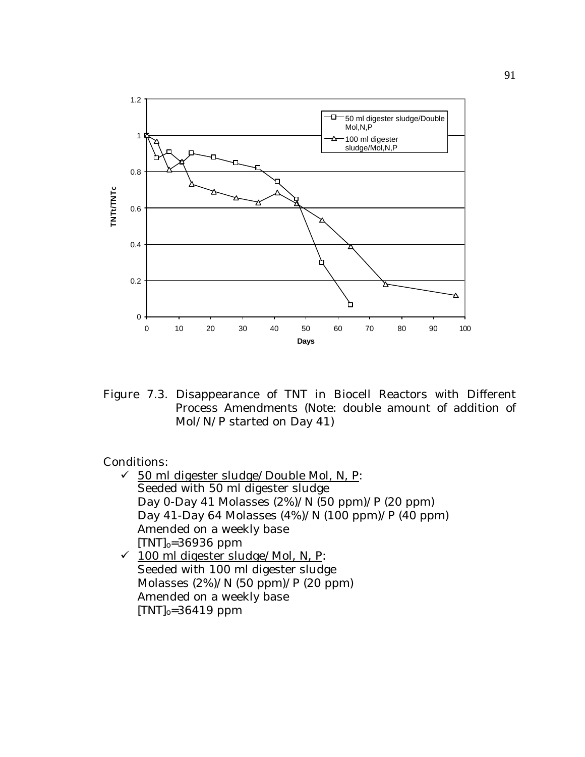Figure 7.3. Disappearance of TNT in Biocell Reactors with Different Process Amendments (Note: double amount of addition of Mol/N/P started on Day 41)

Conditions:

- ✓ <u>50 ml digester sludge/Double Mol, N, P</u>:
  Seeded with 50 ml digester sludge
  Day 0-Day 41 Molasses (2%)/N (50 ppm)/P (20 ppm)
  Day 41-Day 64 Molasses (4%)/N (100 ppm)/P (40 ppm)
  Amended on a weekly base
  $[TNT]_o$=36936 ppm
- ✓ <u>100 ml digester sludge/Mol, N, P</u>:
  Seeded with 100 ml digester sludge
  Molasses (2%)/N (50 ppm)/P (20 ppm)
  Amended on a weekly base
  $[TNT]_o$=36419 ppm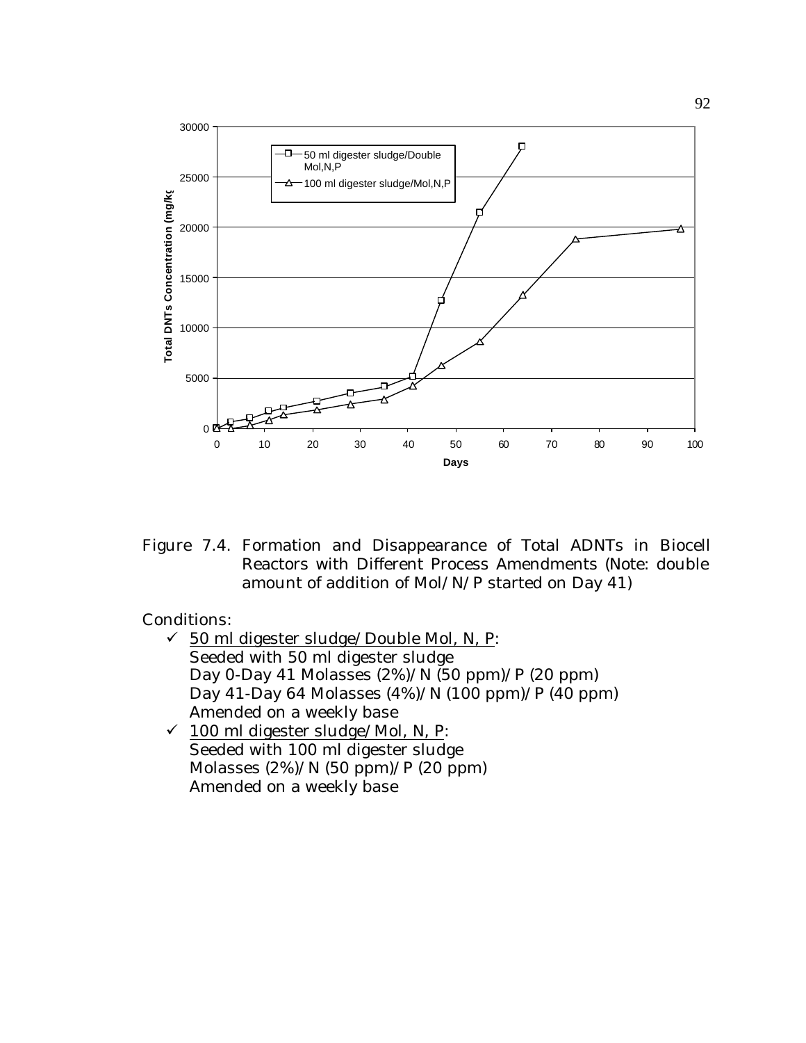Figure 7.4. Formation and Disappearance of Total ADNTs in Biocell Reactors with Different Process Amendments (Note: double amount of addition of Mol/N/P started on Day 41)

Conditions:

- ✓ 50 ml digester sludge/Double Mol, N, P:
  Seeded with 50 ml digester sludge
  Day 0-Day 41 Molasses (2%)/N (50 ppm)/P (20 ppm)
  Day 41-Day 64 Molasses (4%)/N (100 ppm)/P (40 ppm)
  Amended on a weekly base
- ✓ 100 ml digester sludge/Mol, N, P:
  Seeded with 100 ml digester sludge
  Molasses (2%)/N (50 ppm)/P (20 ppm)
  Amended on a weekly base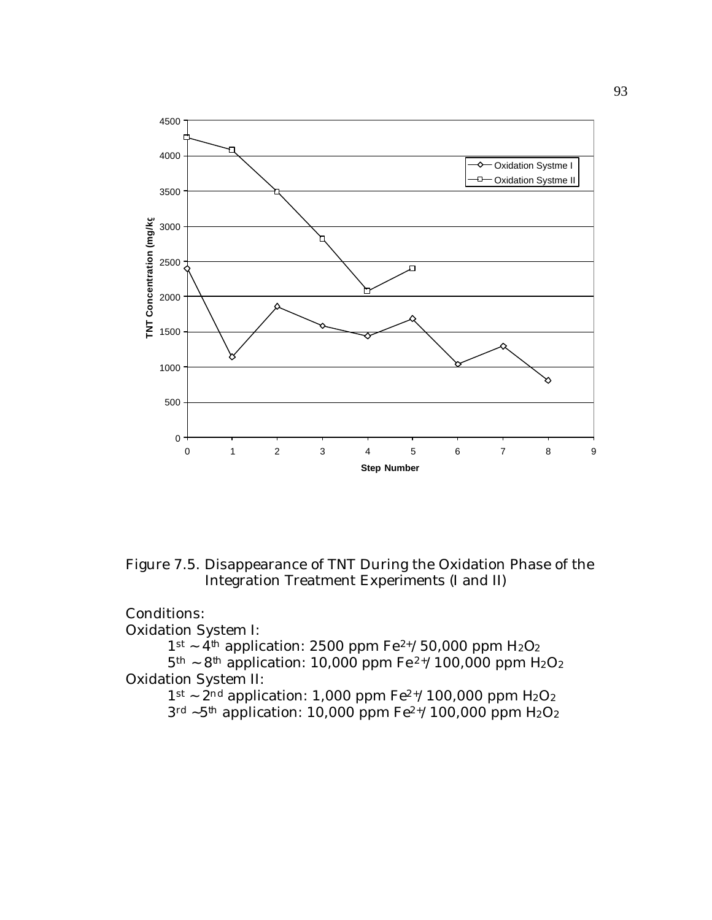Figure 7.5. Disappearance of TNT During the Oxidation Phase of the Integration Treatment Experiments (I and II)

Conditions:

Oxidation System I:

$1^{st} \sim 4^{th}$ application: 2500 ppm $Fe^{2+}$/ 50,000 ppm $H_2O_2$

$5^{th} \sim 8^{th}$ application: 10,000 ppm $Fe^{2+}$/ 100,000 ppm $H_2O_2$

Oxidation System II:

$1^{st} \sim 2^{nd}$ application: 1,000 ppm $Fe^{2+}$/ 100,000 ppm $H_2O_2$

$3^{rd} \sim 5^{th}$ application: 10,000 ppm $Fe^{2+}$/ 100,000 ppm $H_2O_2$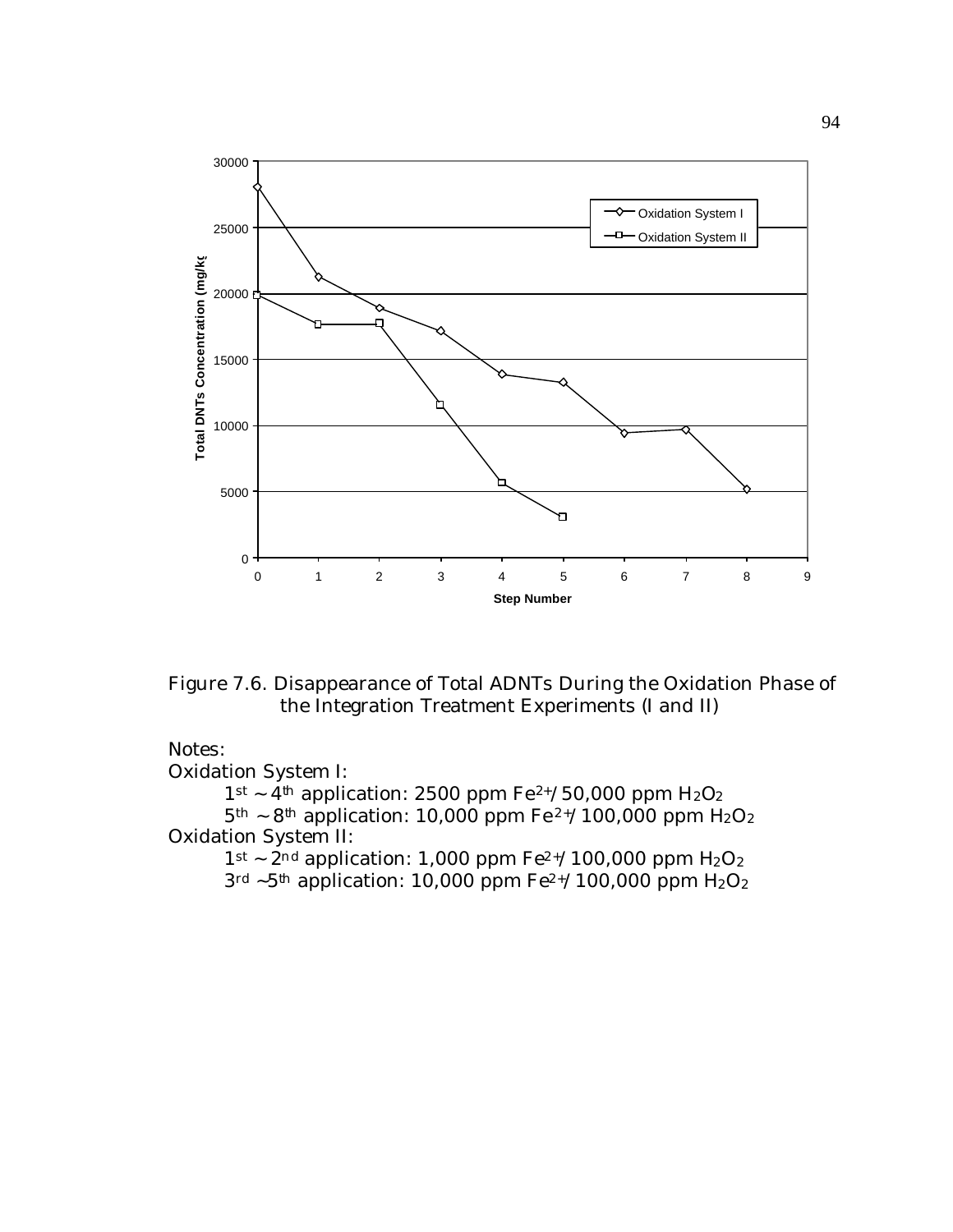Figure 7.6. Disappearance of Total ADNTs During the Oxidation Phase of the Integration Treatment Experiments (I and II)

Notes:

Oxidation System I:

$1^{st}$ ~ $4^{th}$ application: 2500 ppm $Fe^{2+}$/ 50,000 ppm $H_2O_2$

$5^{th}$ ~ $8^{th}$ application: 10,000 ppm $Fe^{2+}$/ 100,000 ppm $H_2O_2$

Oxidation System II:

$1^{st}$ ~ $2^{nd}$ application: 1,000 ppm $Fe^{2+}$/ 100,000 ppm $H_2O_2$

$3^{rd}$ ~$5^{th}$ application: 10,000 ppm $Fe^{2+}$/ 100,000 ppm $H_2O_2$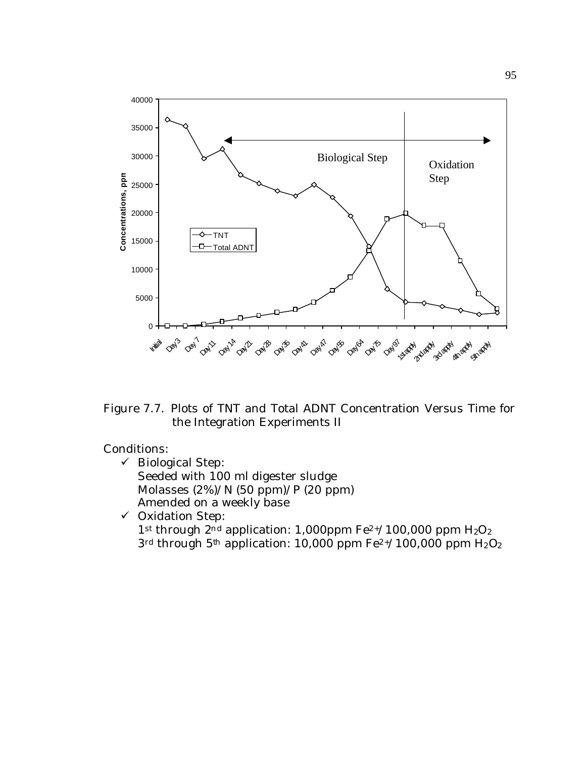Figure 7.7. Plots of TNT and Total ADNT Concentration Versus Time for the Integration Experiments II

Conditions:

- ✓ Biological Step:
  Seeded with 100 ml digester sludge
  Molasses (2%)/N (50 ppm)/P (20 ppm)
  Amended on a weekly base
- ✓ Oxidation Step:
  1st through 2nd application: 1,000ppm $Fe^{2+}$/100,000 ppm $H_2O_2$
  3rd through 5th application: 10,000 ppm $Fe^{2+}$/100,000 ppm $H_2O_2$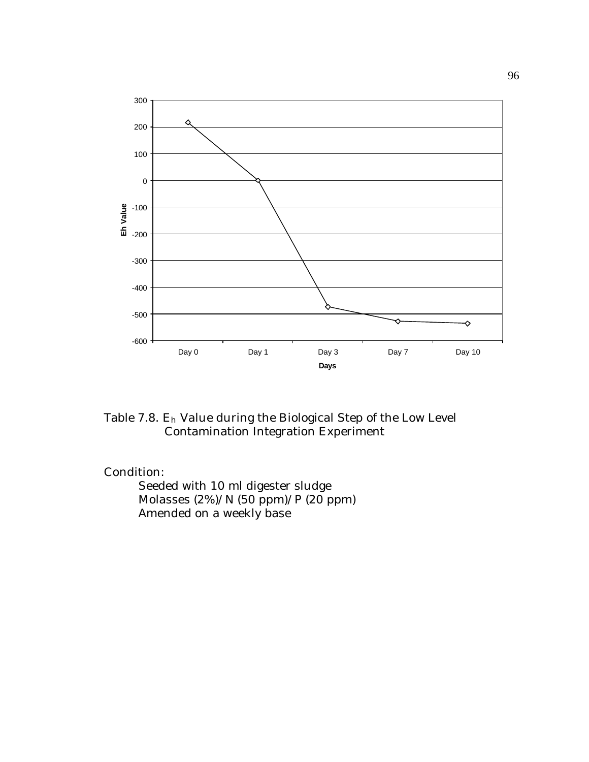Table 7.8. $E_h$ Value during the Biological Step of the Low Level Contamination Integration Experiment

Condition:

Seeded with 10 ml digester sludge
Molasses (2%)/N (50 ppm)/P (20 ppm)
Amended on a weekly base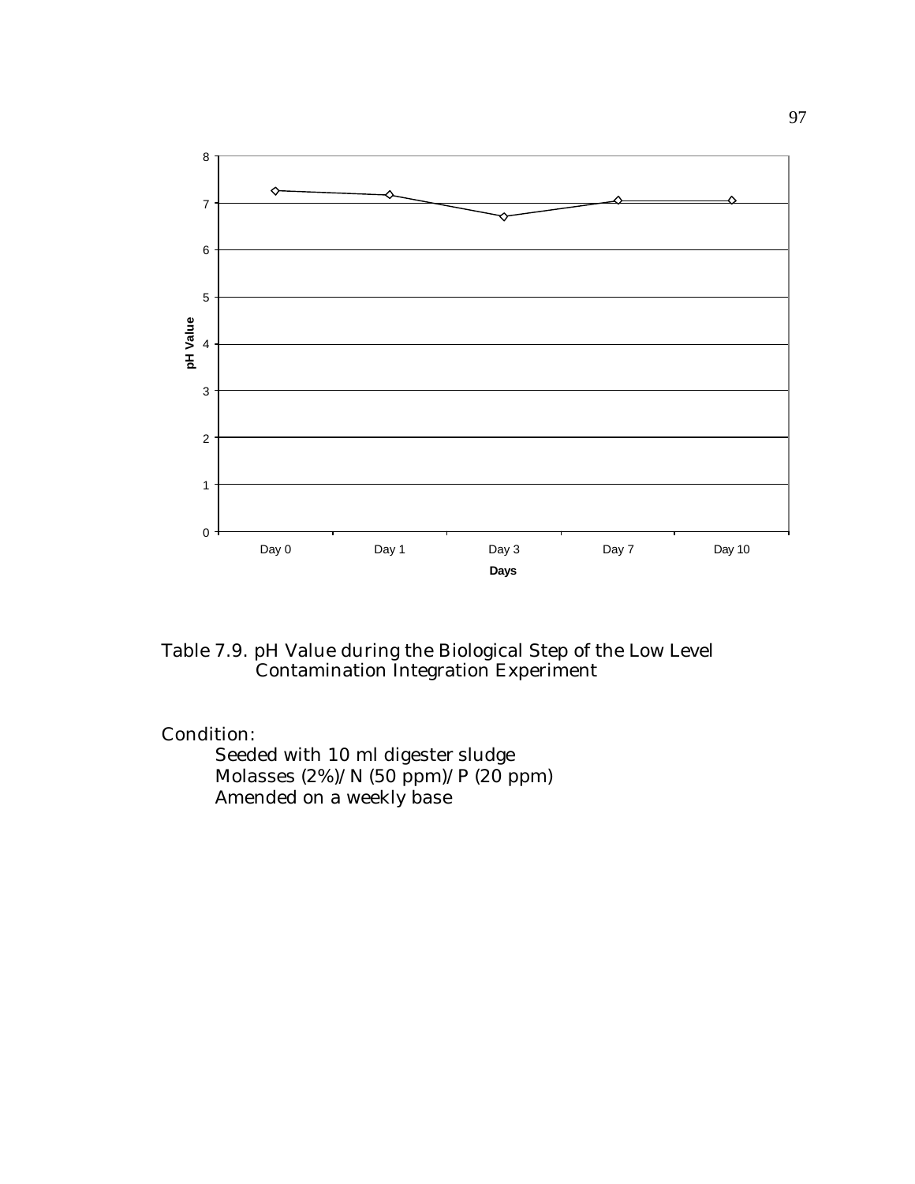Table 7.9. pH Value during the Biological Step of the Low Level Contamination Integration Experiment

Condition:

Seeded with 10 ml digester sludge
Molasses (2%)/N (50 ppm)/P (20 ppm)
Amended on a weekly base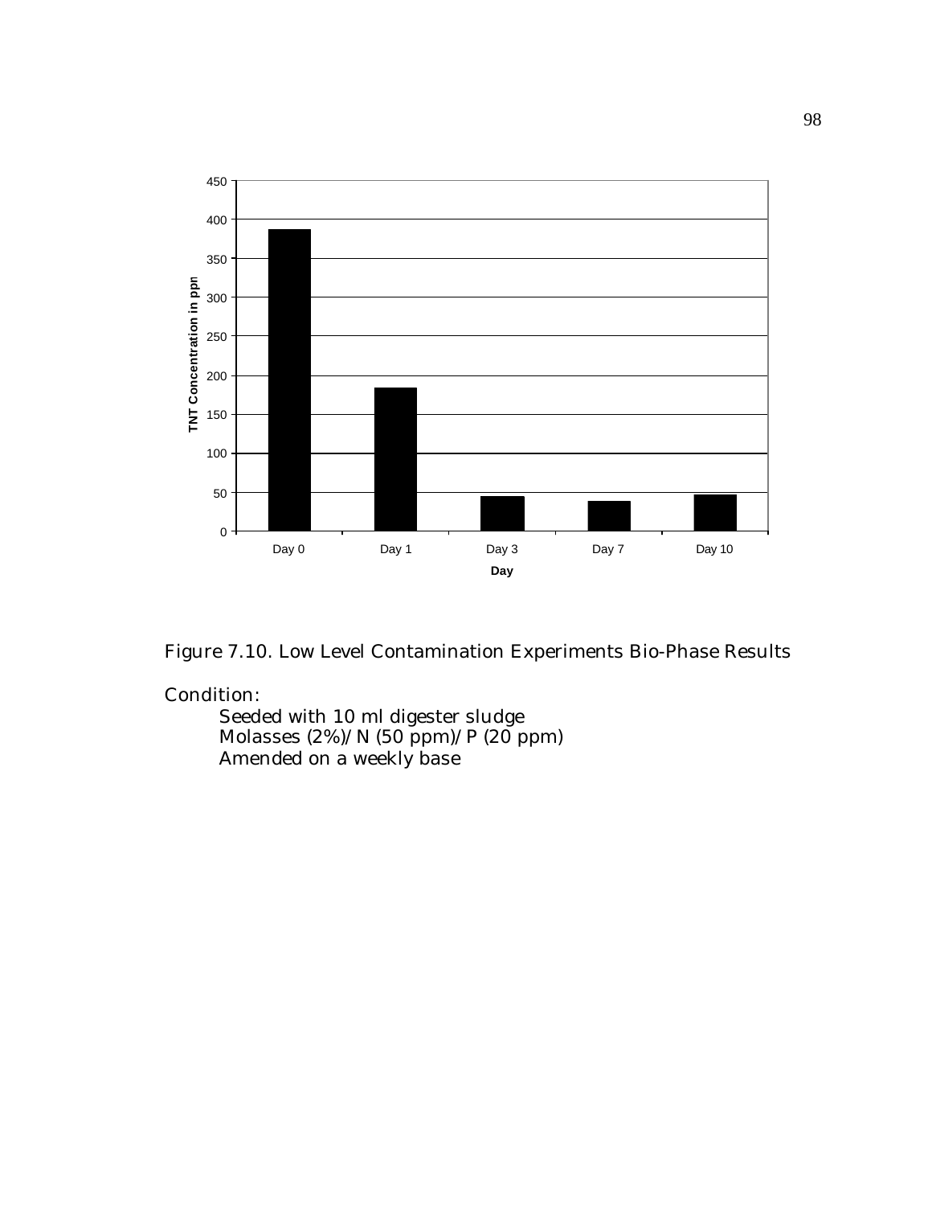Figure 7.10. Low Level Contamination Experiments Bio-Phase Results

Condition:

Seeded with 10 ml digester sludge
Molasses (2%)/N (50 ppm)/P (20 ppm)
Amended on a weekly base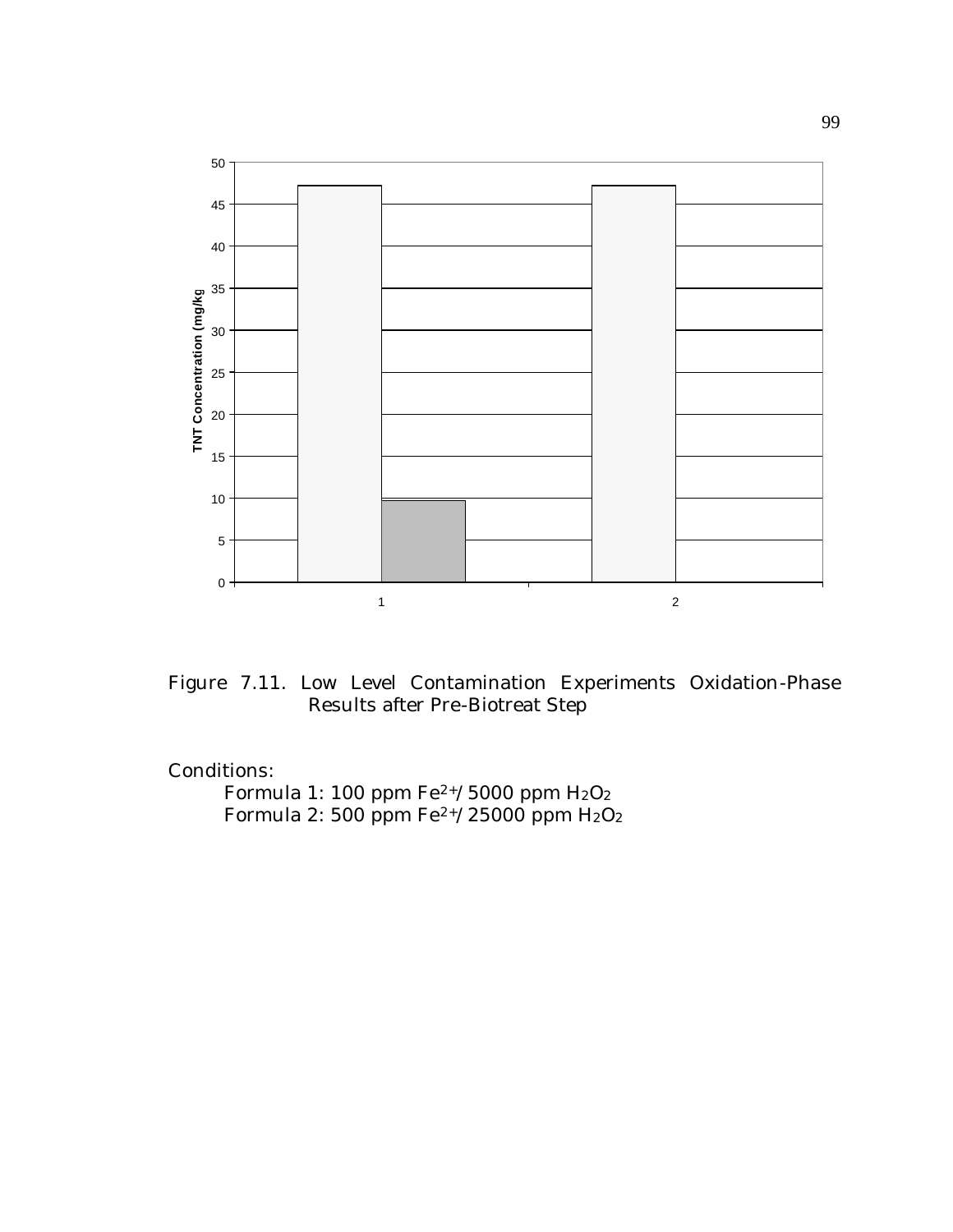Figure 7.11. Low Level Contamination Experiments Oxidation-Phase Results after Pre-Biotreat Step

Conditions:

Formula 1: 100 ppm $Fe^{2+}$/ 5000 ppm $H_2O_2$

Formula 2: 500 ppm $Fe^{2+}$/ 25000 ppm $H_2O_2$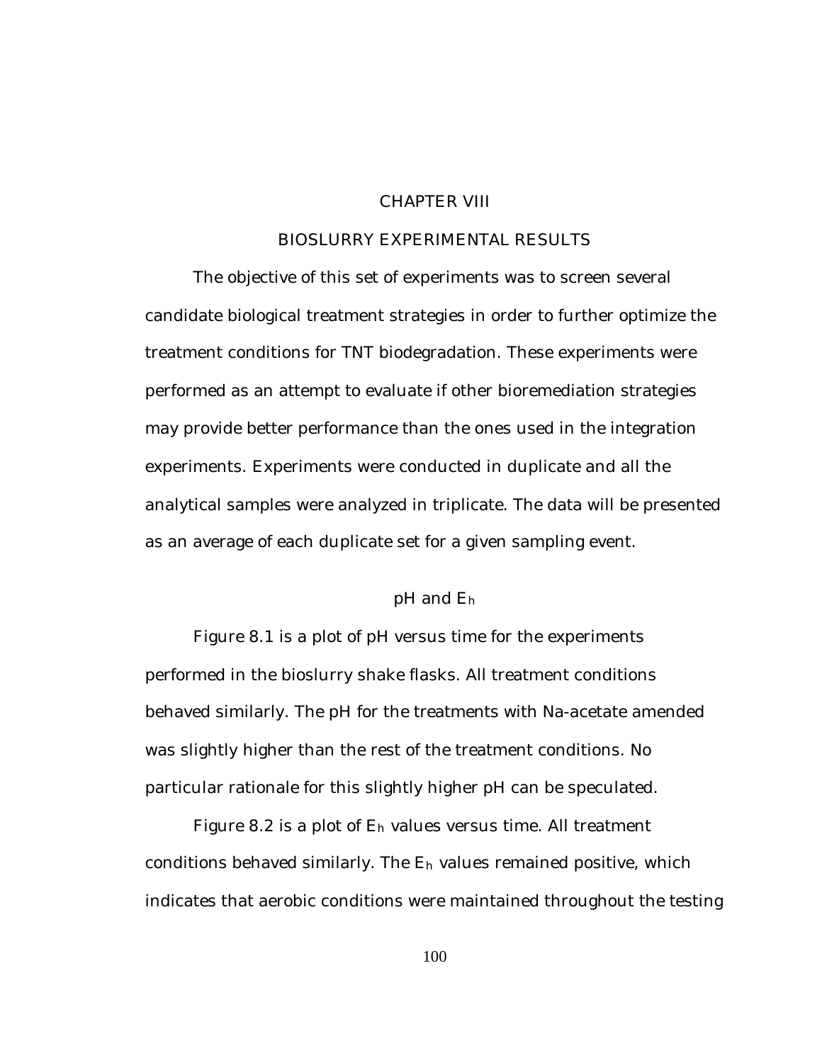# CHAPTER VIII

## BIOSLURRY EXPERIMENTAL RESULTS

The objective of this set of experiments was to screen several candidate biological treatment strategies in order to further optimize the treatment conditions for TNT biodegradation. These experiments were performed as an attempt to evaluate if other bioremediation strategies may provide better performance than the ones used in the integration experiments. Experiments were conducted in duplicate and all the analytical samples were analyzed in triplicate. The data will be presented as an average of each duplicate set for a given sampling event.

### pH and $E_h$

Figure 8.1 is a plot of pH versus time for the experiments performed in the bioslurry shake flasks. All treatment conditions behaved similarly. The pH for the treatments with Na-acetate amended was slightly higher than the rest of the treatment conditions. No particular rationale for this slightly higher pH can be speculated.

Figure 8.2 is a plot of $E_h$ values versus time. All treatment conditions behaved similarly. The $E_h$ values remained positive, which indicates that aerobic conditions were maintained throughout the testing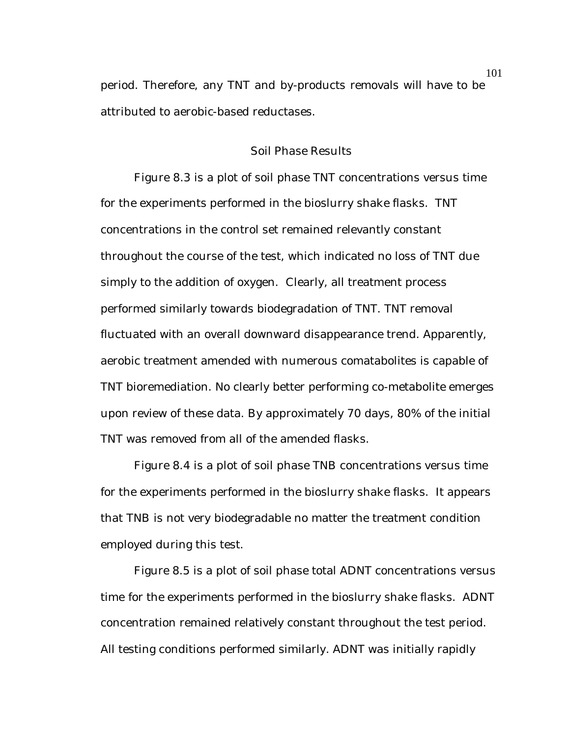period. Therefore, any TNT and by-products removals will have to be attributed to aerobic-based reductases.

## Soil Phase Results

Figure 8.3 is a plot of soil phase TNT concentrations versus time for the experiments performed in the bioslurry shake flasks. TNT concentrations in the control set remained relevantly constant throughout the course of the test, which indicated no loss of TNT due simply to the addition of oxygen. Clearly, all treatment process performed similarly towards biodegradation of TNT. TNT removal fluctuated with an overall downward disappearance trend. Apparently, aerobic treatment amended with numerous comatabolites is capable of TNT bioremediation. No clearly better performing co-metabolite emerges upon review of these data. By approximately 70 days, 80% of the initial TNT was removed from all of the amended flasks.

Figure 8.4 is a plot of soil phase TNB concentrations versus time for the experiments performed in the bioslurry shake flasks. It appears that TNB is not very biodegradable no matter the treatment condition employed during this test.

Figure 8.5 is a plot of soil phase total ADNT concentrations versus time for the experiments performed in the bioslurry shake flasks. ADNT concentration remained relatively constant throughout the test period. All testing conditions performed similarly. ADNT was initially rapidly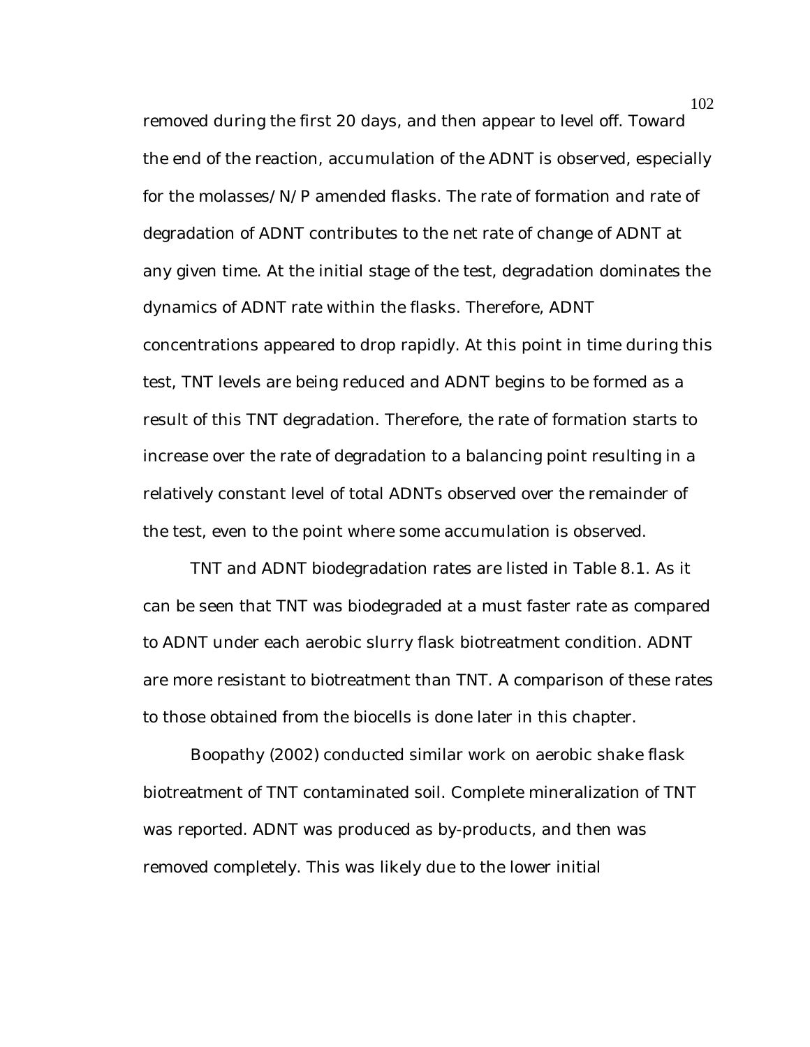removed during the first 20 days, and then appear to level off. Toward the end of the reaction, accumulation of the ADNT is observed, especially for the molasses/N/P amended flasks. The rate of formation and rate of degradation of ADNT contributes to the net rate of change of ADNT at any given time. At the initial stage of the test, degradation dominates the dynamics of ADNT rate within the flasks. Therefore, ADNT concentrations appeared to drop rapidly. At this point in time during this test, TNT levels are being reduced and ADNT begins to be formed as a result of this TNT degradation. Therefore, the rate of formation starts to increase over the rate of degradation to a balancing point resulting in a relatively constant level of total ADNTs observed over the remainder of the test, even to the point where some accumulation is observed.

TNT and ADNT biodegradation rates are listed in Table 8.1. As it can be seen that TNT was biodegraded at a must faster rate as compared to ADNT under each aerobic slurry flask biotreatment condition. ADNT are more resistant to biotreatment than TNT. A comparison of these rates to those obtained from the biocells is done later in this chapter.

Boopathy (2002) conducted similar work on aerobic shake flask biotreatment of TNT contaminated soil. Complete mineralization of TNT was reported. ADNT was produced as by-products, and then was removed completely. This was likely due to the lower initial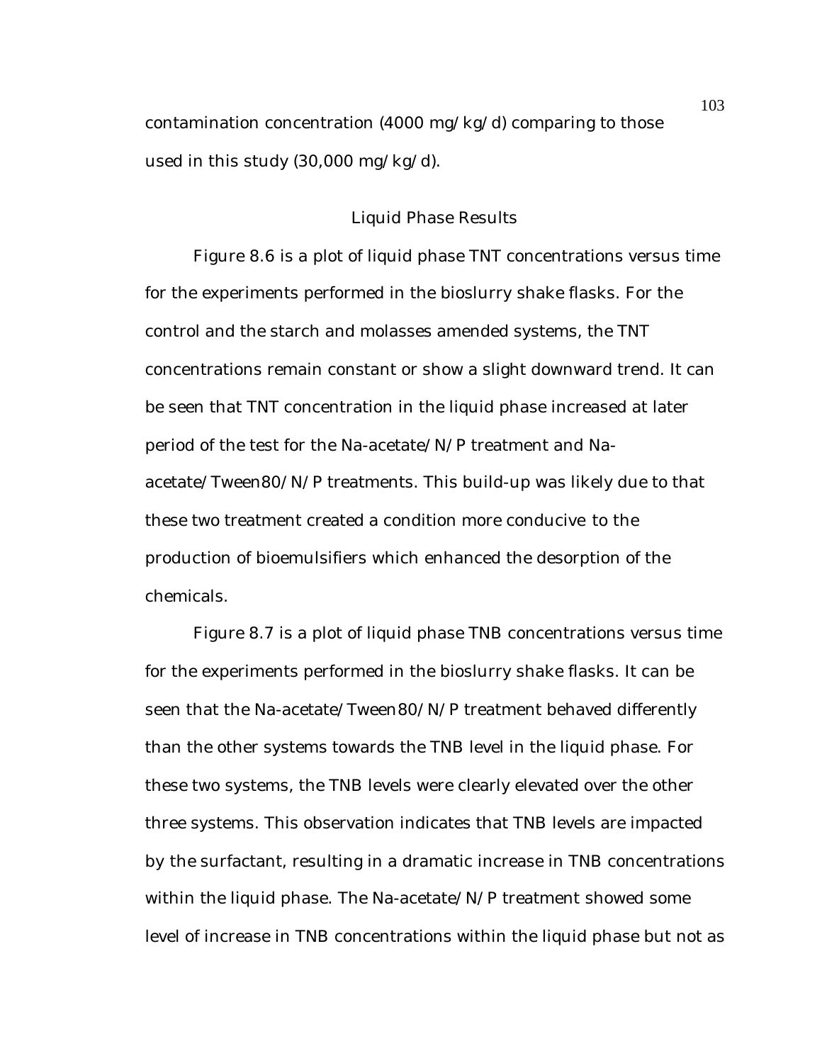contamination concentration (4000 mg/kg/d) comparing to those used in this study (30,000 mg/kg/d).

## Liquid Phase Results

Figure 8.6 is a plot of liquid phase TNT concentrations versus time for the experiments performed in the bioslurry shake flasks. For the control and the starch and molasses amended systems, the TNT concentrations remain constant or show a slight downward trend. It can be seen that TNT concentration in the liquid phase increased at later period of the test for the Na-acetate/N/P treatment and Na-acetate/Tween80/N/P treatments. This build-up was likely due to that these two treatment created a condition more conducive to the production of bioemulsifiers which enhanced the desorption of the chemicals.

Figure 8.7 is a plot of liquid phase TNB concentrations versus time for the experiments performed in the bioslurry shake flasks. It can be seen that the Na-acetate/Tween80/N/P treatment behaved differently than the other systems towards the TNB level in the liquid phase. For these two systems, the TNB levels were clearly elevated over the other three systems. This observation indicates that TNB levels are impacted by the surfactant, resulting in a dramatic increase in TNB concentrations within the liquid phase. The Na-acetate/N/P treatment showed some level of increase in TNB concentrations within the liquid phase but not as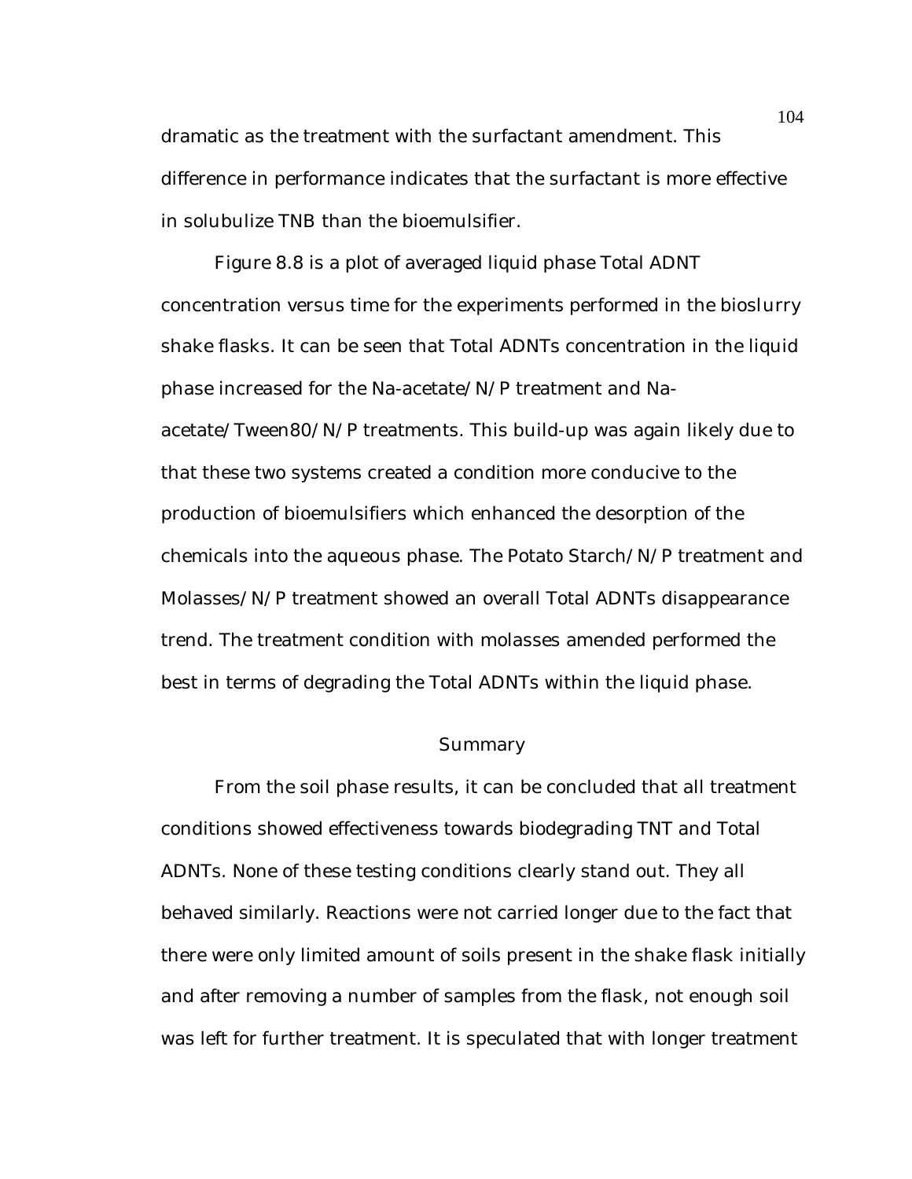dramatic as the treatment with the surfactant amendment. This difference in performance indicates that the surfactant is more effective in solubulize TNB than the bioemulsifier.

Figure 8.8 is a plot of averaged liquid phase Total ADNT concentration versus time for the experiments performed in the bioslurry shake flasks. It can be seen that Total ADNTs concentration in the liquid phase increased for the Na-acetate/N/P treatment and Na-acetate/Tween80/N/P treatments. This build-up was again likely due to that these two systems created a condition more conducive to the production of bioemulsifiers which enhanced the desorption of the chemicals into the aqueous phase. The Potato Starch/N/P treatment and Molasses/N/P treatment showed an overall Total ADNTs disappearance trend. The treatment condition with molasses amended performed the best in terms of degrading the Total ADNTs within the liquid phase.

## Summary

From the soil phase results, it can be concluded that all treatment conditions showed effectiveness towards biodegrading TNT and Total ADNTs. None of these testing conditions clearly stand out. They all behaved similarly. Reactions were not carried longer due to the fact that there were only limited amount of soils present in the shake flask initially and after removing a number of samples from the flask, not enough soil was left for further treatment. It is speculated that with longer treatment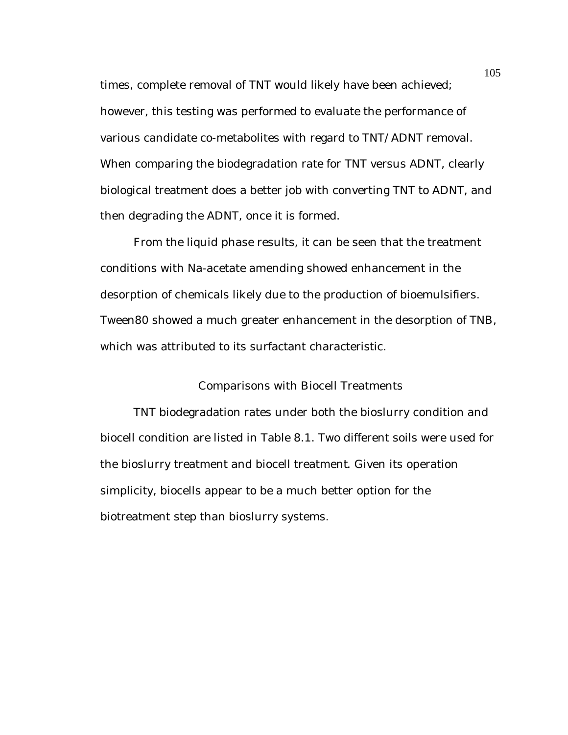times, complete removal of TNT would likely have been achieved; however, this testing was performed to evaluate the performance of various candidate co-metabolites with regard to TNT/ADNT removal. When comparing the biodegradation rate for TNT versus ADNT, clearly biological treatment does a better job with converting TNT to ADNT, and then degrading the ADNT, once it is formed.

From the liquid phase results, it can be seen that the treatment conditions with Na-acetate amending showed enhancement in the desorption of chemicals likely due to the production of bioemulsifiers. Tween80 showed a much greater enhancement in the desorption of TNB, which was attributed to its surfactant characteristic.

## Comparisons with Biocell Treatments

TNT biodegradation rates under both the bioslurry condition and biocell condition are listed in Table 8.1. Two different soils were used for the bioslurry treatment and biocell treatment. Given its operation simplicity, biocells appear to be a much better option for the biotreatment step than bioslurry systems.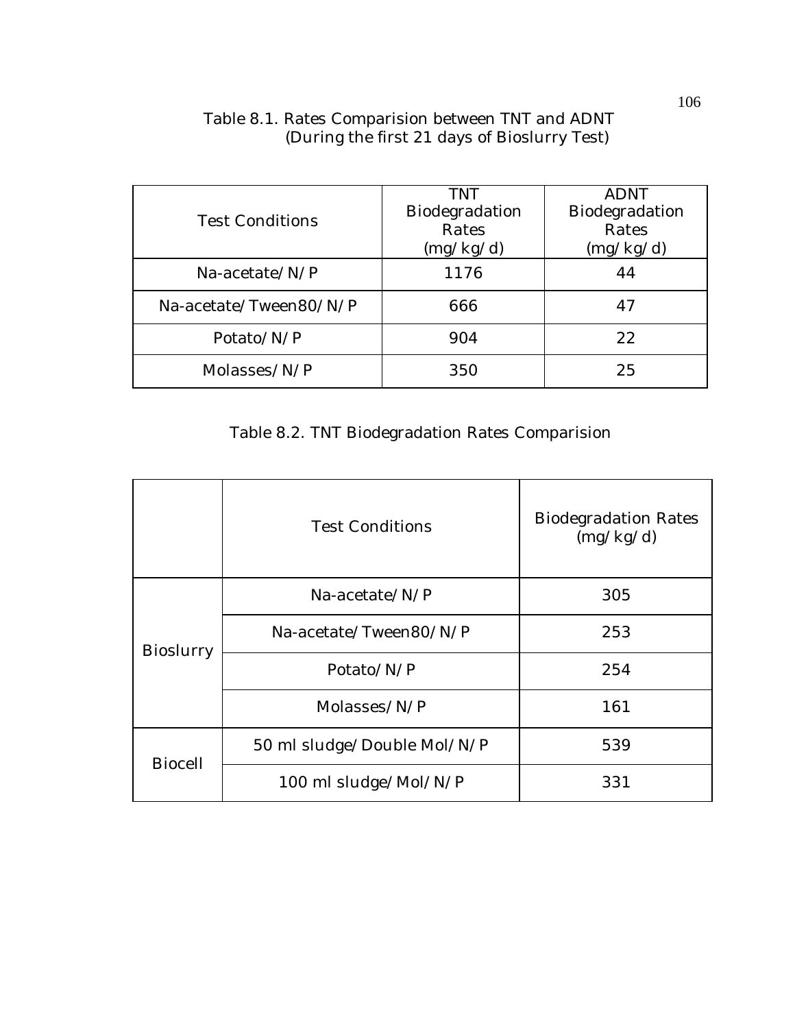Table 8.1. Rates Comparision between TNT and ADNT
(During the first 21 days of Bioslurry Test)

| Test Conditions | TNT Biodegradation Rates (mg/kg/d) | ADNT Biodegradation Rates (mg/kg/d) |
|---|---|---|
| Na-acetate/N/P | 1176 | 44 |
| Na-acetate/Tween80/N/P | 666 | 47 |
| Potato/N/P | 904 | 22 |
| Molasses/N/P | 350 | 25 |

Table 8.2. TNT Biodegradation Rates Comparision

| | Test Conditions | Biodegradation Rates (mg/kg/d) |
|---|---|---|
| Bioslurry | Na-acetate/N/P | 305 |
| | Na-acetate/Tween80/N/P | 253 |
| | Potato/N/P | 254 |
| | Molasses/N/P | 161 |
| Biocell | 50 ml sludge/Double Mol/N/P | 539 |
| | 100 ml sludge/Mol/N/P | 331 |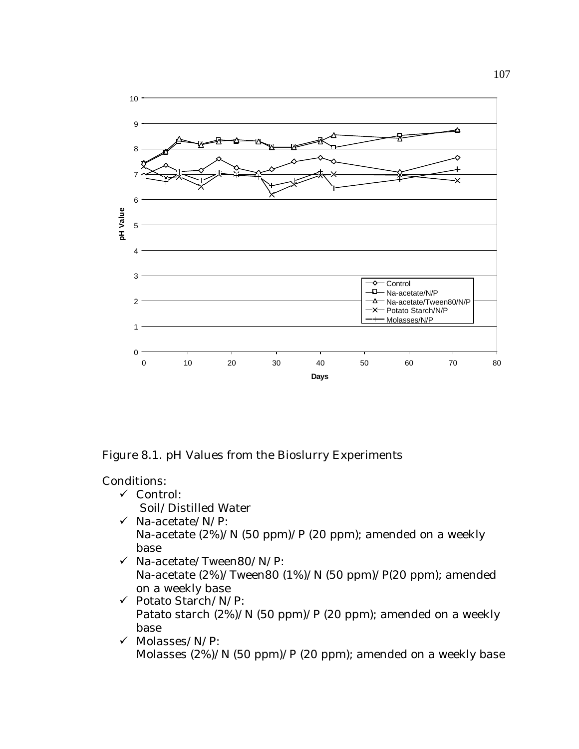Figure 8.1. pH Values from the Bioslurry Experiments

Conditions:

- ✓ Control:
  Soil/Distilled Water
- ✓ Na-acetate/N/P:
  Na-acetate (2%)/N (50 ppm)/P (20 ppm); amended on a weekly base
- ✓ Na-acetate/Tween80/N/P:
  Na-acetate (2%)/Tween80 (1%)/N (50 ppm)/P(20 ppm); amended on a weekly base
- ✓ Potato Starch/N/P:
  Patato starch (2%)/N (50 ppm)/P (20 ppm); amended on a weekly base
- ✓ Molasses/N/P:
  Molasses (2%)/N (50 ppm)/P (20 ppm); amended on a weekly base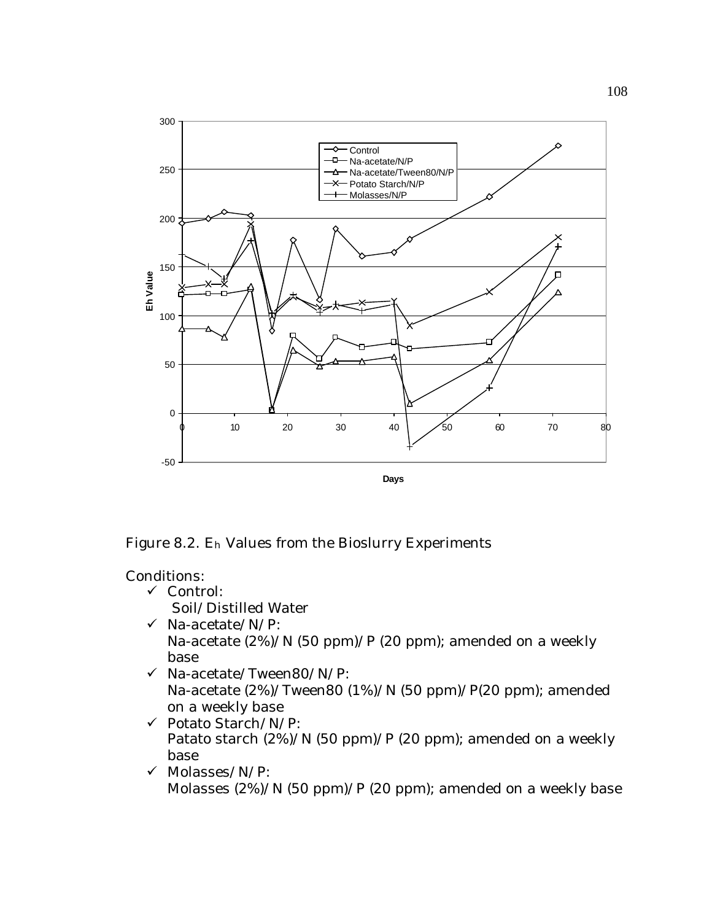Figure 8.2. $E_h$ Values from the Bioslurry Experiments

Conditions:

- ✓ Control:
  Soil/Distilled Water
- ✓ Na-acetate/N/P:
  Na-acetate (2%)/N (50 ppm)/P (20 ppm); amended on a weekly base
- ✓ Na-acetate/Tween80/N/P:
  Na-acetate (2%)/Tween80 (1%)/N (50 ppm)/P(20 ppm); amended on a weekly base
- ✓ Potato Starch/N/P:
  Patato starch (2%)/N (50 ppm)/P (20 ppm); amended on a weekly base
- ✓ Molasses/N/P:
  Molasses (2%)/N (50 ppm)/P (20 ppm); amended on a weekly base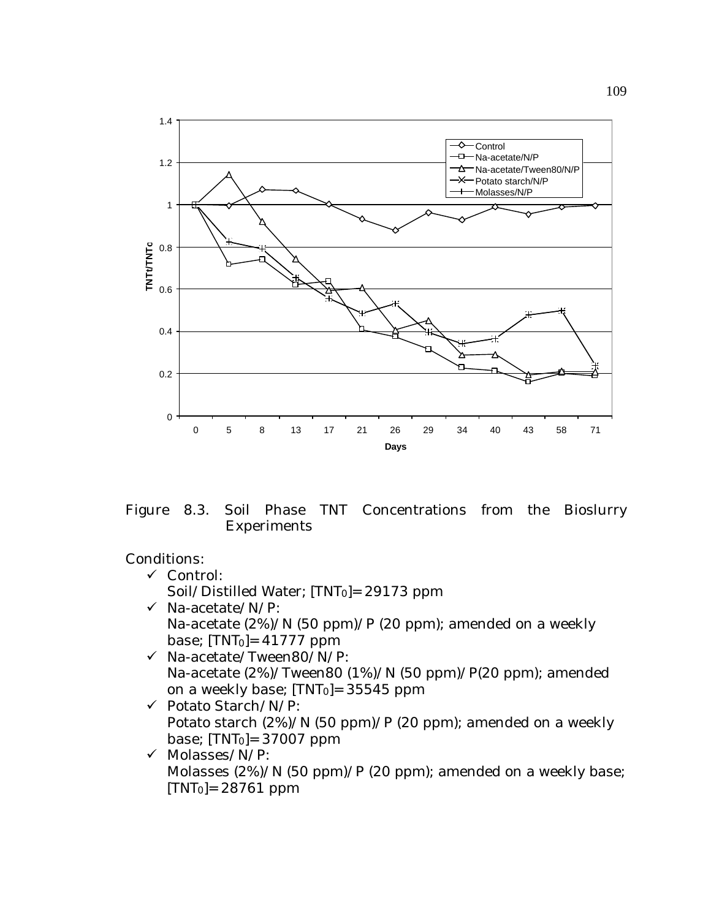Figure 8.3. Soil Phase TNT Concentrations from the Bioslurry Experiments

Conditions:

- ✓ Control:
  Soil/Distilled Water; $[TNT_0]$=29173 ppm
- ✓ Na-acetate/N/P:
  Na-acetate (2%)/N (50 ppm)/P (20 ppm); amended on a weekly base; $[TNT_0]$=41777 ppm
- ✓ Na-acetate/Tween80/N/P:
  Na-acetate (2%)/Tween80 (1%)/N (50 ppm)/P(20 ppm); amended on a weekly base; $[TNT_0]$=35545 ppm
- ✓ Potato Starch/N/P:
  Potato starch (2%)/N (50 ppm)/P (20 ppm); amended on a weekly base; $[TNT_0]$=37007 ppm
- ✓ Molasses/N/P:
  Molasses (2%)/N (50 ppm)/P (20 ppm); amended on a weekly base; $[TNT_0]$=28761 ppm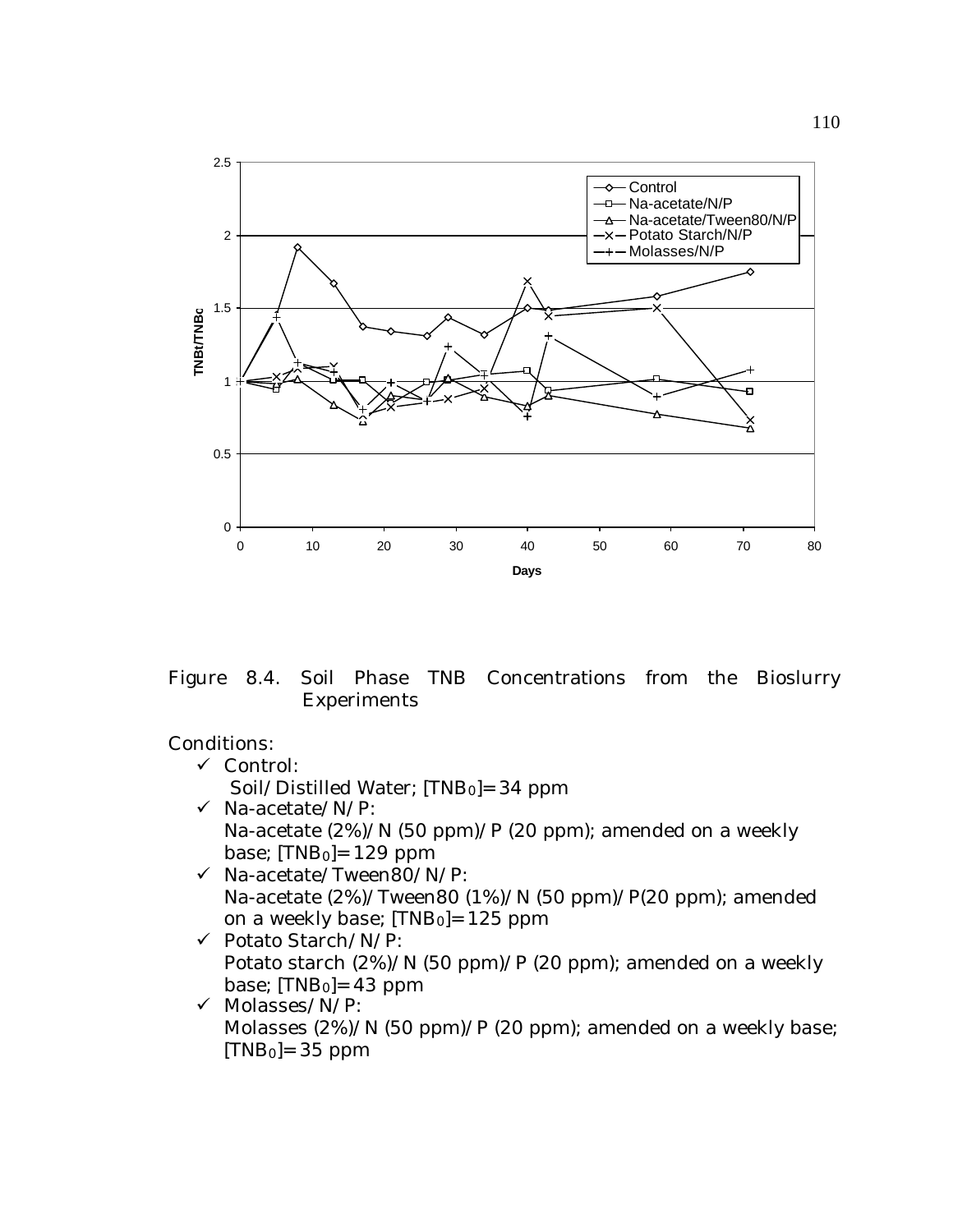Figure 8.4. Soil Phase TNB Concentrations from the Bioslurry Experiments

Conditions:

- ✓ Control:
  Soil/Distilled Water; $[TNB_0]$=34 ppm
- ✓ Na-acetate/N/P:
  Na-acetate (2%)/N (50 ppm)/P (20 ppm); amended on a weekly base; $[TNB_0]$=129 ppm
- ✓ Na-acetate/Tween80/N/P:
  Na-acetate (2%)/Tween80 (1%)/N (50 ppm)/P(20 ppm); amended on a weekly base; $[TNB_0]$=125 ppm
- ✓ Potato Starch/N/P:
  Potato starch (2%)/N (50 ppm)/P (20 ppm); amended on a weekly base; $[TNB_0]$=43 ppm
- ✓ Molasses/N/P:
  Molasses (2%)/N (50 ppm)/P (20 ppm); amended on a weekly base; $[TNB_0]$=35 ppm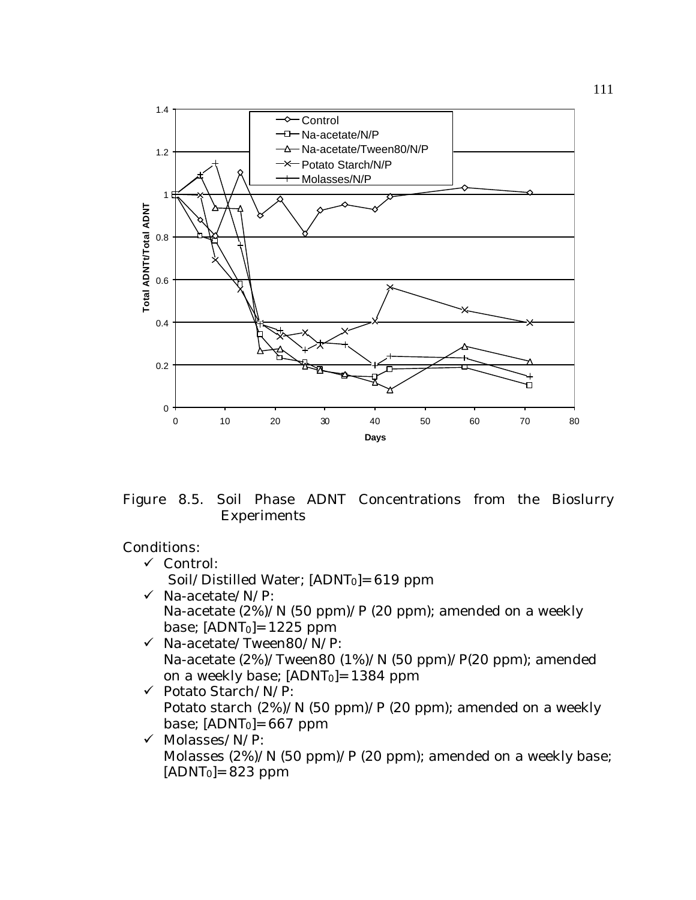Figure 8.5. Soil Phase ADNT Concentrations from the Bioslurry Experiments

Conditions:

- ✓ Control:
  Soil/Distilled Water; $[ADNT_0]$=619 ppm
- ✓ Na-acetate/N/P:
  Na-acetate (2%)/N (50 ppm)/P (20 ppm); amended on a weekly base; $[ADNT_0]$=1225 ppm
- ✓ Na-acetate/Tween80/N/P:
  Na-acetate (2%)/Tween80 (1%)/N (50 ppm)/P(20 ppm); amended on a weekly base; $[ADNT_0]$=1384 ppm
- ✓ Potato Starch/N/P:
  Potato starch (2%)/N (50 ppm)/P (20 ppm); amended on a weekly base; $[ADNT_0]$=667 ppm
- ✓ Molasses/N/P:
  Molasses (2%)/N (50 ppm)/P (20 ppm); amended on a weekly base; $[ADNT_0]$=823 ppm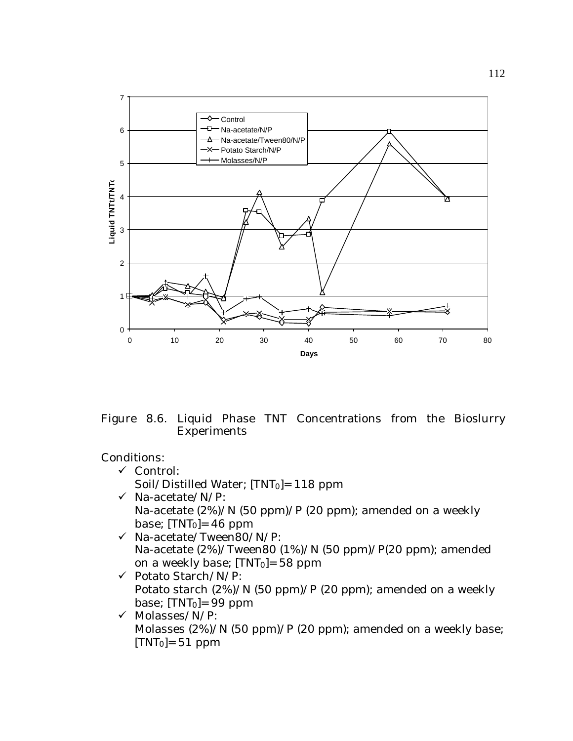Figure 8.6. Liquid Phase TNT Concentrations from the Bioslurry Experiments

Conditions:

- ✓ Control:
  Soil/Distilled Water; $[TNT_0]$=118 ppm
- ✓ Na-acetate/N/P:
  Na-acetate (2%)/N (50 ppm)/P (20 ppm); amended on a weekly base; $[TNT_0]$=46 ppm
- ✓ Na-acetate/Tween80/N/P:
  Na-acetate (2%)/Tween80 (1%)/N (50 ppm)/P(20 ppm); amended on a weekly base; $[TNT_0]$=58 ppm
- ✓ Potato Starch/N/P:
  Potato starch (2%)/N (50 ppm)/P (20 ppm); amended on a weekly base; $[TNT_0]$=99 ppm
- ✓ Molasses/N/P:
  Molasses (2%)/N (50 ppm)/P (20 ppm); amended on a weekly base; $[TNT_0]$=51 ppm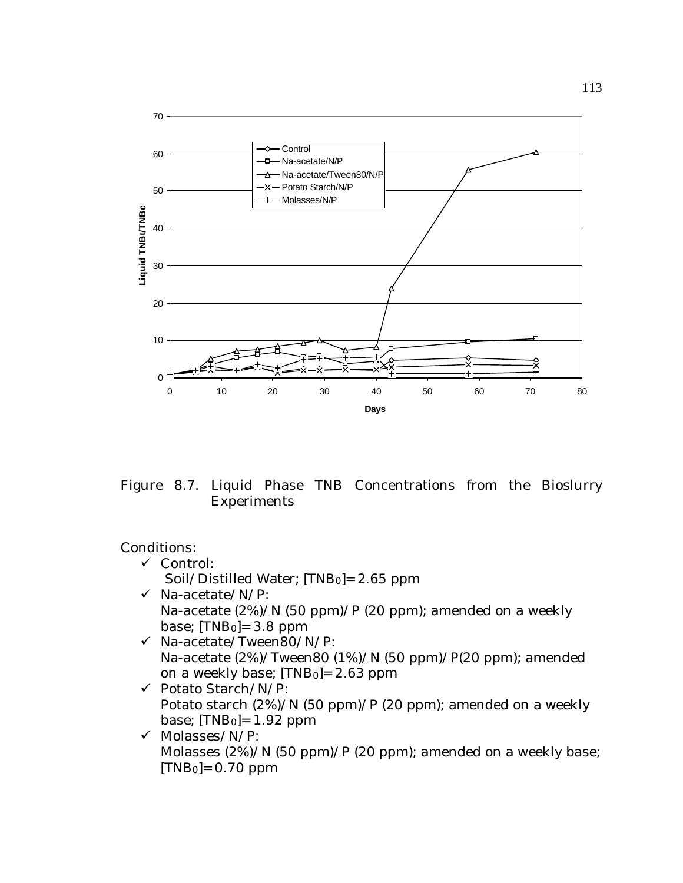Figure 8.7. Liquid Phase TNB Concentrations from the Bioslurry Experiments

Conditions:

- ✓ Control:
  Soil/Distilled Water; $[TNB_0]$=2.65 ppm
- ✓ Na-acetate/N/P:
  Na-acetate (2%)/N (50 ppm)/P (20 ppm); amended on a weekly base; $[TNB_0]$=3.8 ppm
- ✓ Na-acetate/Tween80/N/P:
  Na-acetate (2%)/Tween80 (1%)/N (50 ppm)/P(20 ppm); amended on a weekly base; $[TNB_0]$=2.63 ppm
- ✓ Potato Starch/N/P:
  Potato starch (2%)/N (50 ppm)/P (20 ppm); amended on a weekly base; $[TNB_0]$=1.92 ppm
- ✓ Molasses/N/P:
  Molasses (2%)/N (50 ppm)/P (20 ppm); amended on a weekly base; $[TNB_0]$=0.70 ppm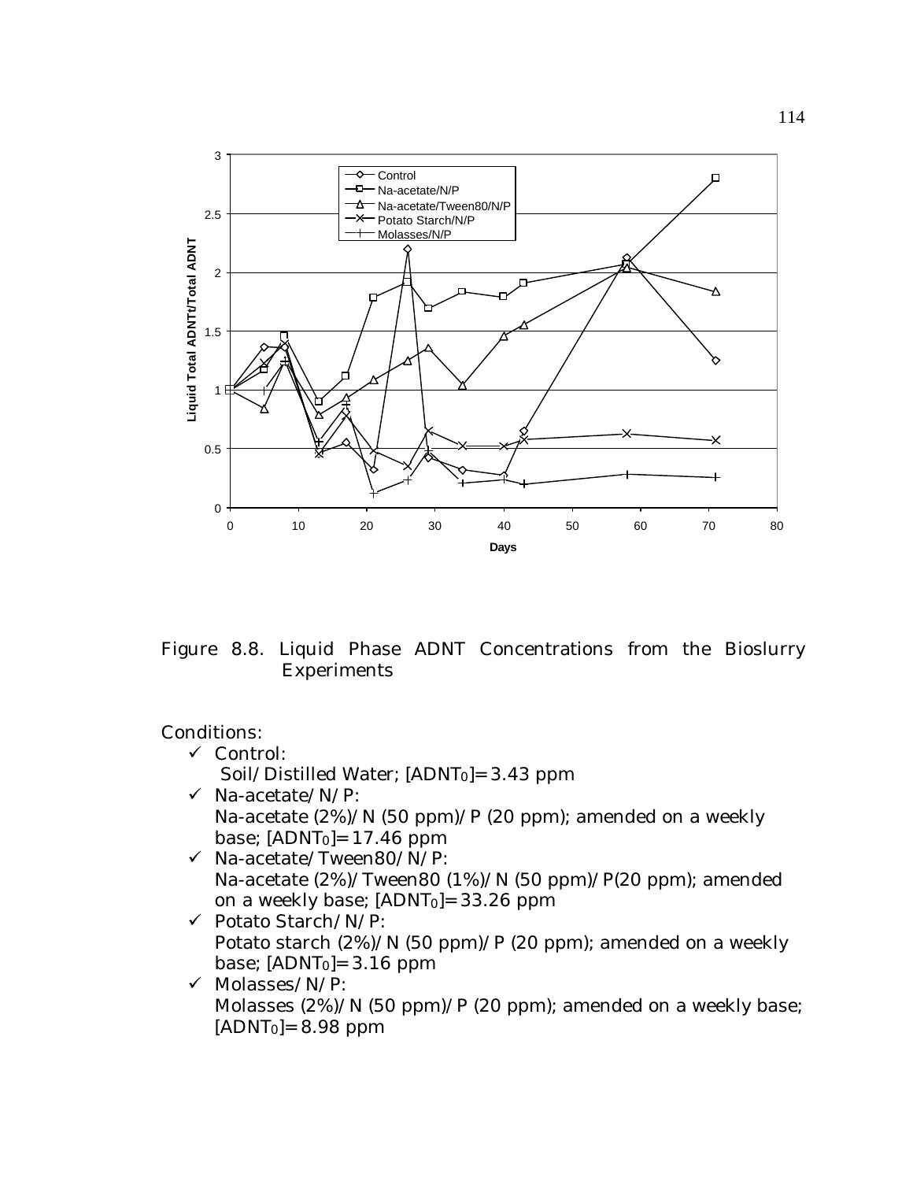Figure 8.8. Liquid Phase ADNT Concentrations from the Bioslurry Experiments

Conditions:

- ✓ Control:
  Soil/Distilled Water; $[ADNT_0]$=3.43 ppm
- ✓ Na-acetate/N/P:
  Na-acetate (2%)/N (50 ppm)/P (20 ppm); amended on a weekly base; $[ADNT_0]$=17.46 ppm
- ✓ Na-acetate/Tween80/N/P:
  Na-acetate (2%)/Tween80 (1%)/N (50 ppm)/P(20 ppm); amended on a weekly base; $[ADNT_0]$=33.26 ppm
- ✓ Potato Starch/N/P:
  Potato starch (2%)/N (50 ppm)/P (20 ppm); amended on a weekly base; $[ADNT_0]$=3.16 ppm
- ✓ Molasses/N/P:
  Molasses (2%)/N (50 ppm)/P (20 ppm); amended on a weekly base; $[ADNT_0]$=8.98 ppm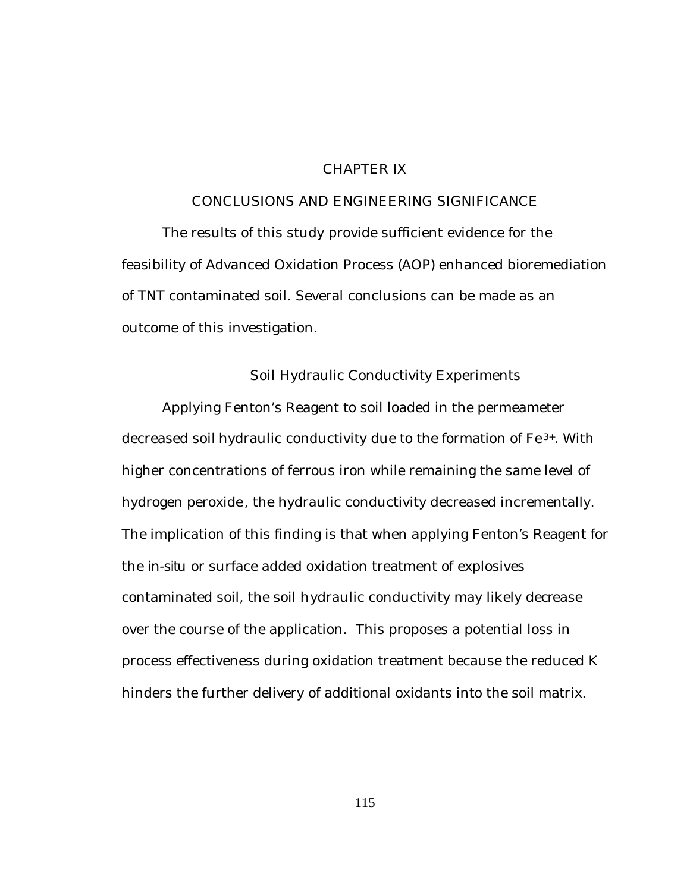# CHAPTER IX

# CONCLUSIONS AND ENGINEERING SIGNIFICANCE

The results of this study provide sufficient evidence for the feasibility of Advanced Oxidation Process (AOP) enhanced bioremediation of TNT contaminated soil. Several conclusions can be made as an outcome of this investigation.

## Soil Hydraulic Conductivity Experiments

Applying Fenton's Reagent to soil loaded in the permeameter decreased soil hydraulic conductivity due to the formation of $Fe^{3+}$. With higher concentrations of ferrous iron while remaining the same level of hydrogen peroxide, the hydraulic conductivity decreased incrementally. The implication of this finding is that when applying Fenton's Reagent for the *in-situ* or surface added oxidation treatment of explosives contaminated soil, the soil hydraulic conductivity may likely decrease over the course of the application. This proposes a potential loss in process effectiveness during oxidation treatment because the reduced K hinders the further delivery of additional oxidants into the soil matrix.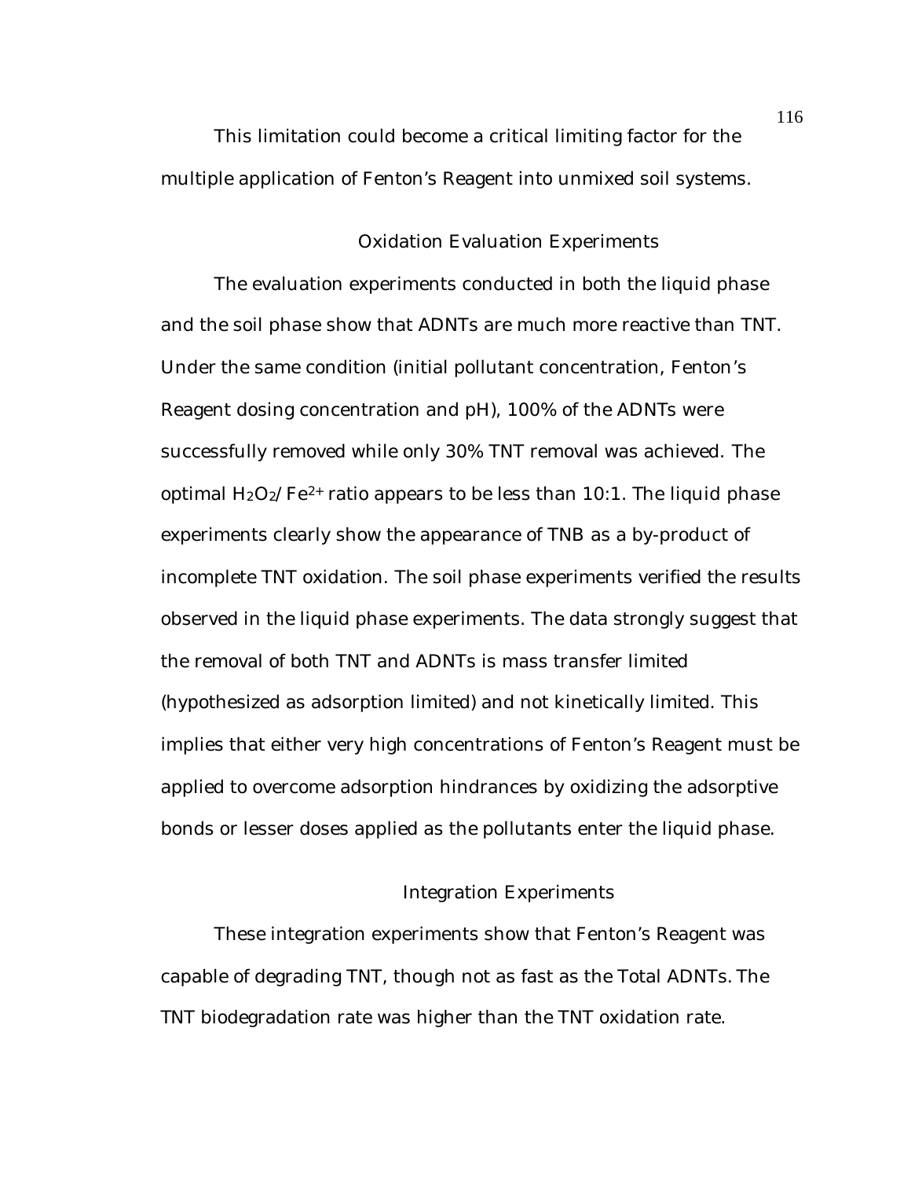This limitation could become a critical limiting factor for the multiple application of Fenton's Reagent into unmixed soil systems.

## Oxidation Evaluation Experiments

The evaluation experiments conducted in both the liquid phase and the soil phase show that ADNTs are much more reactive than TNT. Under the same condition (initial pollutant concentration, Fenton's Reagent dosing concentration and pH), 100% of the ADNTs were successfully removed while only 30% TNT removal was achieved. The optimal $H_2O_2/Fe^{2+}$ ratio appears to be less than 10:1. The liquid phase experiments clearly show the appearance of TNB as a by-product of incomplete TNT oxidation. The soil phase experiments verified the results observed in the liquid phase experiments. The data strongly suggest that the removal of both TNT and ADNTs is mass transfer limited (hypothesized as adsorption limited) and not kinetically limited. This implies that either very high concentrations of Fenton's Reagent must be applied to overcome adsorption hindrances by oxidizing the adsorptive bonds or lesser doses applied as the pollutants enter the liquid phase.

## Integration Experiments

These integration experiments show that Fenton's Reagent was capable of degrading TNT, though not as fast as the Total ADNTs. The TNT biodegradation rate was higher than the TNT oxidation rate.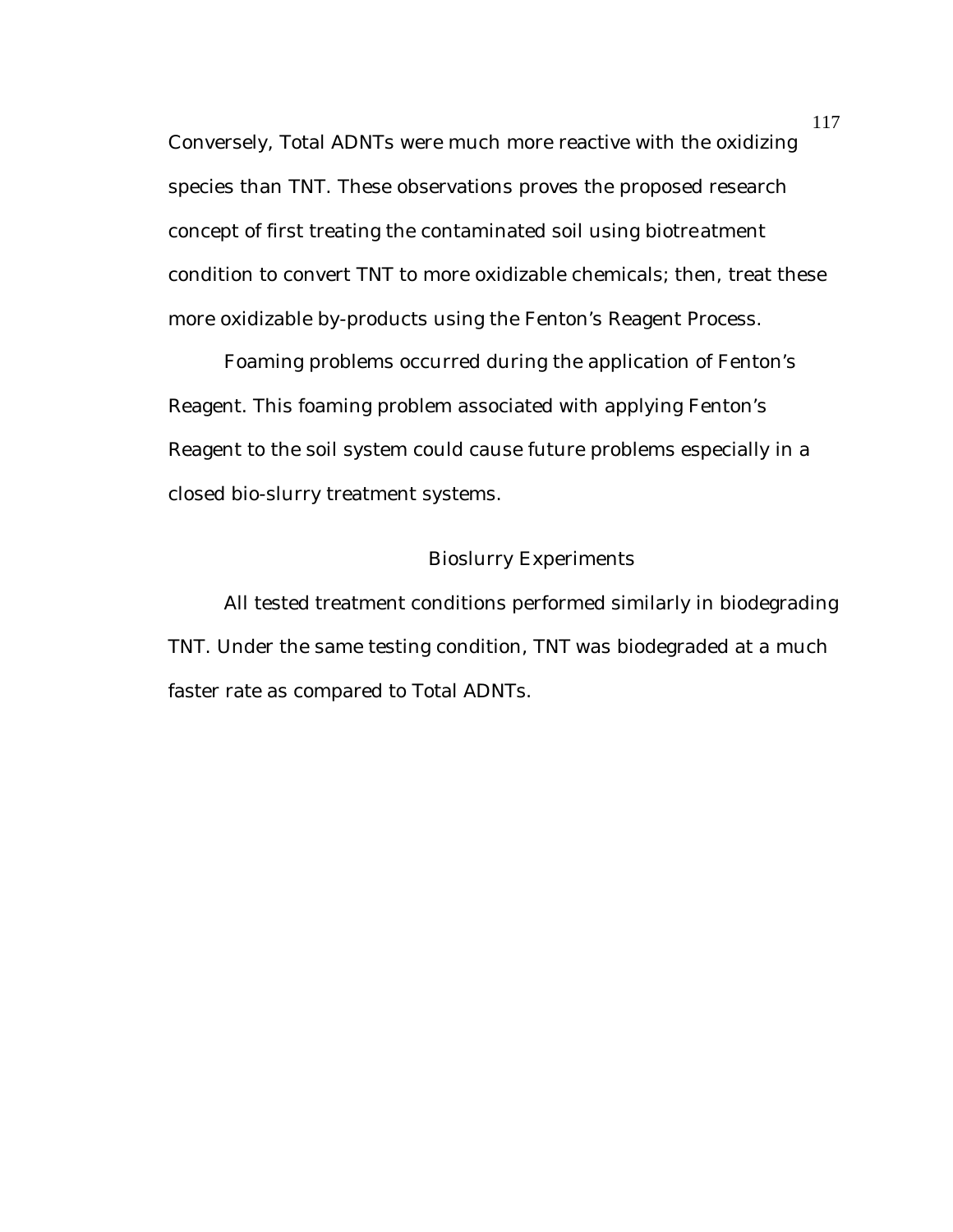Conversely, Total ADNTs were much more reactive with the oxidizing species than TNT. These observations proves the proposed research concept of first treating the contaminated soil using biotreatment condition to convert TNT to more oxidizable chemicals; then, treat these more oxidizable by-products using the Fenton's Reagent Process.

Foaming problems occurred during the application of Fenton's Reagent. This foaming problem associated with applying Fenton's Reagent to the soil system could cause future problems especially in a closed bio-slurry treatment systems.

## Bioslurry Experiments

All tested treatment conditions performed similarly in biodegrading TNT. Under the same testing condition, TNT was biodegraded at a much faster rate as compared to Total ADNTs.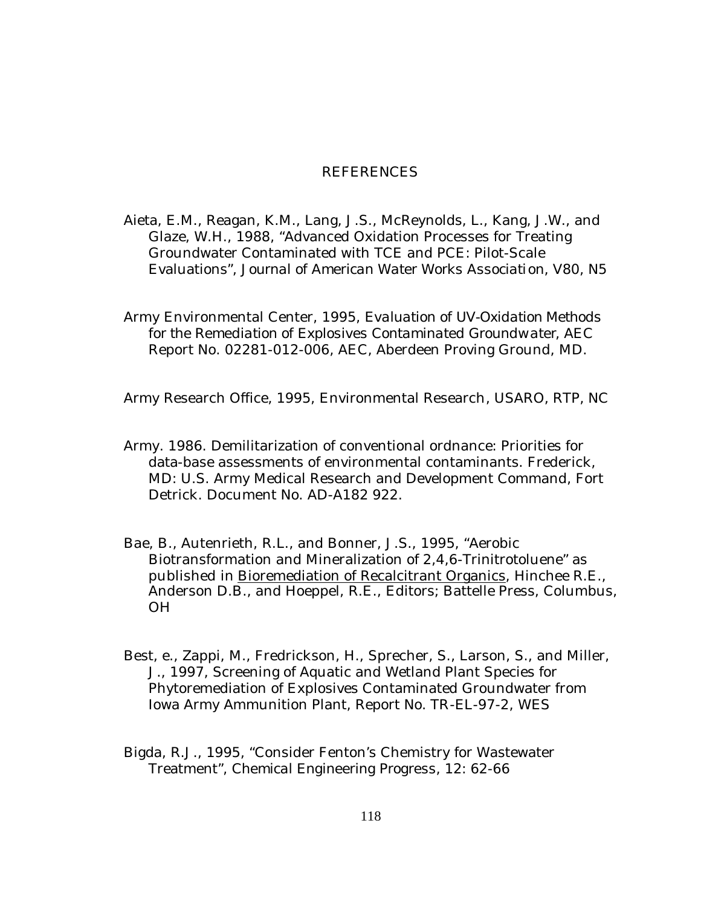# REFERENCES

Aieta, E.M., Reagan, K.M., Lang, J.S., McReynolds, L., Kang, J.W., and Glaze, W.H., 1988, "Advanced Oxidation Processes for Treating Groundwater Contaminated with TCE and PCE: Pilot-Scale Evaluations", *Journal of American Water Works Association*, V80, N5

Army Environmental Center, 1995, *Evaluation of UV-Oxidation Methods for the Remediation of Explosives Contaminated Groundwater*, AEC Report No. 02281-012-006, AEC, Aberdeen Proving Ground, MD.

Army Research Office, 1995, *Environmental Research*, USARO, RTP, NC

Army. 1986. Demilitarization of conventional ordnance: Priorities for data-base assessments of environmental contaminants. Frederick, MD: U.S. Army Medical Research and Development Command, Fort Detrick. Document No. AD-A182 922.

Bae, B., Autenrieth, R.L., and Bonner, J.S., 1995, "Aerobic Biotransformation and Mineralization of 2,4,6-Trinitrotoluene" as published in <u>Bioremediation of Recalcitrant Organics</u>, Hinchee R.E., Anderson D.B., and Hoeppel, R.E., Editors; Battelle Press, Columbus, OH

Best, e., Zappi, M., Fredrickson, H., Sprecher, S., Larson, S., and Miller, J., 1997, Screening of Aquatic and Wetland Plant Species for Phytoremediation of Explosives Contaminated Groundwater from Iowa Army Ammunition Plant, Report No. TR-EL-97-2, WES

Bigda, R.J., 1995, "Consider Fenton's Chemistry for Wastewater Treatment", Chemical Engineering Progress, 12: 62-66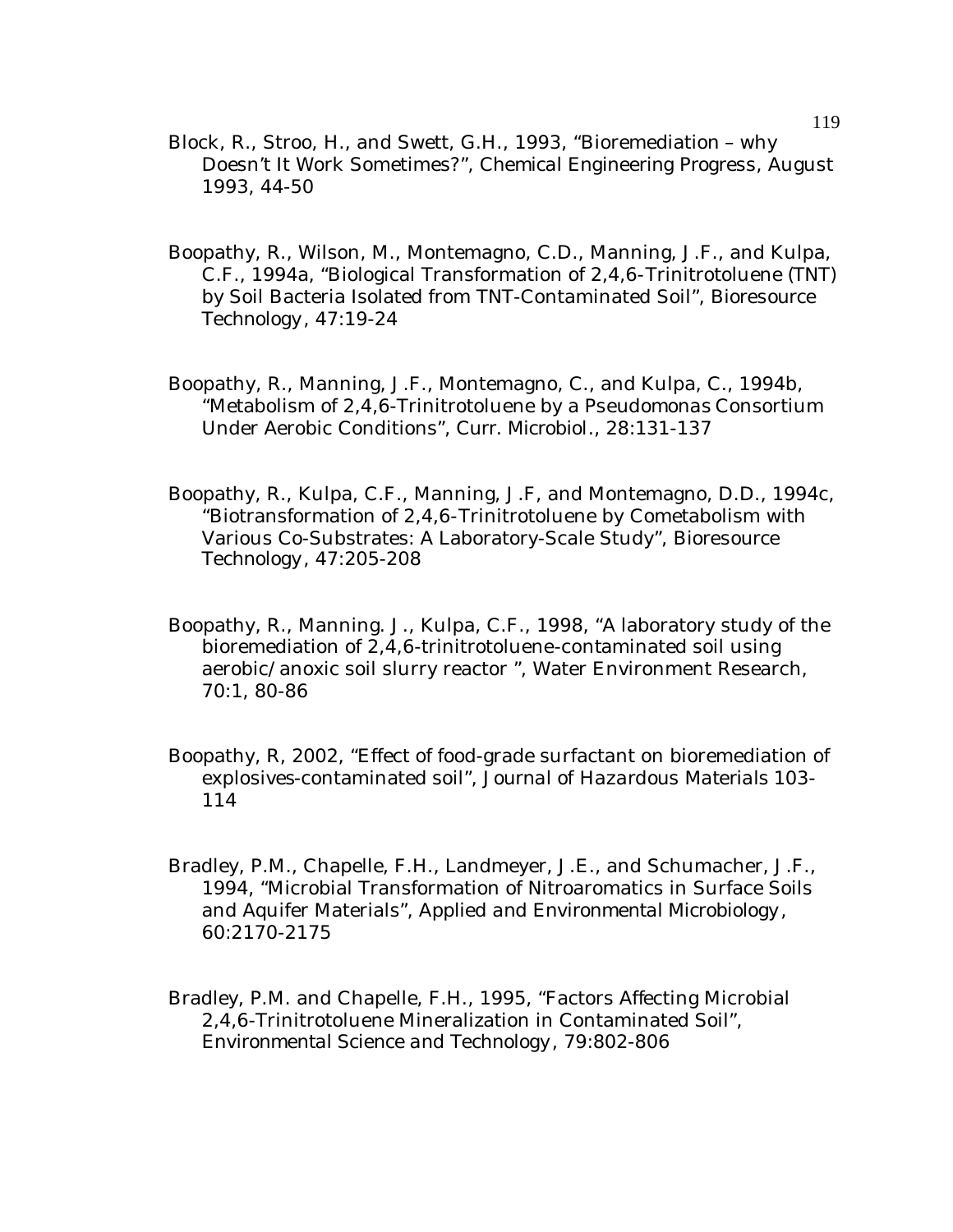Block, R., Stroo, H., and Swett, G.H., 1993, "Bioremediation – why Doesn't It Work Sometimes?", Chemical Engineering Progress, August 1993, 44-50

Boopathy, R., Wilson, M., Montemagno, C.D., Manning, J.F., and Kulpa, C.F., 1994a, "Biological Transformation of 2,4,6-Trinitrotoluene (TNT) by Soil Bacteria Isolated from TNT-Contaminated Soil", Bioresource Technology, 47:19-24

Boopathy, R., Manning, J.F., Montemagno, C., and Kulpa, C., 1994b, "Metabolism of 2,4,6-Trinitrotoluene by a *Pseudomonas* Consortium Under Aerobic Conditions", Curr. Microbiol., 28:131-137

Boopathy, R., Kulpa, C.F., Manning, J.F, and Montemagno, D.D., 1994c, "Biotransformation of 2,4,6-Trinitrotoluene by Cometabolism with Various Co-Substrates: A Laboratory-Scale Study", Bioresource Technology, 47:205-208

Boopathy, R., Manning. J., Kulpa, C.F., 1998, "A laboratory study of the bioremediation of 2,4,6-trinitrotoluene-contaminated soil using aerobic/anoxic soil slurry reactor ", Water Environment Research, 70:1, 80-86

Boopathy, R, 2002, "Effect of food-grade surfactant on bioremediation of explosives-contaminated soil", Journal of Hazardous Materials 103-114

Bradley, P.M., Chapelle, F.H., Landmeyer, J.E., and Schumacher, J.F., 1994, "Microbial Transformation of Nitroaromatics in Surface Soils and Aquifer Materials", Applied and Environmental Microbiology, 60:2170-2175

Bradley, P.M. and Chapelle, F.H., 1995, "Factors Affecting Microbial 2,4,6-Trinitrotoluene Mineralization in Contaminated Soil", Environmental Science and Technology, 79:802-806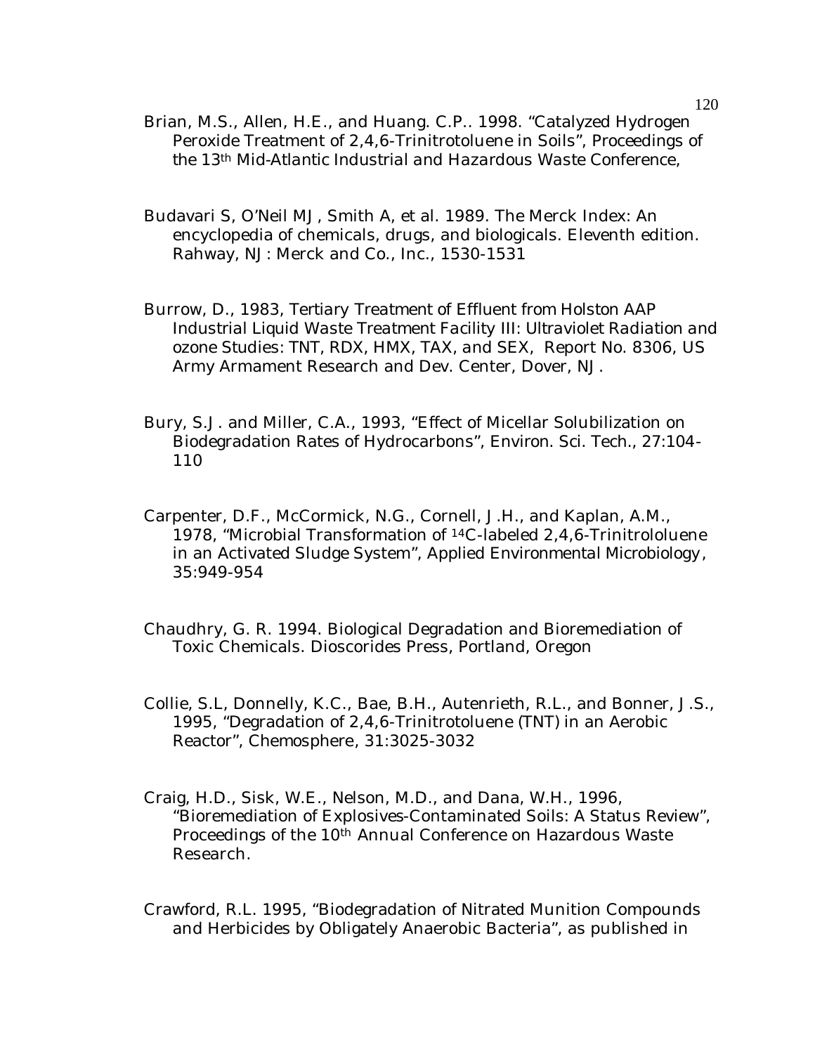Brian, M.S., Allen, H.E., and Huang. C.P.. 1998. "Catalyzed Hydrogen Peroxide Treatment of 2,4,6-Trinitrotoluene in Soils", Proceedings of the 13th Mid-Atlantic Industrial and Hazardous Waste Conference,

Budavari S, O'Neil MJ, Smith A, et al. 1989. The Merck Index: An encyclopedia of chemicals, drugs, and biologicals. Eleventh edition. Rahway, NJ: Merck and Co., Inc., 1530-1531

Burrow, D., 1983, Tertiary Treatment of Effluent from Holston AAP Industrial Liquid Waste Treatment Facility III: Ultraviolet Radiation and ozone Studies: TNT, RDX, HMX, TAX, and SEX, Report No. 8306, US Army Armament Research and Dev. Center, Dover, NJ.

Bury, S.J. and Miller, C.A., 1993, "Effect of Micellar Solubilization on Biodegradation Rates of Hydrocarbons", Environ. Sci. Tech., 27:104-110

Carpenter, D.F., McCormick, N.G., Cornell, J.H., and Kaplan, A.M., 1978, "Microbial Transformation of $^{14}C$-labeled 2,4,6-Trinitrololuene in an Activated Sludge System", Applied Environmental Microbiology, 35:949-954

Chaudhry, G. R. 1994. Biological Degradation and Bioremediation of Toxic Chemicals. Dioscorides Press, Portland, Oregon

Collie, S.L, Donnelly, K.C., Bae, B.H., Autenrieth, R.L., and Bonner, J.S., 1995, "Degradation of 2,4,6-Trinitrotoluene (TNT) in an Aerobic Reactor", Chemosphere, 31:3025-3032

Craig, H.D., Sisk, W.E., Nelson, M.D., and Dana, W.H., 1996, "Bioremediation of Explosives-Contaminated Soils: A Status Review", Proceedings of the 10th Annual Conference on Hazardous Waste Research.

Crawford, R.L. 1995, "Biodegradation of Nitrated Munition Compounds and Herbicides by Obligately Anaerobic Bacteria", as published in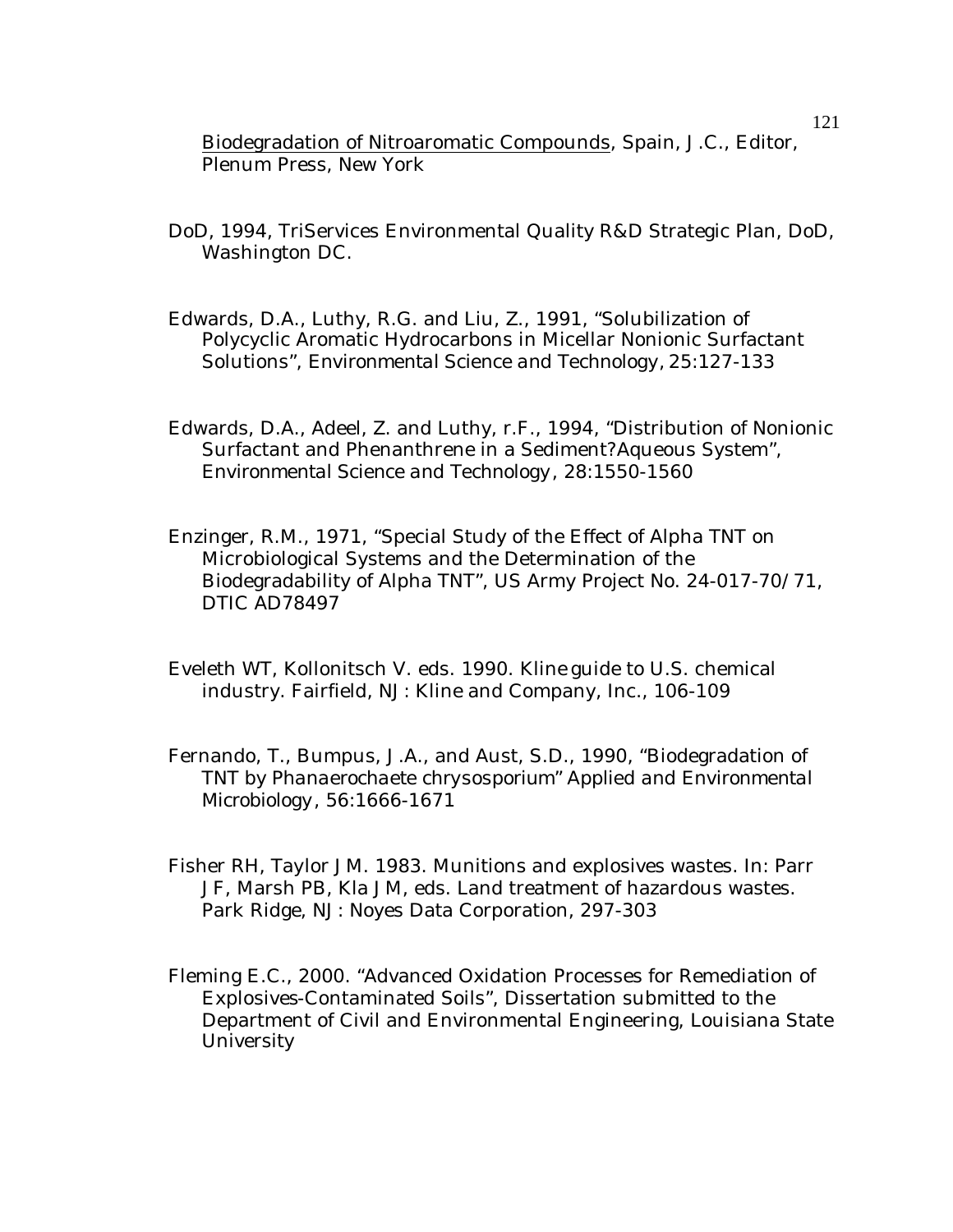Biodegradation of Nitroaromatic Compounds, Spain, J.C., Editor, Plenum Press, New York

DoD, 1994, TriServices Environmental Quality R&D Strategic Plan, DoD, Washington DC.

Edwards, D.A., Luthy, R.G. and Liu, Z., 1991, "Solubilization of Polycyclic Aromatic Hydrocarbons in Micellar Nonionic Surfactant Solutions", *Environmental Science and Technology*, 25:127-133

Edwards, D.A., Adeel, Z. and Luthy, r.F., 1994, "Distribution of Nonionic Surfactant and Phenanthrene in a Sediment?Aqueous System", *Environmental Science and Technology*, 28:1550-1560

Enzinger, R.M., 1971, "Special Study of the Effect of Alpha TNT on Microbiological Systems and the Determination of the Biodegradability of Alpha TNT", US Army Project No. 24-017-70/71, DTIC AD78497

Eveleth WT, Kollonitsch V. eds. 1990. Kline guide to U.S. chemical industry. Fairfield, NJ: Kline and Company, Inc., 106-109

Fernando, T., Bumpus, J.A., and Aust, S.D., 1990, "Biodegradation of TNT by *Phanaerochaete chrysosporium*" *Applied and Environmental Microbiology*, 56:1666-1671

Fisher RH, Taylor JM. 1983. Munitions and explosives wastes. In: Parr JF, Marsh PB, Kla JM, eds. Land treatment of hazardous wastes. Park Ridge, NJ: Noyes Data Corporation, 297-303

Fleming E.C., 2000. "Advanced Oxidation Processes for Remediation of Explosives-Contaminated Soils", Dissertation submitted to the Department of Civil and Environmental Engineering, Louisiana State University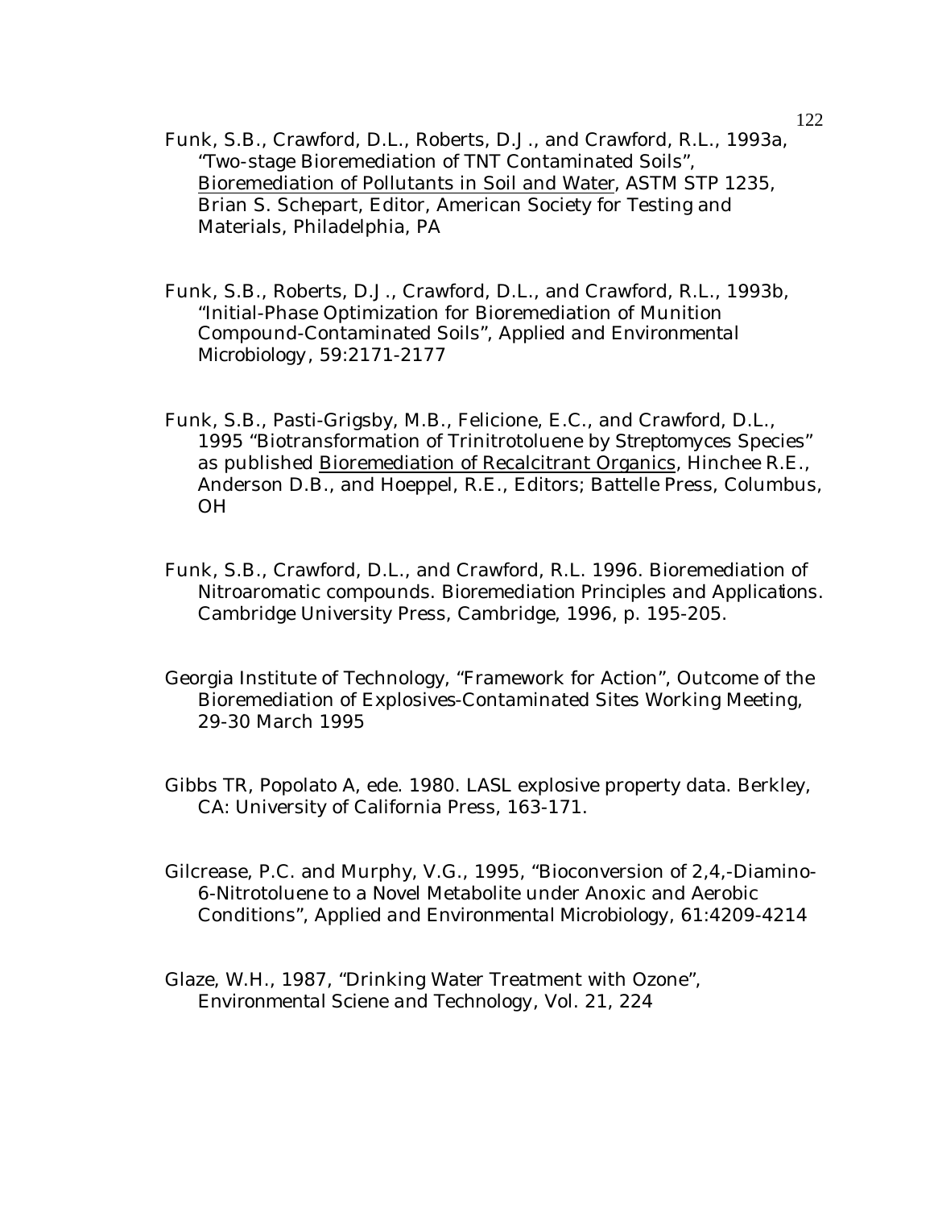Funk, S.B., Crawford, D.L., Roberts, D.J., and Crawford, R.L., 1993a, "Two-stage Bioremediation of TNT Contaminated Soils", Bioremediation of Pollutants in Soil and Water, ASTM STP 1235, Brian S. Schepart, Editor, American Society for Testing and Materials, Philadelphia, PA

Funk, S.B., Roberts, D.J., Crawford, D.L., and Crawford, R.L., 1993b, "Initial-Phase Optimization for Bioremediation of Munition Compound-Contaminated Soils", Applied and Environmental Microbiology, 59:2171-2177

Funk, S.B., Pasti-Grigsby, M.B., Felicione, E.C., and Crawford, D.L., 1995 "Biotransformation of Trinitrotoluene by Streptomyces Species" as published Bioremediation of Recalcitrant Organics, Hinchee R.E., Anderson D.B., and Hoeppel, R.E., Editors; Battelle Press, Columbus, OH

Funk, S.B., Crawford, D.L., and Crawford, R.L. 1996. Bioremediation of Nitroaromatic compounds. Bioremediation Principles and Applications. Cambridge University Press, Cambridge, 1996, p. 195-205.

Georgia Institute of Technology, "Framework for Action", Outcome of the Bioremediation of Explosives-Contaminated Sites Working Meeting, 29-30 March 1995

Gibbs TR, Popolato A, ede. 1980. LASL explosive property data. Berkley, CA: University of California Press, 163-171.

Gilcrease, P.C. and Murphy, V.G., 1995, "Bioconversion of 2,4,-Diamino-6-Nitrotoluene to a Novel Metabolite under Anoxic and Aerobic Conditions", Applied and Environmental Microbiology, 61:4209-4214

Glaze, W.H., 1987, "Drinking Water Treatment with Ozone", Environmental Sciene and Technology, Vol. 21, 224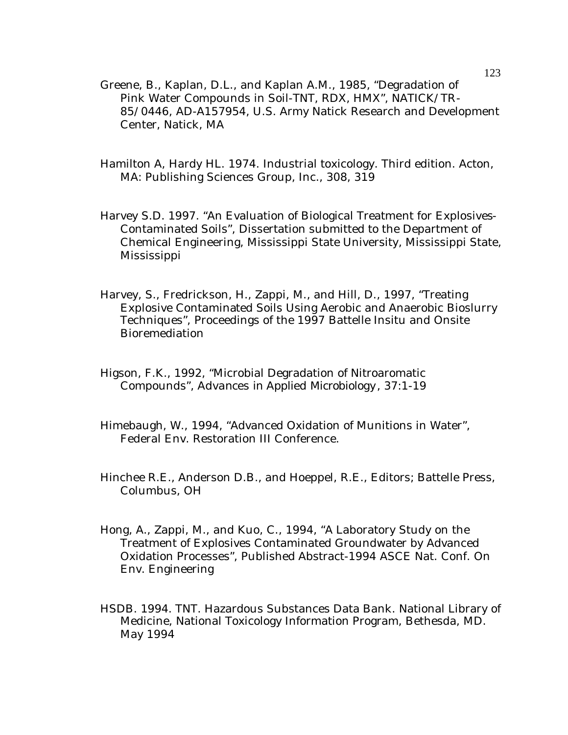Greene, B., Kaplan, D.L., and Kaplan A.M., 1985, "Degradation of Pink Water Compounds in Soil-TNT, RDX, HMX", NATICK/TR-85/0446, AD-A157954, U.S. Army Natick Research and Development Center, Natick, MA

Hamilton A, Hardy HL. 1974. Industrial toxicology. Third edition. Acton, MA: Publishing Sciences Group, Inc., 308, 319

Harvey S.D. 1997. "An Evaluation of Biological Treatment for Explosives-Contaminated Soils", Dissertation submitted to the Department of Chemical Engineering, Mississippi State University, Mississippi State, Mississippi

Harvey, S., Fredrickson, H., Zappi, M., and Hill, D., 1997, "Treating Explosive Contaminated Soils Using Aerobic and Anaerobic Bioslurry Techniques", Proceedings of the 1997 Battelle Insitu and Onsite Bioremediation

Higson, F.K., 1992, "Microbial Degradation of Nitroaromatic Compounds", *Advances in Applied Microbiology*, 37:1-19

Himebaugh, W., 1994, "Advanced Oxidation of Munitions in Water", Federal Env. Restoration III Conference.

Hinchee R.E., Anderson D.B., and Hoeppel, R.E., Editors; Battelle Press, Columbus, OH

Hong, A., Zappi, M., and Kuo, C., 1994, "A Laboratory Study on the Treatment of Explosives Contaminated Groundwater by Advanced Oxidation Processes", Published Abstract-1994 ASCE Nat. Conf. On Env. Engineering

HSDB. 1994. TNT. Hazardous Substances Data Bank. National Library of Medicine, National Toxicology Information Program, Bethesda, MD. May 1994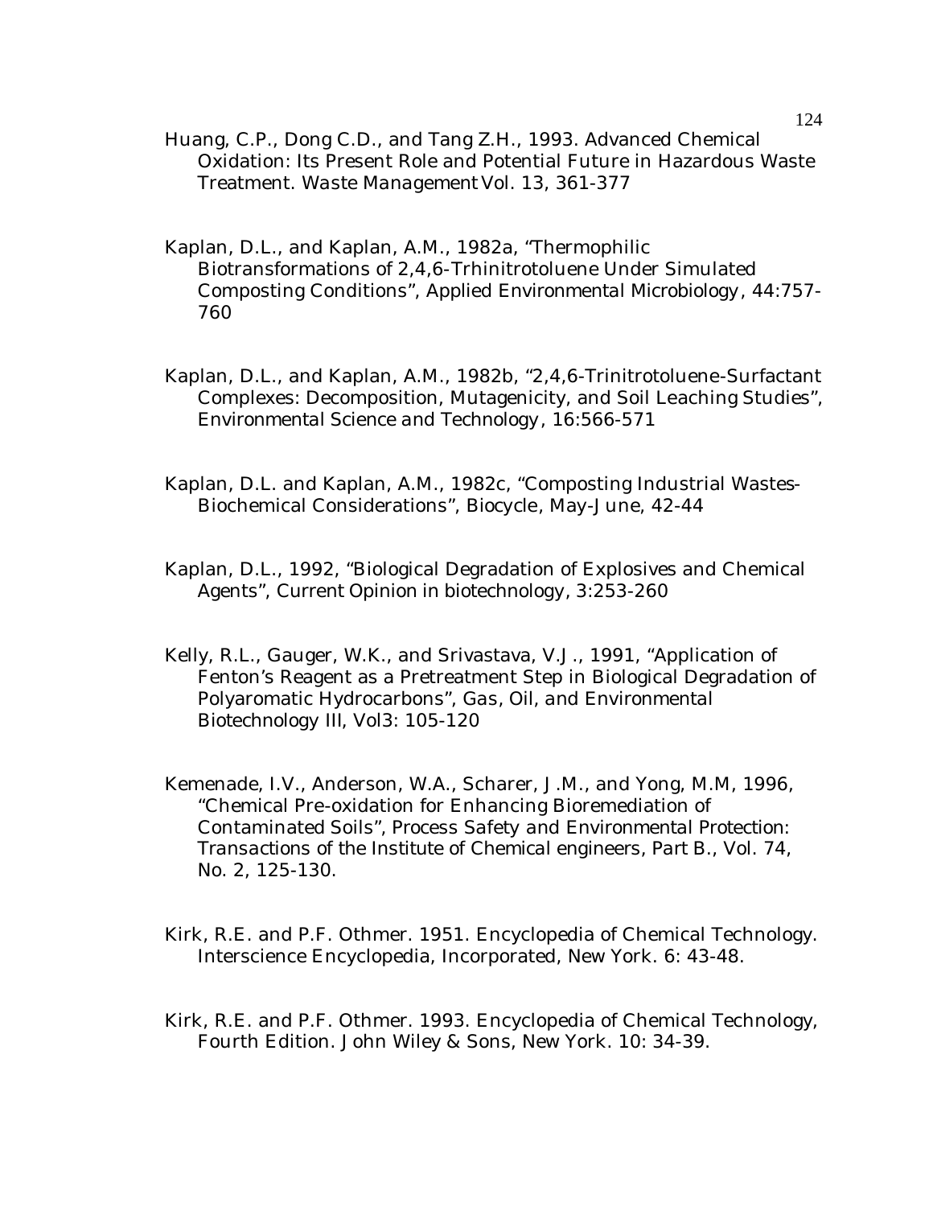Huang, C.P., Dong C.D., and Tang Z.H., 1993. Advanced Chemical Oxidation: Its Present Role and Potential Future in Hazardous Waste Treatment. *Waste Management* Vol. 13, 361-377

Kaplan, D.L., and Kaplan, A.M., 1982a, "Thermophilic Biotransformations of 2,4,6-Trhinitrotoluene Under Simulated Composting Conditions", *Applied Environmental Microbiology*, 44:757-760

Kaplan, D.L., and Kaplan, A.M., 1982b, "2,4,6-Trinitrotoluene-Surfactant Complexes: Decomposition, Mutagenicity, and Soil Leaching Studies", *Environmental Science and Technology*, 16:566-571

Kaplan, D.L. and Kaplan, A.M., 1982c, "Composting Industrial Wastes-Biochemical Considerations", Biocycle, May-June, 42-44

Kaplan, D.L., 1992, "Biological Degradation of Explosives and Chemical Agents", Current Opinion in biotechnology, 3:253-260

Kelly, R.L., Gauger, W.K., and Srivastava, V.J., 1991, "Application of Fenton's Reagent as a Pretreatment Step in Biological Degradation of Polyaromatic Hydrocarbons", Gas, Oil, and Environmental Biotechnology III, Vol3: 105-120

Kemenade, I.V., Anderson, W.A., Scharer, J.M., and Yong, M.M, 1996, "Chemical Pre-oxidation for Enhancing Bioremediation of Contaminated Soils", Process Safety and Environmental Protection: Transactions of the Institute of Chemical engineers, Part B., Vol. 74, No. 2, 125-130.

Kirk, R.E. and P.F. Othmer. 1951. Encyclopedia of Chemical Technology. Interscience Encyclopedia, Incorporated, New York. 6: 43-48.

Kirk, R.E. and P.F. Othmer. 1993. Encyclopedia of Chemical Technology, Fourth Edition. John Wiley & Sons, New York. 10: 34-39.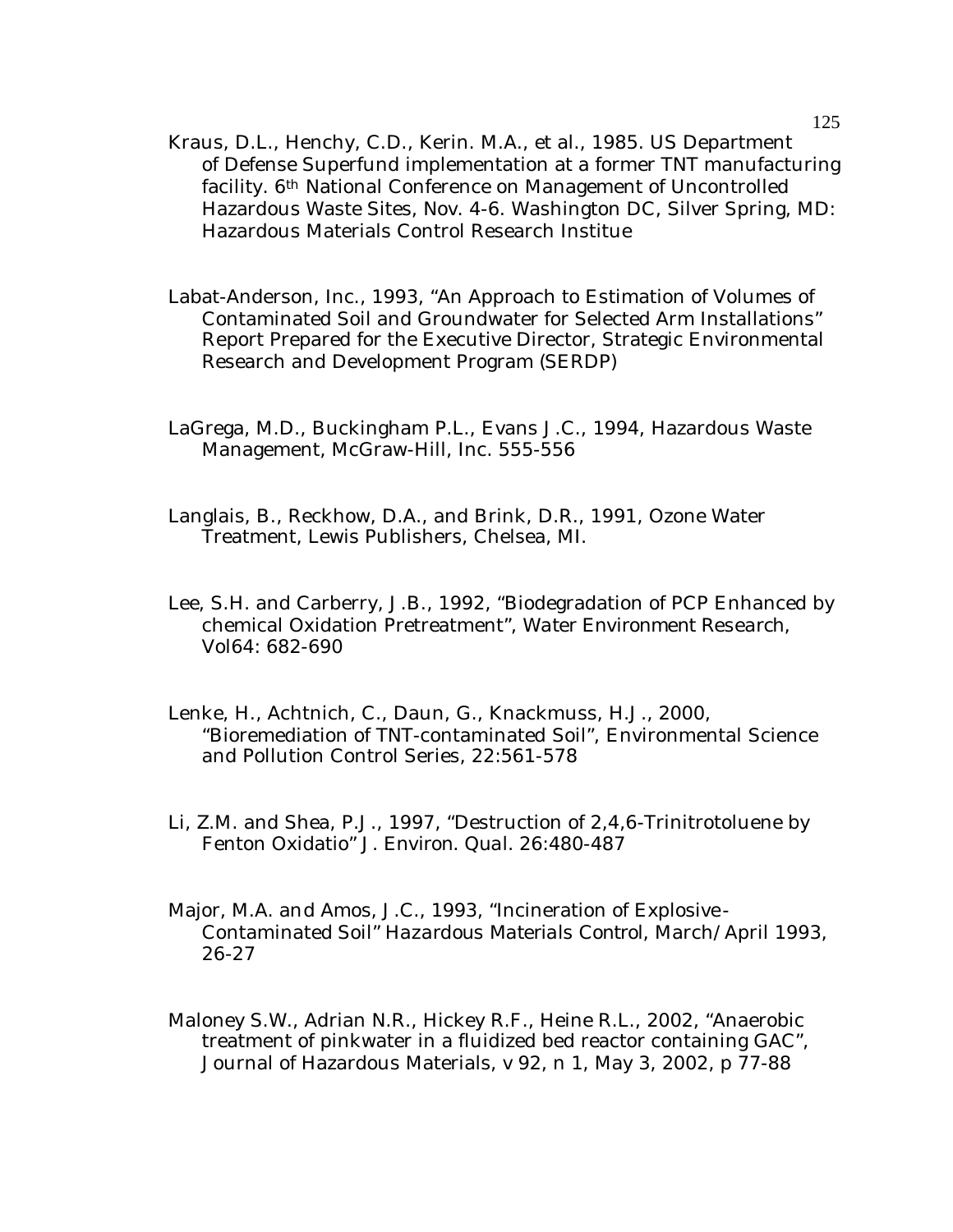Kraus, D.L., Henchy, C.D., Kerin. M.A., et al., 1985. US Department of Defense Superfund implementation at a former TNT manufacturing facility. 6th National Conference on Management of Uncontrolled Hazardous Waste Sites, Nov. 4-6. Washington DC, Silver Spring, MD: Hazardous Materials Control Research Institue

Labat-Anderson, Inc., 1993, "An Approach to Estimation of Volumes of Contaminated Soil and Groundwater for Selected Arm Installations" Report Prepared for the Executive Director, Strategic Environmental Research and Development Program (SERDP)

LaGrega, M.D., Buckingham P.L., Evans J.C., 1994, Hazardous Waste Management, McGraw-Hill, Inc. 555-556

Langlais, B., Reckhow, D.A., and Brink, D.R., 1991, Ozone Water Treatment, Lewis Publishers, Chelsea, MI.

Lee, S.H. and Carberry, J.B., 1992, "Biodegradation of PCP Enhanced by chemical Oxidation Pretreatment", Water Environment Research, Vol64: 682-690

Lenke, H., Achtnich, C., Daun, G., Knackmuss, H.J., 2000, "Bioremediation of TNT-contaminated Soil", Environmental Science and Pollution Control Series, 22:561-578

Li, Z.M. and Shea, P.J., 1997, "Destruction of 2,4,6-Trinitrotoluene by Fenton Oxidatio" J. Environ. Qual. 26:480-487

Major, M.A. and Amos, J.C., 1993, "Incineration of Explosive-Contaminated Soil" Hazardous Materials Control, March/April 1993, 26-27

Maloney S.W., Adrian N.R., Hickey R.F., Heine R.L., 2002, "Anaerobic treatment of pinkwater in a fluidized bed reactor containing GAC", Journal of Hazardous Materials, v 92, n 1, May 3, 2002, p 77-88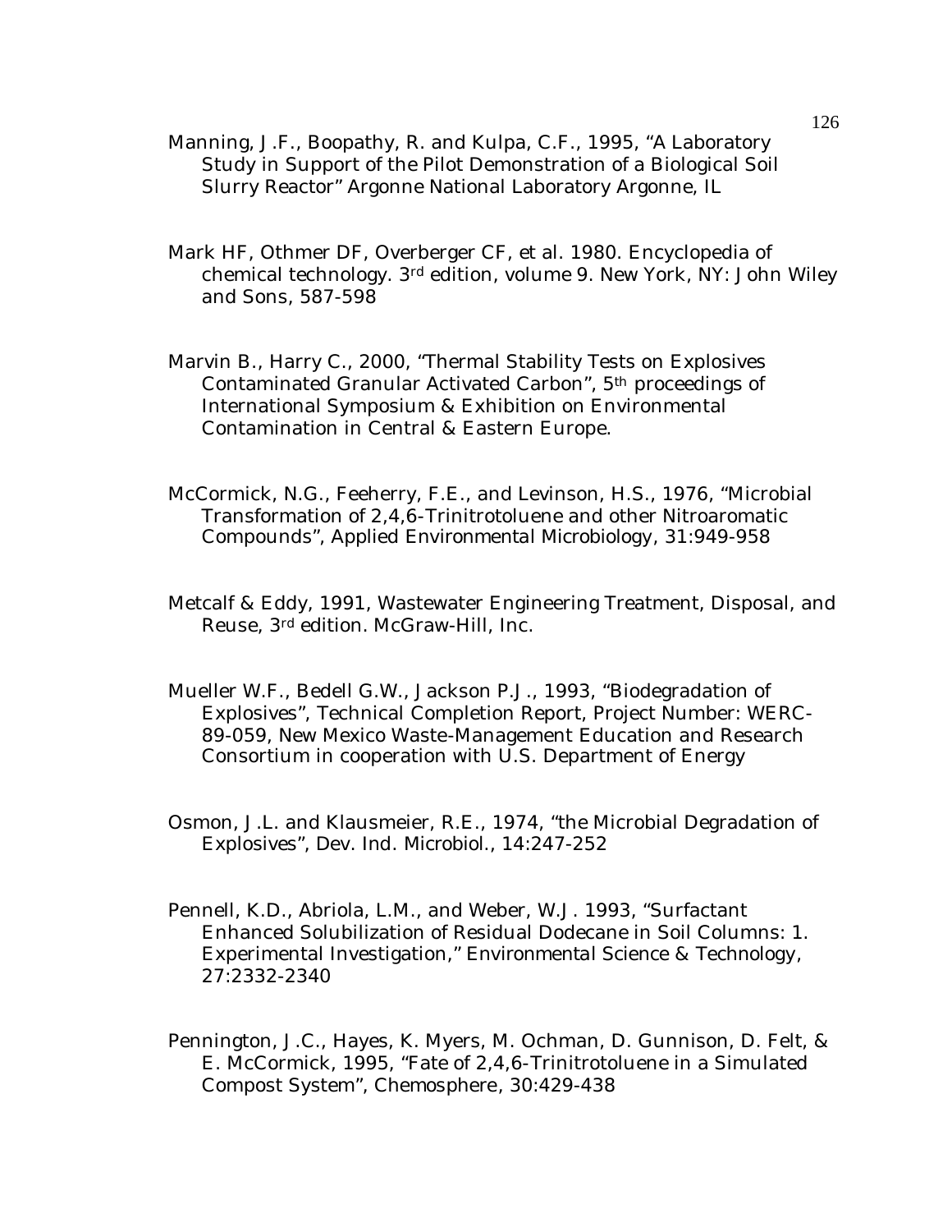Manning, J.F., Boopathy, R. and Kulpa, C.F., 1995, "A Laboratory Study in Support of the Pilot Demonstration of a Biological Soil Slurry Reactor" Argonne National Laboratory Argonne, IL

Mark HF, Othmer DF, Overberger CF, et al. 1980. Encyclopedia of chemical technology. 3rd edition, volume 9. New York, NY: John Wiley and Sons, 587-598

Marvin B., Harry C., 2000, "Thermal Stability Tests on Explosives Contaminated Granular Activated Carbon", 5th proceedings of International Symposium & Exhibition on Environmental Contamination in Central & Eastern Europe.

McCormick, N.G., Feeherry, F.E., and Levinson, H.S., 1976, "Microbial Transformation of 2,4,6-Trinitrotoluene and other Nitroaromatic Compounds", Applied Environmental Microbiology, 31:949-958

Metcalf & Eddy, 1991, Wastewater Engineering Treatment, Disposal, and Reuse, 3rd edition. McGraw-Hill, Inc.

Mueller W.F., Bedell G.W., Jackson P.J., 1993, "Biodegradation of Explosives", Technical Completion Report, Project Number: WERC-89-059, New Mexico Waste-Management Education and Research Consortium in cooperation with U.S. Department of Energy

Osmon, J.L. and Klausmeier, R.E., 1974, "the Microbial Degradation of Explosives", Dev. Ind. Microbiol., 14:247-252

Pennell, K.D., Abriola, L.M., and Weber, W.J. 1993, "Surfactant Enhanced Solubilization of Residual Dodecane in Soil Columns: 1. Experimental Investigation," Environmental Science & Technology, 27:2332-2340

Pennington, J.C., Hayes, K. Myers, M. Ochman, D. Gunnison, D. Felt, & E. McCormick, 1995, "Fate of 2,4,6-Trinitrotoluene in a Simulated Compost System", Chemosphere, 30:429-438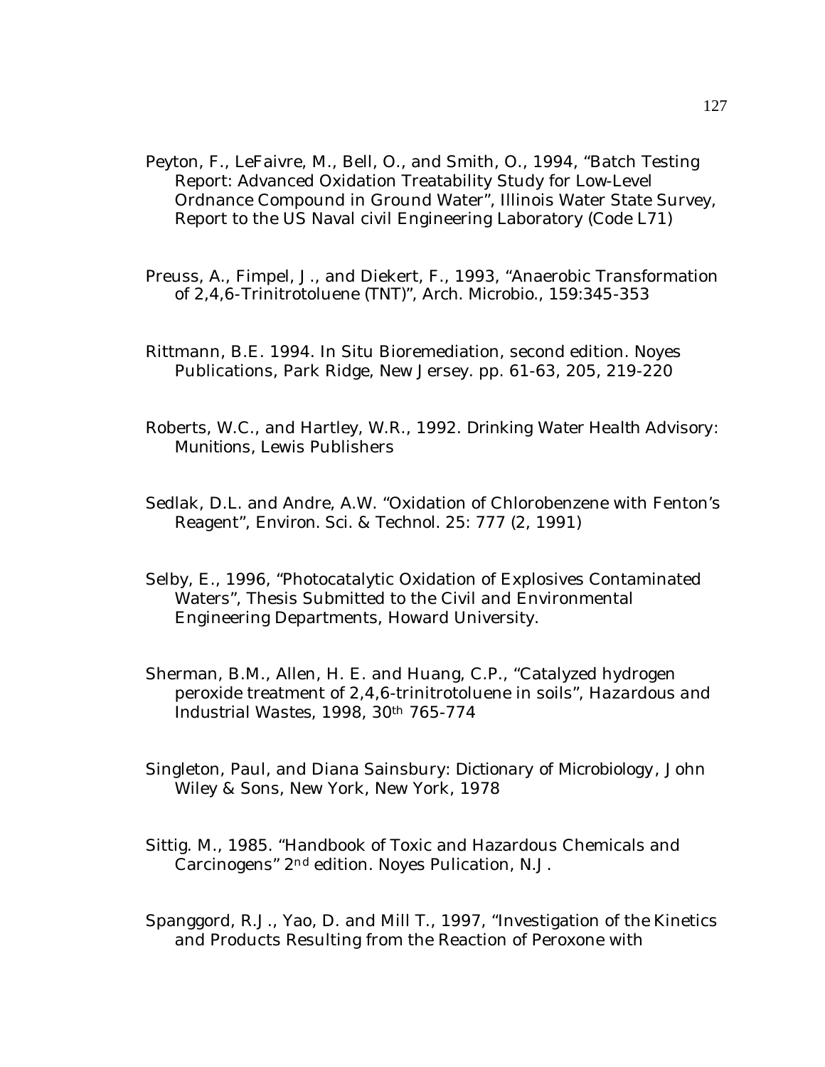Peyton, F., LeFaivre, M., Bell, O., and Smith, O., 1994, "Batch Testing Report: Advanced Oxidation Treatability Study for Low-Level Ordnance Compound in Ground Water", Illinois Water State Survey, Report to the US Naval civil Engineering Laboratory (Code L71)

Preuss, A., Fimpel, J., and Diekert, F., 1993, "Anaerobic Transformation of 2,4,6-Trinitrotoluene (TNT)", Arch. Microbio., 159:345-353

Rittmann, B.E. 1994. In Situ Bioremediation, second edition. Noyes Publications, Park Ridge, New Jersey. pp. 61-63, 205, 219-220

Roberts, W.C., and Hartley, W.R., 1992. Drinking Water Health Advisory: Munitions, Lewis Publishers

Sedlak, D.L. and Andre, A.W. "Oxidation of Chlorobenzene with Fenton's Reagent", Environ. Sci. & Technol. 25: 777 (2, 1991)

Selby, E., 1996, "Photocatalytic Oxidation of Explosives Contaminated Waters", Thesis Submitted to the Civil and Environmental Engineering Departments, Howard University.

Sherman, B.M., Allen, H. E. and Huang, C.P., "Catalyzed hydrogen peroxide treatment of 2,4,6-trinitrotoluene in soils", Hazardous and Industrial Wastes, 1998, 30th 765-774

Singleton, Paul, and Diana Sainsbury: Dictionary of Microbiology, John Wiley & Sons, New York, New York, 1978

Sittig. M., 1985. "Handbook of Toxic and Hazardous Chemicals and Carcinogens" 2nd edition. Noyes Pulication, N.J.

Spanggord, R.J., Yao, D. and Mill T., 1997, "Investigation of the Kinetics and Products Resulting from the Reaction of Peroxone with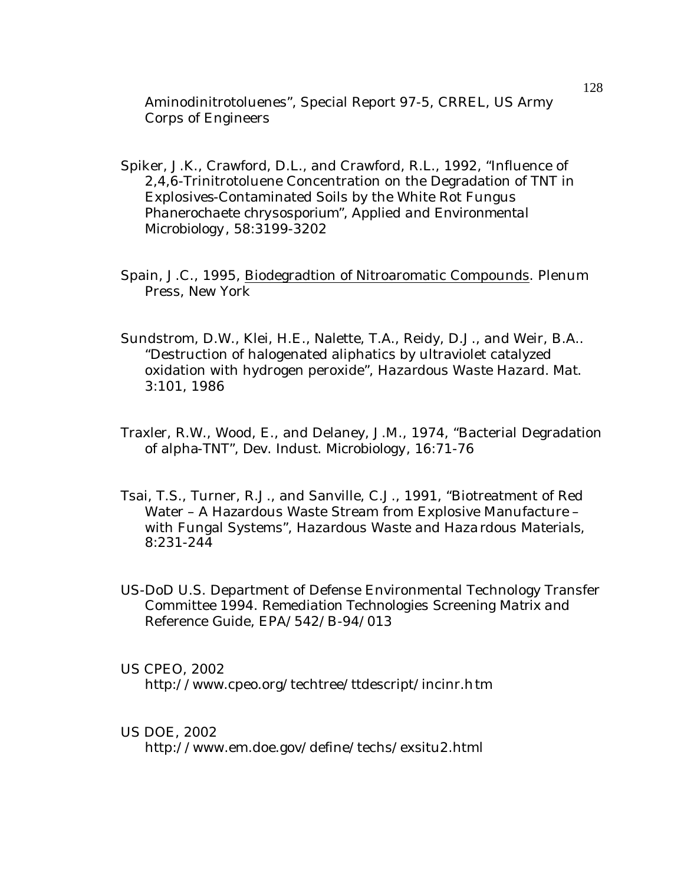Aminodinitrotoluenes", Special Report 97-5, CRREL, US Army Corps of Engineers

Spiker, J.K., Crawford, D.L., and Crawford, R.L., 1992, "Influence of 2,4,6-Trinitrotoluene Concentration on the Degradation of TNT in Explosives-Contaminated Soils by the White Rot Fungus *Phanerochaete chrysosporium*", Applied and Environmental Microbiology, 58:3199-3202

Spain, J.C., 1995, <u>Biodegradtion of Nitroaromatic Compounds</u>. Plenum Press, New York

Sundstrom, D.W., Klei, H.E., Nalette, T.A., Reidy, D.J., and Weir, B.A.. "Destruction of halogenated aliphatics by ultraviolet catalyzed oxidation with hydrogen peroxide", Hazardous Waste Hazard. Mat. 3:101, 1986

Traxler, R.W., Wood, E., and Delaney, J.M., 1974, "Bacterial Degradation of alpha-TNT", Dev. Indust. Microbiology, 16:71-76

Tsai, T.S., Turner, R.J., and Sanville, C.J., 1991, "Biotreatment of Red Water – A Hazardous Waste Stream from Explosive Manufacture – with Fungal Systems", Hazardous Waste and Hazardous Materials, 8:231-244

US-DoD U.S. Department of Defense Environmental Technology Transfer Committee 1994. Remediation Technologies Screening Matrix and Reference Guide, EPA/542/B-94/013

US CPEO, 2002
http://www.cpeo.org/techtree/ttdescript/incinr.htm

US DOE, 2002
http://www.em.doe.gov/define/techs/exsitu2.html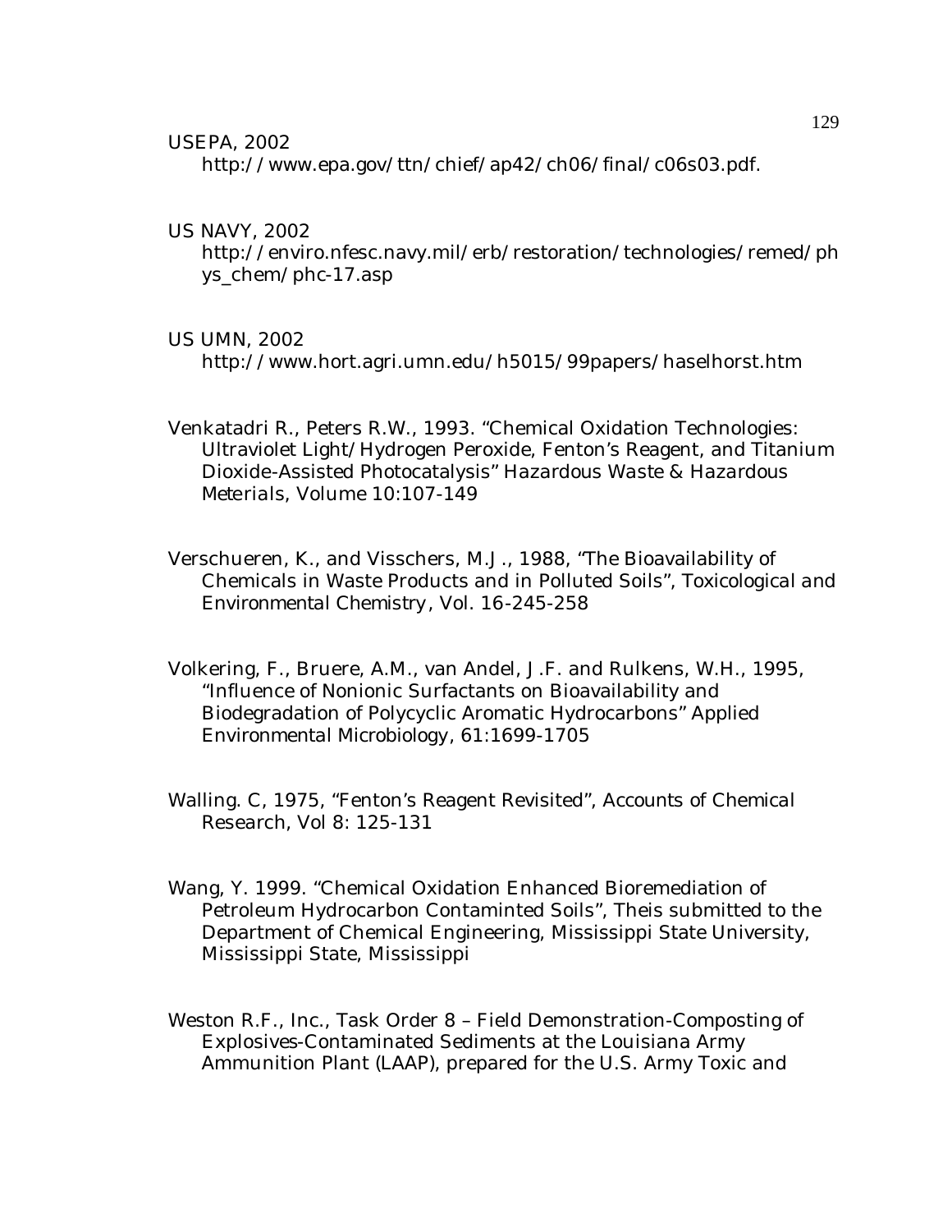USEPA, 2002
http://www.epa.gov/ttn/chief/ap42/ch06/final/c06s03.pdf.

US NAVY, 2002
http://enviro.nfesc.navy.mil/erb/restoration/technologies/remed/phys_chem/phc-17.asp

US UMN, 2002
http://www.hort.agri.umn.edu/h5015/99papers/haselhorst.htm

Venkatadri R., Peters R.W., 1993. "Chemical Oxidation Technologies: Ultraviolet Light/Hydrogen Peroxide, Fenton's Reagent, and Titanium Dioxide-Assisted Photocatalysis" *Hazardous Waste & Hazardous Meterials*, Volume 10:107-149

Verschueren, K., and Visschers, M.J., 1988, "The Bioavailability of Chemicals in Waste Products and in Polluted Soils", *Toxicological and Environmental Chemistry*, Vol. 16-245-258

Volkering, F., Bruere, A.M., van Andel, J.F. and Rulkens, W.H., 1995, "Influence of Nonionic Surfactants on Bioavailability and Biodegradation of Polycyclic Aromatic Hydrocarbons" *Applied Environmental Microbiology*, 61:1699-1705

Walling. C, 1975, "Fenton's Reagent Revisited", *Accounts of Chemical Research*, Vol 8: 125-131

Wang, Y. 1999. "Chemical Oxidation Enhanced Bioremediation of Petroleum Hydrocarbon Contaminted Soils", Theis submitted to the Department of Chemical Engineering, Mississippi State University, Mississippi State, Mississippi

Weston R.F., Inc., Task Order 8 – Field Demonstration-Composting of Explosives-Contaminated Sediments at the Louisiana Army Ammunition Plant (LAAP), prepared for the U.S. Army Toxic and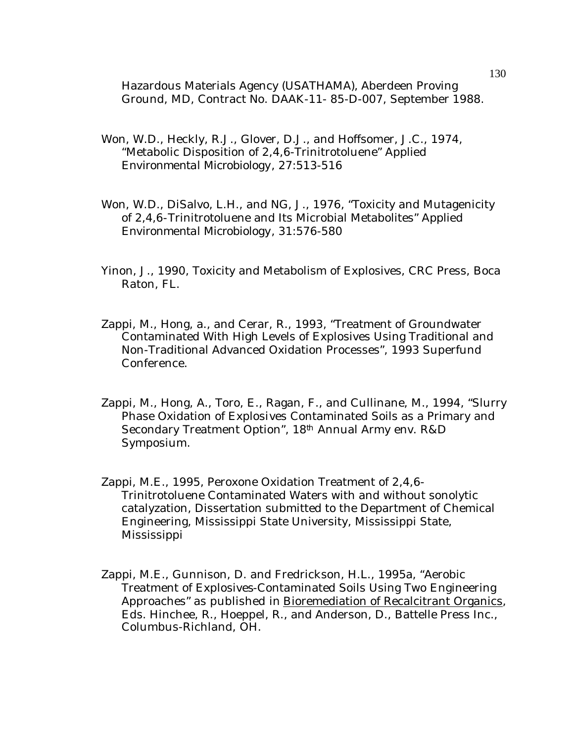Hazardous Materials Agency (USATHAMA), Aberdeen Proving Ground, MD, Contract No. DAAK-11- 85-D-007, September 1988.

Won, W.D., Heckly, R.J., Glover, D.J., and Hoffsomer, J.C., 1974, "Metabolic Disposition of 2,4,6-Trinitrotoluene" Applied Environmental Microbiology, 27:513-516

Won, W.D., DiSalvo, L.H., and NG, J., 1976, "Toxicity and Mutagenicity of 2,4,6-Trinitrotoluene and Its Microbial Metabolites" Applied Environmental Microbiology, 31:576-580

Yinon, J., 1990, Toxicity and Metabolism of Explosives, CRC Press, Boca Raton, FL.

Zappi, M., Hong, a., and Cerar, R., 1993, "Treatment of Groundwater Contaminated With High Levels of Explosives Using Traditional and Non-Traditional Advanced Oxidation Processes", 1993 Superfund Conference.

Zappi, M., Hong, A., Toro, E., Ragan, F., and Cullinane, M., 1994, "Slurry Phase Oxidation of Explosives Contaminated Soils as a Primary and Secondary Treatment Option", 18th Annual Army env. R&D Symposium.

Zappi, M.E., 1995, Peroxone Oxidation Treatment of 2,4,6-Trinitrotoluene Contaminated Waters with and without sonolytic catalyzation, Dissertation submitted to the Department of Chemical Engineering, Mississippi State University, Mississippi State, Mississippi

Zappi, M.E., Gunnison, D. and Fredrickson, H.L., 1995a, "Aerobic Treatment of Explosives-Contaminated Soils Using Two Engineering Approaches" as published in Bioremediation of Recalcitrant Organics, Eds. Hinchee, R., Hoeppel, R., and Anderson, D., Battelle Press Inc., Columbus-Richland, OH.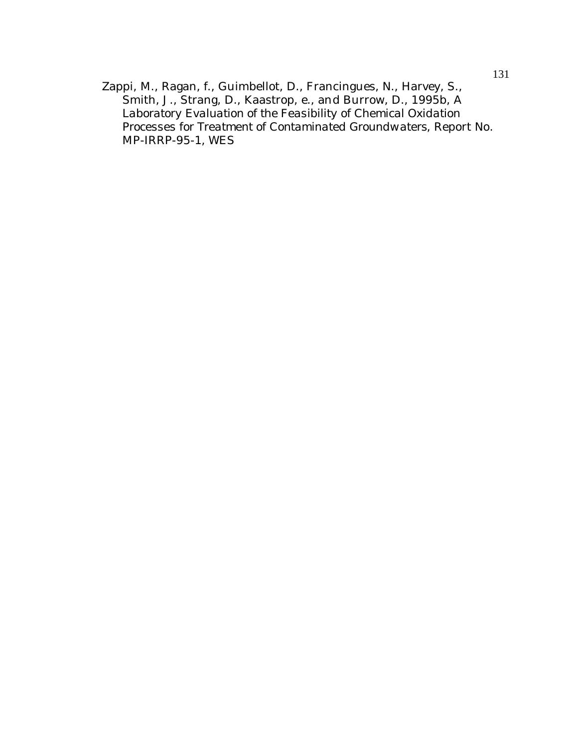Zappi, M., Ragan, f., Guimbellot, D., Francingues, N., Harvey, S., Smith, J., Strang, D., Kaastrop, e., and Burrow, D., 1995b, A Laboratory Evaluation of the Feasibility of Chemical Oxidation Processes for Treatment of Contaminated Groundwaters, Report No. MP-IRRP-95-1, WES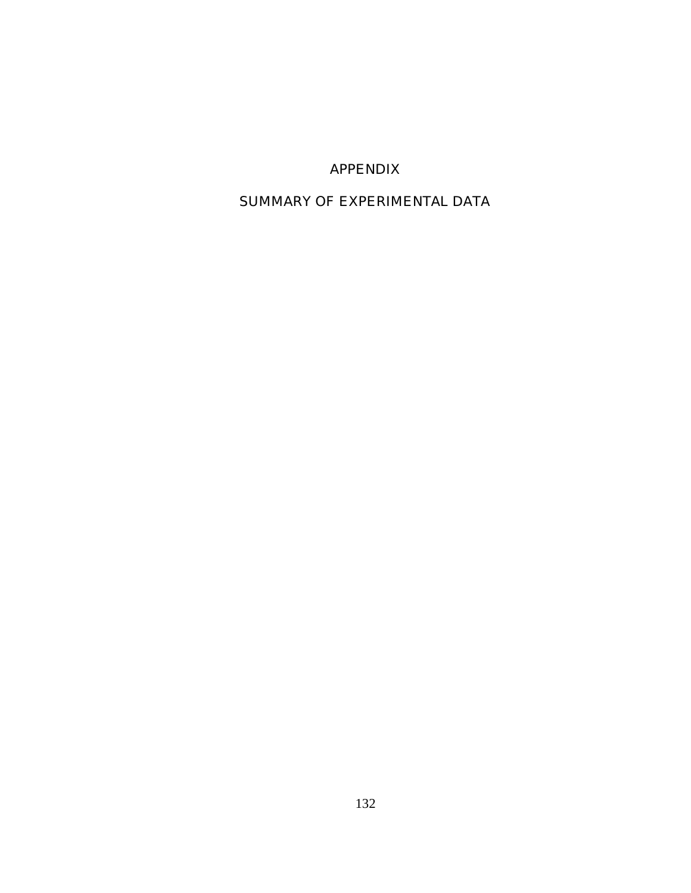# APPENDIX

# SUMMARY OF EXPERIMENTAL DATA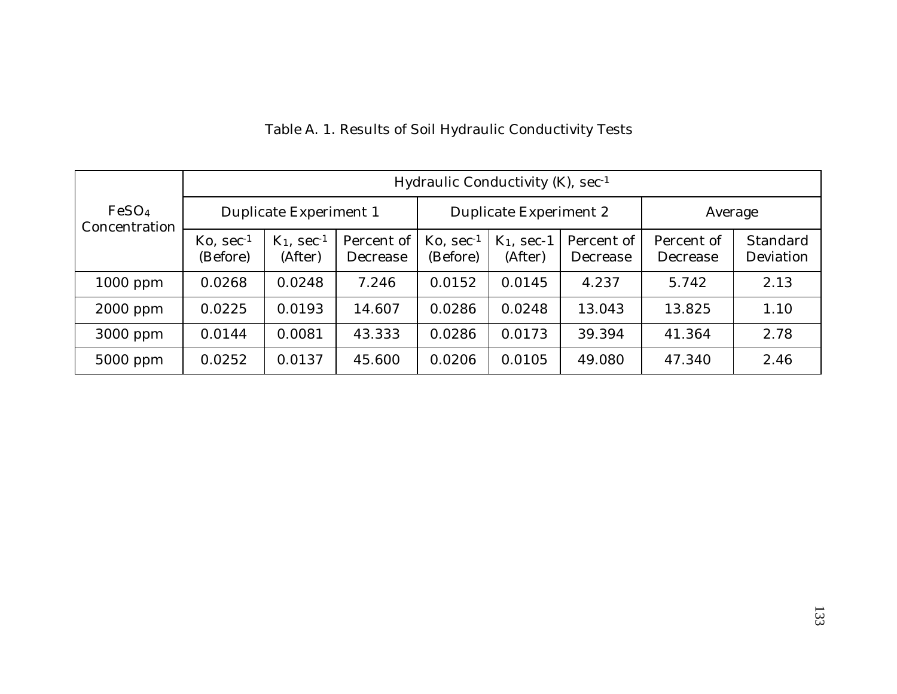Table A. 1. Results of Soil Hydraulic Conductivity Tests

| $FeSO_4$ Concentration | Hydraulic Conductivity (K), $sec^{-1}$ | | | | | | | |
|---|---|---|---|---|---|---|---|---|
| | Duplicate Experiment 1 | | | Duplicate Experiment 2 | | | Average | |
| | Ko, $sec^{-1}$ (Before) | $K_1$, $sec^{-1}$ (After) | Percent of Decrease | Ko, $sec^{-1}$ (Before) | $K_1$, sec-1 (After) | Percent of Decrease | Percent of Decrease | Standard Deviation |
| 1000 ppm | 0.0268 | 0.0248 | 7.246 | 0.0152 | 0.0145 | 4.237 | 5.742 | 2.13 |
| 2000 ppm | 0.0225 | 0.0193 | 14.607 | 0.0286 | 0.0248 | 13.043 | 13.825 | 1.10 |
| 3000 ppm | 0.0144 | 0.0081 | 43.333 | 0.0286 | 0.0173 | 39.394 | 41.364 | 2.78 |
| 5000 ppm | 0.0252 | 0.0137 | 45.600 | 0.0206 | 0.0105 | 49.080 | 47.340 | 2.46 |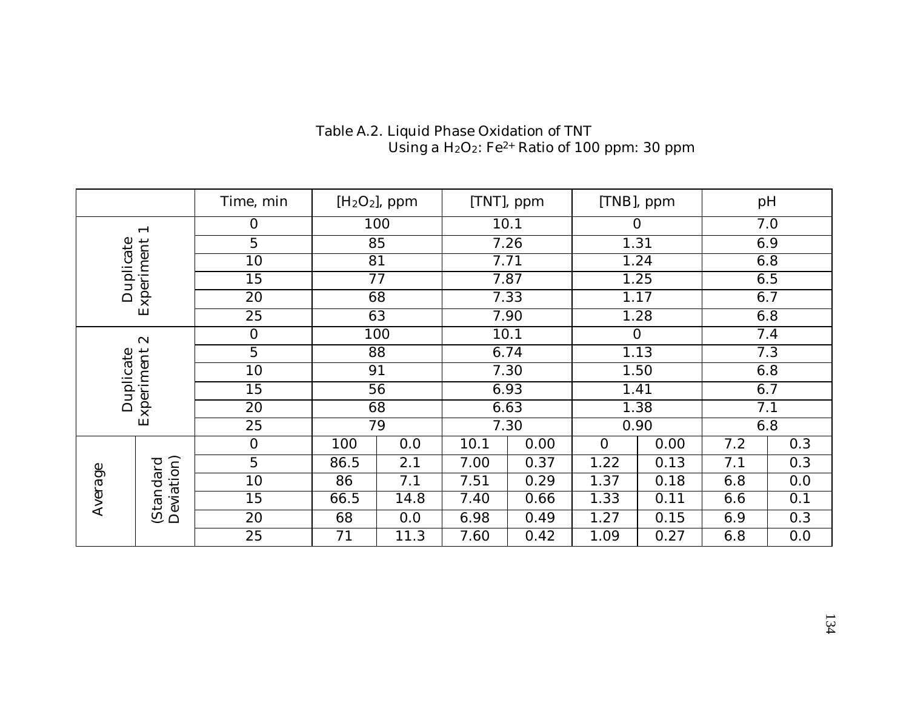Table A.2. Liquid Phase Oxidation of TNT Using a $H_2O_2$: $Fe^{2+}$ Ratio of 100 ppm: 30 ppm

| | | Time, min | $[H_2O_2]$, ppm | | [TNT], ppm | | [TNB], ppm | | pH | |
|---|---|---|---|---|---|---|---|---|---|---|
| Duplicate Experiment 1 | | 0 | 100 | | 10.1 | | 0 | | 7.0 | |
| | | 5 | 85 | | 7.26 | | 1.31 | | 6.9 | |
| | | 10 | 81 | | 7.71 | | 1.24 | | 6.8 | |
| | | 15 | 77 | | 7.87 | | 1.25 | | 6.5 | |
| | | 20 | 68 | | 7.33 | | 1.17 | | 6.7 | |
| | | 25 | 63 | | 7.90 | | 1.28 | | 6.8 | |
| Duplicate Experiment 2 | | 0 | 100 | | 10.1 | | 0 | | 7.4 | |
| | | 5 | 88 | | 6.74 | | 1.13 | | 7.3 | |
| | | 10 | 91 | | 7.30 | | 1.50 | | 6.8 | |
| | | 15 | 56 | | 6.93 | | 1.41 | | 6.7 | |
| | | 20 | 68 | | 6.63 | | 1.38 | | 7.1 | |
| | | 25 | 79 | | 7.30 | | 0.90 | | 6.8 | |
| Average | (Standard Deviation) | 0 | 100 | 0.0 | 10.1 | 0.00 | 0 | 0.00 | 7.2 | 0.3 |
| | | 5 | 86.5 | 2.1 | 7.00 | 0.37 | 1.22 | 0.13 | 7.1 | 0.3 |
| | | 10 | 86 | 7.1 | 7.51 | 0.29 | 1.37 | 0.18 | 6.8 | 0.0 |
| | | 15 | 66.5 | 14.8 | 7.40 | 0.66 | 1.33 | 0.11 | 6.6 | 0.1 |
| | | 20 | 68 | 0.0 | 6.98 | 0.49 | 1.27 | 0.15 | 6.9 | 0.3 |
| | | 25 | 71 | 11.3 | 7.60 | 0.42 | 1.09 | 0.27 | 6.8 | 0.0 |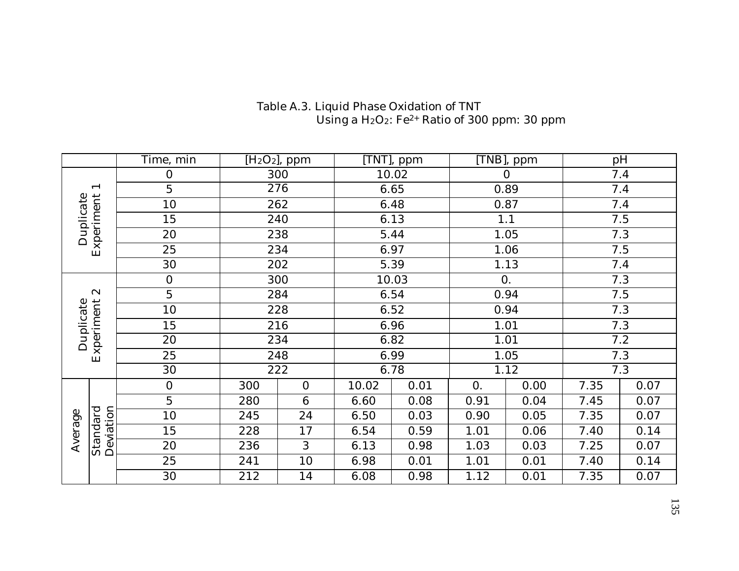Table A.3. Liquid Phase Oxidation of TNT
Using a $H_2O_2$: $Fe^{2+}$ Ratio of 300 ppm: 30 ppm

| | | Time, min | $[H_2O_2]$, ppm | | [TNT], ppm | | [TNB], ppm | | pH | |
|---|---|---|---|---|---|---|---|---|---|---|
| Duplicate Experiment 1 | | 0 | 300 | | 10.02 | | 0 | | 7.4 | |
| | | 5 | 276 | | 6.65 | | 0.89 | | 7.4 | |
| | | 10 | 262 | | 6.48 | | 0.87 | | 7.4 | |
| | | 15 | 240 | | 6.13 | | 1.1 | | 7.5 | |
| | | 20 | 238 | | 5.44 | | 1.05 | | 7.3 | |
| | | 25 | 234 | | 6.97 | | 1.06 | | 7.5 | |
| | | 30 | 202 | | 5.39 | | 1.13 | | 7.4 | |
| Duplicate Experiment 2 | | 0 | 300 | | 10.03 | | 0. | | 7.3 | |
| | | 5 | 284 | | 6.54 | | 0.94 | | 7.5 | |
| | | 10 | 228 | | 6.52 | | 0.94 | | 7.3 | |
| | | 15 | 216 | | 6.96 | | 1.01 | | 7.3 | |
| | | 20 | 234 | | 6.82 | | 1.01 | | 7.2 | |
| | | 25 | 248 | | 6.99 | | 1.05 | | 7.3 | |
| | | 30 | 222 | | 6.78 | | 1.12 | | 7.3 | |
| Average | Standard Deviation | 0 | 300 | 0 | 10.02 | 0.01 | 0. | 0.00 | 7.35 | 0.07 |
| | | 5 | 280 | 6 | 6.60 | 0.08 | 0.91 | 0.04 | 7.45 | 0.07 |
| | | 10 | 245 | 24 | 6.50 | 0.03 | 0.90 | 0.05 | 7.35 | 0.07 |
| | | 15 | 228 | 17 | 6.54 | 0.59 | 1.01 | 0.06 | 7.40 | 0.14 |
| | | 20 | 236 | 3 | 6.13 | 0.98 | 1.03 | 0.03 | 7.25 | 0.07 |
| | | 25 | 241 | 10 | 6.98 | 0.01 | 1.01 | 0.01 | 7.40 | 0.14 |
| | | 30 | 212 | 14 | 6.08 | 0.98 | 1.12 | 0.01 | 7.35 | 0.07 |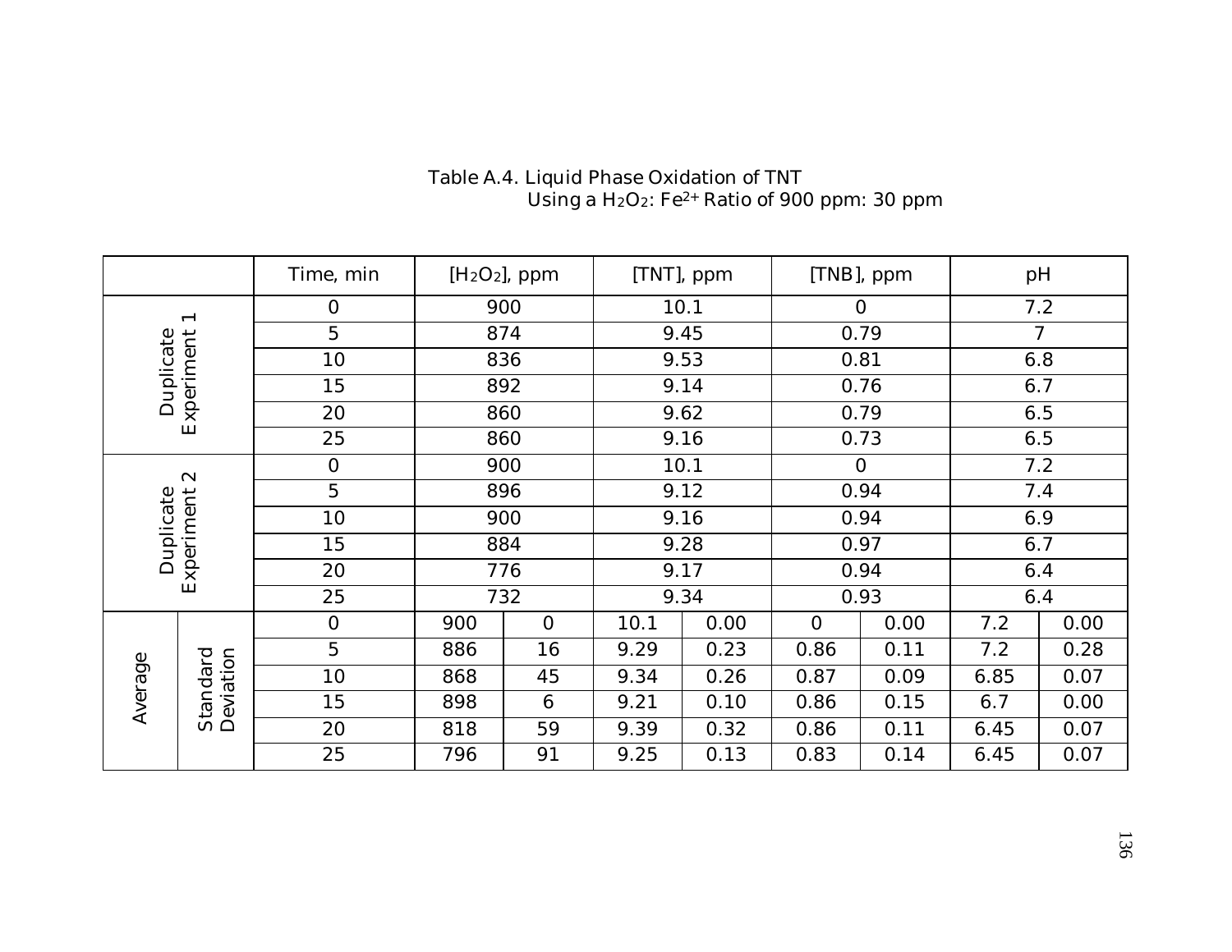Table A.4. Liquid Phase Oxidation of TNT Using a $H_2O_2$: $Fe^{2+}$ Ratio of 900 ppm: 30 ppm

| | | Time, min | $[H_2O_2]$, ppm | | [TNT], ppm | | [TNB], ppm | | pH | |
|---|---|---|---|---|---|---|---|---|---|---|
| Duplicate Experiment 1 | | 0 | 900 | | 10.1 | | 0 | | 7.2 | |
| | | 5 | 874 | | 9.45 | | 0.79 | | 7 | |
| | | 10 | 836 | | 9.53 | | 0.81 | | 6.8 | |
| | | 15 | 892 | | 9.14 | | 0.76 | | 6.7 | |
| | | 20 | 860 | | 9.62 | | 0.79 | | 6.5 | |
| | | 25 | 860 | | 9.16 | | 0.73 | | 6.5 | |
| Duplicate Experiment 2 | | 0 | 900 | | 10.1 | | 0 | | 7.2 | |
| | | 5 | 896 | | 9.12 | | 0.94 | | 7.4 | |
| | | 10 | 900 | | 9.16 | | 0.94 | | 6.9 | |
| | | 15 | 884 | | 9.28 | | 0.97 | | 6.7 | |
| | | 20 | 776 | | 9.17 | | 0.94 | | 6.4 | |
| | | 25 | 732 | | 9.34 | | 0.93 | | 6.4 | |
| Average | Standard Deviation | 0 | 900 | 0 | 10.1 | 0.00 | 0 | 0.00 | 7.2 | 0.00 |
| | | 5 | 886 | 16 | 9.29 | 0.23 | 0.86 | 0.11 | 7.2 | 0.28 |
| | | 10 | 868 | 45 | 9.34 | 0.26 | 0.87 | 0.09 | 6.85 | 0.07 |
| | | 15 | 898 | 6 | 9.21 | 0.10 | 0.86 | 0.15 | 6.7 | 0.00 |
| | | 20 | 818 | 59 | 9.39 | 0.32 | 0.86 | 0.11 | 6.45 | 0.07 |
| | | 25 | 796 | 91 | 9.25 | 0.13 | 0.83 | 0.14 | 6.45 | 0.07 |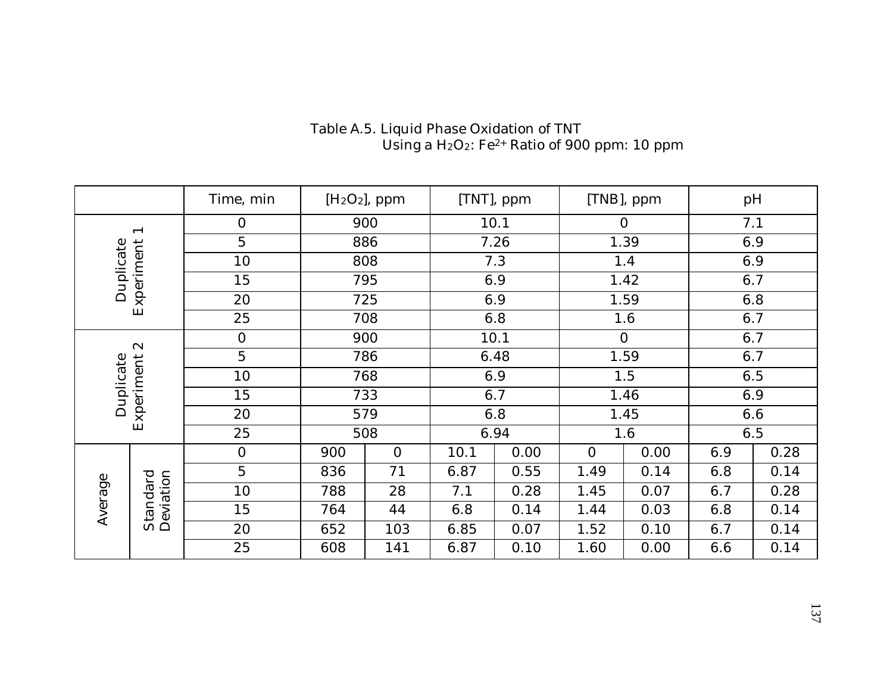Table A.5. Liquid Phase Oxidation of TNT Using a $H_2O_2$: $Fe^{2+}$ Ratio of 900 ppm: 10 ppm

| | | Time, min | $[H_2O_2]$, ppm | | [TNT], ppm | | [TNB], ppm | | pH | |
|---|---|---|---|---|---|---|---|---|---|---|
| Duplicate Experiment 1 | | 0 | 900 | | 10.1 | | 0 | | 7.1 | |
| | | 5 | 886 | | 7.26 | | 1.39 | | 6.9 | |
| | | 10 | 808 | | 7.3 | | 1.4 | | 6.9 | |
| | | 15 | 795 | | 6.9 | | 1.42 | | 6.7 | |
| | | 20 | 725 | | 6.9 | | 1.59 | | 6.8 | |
| | | 25 | 708 | | 6.8 | | 1.6 | | 6.7 | |
| Duplicate Experiment 2 | | 0 | 900 | | 10.1 | | 0 | | 6.7 | |
| | | 5 | 786 | | 6.48 | | 1.59 | | 6.7 | |
| | | 10 | 768 | | 6.9 | | 1.5 | | 6.5 | |
| | | 15 | 733 | | 6.7 | | 1.46 | | 6.9 | |
| | | 20 | 579 | | 6.8 | | 1.45 | | 6.6 | |
| | | 25 | 508 | | 6.94 | | 1.6 | | 6.5 | |
| Average | Standard Deviation | 0 | 900 | 0 | 10.1 | 0.00 | 0 | 0.00 | 6.9 | 0.28 |
| | | 5 | 836 | 71 | 6.87 | 0.55 | 1.49 | 0.14 | 6.8 | 0.14 |
| | | 10 | 788 | 28 | 7.1 | 0.28 | 1.45 | 0.07 | 6.7 | 0.28 |
| | | 15 | 764 | 44 | 6.8 | 0.14 | 1.44 | 0.03 | 6.8 | 0.14 |
| | | 20 | 652 | 103 | 6.85 | 0.07 | 1.52 | 0.10 | 6.7 | 0.14 |
| | | 25 | 608 | 141 | 6.87 | 0.10 | 1.60 | 0.00 | 6.6 | 0.14 |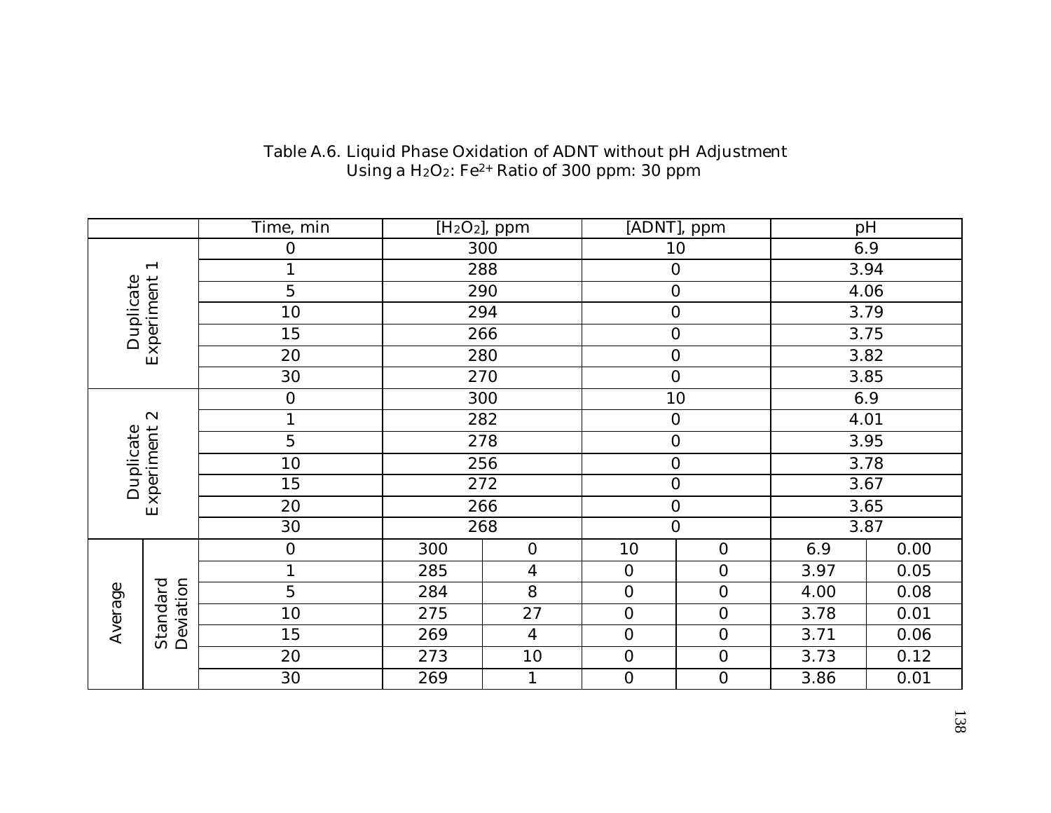Table A.6. Liquid Phase Oxidation of ADNT without pH Adjustment Using a $H_2O_2$: $Fe^{2+}$ Ratio of 300 ppm: 30 ppm

| | | Time, min | [$H_2O_2$], ppm | | [ADNT], ppm | | pH | |
|---|---|---|---|---|---|---|---|---|
| Duplicate Experiment 1 | | 0 | 300 | | 10 | | 6.9 | |
| | | 1 | 288 | | 0 | | 3.94 | |
| | | 5 | 290 | | 0 | | 4.06 | |
| | | 10 | 294 | | 0 | | 3.79 | |
| | | 15 | 266 | | 0 | | 3.75 | |
| | | 20 | 280 | | 0 | | 3.82 | |
| | | 30 | 270 | | 0 | | 3.85 | |
| Duplicate Experiment 2 | | 0 | 300 | | 10 | | 6.9 | |
| | | 1 | 282 | | 0 | | 4.01 | |
| | | 5 | 278 | | 0 | | 3.95 | |
| | | 10 | 256 | | 0 | | 3.78 | |
| | | 15 | 272 | | 0 | | 3.67 | |
| | | 20 | 266 | | 0 | | 3.65 | |
| | | 30 | 268 | | 0 | | 3.87 | |
| Average | Standard Deviation | 0 | 300 | 0 | 10 | 0 | 6.9 | 0.00 |
| | | 1 | 285 | 4 | 0 | 0 | 3.97 | 0.05 |
| | | 5 | 284 | 8 | 0 | 0 | 4.00 | 0.08 |
| | | 10 | 275 | 27 | 0 | 0 | 3.78 | 0.01 |
| | | 15 | 269 | 4 | 0 | 0 | 3.71 | 0.06 |
| | | 20 | 273 | 10 | 0 | 0 | 3.73 | 0.12 |
| | | 30 | 269 | 1 | 0 | 0 | 3.86 | 0.01 |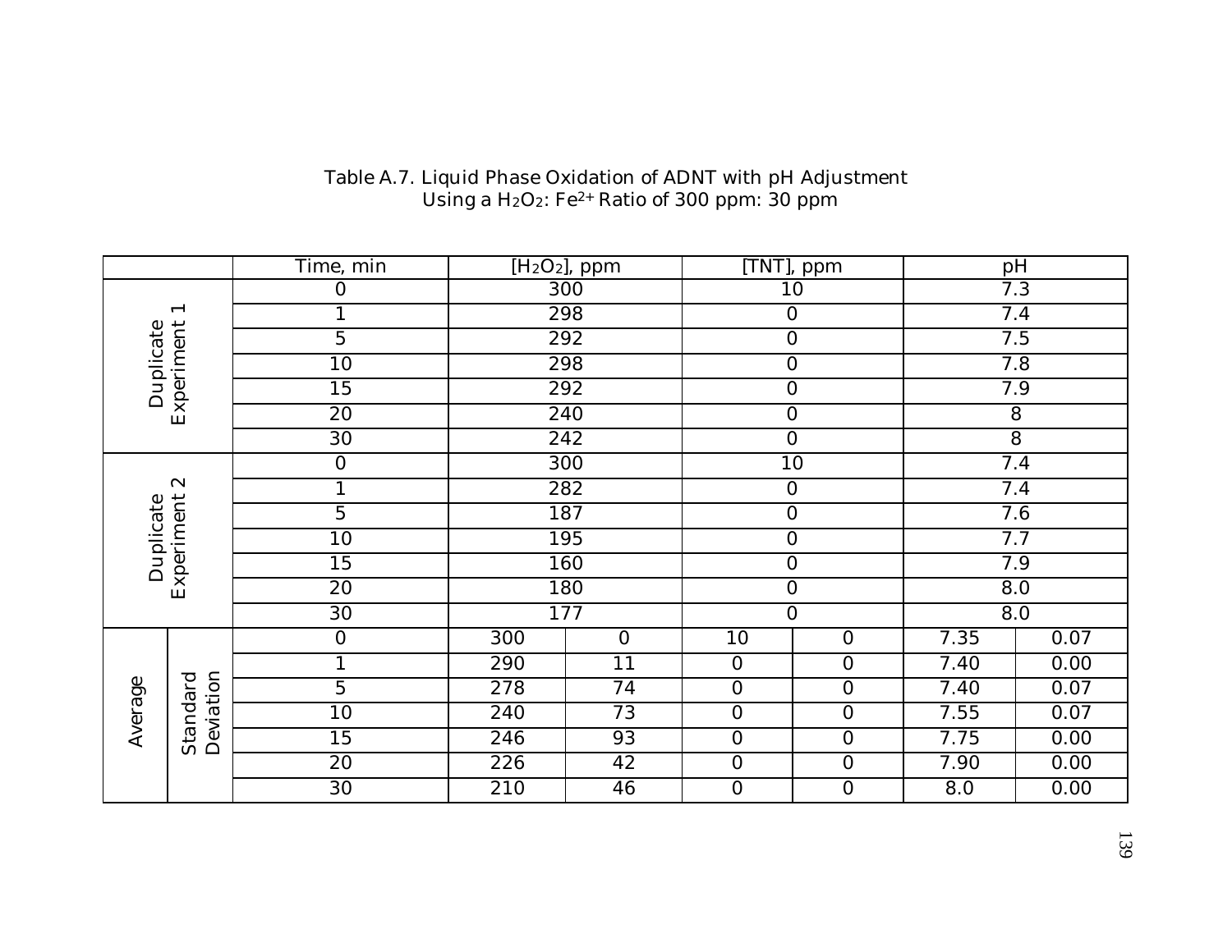Table A.7. Liquid Phase Oxidation of ADNT with pH Adjustment
Using a $H_2O_2$: $Fe^{2+}$ Ratio of 300 ppm: 30 ppm

| | | Time, min | $[H_2O_2]$, ppm | | [TNT], ppm | | pH | |
|---|---|---|---|---|---|---|---|---|
| Duplicate Experiment 1 | | 0 | 300 | | 10 | | 7.3 | |
| | | 1 | 298 | | 0 | | 7.4 | |
| | | 5 | 292 | | 0 | | 7.5 | |
| | | 10 | 298 | | 0 | | 7.8 | |
| | | 15 | 292 | | 0 | | 7.9 | |
| | | 20 | 240 | | 0 | | 8 | |
| | | 30 | 242 | | 0 | | 8 | |
| Duplicate Experiment 2 | | 0 | 300 | | 10 | | 7.4 | |
| | | 1 | 282 | | 0 | | 7.4 | |
| | | 5 | 187 | | 0 | | 7.6 | |
| | | 10 | 195 | | 0 | | 7.7 | |
| | | 15 | 160 | | 0 | | 7.9 | |
| | | 20 | 180 | | 0 | | 8.0 | |
| | | 30 | 177 | | 0 | | 8.0 | |
| Average | Standard Deviation | 0 | 300 | 0 | 10 | 0 | 7.35 | 0.07 |
| | | 1 | 290 | 11 | 0 | 0 | 7.40 | 0.00 |
| | | 5 | 278 | 74 | 0 | 0 | 7.40 | 0.07 |
| | | 10 | 240 | 73 | 0 | 0 | 7.55 | 0.07 |
| | | 15 | 246 | 93 | 0 | 0 | 7.75 | 0.00 |
| | | 20 | 226 | 42 | 0 | 0 | 7.90 | 0.00 |
| | | 30 | 210 | 46 | 0 | 0 | 8.0 | 0.00 |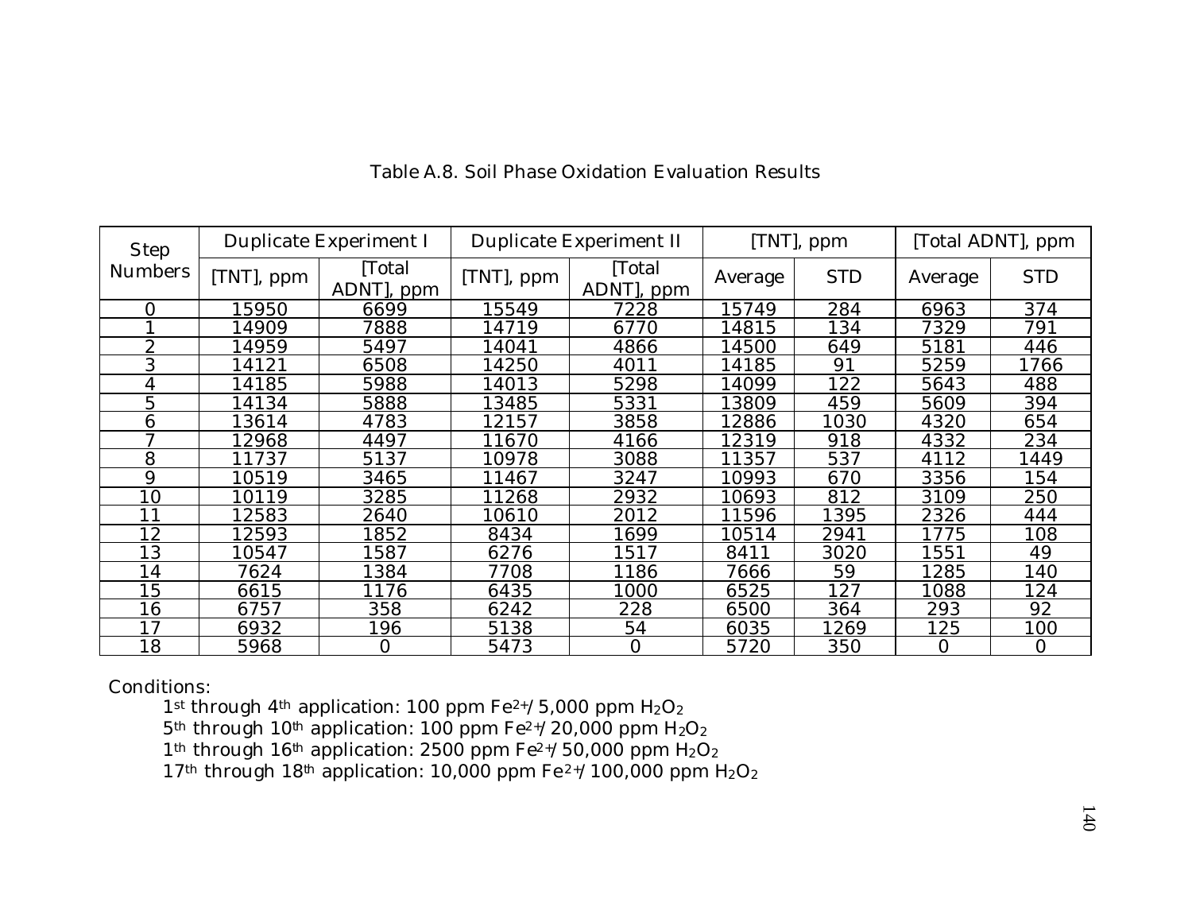Table A.8. Soil Phase Oxidation Evaluation Results

| Step Numbers | Duplicate Experiment I | | Duplicate Experiment II | | [TNT], ppm | | [Total ADNT], ppm | |
|---|---|---|---|---|---|---|---|---|
| | [TNT], ppm | [Total ADNT], ppm | [TNT], ppm | [Total ADNT], ppm | Average | STD | Average | STD |
| 0 | 15950 | 6699 | 15549 | 7228 | 15749 | 284 | 6963 | 374 |
| 1 | 14909 | 7888 | 14719 | 6770 | 14815 | 134 | 7329 | 791 |
| 2 | 14959 | 5497 | 14041 | 4866 | 14500 | 649 | 5181 | 446 |
| 3 | 14121 | 6508 | 14250 | 4011 | 14185 | 91 | 5259 | 1766 |
| 4 | 14185 | 5988 | 14013 | 5298 | 14099 | 122 | 5643 | 488 |
| 5 | 14134 | 5888 | 13485 | 5331 | 13809 | 459 | 5609 | 394 |
| 6 | 13614 | 4783 | 12157 | 3858 | 12886 | 1030 | 4320 | 654 |
| 7 | 12968 | 4497 | 11670 | 4166 | 12319 | 918 | 4332 | 234 |
| 8 | 11737 | 5137 | 10978 | 3088 | 11357 | 537 | 4112 | 1449 |
| 9 | 10519 | 3465 | 11467 | 3247 | 10993 | 670 | 3356 | 154 |
| 10 | 10119 | 3285 | 11268 | 2932 | 10693 | 812 | 3109 | 250 |
| 11 | 12583 | 2640 | 10610 | 2012 | 11596 | 1395 | 2326 | 444 |
| 12 | 12593 | 1852 | 8434 | 1699 | 10514 | 2941 | 1775 | 108 |
| 13 | 10547 | 1587 | 6276 | 1517 | 8411 | 3020 | 1551 | 49 |
| 14 | 7624 | 1384 | 7708 | 1186 | 7666 | 59 | 1285 | 140 |
| 15 | 6615 | 1176 | 6435 | 1000 | 6525 | 127 | 1088 | 124 |
| 16 | 6757 | 358 | 6242 | 228 | 6500 | 364 | 293 | 92 |
| 17 | 6932 | 196 | 5138 | 54 | 6035 | 1269 | 125 | 100 |
| 18 | 5968 | 0 | 5473 | 0 | 5720 | 350 | 0 | 0 |

Conditions:

1st through 4th application: 100 ppm $Fe^{2+}$/ 5,000 ppm $H_2O_2$
5th through 10th application: 100 ppm $Fe^{2+}$/ 20,000 ppm $H_2O_2$
1th through 16th application: 2500 ppm $Fe^{2+}$/ 50,000 ppm $H_2O_2$
17th through 18th application: 10,000 ppm $Fe^{2+}$/ 100,000 ppm $H_2O_2$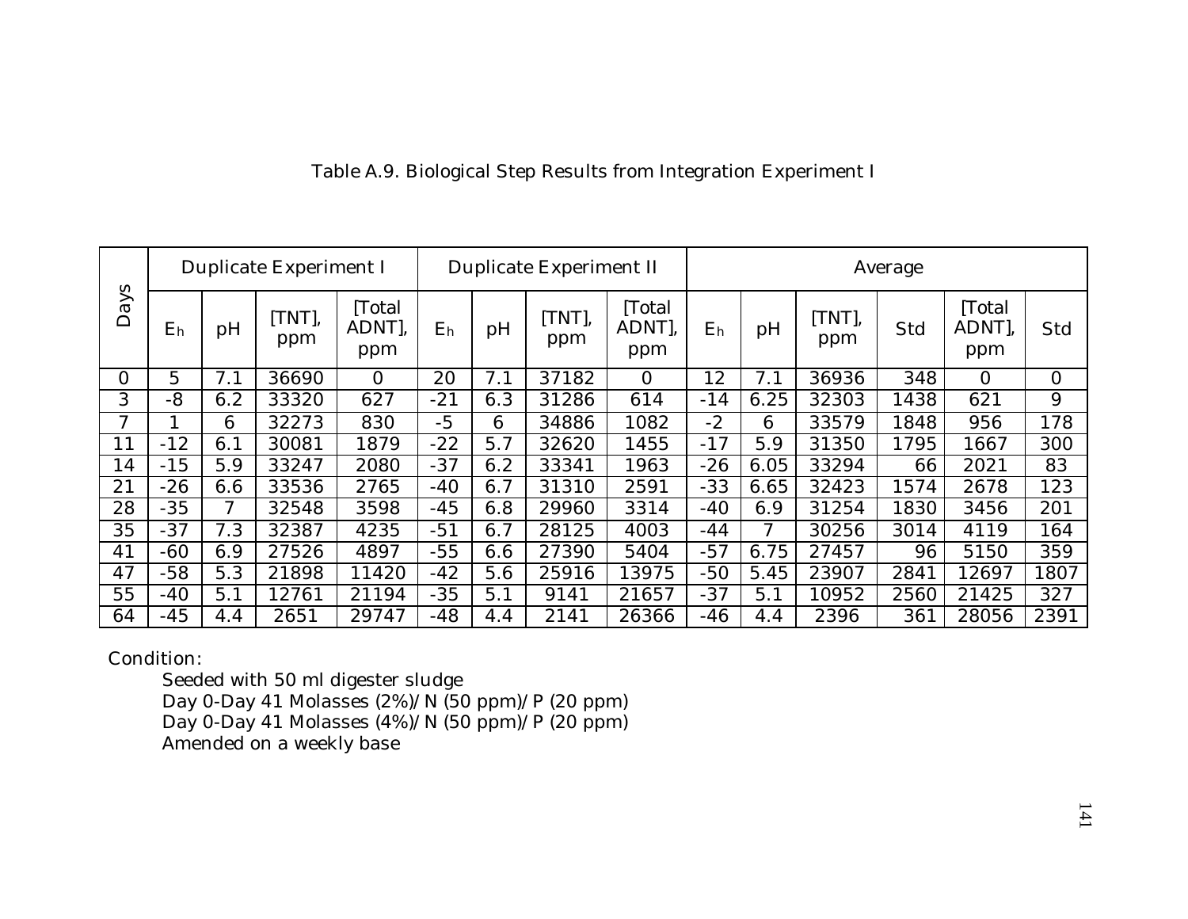Table A.9. Biological Step Results from Integration Experiment I

| Days | Duplicate Experiment I | | | | Duplicate Experiment II | | | | Average | | | | | |
|---|---|---|---|---|---|---|---|---|---|---|---|---|---|---|
| | $E_h$ | pH | [TNT], ppm | [Total ADNT], ppm | $E_h$ | pH | [TNT], ppm | [Total ADNT], ppm | $E_h$ | pH | [TNT], ppm | Std | [Total ADNT], ppm | Std |
| 0 | 5 | 7.1 | 36690 | 0 | 20 | 7.1 | 37182 | 0 | 12 | 7.1 | 36936 | 348 | 0 | 0 |
| 3 | -8 | 6.2 | 33320 | 627 | -21 | 6.3 | 31286 | 614 | -14 | 6.25 | 32303 | 1438 | 621 | 9 |
| 7 | 1 | 6 | 32273 | 830 | -5 | 6 | 34886 | 1082 | -2 | 6 | 33579 | 1848 | 956 | 178 |
| 11 | -12 | 6.1 | 30081 | 1879 | -22 | 5.7 | 32620 | 1455 | -17 | 5.9 | 31350 | 1795 | 1667 | 300 |
| 14 | -15 | 5.9 | 33247 | 2080 | -37 | 6.2 | 33341 | 1963 | -26 | 6.05 | 33294 | 66 | 2021 | 83 |
| 21 | -26 | 6.6 | 33536 | 2765 | -40 | 6.7 | 31310 | 2591 | -33 | 6.65 | 32423 | 1574 | 2678 | 123 |
| 28 | -35 | 7 | 32548 | 3598 | -45 | 6.8 | 29960 | 3314 | -40 | 6.9 | 31254 | 1830 | 3456 | 201 |
| 35 | -37 | 7.3 | 32387 | 4235 | -51 | 6.7 | 28125 | 4003 | -44 | 7 | 30256 | 3014 | 4119 | 164 |
| 41 | -60 | 6.9 | 27526 | 4897 | -55 | 6.6 | 27390 | 5404 | -57 | 6.75 | 27457 | 96 | 5150 | 359 |
| 47 | -58 | 5.3 | 21898 | 11420 | -42 | 5.6 | 25916 | 13975 | -50 | 5.45 | 23907 | 2841 | 12697 | 1807 |
| 55 | -40 | 5.1 | 12761 | 21194 | -35 | 5.1 | 9141 | 21657 | -37 | 5.1 | 10952 | 2560 | 21425 | 327 |
| 64 | -45 | 4.4 | 2651 | 29747 | -48 | 4.4 | 2141 | 26366 | -46 | 4.4 | 2396 | 361 | 28056 | 2391 |

Condition:

Seeded with 50 ml digester sludge
Day 0-Day 41 Molasses (2%)/N (50 ppm)/P (20 ppm)
Day 0-Day 41 Molasses (4%)/N (50 ppm)/P (20 ppm)
Amended on a weekly base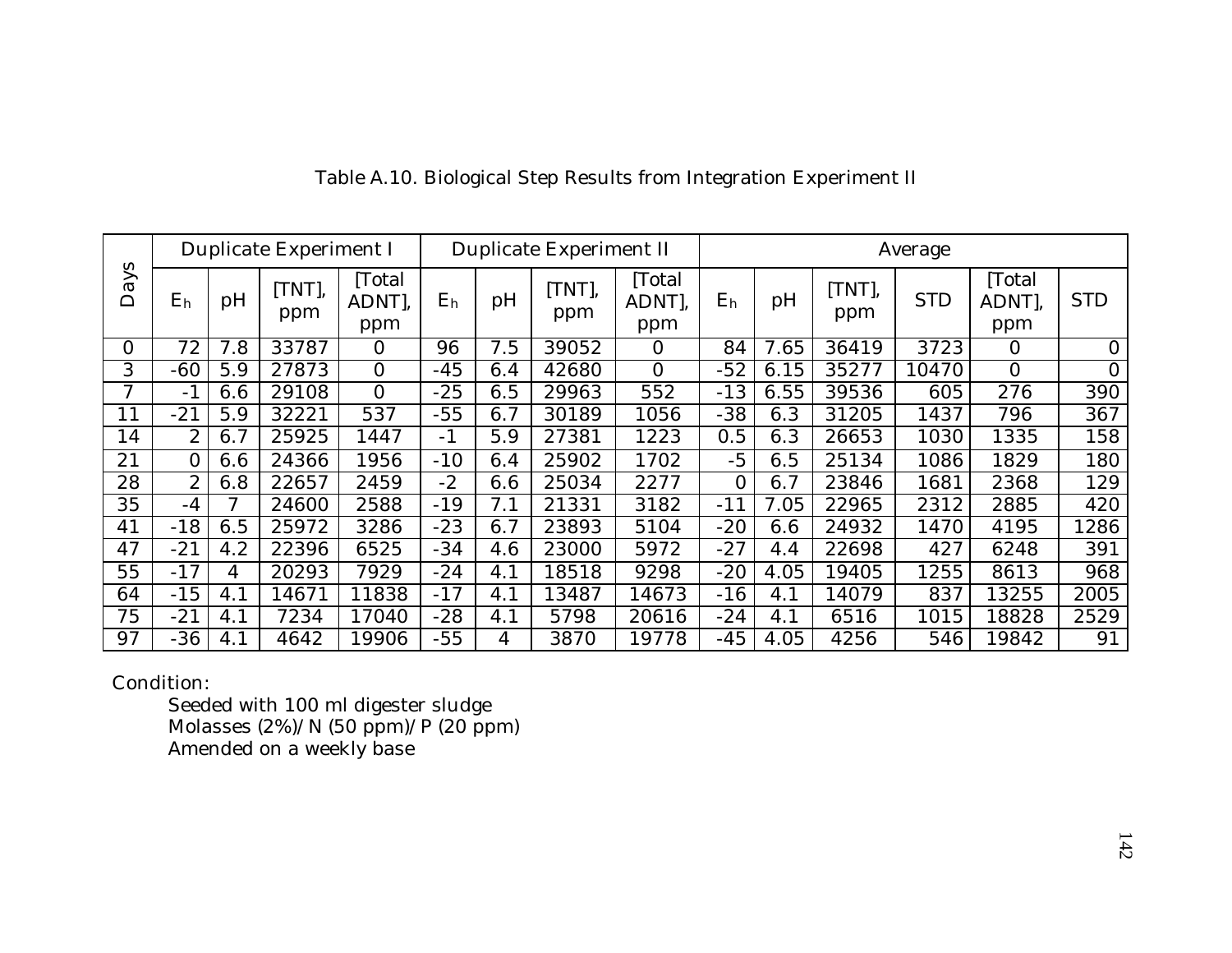Table A.10. Biological Step Results from Integration Experiment II

| Days | Duplicate Experiment I | | | | Duplicate Experiment II | | | | Average | | | | | |
|---|---|---|---|---|---|---|---|---|---|---|---|---|---|---|
| | $E_h$ | pH | [TNT], ppm | [Total ADNT], ppm | $E_h$ | pH | [TNT], ppm | [Total ADNT], ppm | $E_h$ | pH | [TNT], ppm | STD | [Total ADNT], ppm | STD |
| 0 | 72 | 7.8 | 33787 | 0 | 96 | 7.5 | 39052 | 0 | 84 | 7.65 | 36419 | 3723 | 0 | 0 |
| 3 | -60 | 5.9 | 27873 | 0 | -45 | 6.4 | 42680 | 0 | -52 | 6.15 | 35277 | 10470 | 0 | 0 |
| 7 | -1 | 6.6 | 29108 | 0 | -25 | 6.5 | 29963 | 552 | -13 | 6.55 | 39536 | 605 | 276 | 390 |
| 11 | -21 | 5.9 | 32221 | 537 | -55 | 6.7 | 30189 | 1056 | -38 | 6.3 | 31205 | 1437 | 796 | 367 |
| 14 | 2 | 6.7 | 25925 | 1447 | -1 | 5.9 | 27381 | 1223 | 0.5 | 6.3 | 26653 | 1030 | 1335 | 158 |
| 21 | 0 | 6.6 | 24366 | 1956 | -10 | 6.4 | 25902 | 1702 | -5 | 6.5 | 25134 | 1086 | 1829 | 180 |
| 28 | 2 | 6.8 | 22657 | 2459 | -2 | 6.6 | 25034 | 2277 | 0 | 6.7 | 23846 | 1681 | 2368 | 129 |
| 35 | -4 | 7 | 24600 | 2588 | -19 | 7.1 | 21331 | 3182 | -11 | 7.05 | 22965 | 2312 | 2885 | 420 |
| 41 | -18 | 6.5 | 25972 | 3286 | -23 | 6.7 | 23893 | 5104 | -20 | 6.6 | 24932 | 1470 | 4195 | 1286 |
| 47 | -21 | 4.2 | 22396 | 6525 | -34 | 4.6 | 23000 | 5972 | -27 | 4.4 | 22698 | 427 | 6248 | 391 |
| 55 | -17 | 4 | 20293 | 7929 | -24 | 4.1 | 18518 | 9298 | -20 | 4.05 | 19405 | 1255 | 8613 | 968 |
| 64 | -15 | 4.1 | 14671 | 11838 | -17 | 4.1 | 13487 | 14673 | -16 | 4.1 | 14079 | 837 | 13255 | 2005 |
| 75 | -21 | 4.1 | 7234 | 17040 | -28 | 4.1 | 5798 | 20616 | -24 | 4.1 | 6516 | 1015 | 18828 | 2529 |
| 97 | -36 | 4.1 | 4642 | 19906 | -55 | 4 | 3870 | 19778 | -45 | 4.05 | 4256 | 546 | 19842 | 91 |

Condition:

Seeded with 100 ml digester sludge
Molasses (2%)/N (50 ppm)/P (20 ppm)
Amended on a weekly base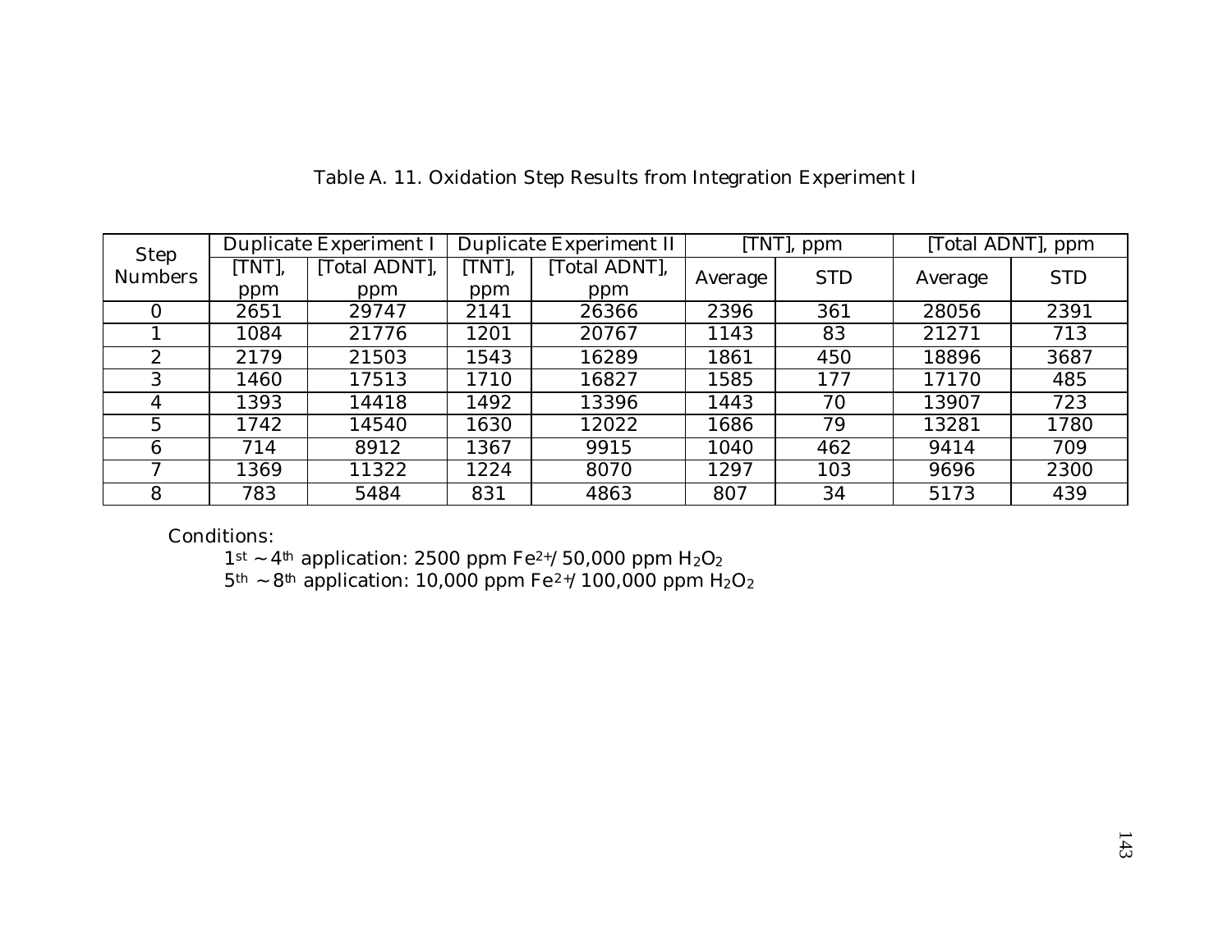Table A. 11. Oxidation Step Results from Integration Experiment I

| Step Numbers | Duplicate Experiment I | | Duplicate Experiment II | | [TNT], ppm | | [Total ADNT], ppm | |
|---|---|---|---|---|---|---|---|---|
| | [TNT], ppm | [Total ADNT], ppm | [TNT], ppm | [Total ADNT], ppm | Average | STD | Average | STD |
| 0 | 2651 | 29747 | 2141 | 26366 | 2396 | 361 | 28056 | 2391 |
| 1 | 1084 | 21776 | 1201 | 20767 | 1143 | 83 | 21271 | 713 |
| 2 | 2179 | 21503 | 1543 | 16289 | 1861 | 450 | 18896 | 3687 |
| 3 | 1460 | 17513 | 1710 | 16827 | 1585 | 177 | 17170 | 485 |
| 4 | 1393 | 14418 | 1492 | 13396 | 1443 | 70 | 13907 | 723 |
| 5 | 1742 | 14540 | 1630 | 12022 | 1686 | 79 | 13281 | 1780 |
| 6 | 714 | 8912 | 1367 | 9915 | 1040 | 462 | 9414 | 709 |
| 7 | 1369 | 11322 | 1224 | 8070 | 1297 | 103 | 9696 | 2300 |
| 8 | 783 | 5484 | 831 | 4863 | 807 | 34 | 5173 | 439 |

Conditions:

1st ~ 4th application: 2500 ppm $Fe^{2+}$/ 50,000 ppm $H_2O_2$

5th ~ 8th application: 10,000 ppm $Fe^{2+}$/ 100,000 ppm $H_2O_2$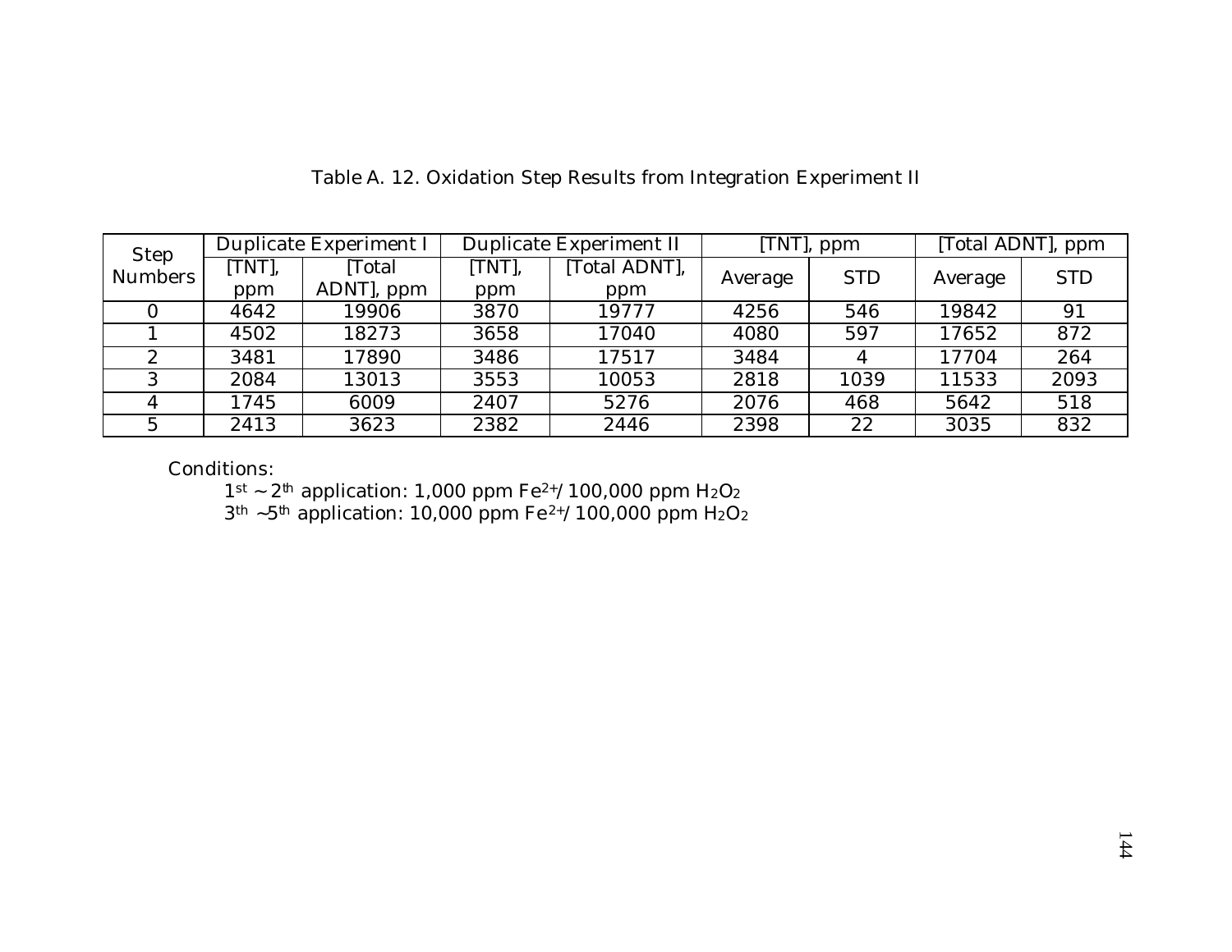Table A. 12. Oxidation Step Results from Integration Experiment II

| Step Numbers | Duplicate Experiment I | | Duplicate Experiment II | | [TNT], ppm | | [Total ADNT], ppm | |
|---|---|---|---|---|---|---|---|---|
| | [TNT], ppm | [Total ADNT], ppm | [TNT], ppm | [Total ADNT], ppm | Average | STD | Average | STD |
| 0 | 4642 | 19906 | 3870 | 19777 | 4256 | 546 | 19842 | 91 |
| 1 | 4502 | 18273 | 3658 | 17040 | 4080 | 597 | 17652 | 872 |
| 2 | 3481 | 17890 | 3486 | 17517 | 3484 | 4 | 17704 | 264 |
| 3 | 2084 | 13013 | 3553 | 10053 | 2818 | 1039 | 11533 | 2093 |
| 4 | 1745 | 6009 | 2407 | 5276 | 2076 | 468 | 5642 | 518 |
| 5 | 2413 | 3623 | 2382 | 2446 | 2398 | 22 | 3035 | 832 |

Conditions:

$1^{st}$ ~ $2^{th}$ application: 1,000 ppm $Fe^{2+}$/ 100,000 ppm $H_2O_2$

$3^{th}$ ~$5^{th}$ application: 10,000 ppm $Fe^{2+}$/ 100,000 ppm $H_2O_2$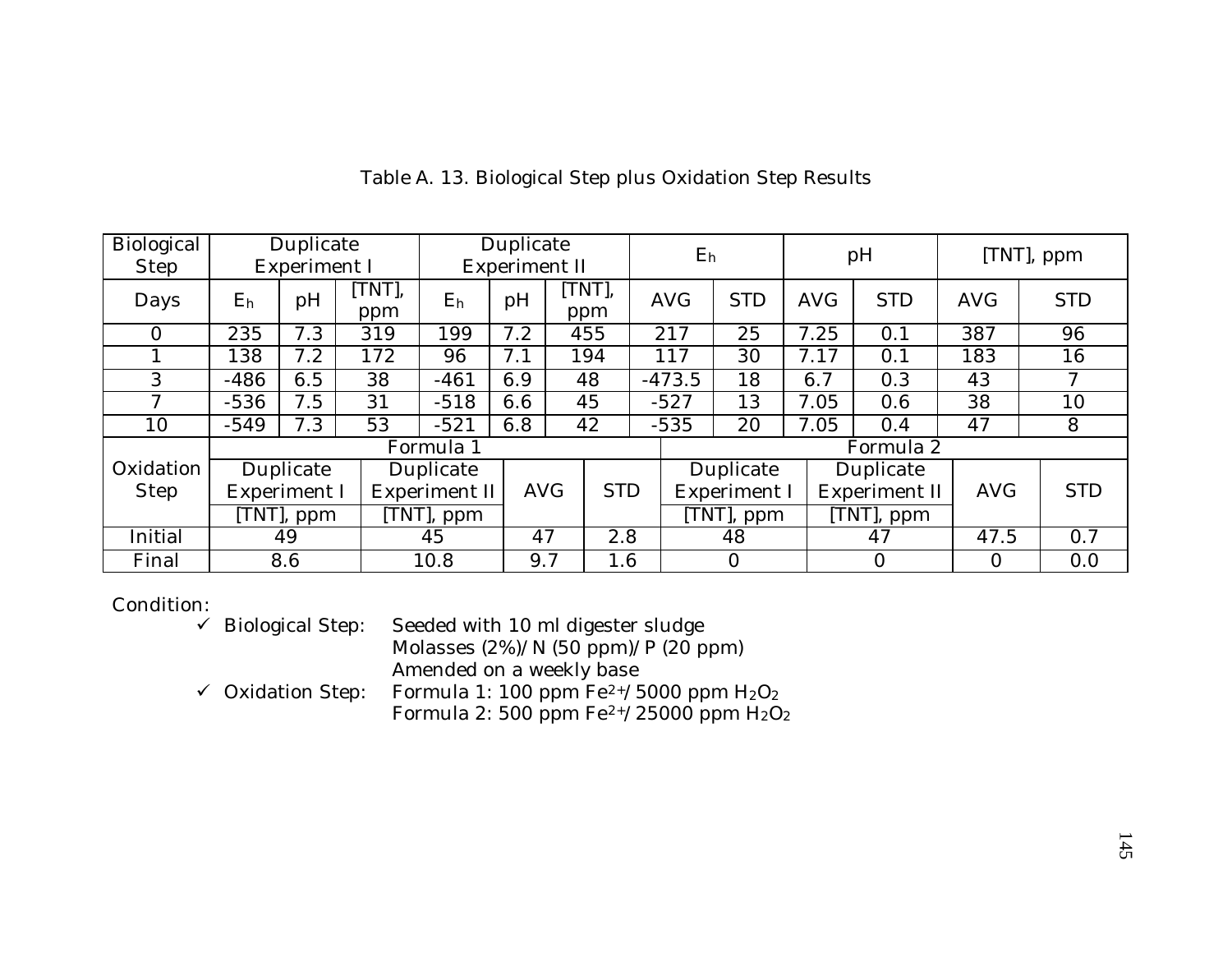Table A. 13. Biological Step plus Oxidation Step Results

| Biological Step | Duplicate Experiment I | | | Duplicate Experiment II | | | $E_h$ | | pH | | [TNT], ppm | |
|---|---|---|---|---|---|---|---|---|---|---|---|---|
| Days | $E_h$ | pH | [TNT], ppm | $E_h$ | pH | [TNT], ppm | AVG | STD | AVG | STD | AVG | STD |
| 0 | 235 | 7.3 | 319 | 199 | 7.2 | 455 | 217 | 25 | 7.25 | 0.1 | 387 | 96 |
| 1 | 138 | 7.2 | 172 | 96 | 7.1 | 194 | 117 | 30 | 7.17 | 0.1 | 183 | 16 |
| 3 | -486 | 6.5 | 38 | -461 | 6.9 | 48 | -473.5 | 18 | 6.7 | 0.3 | 43 | 7 |
| 7 | -536 | 7.5 | 31 | -518 | 6.6 | 45 | -527 | 13 | 7.05 | 0.6 | 38 | 10 |
| 10 | -549 | 7.3 | 53 | -521 | 6.8 | 42 | -535 | 20 | 7.05 | 0.4 | 47 | 8 |

| Oxidation Step | Formula 1 | | | | Formula 2 | | | |
|---|---|---|---|---|---|---|---|---|
| | Duplicate Experiment I [TNT], ppm | Duplicate Experiment II [TNT], ppm | AVG | STD | Duplicate Experiment I [TNT], ppm | Duplicate Experiment II [TNT], ppm | AVG | STD |
| Initial | 49 | 45 | 47 | 2.8 | 48 | 47 | 47.5 | 0.7 |
| Final | 8.6 | 10.8 | 9.7 | 1.6 | 0 | 0 | 0 | 0.0 |

Condition:

- ✓ Biological Step: Seeded with 10 ml digester sludge
  Molasses (2%)/N (50 ppm)/P (20 ppm)
  Amended on a weekly base
- ✓ Oxidation Step: Formula 1: 100 ppm $Fe^{2+}$/5000 ppm $H_2O_2$
  Formula 2: 500 ppm $Fe^{2+}$/25000 ppm $H_2O_2$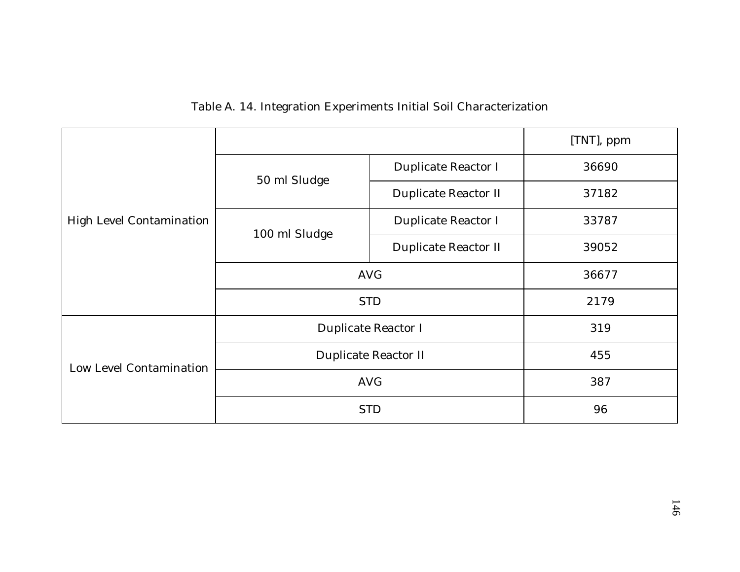Table A. 14. Integration Experiments Initial Soil Characterization

| | | | [TNT], ppm |
|---|---|---|---|
| High Level Contamination | 50 ml Sludge | Duplicate Reactor I | 36690 |
| | | Duplicate Reactor II | 37182 |
| | 100 ml Sludge | Duplicate Reactor I | 33787 |
| | | Duplicate Reactor II | 39052 |
| | AVG | | 36677 |
| | STD | | 2179 |
| Low Level Contamination | Duplicate Reactor I | | 319 |
| | Duplicate Reactor II | | 455 |
| | AVG | | 387 |
| | STD | | 96 |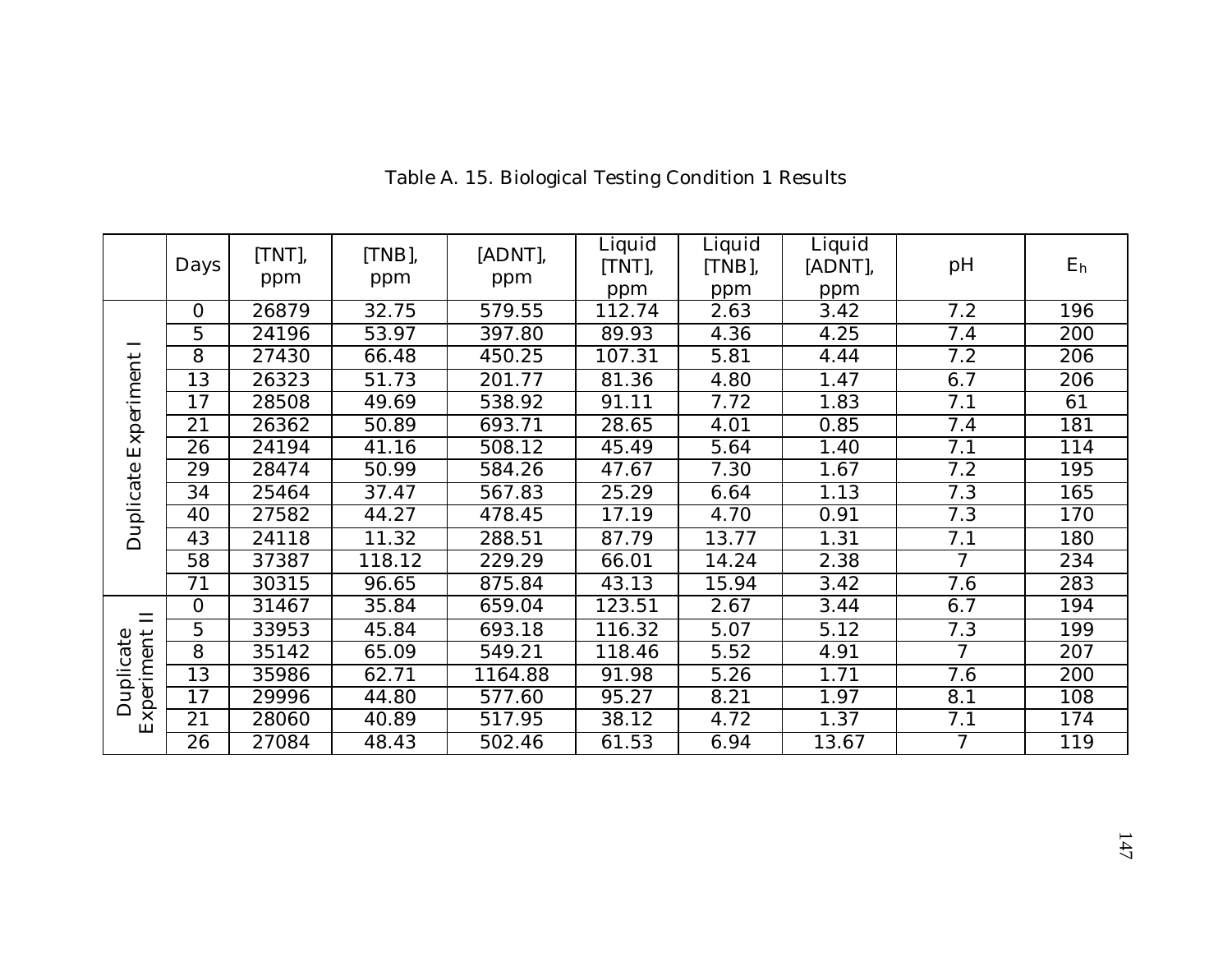Table A. 15. Biological Testing Condition 1 Results

| | Days | [TNT], ppm | [TNB], ppm | [ADNT], ppm | Liquid [TNT], ppm | Liquid [TNB], ppm | Liquid [ADNT], ppm | pH | $E_h$ |
|---|---|---|---|---|---|---|---|---|---|
| Duplicate Experiment I | 0 | 26879 | 32.75 | 579.55 | 112.74 | 2.63 | 3.42 | 7.2 | 196 |
| | 5 | 24196 | 53.97 | 397.80 | 89.93 | 4.36 | 4.25 | 7.4 | 200 |
| | 8 | 27430 | 66.48 | 450.25 | 107.31 | 5.81 | 4.44 | 7.2 | 206 |
| | 13 | 26323 | 51.73 | 201.77 | 81.36 | 4.80 | 1.47 | 6.7 | 206 |
| | 17 | 28508 | 49.69 | 538.92 | 91.11 | 7.72 | 1.83 | 7.1 | 61 |
| | 21 | 26362 | 50.89 | 693.71 | 28.65 | 4.01 | 0.85 | 7.4 | 181 |
| | 26 | 24194 | 41.16 | 508.12 | 45.49 | 5.64 | 1.40 | 7.1 | 114 |
| | 29 | 28474 | 50.99 | 584.26 | 47.67 | 7.30 | 1.67 | 7.2 | 195 |
| | 34 | 25464 | 37.47 | 567.83 | 25.29 | 6.64 | 1.13 | 7.3 | 165 |
| | 40 | 27582 | 44.27 | 478.45 | 17.19 | 4.70 | 0.91 | 7.3 | 170 |
| | 43 | 24118 | 11.32 | 288.51 | 87.79 | 13.77 | 1.31 | 7.1 | 180 |
| | 58 | 37387 | 118.12 | 229.29 | 66.01 | 14.24 | 2.38 | 7 | 234 |
| | 71 | 30315 | 96.65 | 875.84 | 43.13 | 15.94 | 3.42 | 7.6 | 283 |
| Duplicate Experiment II | 0 | 31467 | 35.84 | 659.04 | 123.51 | 2.67 | 3.44 | 6.7 | 194 |
| | 5 | 33953 | 45.84 | 693.18 | 116.32 | 5.07 | 5.12 | 7.3 | 199 |
| | 8 | 35142 | 65.09 | 549.21 | 118.46 | 5.52 | 4.91 | 7 | 207 |
| | 13 | 35986 | 62.71 | 1164.88 | 91.98 | 5.26 | 1.71 | 7.6 | 200 |
| | 17 | 29996 | 44.80 | 577.60 | 95.27 | 8.21 | 1.97 | 8.1 | 108 |
| | 21 | 28060 | 40.89 | 517.95 | 38.12 | 4.72 | 1.37 | 7.1 | 174 |
| | 26 | 27084 | 48.43 | 502.46 | 61.53 | 6.94 | 13.67 | 7 | 119 |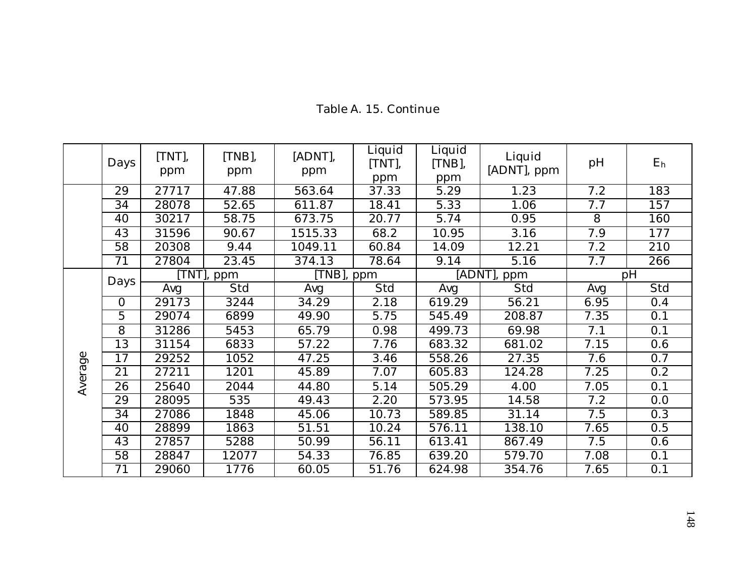Table A. 15. Continue

| | Days | [TNT], ppm | [TNB], ppm | [ADNT], ppm | Liquid [TNT], ppm | Liquid [TNB], ppm | Liquid [ADNT], ppm | pH | $E_h$ |
|---|---|---|---|---|---|---|---|---|---|
| | 29 | 27717 | 47.88 | 563.64 | 37.33 | 5.29 | 1.23 | 7.2 | 183 |
| | 34 | 28078 | 52.65 | 611.87 | 18.41 | 5.33 | 1.06 | 7.7 | 157 |
| | 40 | 30217 | 58.75 | 673.75 | 20.77 | 5.74 | 0.95 | 8 | 160 |
| | 43 | 31596 | 90.67 | 1515.33 | 68.2 | 10.95 | 3.16 | 7.9 | 177 |
| | 58 | 20308 | 9.44 | 1049.11 | 60.84 | 14.09 | 12.21 | 7.2 | 210 |
| | 71 | 27804 | 23.45 | 374.13 | 78.64 | 9.14 | 5.16 | 7.7 | 266 |
| Average | Days | [TNT], ppm | | [TNB], ppm | | [ADNT], ppm | | pH | |
| | | Avg | Std | Avg | Std | Avg | Std | Avg | Std |
| | 0 | 29173 | 3244 | 34.29 | 2.18 | 619.29 | 56.21 | 6.95 | 0.4 |
| | 5 | 29074 | 6899 | 49.90 | 5.75 | 545.49 | 208.87 | 7.35 | 0.1 |
| | 8 | 31286 | 5453 | 65.79 | 0.98 | 499.73 | 69.98 | 7.1 | 0.1 |
| | 13 | 31154 | 6833 | 57.22 | 7.76 | 683.32 | 681.02 | 7.15 | 0.6 |
| | 17 | 29252 | 1052 | 47.25 | 3.46 | 558.26 | 27.35 | 7.6 | 0.7 |
| | 21 | 27211 | 1201 | 45.89 | 7.07 | 605.83 | 124.28 | 7.25 | 0.2 |
| | 26 | 25640 | 2044 | 44.80 | 5.14 | 505.29 | 4.00 | 7.05 | 0.1 |
| | 29 | 28095 | 535 | 49.43 | 2.20 | 573.95 | 14.58 | 7.2 | 0.0 |
| | 34 | 27086 | 1848 | 45.06 | 10.73 | 589.85 | 31.14 | 7.5 | 0.3 |
| | 40 | 28899 | 1863 | 51.51 | 10.24 | 576.11 | 138.10 | 7.65 | 0.5 |
| | 43 | 27857 | 5288 | 50.99 | 56.11 | 613.41 | 867.49 | 7.5 | 0.6 |
| | 58 | 28847 | 12077 | 54.33 | 76.85 | 639.20 | 579.70 | 7.08 | 0.1 |
| | 71 | 29060 | 1776 | 60.05 | 51.76 | 624.98 | 354.76 | 7.65 | 0.1 |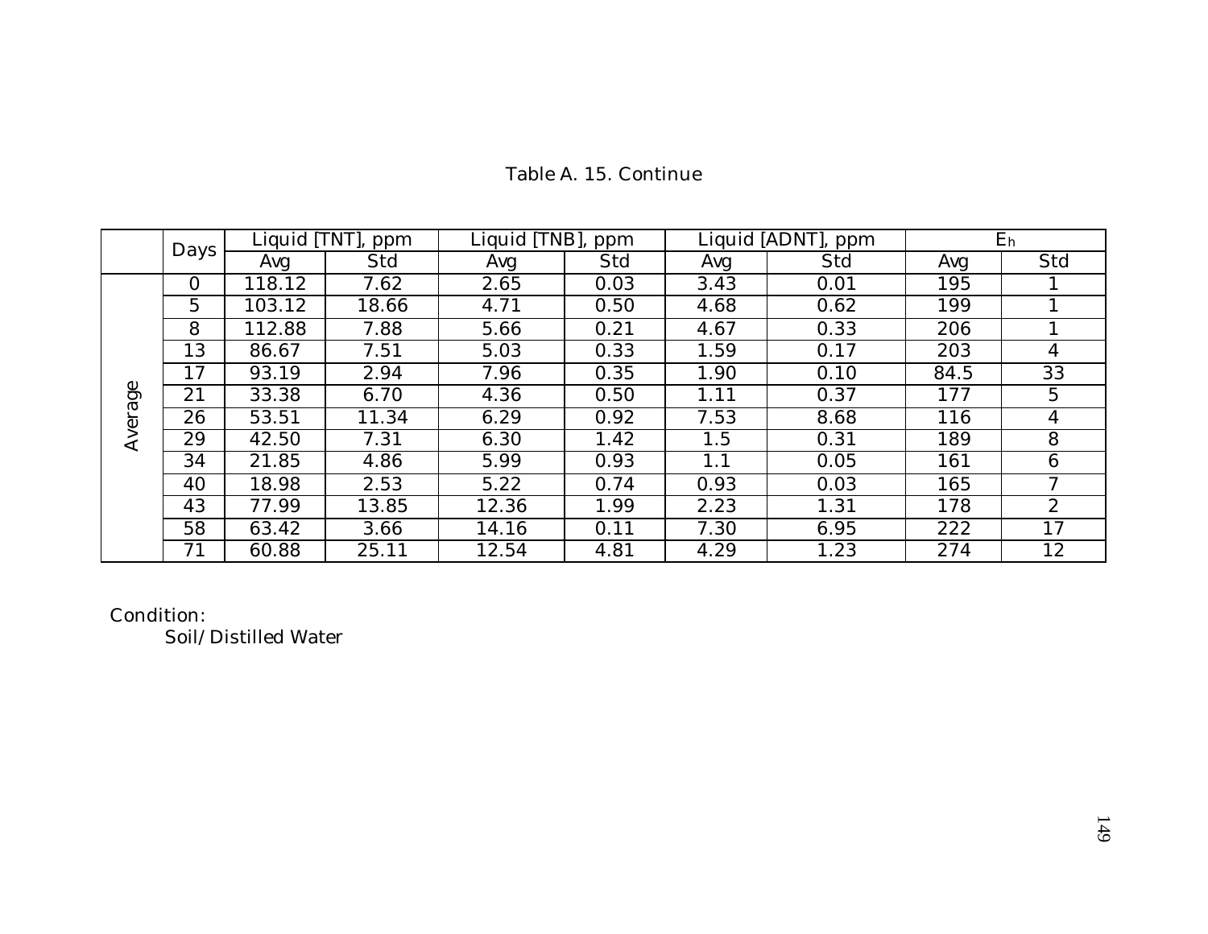Table A. 15. Continue

| | Days | Liquid [TNT], ppm | | Liquid [TNB], ppm | | Liquid [ADNT], ppm | | $E_h$ | |
|---|---|---|---|---|---|---|---|---|---|
| | | Avg | Std | Avg | Std | Avg | Std | Avg | Std |
| Average | 0 | 118.12 | 7.62 | 2.65 | 0.03 | 3.43 | 0.01 | 195 | 1 |
| | 5 | 103.12 | 18.66 | 4.71 | 0.50 | 4.68 | 0.62 | 199 | 1 |
| | 8 | 112.88 | 7.88 | 5.66 | 0.21 | 4.67 | 0.33 | 206 | 1 |
| | 13 | 86.67 | 7.51 | 5.03 | 0.33 | 1.59 | 0.17 | 203 | 4 |
| | 17 | 93.19 | 2.94 | 7.96 | 0.35 | 1.90 | 0.10 | 84.5 | 33 |
| | 21 | 33.38 | 6.70 | 4.36 | 0.50 | 1.11 | 0.37 | 177 | 5 |
| | 26 | 53.51 | 11.34 | 6.29 | 0.92 | 7.53 | 8.68 | 116 | 4 |
| | 29 | 42.50 | 7.31 | 6.30 | 1.42 | 1.5 | 0.31 | 189 | 8 |
| | 34 | 21.85 | 4.86 | 5.99 | 0.93 | 1.1 | 0.05 | 161 | 6 |
| | 40 | 18.98 | 2.53 | 5.22 | 0.74 | 0.93 | 0.03 | 165 | 7 |
| | 43 | 77.99 | 13.85 | 12.36 | 1.99 | 2.23 | 1.31 | 178 | 2 |
| | 58 | 63.42 | 3.66 | 14.16 | 0.11 | 7.30 | 6.95 | 222 | 17 |
| | 71 | 60.88 | 25.11 | 12.54 | 4.81 | 4.29 | 1.23 | 274 | 12 |

Condition:

Soil/Distilled Water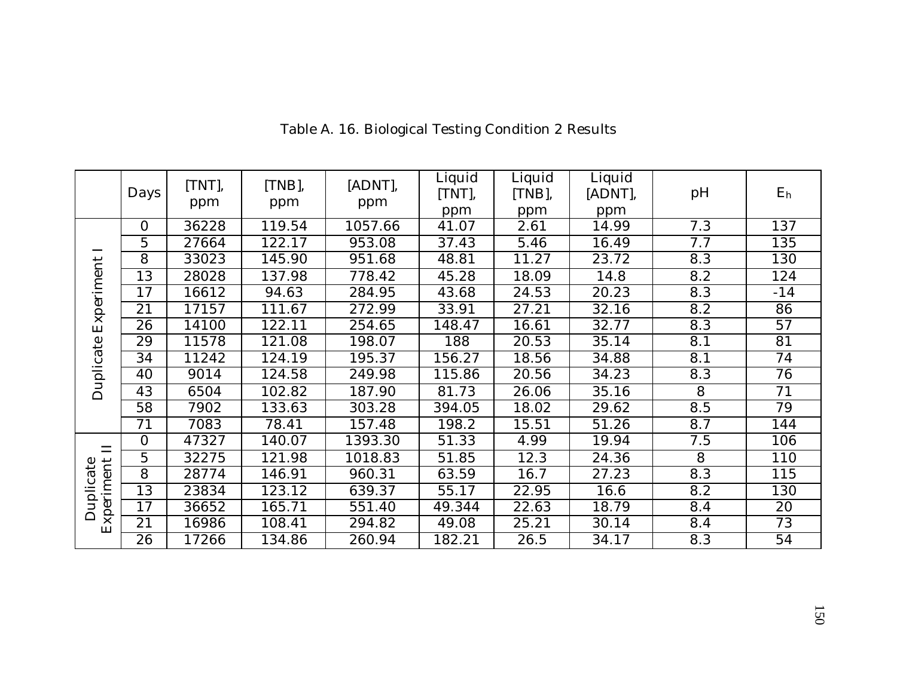Table A. 16. Biological Testing Condition 2 Results

| | Days | [TNT], ppm | [TNB], ppm | [ADNT], ppm | Liquid [TNT], ppm | Liquid [TNB], ppm | Liquid [ADNT], ppm | pH | $E_h$ |
|---|---|---|---|---|---|---|---|---|---|
| Duplicate Experiment I | 0 | 36228 | 119.54 | 1057.66 | 41.07 | 2.61 | 14.99 | 7.3 | 137 |
| | 5 | 27664 | 122.17 | 953.08 | 37.43 | 5.46 | 16.49 | 7.7 | 135 |
| | 8 | 33023 | 145.90 | 951.68 | 48.81 | 11.27 | 23.72 | 8.3 | 130 |
| | 13 | 28028 | 137.98 | 778.42 | 45.28 | 18.09 | 14.8 | 8.2 | 124 |
| | 17 | 16612 | 94.63 | 284.95 | 43.68 | 24.53 | 20.23 | 8.3 | -14 |
| | 21 | 17157 | 111.67 | 272.99 | 33.91 | 27.21 | 32.16 | 8.2 | 86 |
| | 26 | 14100 | 122.11 | 254.65 | 148.47 | 16.61 | 32.77 | 8.3 | 57 |
| | 29 | 11578 | 121.08 | 198.07 | 188 | 20.53 | 35.14 | 8.1 | 81 |
| | 34 | 11242 | 124.19 | 195.37 | 156.27 | 18.56 | 34.88 | 8.1 | 74 |
| | 40 | 9014 | 124.58 | 249.98 | 115.86 | 20.56 | 34.23 | 8.3 | 76 |
| | 43 | 6504 | 102.82 | 187.90 | 81.73 | 26.06 | 35.16 | 8 | 71 |
| | 58 | 7902 | 133.63 | 303.28 | 394.05 | 18.02 | 29.62 | 8.5 | 79 |
| | 71 | 7083 | 78.41 | 157.48 | 198.2 | 15.51 | 51.26 | 8.7 | 144 |
| Duplicate Experiment II | 0 | 47327 | 140.07 | 1393.30 | 51.33 | 4.99 | 19.94 | 7.5 | 106 |
| | 5 | 32275 | 121.98 | 1018.83 | 51.85 | 12.3 | 24.36 | 8 | 110 |
| | 8 | 28774 | 146.91 | 960.31 | 63.59 | 16.7 | 27.23 | 8.3 | 115 |
| | 13 | 23834 | 123.12 | 639.37 | 55.17 | 22.95 | 16.6 | 8.2 | 130 |
| | 17 | 36652 | 165.71 | 551.40 | 49.344 | 22.63 | 18.79 | 8.4 | 20 |
| | 21 | 16986 | 108.41 | 294.82 | 49.08 | 25.21 | 30.14 | 8.4 | 73 |
| | 26 | 17266 | 134.86 | 260.94 | 182.21 | 26.5 | 34.17 | 8.3 | 54 |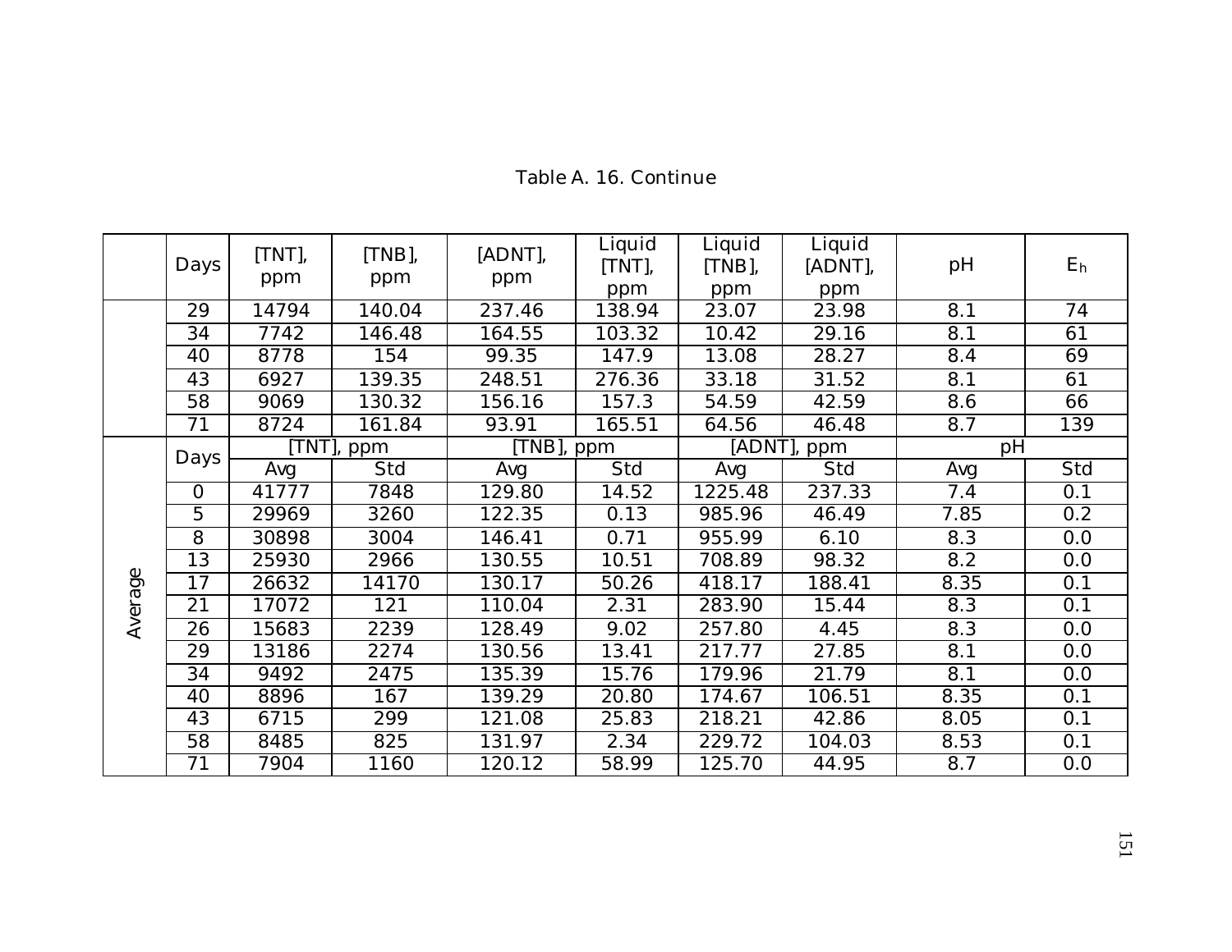Table A. 16. Continue

| | Days | [TNT], ppm | [TNB], ppm | [ADNT], ppm | Liquid [TNT], ppm | Liquid [TNB], ppm | Liquid [ADNT], ppm | pH | $E_h$ |
|---|---|---|---|---|---|---|---|---|---|
| | 29 | 14794 | 140.04 | 237.46 | 138.94 | 23.07 | 23.98 | 8.1 | 74 |
| | 34 | 7742 | 146.48 | 164.55 | 103.32 | 10.42 | 29.16 | 8.1 | 61 |
| | 40 | 8778 | 154 | 99.35 | 147.9 | 13.08 | 28.27 | 8.4 | 69 |
| | 43 | 6927 | 139.35 | 248.51 | 276.36 | 33.18 | 31.52 | 8.1 | 61 |
| | 58 | 9069 | 130.32 | 156.16 | 157.3 | 54.59 | 42.59 | 8.6 | 66 |
| | 71 | 8724 | 161.84 | 93.91 | 165.51 | 64.56 | 46.48 | 8.7 | 139 |
| Average | Days | [TNT], ppm | | [TNB], ppm | | [ADNT], ppm | | pH | |
| | | Avg | Std | Avg | Std | Avg | Std | Avg | Std |
| | 0 | 41777 | 7848 | 129.80 | 14.52 | 1225.48 | 237.33 | 7.4 | 0.1 |
| | 5 | 29969 | 3260 | 122.35 | 0.13 | 985.96 | 46.49 | 7.85 | 0.2 |
| | 8 | 30898 | 3004 | 146.41 | 0.71 | 955.99 | 6.10 | 8.3 | 0.0 |
| | 13 | 25930 | 2966 | 130.55 | 10.51 | 708.89 | 98.32 | 8.2 | 0.0 |
| | 17 | 26632 | 14170 | 130.17 | 50.26 | 418.17 | 188.41 | 8.35 | 0.1 |
| | 21 | 17072 | 121 | 110.04 | 2.31 | 283.90 | 15.44 | 8.3 | 0.1 |
| | 26 | 15683 | 2239 | 128.49 | 9.02 | 257.80 | 4.45 | 8.3 | 0.0 |
| | 29 | 13186 | 2274 | 130.56 | 13.41 | 217.77 | 27.85 | 8.1 | 0.0 |
| | 34 | 9492 | 2475 | 135.39 | 15.76 | 179.96 | 21.79 | 8.1 | 0.0 |
| | 40 | 8896 | 167 | 139.29 | 20.80 | 174.67 | 106.51 | 8.35 | 0.1 |
| | 43 | 6715 | 299 | 121.08 | 25.83 | 218.21 | 42.86 | 8.05 | 0.1 |
| | 58 | 8485 | 825 | 131.97 | 2.34 | 229.72 | 104.03 | 8.53 | 0.1 |
| | 71 | 7904 | 1160 | 120.12 | 58.99 | 125.70 | 44.95 | 8.7 | 0.0 |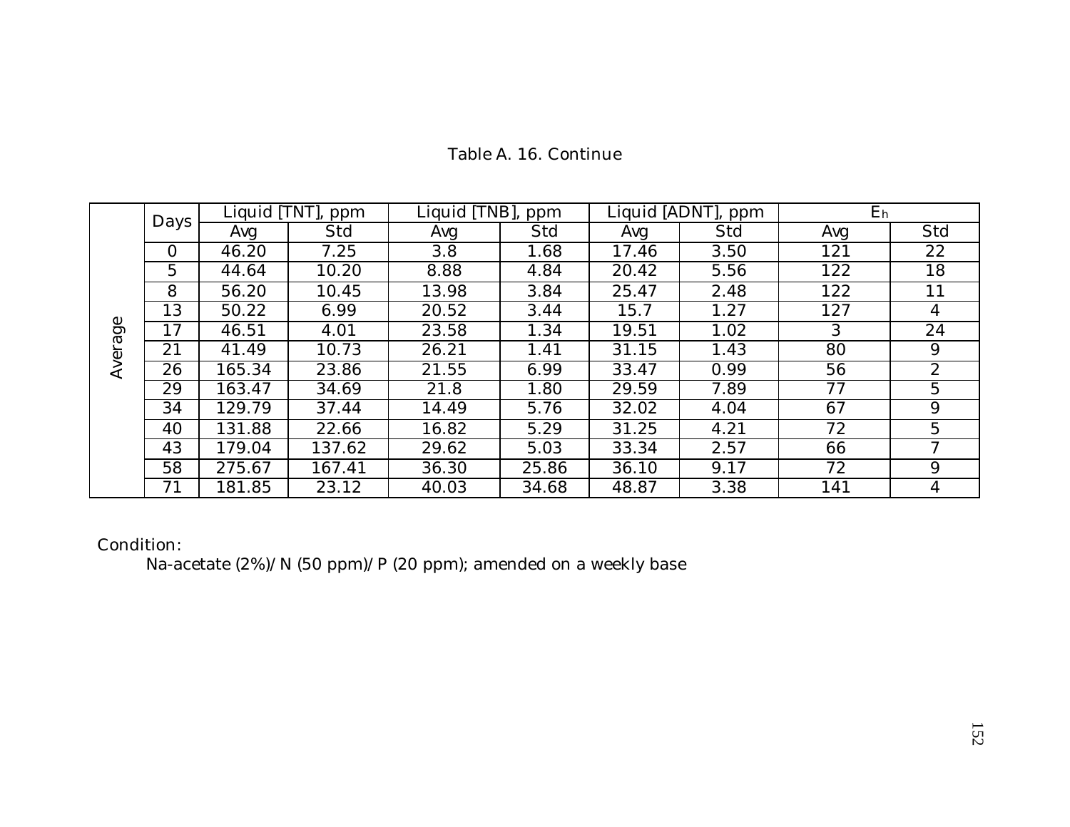Table A. 16. Continue

| | Days | Liquid [TNT], ppm | | Liquid [TNB], ppm | | Liquid [ADNT], ppm | | $E_h$ | |
|---|---|---|---|---|---|---|---|---|---|
| | | Avg | Std | Avg | Std | Avg | Std | Avg | Std |
| Average | 0 | 46.20 | 7.25 | 3.8 | 1.68 | 17.46 | 3.50 | 121 | 22 |
| | 5 | 44.64 | 10.20 | 8.88 | 4.84 | 20.42 | 5.56 | 122 | 18 |
| | 8 | 56.20 | 10.45 | 13.98 | 3.84 | 25.47 | 2.48 | 122 | 11 |
| | 13 | 50.22 | 6.99 | 20.52 | 3.44 | 15.7 | 1.27 | 127 | 4 |
| | 17 | 46.51 | 4.01 | 23.58 | 1.34 | 19.51 | 1.02 | 3 | 24 |
| | 21 | 41.49 | 10.73 | 26.21 | 1.41 | 31.15 | 1.43 | 80 | 9 |
| | 26 | 165.34 | 23.86 | 21.55 | 6.99 | 33.47 | 0.99 | 56 | 2 |
| | 29 | 163.47 | 34.69 | 21.8 | 1.80 | 29.59 | 7.89 | 77 | 5 |
| | 34 | 129.79 | 37.44 | 14.49 | 5.76 | 32.02 | 4.04 | 67 | 9 |
| | 40 | 131.88 | 22.66 | 16.82 | 5.29 | 31.25 | 4.21 | 72 | 5 |
| | 43 | 179.04 | 137.62 | 29.62 | 5.03 | 33.34 | 2.57 | 66 | 7 |
| | 58 | 275.67 | 167.41 | 36.30 | 25.86 | 36.10 | 9.17 | 72 | 9 |
| | 71 | 181.85 | 23.12 | 40.03 | 34.68 | 48.87 | 3.38 | 141 | 4 |

Condition:

Na-acetate (2%)/ N (50 ppm)/ P (20 ppm); amended on a weekly base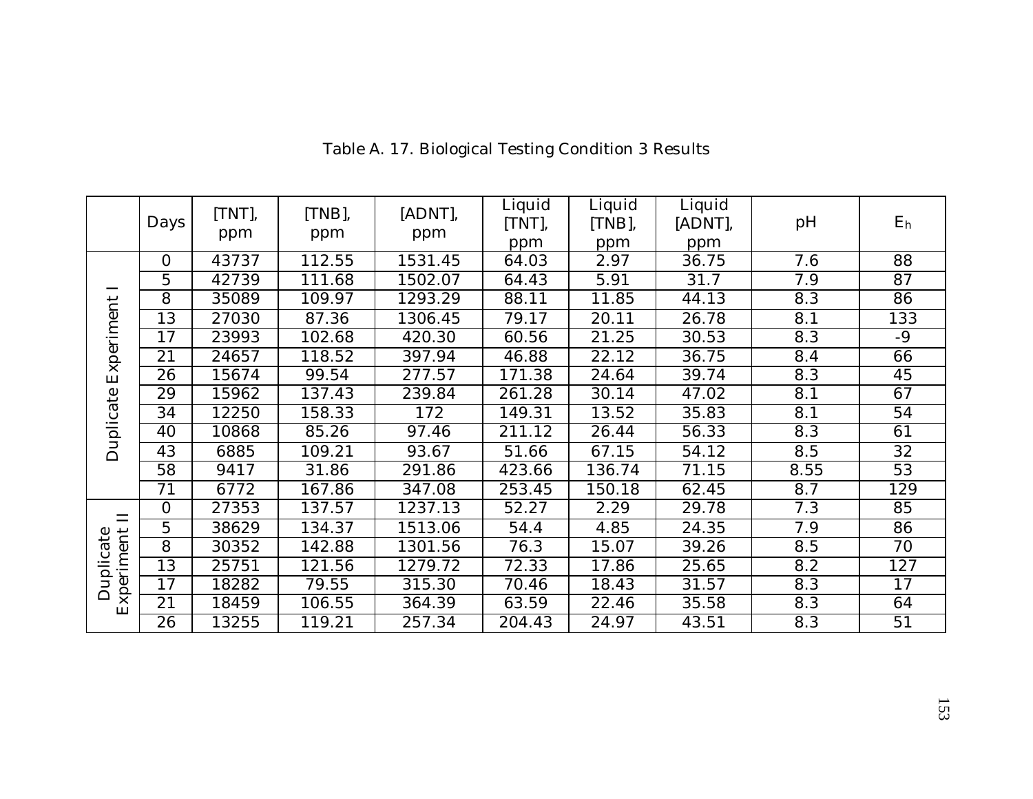Table A. 17. Biological Testing Condition 3 Results

| | Days | [TNT], ppm | [TNB], ppm | [ADNT], ppm | Liquid [TNT], ppm | Liquid [TNB], ppm | Liquid [ADNT], ppm | pH | $E_h$ |
|---|---|---|---|---|---|---|---|---|---|
| Duplicate Experiment I | 0 | 43737 | 112.55 | 1531.45 | 64.03 | 2.97 | 36.75 | 7.6 | 88 |
| | 5 | 42739 | 111.68 | 1502.07 | 64.43 | 5.91 | 31.7 | 7.9 | 87 |
| | 8 | 35089 | 109.97 | 1293.29 | 88.11 | 11.85 | 44.13 | 8.3 | 86 |
| | 13 | 27030 | 87.36 | 1306.45 | 79.17 | 20.11 | 26.78 | 8.1 | 133 |
| | 17 | 23993 | 102.68 | 420.30 | 60.56 | 21.25 | 30.53 | 8.3 | -9 |
| | 21 | 24657 | 118.52 | 397.94 | 46.88 | 22.12 | 36.75 | 8.4 | 66 |
| | 26 | 15674 | 99.54 | 277.57 | 171.38 | 24.64 | 39.74 | 8.3 | 45 |
| | 29 | 15962 | 137.43 | 239.84 | 261.28 | 30.14 | 47.02 | 8.1 | 67 |
| | 34 | 12250 | 158.33 | 172 | 149.31 | 13.52 | 35.83 | 8.1 | 54 |
| | 40 | 10868 | 85.26 | 97.46 | 211.12 | 26.44 | 56.33 | 8.3 | 61 |
| | 43 | 6885 | 109.21 | 93.67 | 51.66 | 67.15 | 54.12 | 8.5 | 32 |
| | 58 | 9417 | 31.86 | 291.86 | 423.66 | 136.74 | 71.15 | 8.55 | 53 |
| | 71 | 6772 | 167.86 | 347.08 | 253.45 | 150.18 | 62.45 | 8.7 | 129 |
| Duplicate Experiment II | 0 | 27353 | 137.57 | 1237.13 | 52.27 | 2.29 | 29.78 | 7.3 | 85 |
| | 5 | 38629 | 134.37 | 1513.06 | 54.4 | 4.85 | 24.35 | 7.9 | 86 |
| | 8 | 30352 | 142.88 | 1301.56 | 76.3 | 15.07 | 39.26 | 8.5 | 70 |
| | 13 | 25751 | 121.56 | 1279.72 | 72.33 | 17.86 | 25.65 | 8.2 | 127 |
| | 17 | 18282 | 79.55 | 315.30 | 70.46 | 18.43 | 31.57 | 8.3 | 17 |
| | 21 | 18459 | 106.55 | 364.39 | 63.59 | 22.46 | 35.58 | 8.3 | 64 |
| | 26 | 13255 | 119.21 | 257.34 | 204.43 | 24.97 | 43.51 | 8.3 | 51 |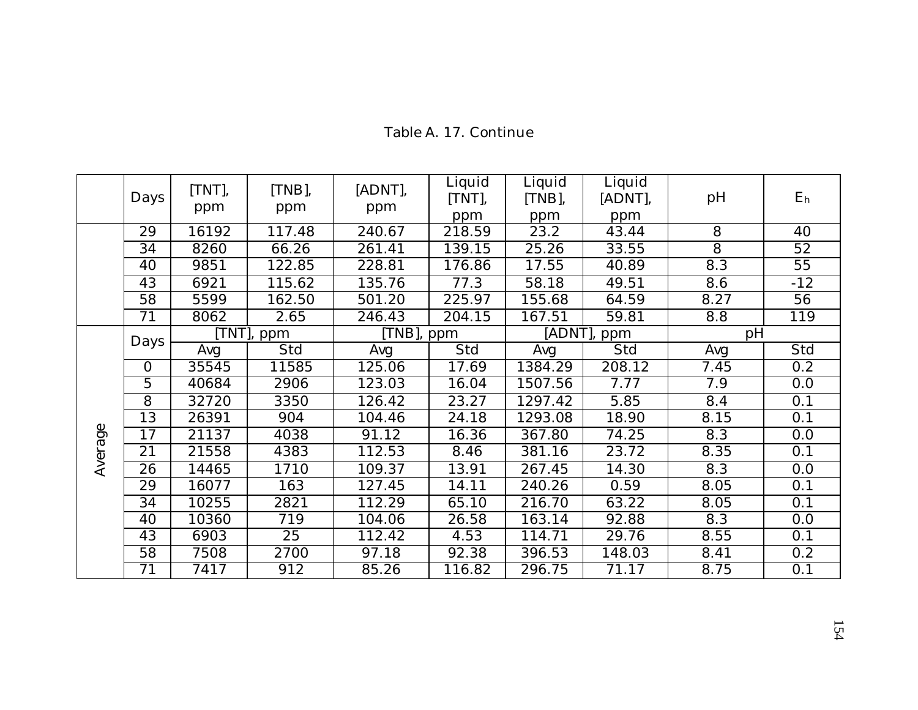Table A. 17. Continue

| | Days | [TNT], ppm | [TNB], ppm | [ADNT], ppm | Liquid [TNT], ppm | Liquid [TNB], ppm | Liquid [ADNT], ppm | pH | $E_h$ |
|---|---|---|---|---|---|---|---|---|---|
| | 29 | 16192 | 117.48 | 240.67 | 218.59 | 23.2 | 43.44 | 8 | 40 |
| | 34 | 8260 | 66.26 | 261.41 | 139.15 | 25.26 | 33.55 | 8 | 52 |
| | 40 | 9851 | 122.85 | 228.81 | 176.86 | 17.55 | 40.89 | 8.3 | 55 |
| | 43 | 6921 | 115.62 | 135.76 | 77.3 | 58.18 | 49.51 | 8.6 | -12 |
| | 58 | 5599 | 162.50 | 501.20 | 225.97 | 155.68 | 64.59 | 8.27 | 56 |
| | 71 | 8062 | 2.65 | 246.43 | 204.15 | 167.51 | 59.81 | 8.8 | 119 |
| Average | Days | [TNT], ppm | | [TNB], ppm | | [ADNT], ppm | | pH | |
| | | Avg | Std | Avg | Std | Avg | Std | Avg | Std |
| | 0 | 35545 | 11585 | 125.06 | 17.69 | 1384.29 | 208.12 | 7.45 | 0.2 |
| | 5 | 40684 | 2906 | 123.03 | 16.04 | 1507.56 | 7.77 | 7.9 | 0.0 |
| | 8 | 32720 | 3350 | 126.42 | 23.27 | 1297.42 | 5.85 | 8.4 | 0.1 |
| | 13 | 26391 | 904 | 104.46 | 24.18 | 1293.08 | 18.90 | 8.15 | 0.1 |
| | 17 | 21137 | 4038 | 91.12 | 16.36 | 367.80 | 74.25 | 8.3 | 0.0 |
| | 21 | 21558 | 4383 | 112.53 | 8.46 | 381.16 | 23.72 | 8.35 | 0.1 |
| | 26 | 14465 | 1710 | 109.37 | 13.91 | 267.45 | 14.30 | 8.3 | 0.0 |
| | 29 | 16077 | 163 | 127.45 | 14.11 | 240.26 | 0.59 | 8.05 | 0.1 |
| | 34 | 10255 | 2821 | 112.29 | 65.10 | 216.70 | 63.22 | 8.05 | 0.1 |
| | 40 | 10360 | 719 | 104.06 | 26.58 | 163.14 | 92.88 | 8.3 | 0.0 |
| | 43 | 6903 | 25 | 112.42 | 4.53 | 114.71 | 29.76 | 8.55 | 0.1 |
| | 58 | 7508 | 2700 | 97.18 | 92.38 | 396.53 | 148.03 | 8.41 | 0.2 |
| | 71 | 7417 | 912 | 85.26 | 116.82 | 296.75 | 71.17 | 8.75 | 0.1 |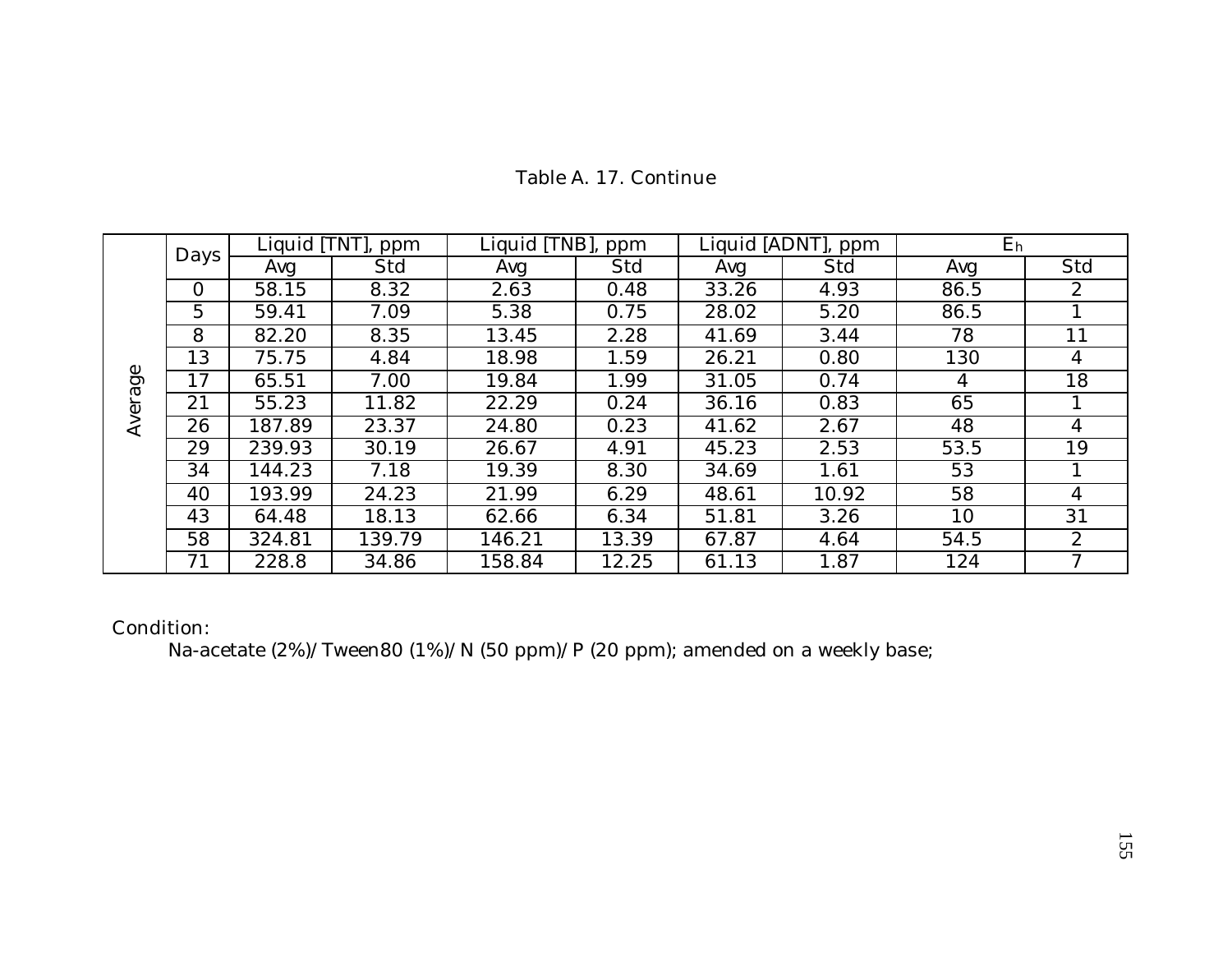Table A. 17. Continue

| | Days | Liquid [TNT], ppm | | Liquid [TNB], ppm | | Liquid [ADNT], ppm | | $E_h$ | |
|---|---|---|---|---|---|---|---|---|---|
| | | Avg | Std | Avg | Std | Avg | Std | Avg | Std |
| Average | 0 | 58.15 | 8.32 | 2.63 | 0.48 | 33.26 | 4.93 | 86.5 | 2 |
| | 5 | 59.41 | 7.09 | 5.38 | 0.75 | 28.02 | 5.20 | 86.5 | 1 |
| | 8 | 82.20 | 8.35 | 13.45 | 2.28 | 41.69 | 3.44 | 78 | 11 |
| | 13 | 75.75 | 4.84 | 18.98 | 1.59 | 26.21 | 0.80 | 130 | 4 |
| | 17 | 65.51 | 7.00 | 19.84 | 1.99 | 31.05 | 0.74 | 4 | 18 |
| | 21 | 55.23 | 11.82 | 22.29 | 0.24 | 36.16 | 0.83 | 65 | 1 |
| | 26 | 187.89 | 23.37 | 24.80 | 0.23 | 41.62 | 2.67 | 48 | 4 |
| | 29 | 239.93 | 30.19 | 26.67 | 4.91 | 45.23 | 2.53 | 53.5 | 19 |
| | 34 | 144.23 | 7.18 | 19.39 | 8.30 | 34.69 | 1.61 | 53 | 1 |
| | 40 | 193.99 | 24.23 | 21.99 | 6.29 | 48.61 | 10.92 | 58 | 4 |
| | 43 | 64.48 | 18.13 | 62.66 | 6.34 | 51.81 | 3.26 | 10 | 31 |
| | 58 | 324.81 | 139.79 | 146.21 | 13.39 | 67.87 | 4.64 | 54.5 | 2 |
| | 71 | 228.8 | 34.86 | 158.84 | 12.25 | 61.13 | 1.87 | 124 | 7 |

Condition:

Na-acetate (2%)/Tween80 (1%)/N (50 ppm)/P (20 ppm); amended on a weekly base;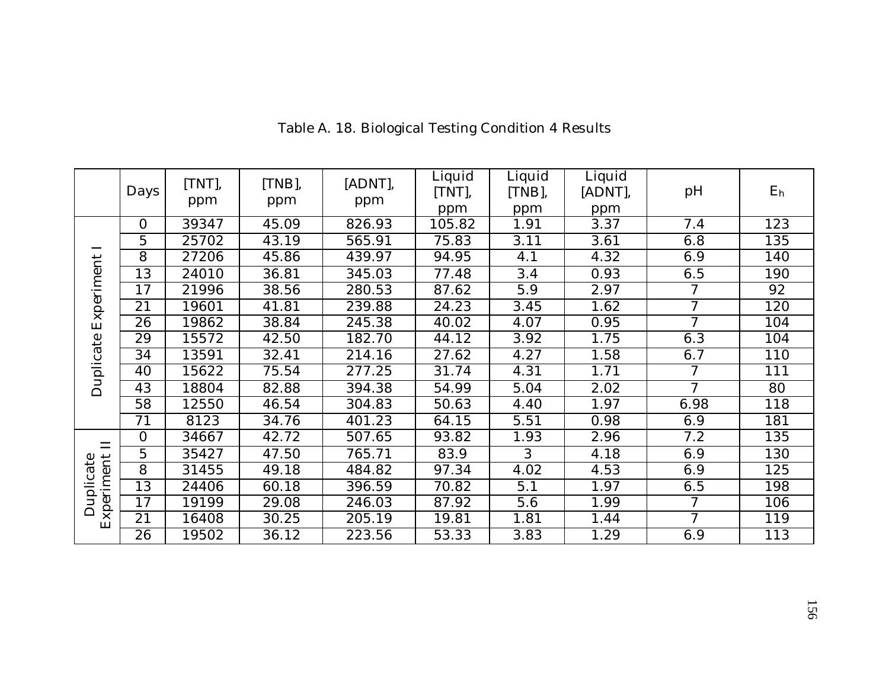Table A. 18. Biological Testing Condition 4 Results

| | Days | [TNT], ppm | [TNB], ppm | [ADNT], ppm | Liquid [TNT], ppm | Liquid [TNB], ppm | Liquid [ADNT], ppm | pH | $E_h$ |
|---|---|---|---|---|---|---|---|---|---|
| Duplicate Experiment I | 0 | 39347 | 45.09 | 826.93 | 105.82 | 1.91 | 3.37 | 7.4 | 123 |
| | 5 | 25702 | 43.19 | 565.91 | 75.83 | 3.11 | 3.61 | 6.8 | 135 |
| | 8 | 27206 | 45.86 | 439.97 | 94.95 | 4.1 | 4.32 | 6.9 | 140 |
| | 13 | 24010 | 36.81 | 345.03 | 77.48 | 3.4 | 0.93 | 6.5 | 190 |
| | 17 | 21996 | 38.56 | 280.53 | 87.62 | 5.9 | 2.97 | 7 | 92 |
| | 21 | 19601 | 41.81 | 239.88 | 24.23 | 3.45 | 1.62 | 7 | 120 |
| | 26 | 19862 | 38.84 | 245.38 | 40.02 | 4.07 | 0.95 | 7 | 104 |
| | 29 | 15572 | 42.50 | 182.70 | 44.12 | 3.92 | 1.75 | 6.3 | 104 |
| | 34 | 13591 | 32.41 | 214.16 | 27.62 | 4.27 | 1.58 | 6.7 | 110 |
| | 40 | 15622 | 75.54 | 277.25 | 31.74 | 4.31 | 1.71 | 7 | 111 |
| | 43 | 18804 | 82.88 | 394.38 | 54.99 | 5.04 | 2.02 | 7 | 80 |
| | 58 | 12550 | 46.54 | 304.83 | 50.63 | 4.40 | 1.97 | 6.98 | 118 |
| | 71 | 8123 | 34.76 | 401.23 | 64.15 | 5.51 | 0.98 | 6.9 | 181 |
| Duplicate Experiment II | 0 | 34667 | 42.72 | 507.65 | 93.82 | 1.93 | 2.96 | 7.2 | 135 |
| | 5 | 35427 | 47.50 | 765.71 | 83.9 | 3 | 4.18 | 6.9 | 130 |
| | 8 | 31455 | 49.18 | 484.82 | 97.34 | 4.02 | 4.53 | 6.9 | 125 |
| | 13 | 24406 | 60.18 | 396.59 | 70.82 | 5.1 | 1.97 | 6.5 | 198 |
| | 17 | 19199 | 29.08 | 246.03 | 87.92 | 5.6 | 1.99 | 7 | 106 |
| | 21 | 16408 | 30.25 | 205.19 | 19.81 | 1.81 | 1.44 | 7 | 119 |
| | 26 | 19502 | 36.12 | 223.56 | 53.33 | 3.83 | 1.29 | 6.9 | 113 |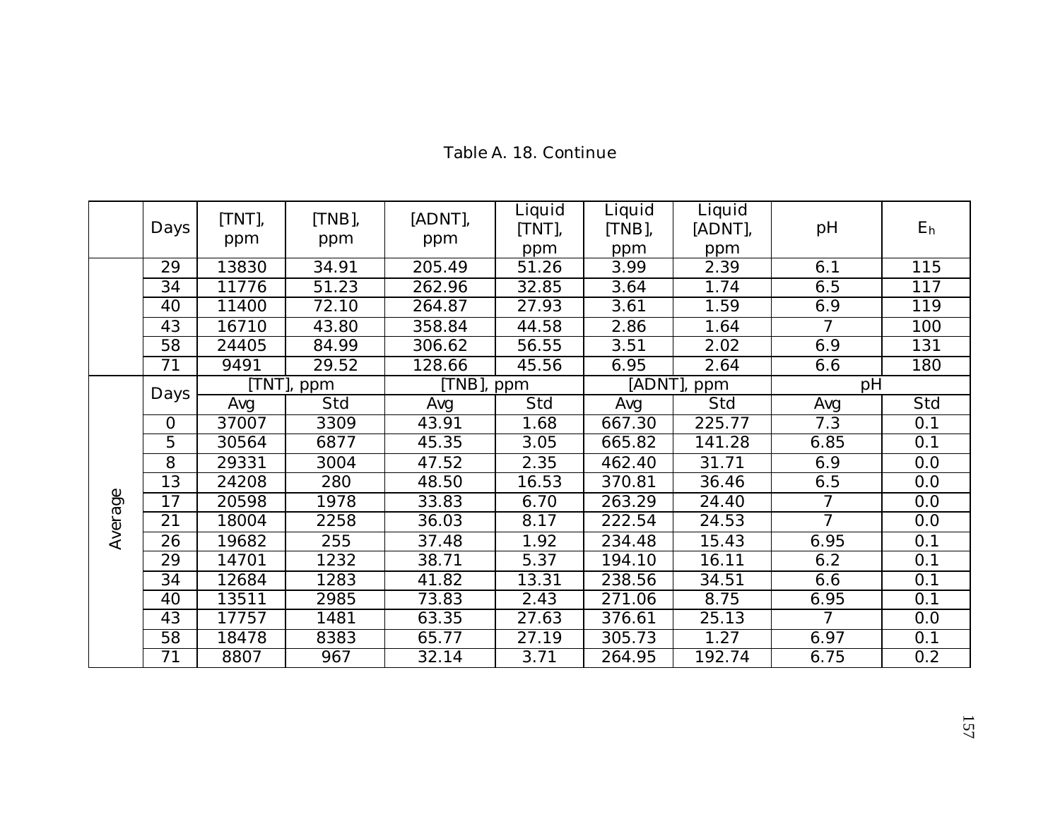Table A. 18. Continue

|  | Days | [TNT], ppm | [TNB], ppm | [ADNT], ppm | Liquid [TNT], ppm | Liquid [TNB], ppm | Liquid [ADNT], ppm | pH | $E_h$ |
|---|---|---|---|---|---|---|---|---|---|
|  | 29 | 13830 | 34.91 | 205.49 | 51.26 | 3.99 | 2.39 | 6.1 | 115 |
|  | 34 | 11776 | 51.23 | 262.96 | 32.85 | 3.64 | 1.74 | 6.5 | 117 |
|  | 40 | 11400 | 72.10 | 264.87 | 27.93 | 3.61 | 1.59 | 6.9 | 119 |
|  | 43 | 16710 | 43.80 | 358.84 | 44.58 | 2.86 | 1.64 | 7 | 100 |
|  | 58 | 24405 | 84.99 | 306.62 | 56.55 | 3.51 | 2.02 | 6.9 | 131 |
|  | 71 | 9491 | 29.52 | 128.66 | 45.56 | 6.95 | 2.64 | 6.6 | 180 |
| Average | Days | [TNT], ppm |  | [TNB], ppm |  | [ADNT], ppm |  | pH |  |
|  |  | Avg | Std | Avg | Std | Avg | Std | Avg | Std |
|  | 0 | 37007 | 3309 | 43.91 | 1.68 | 667.30 | 225.77 | 7.3 | 0.1 |
|  | 5 | 30564 | 6877 | 45.35 | 3.05 | 665.82 | 141.28 | 6.85 | 0.1 |
|  | 8 | 29331 | 3004 | 47.52 | 2.35 | 462.40 | 31.71 | 6.9 | 0.0 |
|  | 13 | 24208 | 280 | 48.50 | 16.53 | 370.81 | 36.46 | 6.5 | 0.0 |
|  | 17 | 20598 | 1978 | 33.83 | 6.70 | 263.29 | 24.40 | 7 | 0.0 |
|  | 21 | 18004 | 2258 | 36.03 | 8.17 | 222.54 | 24.53 | 7 | 0.0 |
|  | 26 | 19682 | 255 | 37.48 | 1.92 | 234.48 | 15.43 | 6.95 | 0.1 |
|  | 29 | 14701 | 1232 | 38.71 | 5.37 | 194.10 | 16.11 | 6.2 | 0.1 |
|  | 34 | 12684 | 1283 | 41.82 | 13.31 | 238.56 | 34.51 | 6.6 | 0.1 |
|  | 40 | 13511 | 2985 | 73.83 | 2.43 | 271.06 | 8.75 | 6.95 | 0.1 |
|  | 43 | 17757 | 1481 | 63.35 | 27.63 | 376.61 | 25.13 | 7 | 0.0 |
|  | 58 | 18478 | 8383 | 65.77 | 27.19 | 305.73 | 1.27 | 6.97 | 0.1 |
|  | 71 | 8807 | 967 | 32.14 | 3.71 | 264.95 | 192.74 | 6.75 | 0.2 |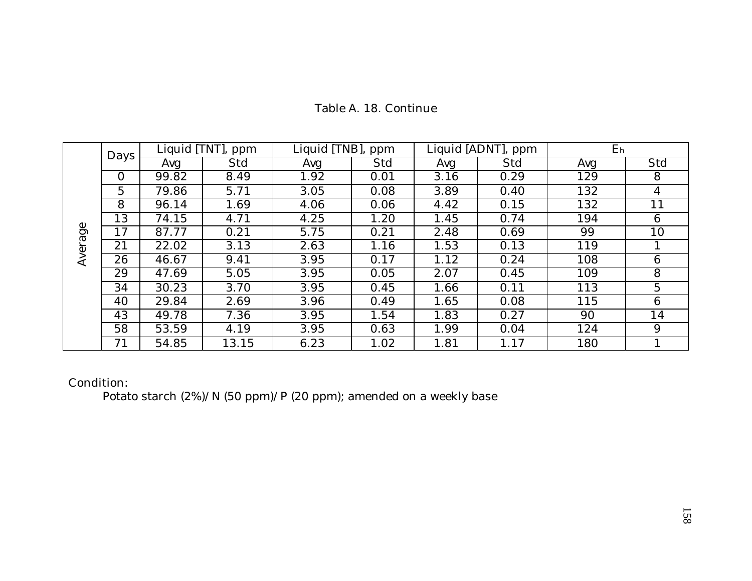Table A. 18. Continue

| | Days | Liquid [TNT], ppm | | Liquid [TNB], ppm | | Liquid [ADNT], ppm | | $E_h$ | |
|---|---|---|---|---|---|---|---|---|---|
| | | Avg | Std | Avg | Std | Avg | Std | Avg | Std |
| Average | 0 | 99.82 | 8.49 | 1.92 | 0.01 | 3.16 | 0.29 | 129 | 8 |
| | 5 | 79.86 | 5.71 | 3.05 | 0.08 | 3.89 | 0.40 | 132 | 4 |
| | 8 | 96.14 | 1.69 | 4.06 | 0.06 | 4.42 | 0.15 | 132 | 11 |
| | 13 | 74.15 | 4.71 | 4.25 | 1.20 | 1.45 | 0.74 | 194 | 6 |
| | 17 | 87.77 | 0.21 | 5.75 | 0.21 | 2.48 | 0.69 | 99 | 10 |
| | 21 | 22.02 | 3.13 | 2.63 | 1.16 | 1.53 | 0.13 | 119 | 1 |
| | 26 | 46.67 | 9.41 | 3.95 | 0.17 | 1.12 | 0.24 | 108 | 6 |
| | 29 | 47.69 | 5.05 | 3.95 | 0.05 | 2.07 | 0.45 | 109 | 8 |
| | 34 | 30.23 | 3.70 | 3.95 | 0.45 | 1.66 | 0.11 | 113 | 5 |
| | 40 | 29.84 | 2.69 | 3.96 | 0.49 | 1.65 | 0.08 | 115 | 6 |
| | 43 | 49.78 | 7.36 | 3.95 | 1.54 | 1.83 | 0.27 | 90 | 14 |
| | 58 | 53.59 | 4.19 | 3.95 | 0.63 | 1.99 | 0.04 | 124 | 9 |
| | 71 | 54.85 | 13.15 | 6.23 | 1.02 | 1.81 | 1.17 | 180 | 1 |

Condition:

Potato starch (2%)/N (50 ppm)/P (20 ppm); amended on a weekly base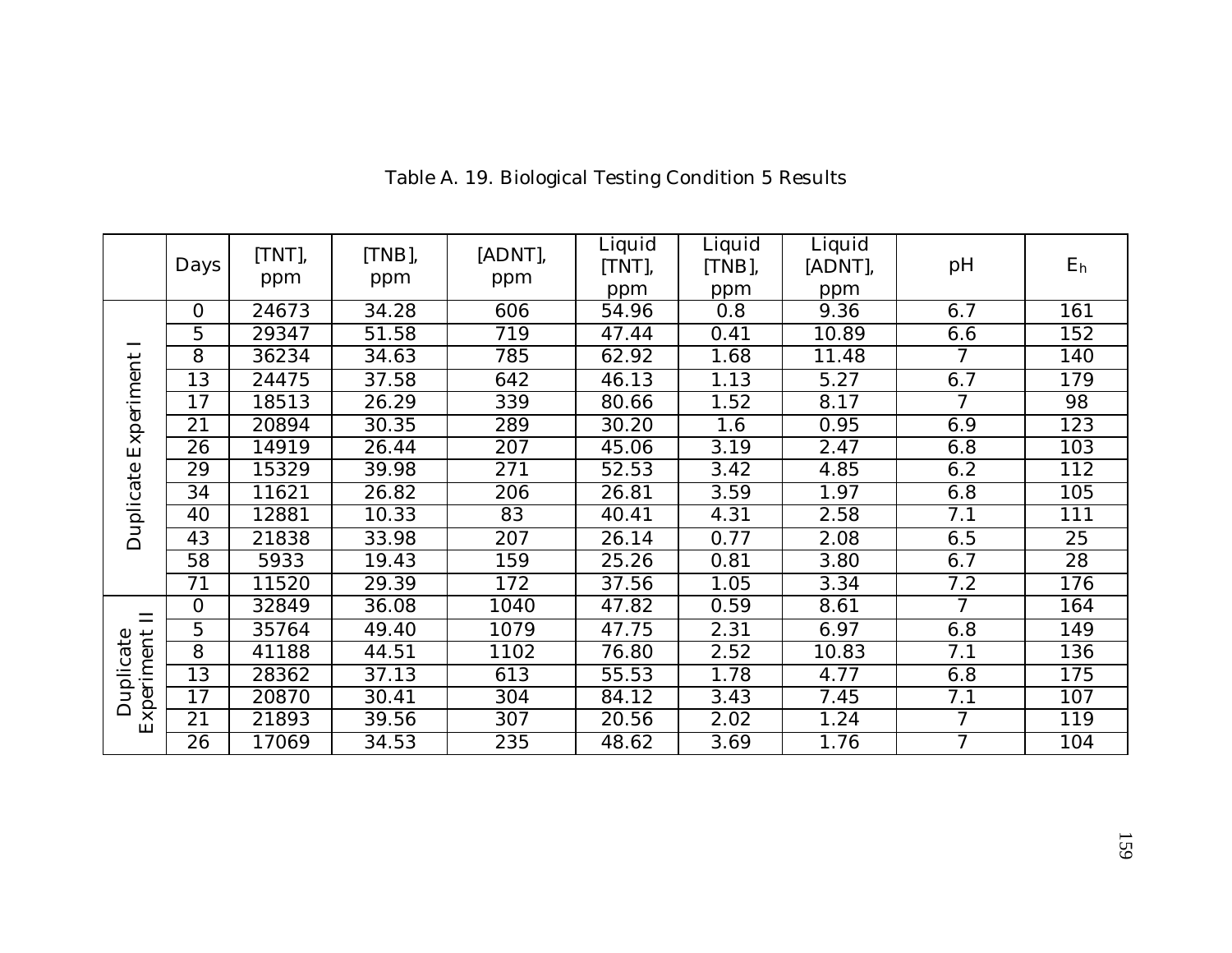Table A. 19. Biological Testing Condition 5 Results

| | Days | [TNT], ppm | [TNB], ppm | [ADNT], ppm | Liquid [TNT], ppm | Liquid [TNB], ppm | Liquid [ADNT], ppm | pH | $E_h$ |
|---|---|---|---|---|---|---|---|---|---|
| Duplicate Experiment I | 0 | 24673 | 34.28 | 606 | 54.96 | 0.8 | 9.36 | 6.7 | 161 |
| | 5 | 29347 | 51.58 | 719 | 47.44 | 0.41 | 10.89 | 6.6 | 152 |
| | 8 | 36234 | 34.63 | 785 | 62.92 | 1.68 | 11.48 | 7 | 140 |
| | 13 | 24475 | 37.58 | 642 | 46.13 | 1.13 | 5.27 | 6.7 | 179 |
| | 17 | 18513 | 26.29 | 339 | 80.66 | 1.52 | 8.17 | 7 | 98 |
| | 21 | 20894 | 30.35 | 289 | 30.20 | 1.6 | 0.95 | 6.9 | 123 |
| | 26 | 14919 | 26.44 | 207 | 45.06 | 3.19 | 2.47 | 6.8 | 103 |
| | 29 | 15329 | 39.98 | 271 | 52.53 | 3.42 | 4.85 | 6.2 | 112 |
| | 34 | 11621 | 26.82 | 206 | 26.81 | 3.59 | 1.97 | 6.8 | 105 |
| | 40 | 12881 | 10.33 | 83 | 40.41 | 4.31 | 2.58 | 7.1 | 111 |
| | 43 | 21838 | 33.98 | 207 | 26.14 | 0.77 | 2.08 | 6.5 | 25 |
| | 58 | 5933 | 19.43 | 159 | 25.26 | 0.81 | 3.80 | 6.7 | 28 |
| | 71 | 11520 | 29.39 | 172 | 37.56 | 1.05 | 3.34 | 7.2 | 176 |
| Duplicate Experiment II | 0 | 32849 | 36.08 | 1040 | 47.82 | 0.59 | 8.61 | 7 | 164 |
| | 5 | 35764 | 49.40 | 1079 | 47.75 | 2.31 | 6.97 | 6.8 | 149 |
| | 8 | 41188 | 44.51 | 1102 | 76.80 | 2.52 | 10.83 | 7.1 | 136 |
| | 13 | 28362 | 37.13 | 613 | 55.53 | 1.78 | 4.77 | 6.8 | 175 |
| | 17 | 20870 | 30.41 | 304 | 84.12 | 3.43 | 7.45 | 7.1 | 107 |
| | 21 | 21893 | 39.56 | 307 | 20.56 | 2.02 | 1.24 | 7 | 119 |
| | 26 | 17069 | 34.53 | 235 | 48.62 | 3.69 | 1.76 | 7 | 104 |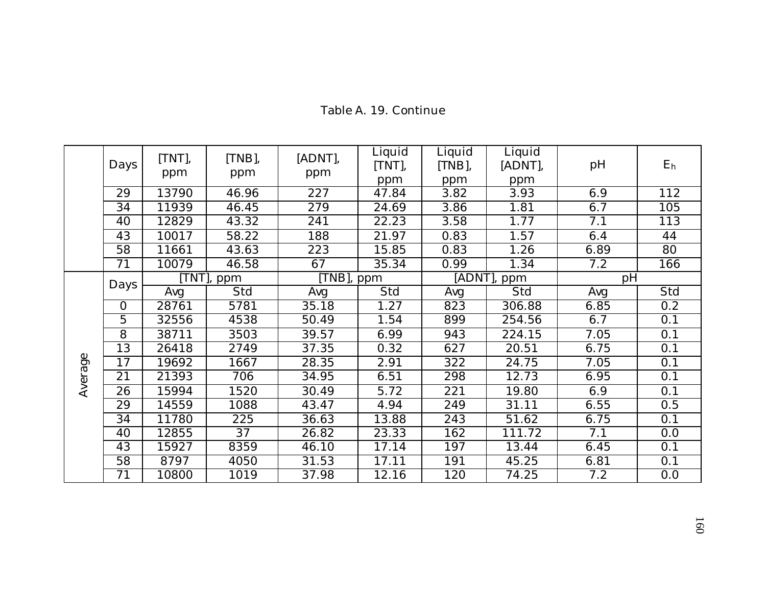Table A. 19. Continue

| | Days | [TNT], ppm | [TNB], ppm | [ADNT], ppm | Liquid [TNT], ppm | Liquid [TNB], ppm | Liquid [ADNT], ppm | pH | $E_h$ |
|---|---|---|---|---|---|---|---|---|---|
| | 29 | 13790 | 46.96 | 227 | 47.84 | 3.82 | 3.93 | 6.9 | 112 |
| | 34 | 11939 | 46.45 | 279 | 24.69 | 3.86 | 1.81 | 6.7 | 105 |
| | 40 | 12829 | 43.32 | 241 | 22.23 | 3.58 | 1.77 | 7.1 | 113 |
| | 43 | 10017 | 58.22 | 188 | 21.97 | 0.83 | 1.57 | 6.4 | 44 |
| | 58 | 11661 | 43.63 | 223 | 15.85 | 0.83 | 1.26 | 6.89 | 80 |
| | 71 | 10079 | 46.58 | 67 | 35.34 | 0.99 | 1.34 | 7.2 | 166 |
| Average | Days | [TNT], ppm | | [TNB], ppm | | [ADNT], ppm | | pH | |
| | | Avg | Std | Avg | Std | Avg | Std | Avg | Std |
| | 0 | 28761 | 5781 | 35.18 | 1.27 | 823 | 306.88 | 6.85 | 0.2 |
| | 5 | 32556 | 4538 | 50.49 | 1.54 | 899 | 254.56 | 6.7 | 0.1 |
| | 8 | 38711 | 3503 | 39.57 | 6.99 | 943 | 224.15 | 7.05 | 0.1 |
| | 13 | 26418 | 2749 | 37.35 | 0.32 | 627 | 20.51 | 6.75 | 0.1 |
| | 17 | 19692 | 1667 | 28.35 | 2.91 | 322 | 24.75 | 7.05 | 0.1 |
| | 21 | 21393 | 706 | 34.95 | 6.51 | 298 | 12.73 | 6.95 | 0.1 |
| | 26 | 15994 | 1520 | 30.49 | 5.72 | 221 | 19.80 | 6.9 | 0.1 |
| | 29 | 14559 | 1088 | 43.47 | 4.94 | 249 | 31.11 | 6.55 | 0.5 |
| | 34 | 11780 | 225 | 36.63 | 13.88 | 243 | 51.62 | 6.75 | 0.1 |
| | 40 | 12855 | 37 | 26.82 | 23.33 | 162 | 111.72 | 7.1 | 0.0 |
| | 43 | 15927 | 8359 | 46.10 | 17.14 | 197 | 13.44 | 6.45 | 0.1 |
| | 58 | 8797 | 4050 | 31.53 | 17.11 | 191 | 45.25 | 6.81 | 0.1 |
| | 71 | 10800 | 1019 | 37.98 | 12.16 | 120 | 74.25 | 7.2 | 0.0 |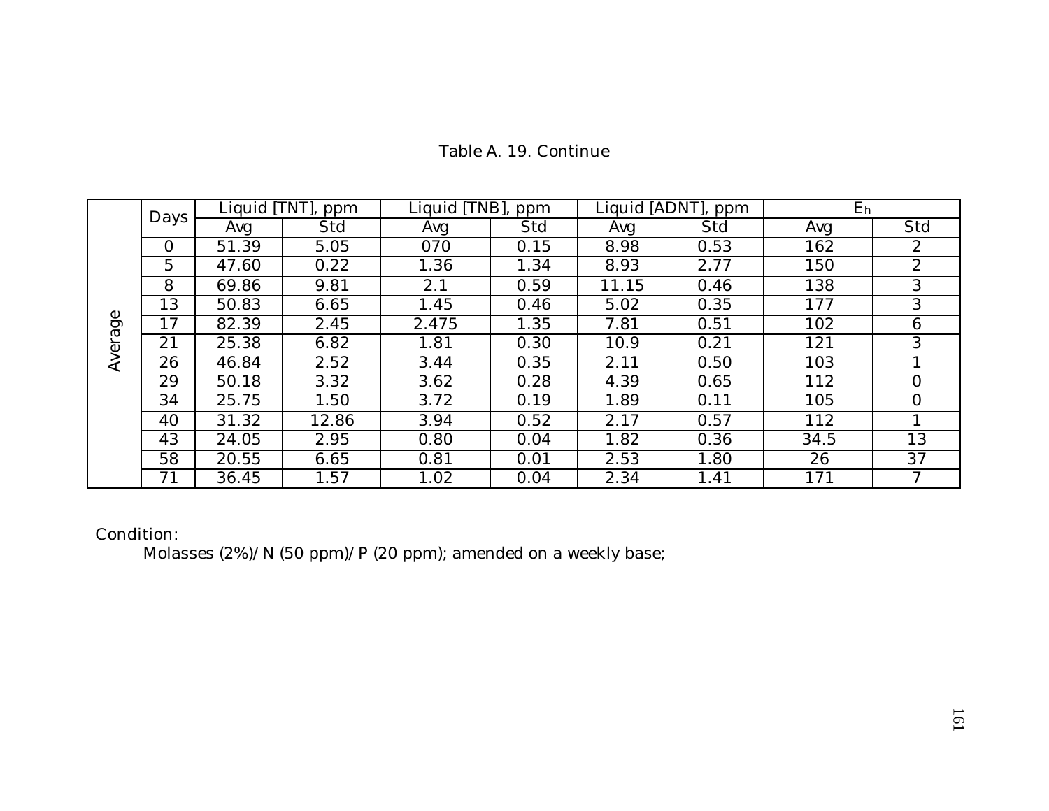Table A. 19. Continue

| | Days | Liquid [TNT], ppm | | Liquid [TNB], ppm | | Liquid [ADNT], ppm | | $E_h$ | |
|---|---|---|---|---|---|---|---|---|---|
| | | Avg | Std | Avg | Std | Avg | Std | Avg | Std |
| Average | 0 | 51.39 | 5.05 | 070 | 0.15 | 8.98 | 0.53 | 162 | 2 |
| | 5 | 47.60 | 0.22 | 1.36 | 1.34 | 8.93 | 2.77 | 150 | 2 |
| | 8 | 69.86 | 9.81 | 2.1 | 0.59 | 11.15 | 0.46 | 138 | 3 |
| | 13 | 50.83 | 6.65 | 1.45 | 0.46 | 5.02 | 0.35 | 177 | 3 |
| | 17 | 82.39 | 2.45 | 2.475 | 1.35 | 7.81 | 0.51 | 102 | 6 |
| | 21 | 25.38 | 6.82 | 1.81 | 0.30 | 10.9 | 0.21 | 121 | 3 |
| | 26 | 46.84 | 2.52 | 3.44 | 0.35 | 2.11 | 0.50 | 103 | 1 |
| | 29 | 50.18 | 3.32 | 3.62 | 0.28 | 4.39 | 0.65 | 112 | 0 |
| | 34 | 25.75 | 1.50 | 3.72 | 0.19 | 1.89 | 0.11 | 105 | 0 |
| | 40 | 31.32 | 12.86 | 3.94 | 0.52 | 2.17 | 0.57 | 112 | 1 |
| | 43 | 24.05 | 2.95 | 0.80 | 0.04 | 1.82 | 0.36 | 34.5 | 13 |
| | 58 | 20.55 | 6.65 | 0.81 | 0.01 | 2.53 | 1.80 | 26 | 37 |
| | 71 | 36.45 | 1.57 | 1.02 | 0.04 | 2.34 | 1.41 | 171 | 7 |

Condition:

Molasses (2%)/ N (50 ppm)/ P (20 ppm); amended on a weekly base;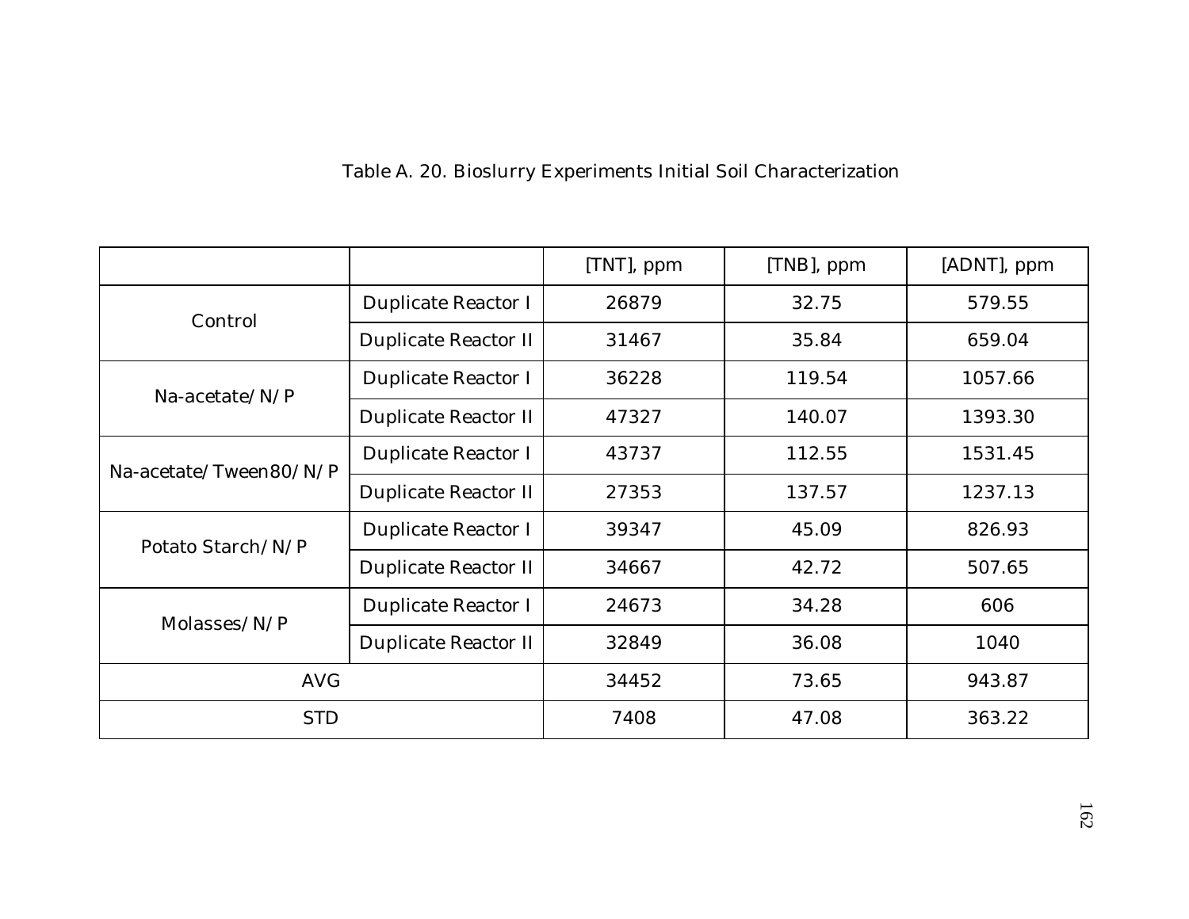Table A. 20. Bioslurry Experiments Initial Soil Characterization

| | | [TNT], ppm | [TNB], ppm | [ADNT], ppm |
|---|---|---|---|---|
| Control | Duplicate Reactor I | 26879 | 32.75 | 579.55 |
| | Duplicate Reactor II | 31467 | 35.84 | 659.04 |
| Na-acetate/N/P | Duplicate Reactor I | 36228 | 119.54 | 1057.66 |
| | Duplicate Reactor II | 47327 | 140.07 | 1393.30 |
| Na-acetate/Tween80/N/P | Duplicate Reactor I | 43737 | 112.55 | 1531.45 |
| | Duplicate Reactor II | 27353 | 137.57 | 1237.13 |
| Potato Starch/N/P | Duplicate Reactor I | 39347 | 45.09 | 826.93 |
| | Duplicate Reactor II | 34667 | 42.72 | 507.65 |
| Molasses/N/P | Duplicate Reactor I | 24673 | 34.28 | 606 |
| | Duplicate Reactor II | 32849 | 36.08 | 1040 |
| AVG | | 34452 | 73.65 | 943.87 |
| STD | | 7408 | 47.08 | 363.22 |